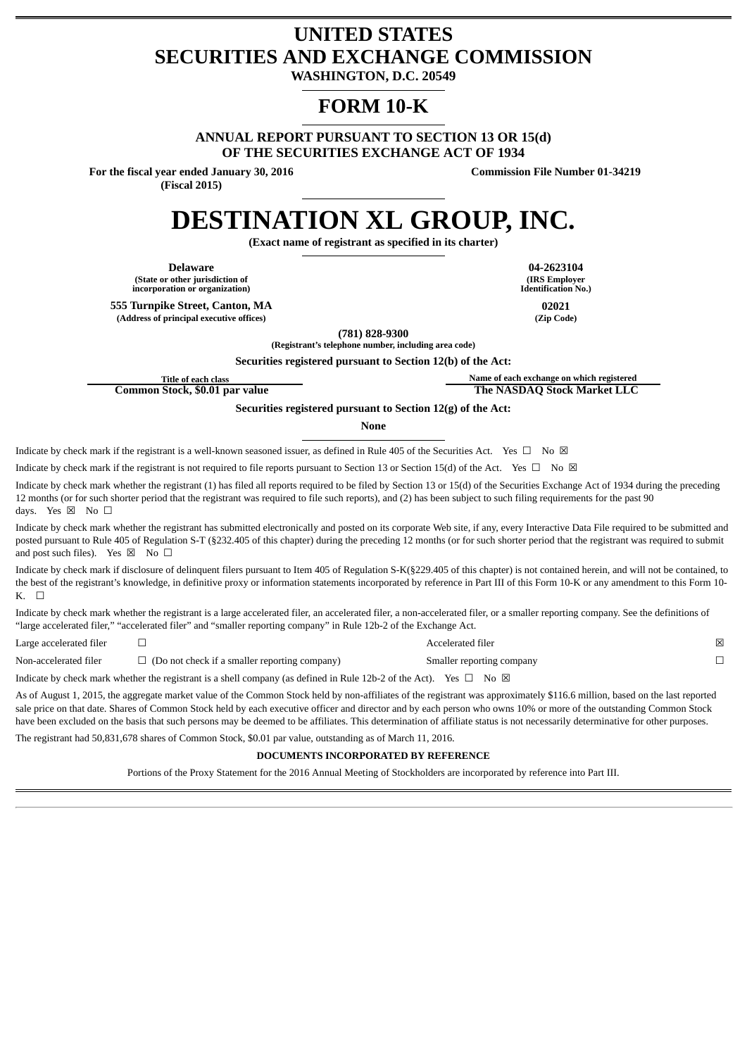# UNITED STATES
# SECURITIES AND EXCHANGE COMMISSION
**WASHINGTON, D.C. 20549**

# FORM 10-K

**ANNUAL REPORT PURSUANT TO SECTION 13 OR 15(d)**
**OF THE SECURITIES EXCHANGE ACT OF 1934**

**For the fiscal year ended January 30, 2016**
**(Fiscal 2015)**

**Commission File Number 01-34219**

# DESTINATION XL GROUP, INC.
**(Exact name of registrant as specified in its charter)**

| | |
|---|---|
| **Delaware** | **04-2623104** |
| **(State or other jurisdiction of incorporation or organization)** | **(IRS Employer Identification No.)** |
| **555 Turnpike Street, Canton, MA** | **02021** |
| **(Address of principal executive offices)** | **(Zip Code)** |

**(781) 828-9300**
**(Registrant's telephone number, including area code)**

**Securities registered pursuant to Section 12(b) of the Act:**

| Title of each class | Name of each exchange on which registered |
|---|---|
| **Common Stock, $0.01 par value** | **The NASDAQ Stock Market LLC** |

**Securities registered pursuant to Section 12(g) of the Act:**

**None**

Indicate by check mark if the registrant is a well-known seasoned issuer, as defined in Rule 405 of the Securities Act. Yes ☐ No ☒

Indicate by check mark if the registrant is not required to file reports pursuant to Section 13 or Section 15(d) of the Act. Yes ☐ No ☒

Indicate by check mark whether the registrant (1) has filed all reports required to be filed by Section 13 or 15(d) of the Securities Exchange Act of 1934 during the preceding 12 months (or for such shorter period that the registrant was required to file such reports), and (2) has been subject to such filing requirements for the past 90 days. Yes ☒ No ☐

Indicate by check mark whether the registrant has submitted electronically and posted on its corporate Web site, if any, every Interactive Data File required to be submitted and posted pursuant to Rule 405 of Regulation S-T (§232.405 of this chapter) during the preceding 12 months (or for such shorter period that the registrant was required to submit and post such files). Yes ☒ No ☐

Indicate by check mark if disclosure of delinquent filers pursuant to Item 405 of Regulation S-K(§229.405 of this chapter) is not contained herein, and will not be contained, to the best of the registrant's knowledge, in definitive proxy or information statements incorporated by reference in Part III of this Form 10-K or any amendment to this Form 10-K. ☐

Indicate by check mark whether the registrant is a large accelerated filer, an accelerated filer, a non-accelerated filer, or a smaller reporting company. See the definitions of "large accelerated filer," "accelerated filer" and "smaller reporting company" in Rule 12b-2 of the Exchange Act.

| | | | |
|---|---|---|---|
| Large accelerated filer | ☐ | Accelerated filer | ☒ |
| Non-accelerated filer | ☐ (Do not check if a smaller reporting company) | Smaller reporting company | ☐ |

Indicate by check mark whether the registrant is a shell company (as defined in Rule 12b-2 of the Act). Yes ☐ No ☒

As of August 1, 2015, the aggregate market value of the Common Stock held by non-affiliates of the registrant was approximately $116.6 million, based on the last reported sale price on that date. Shares of Common Stock held by each executive officer and director and by each person who owns 10% or more of the outstanding Common Stock have been excluded on the basis that such persons may be deemed to be affiliates. This determination of affiliate status is not necessarily determinative for other purposes.

The registrant had 50,831,678 shares of Common Stock, $0.01 par value, outstanding as of March 11, 2016.

**DOCUMENTS INCORPORATED BY REFERENCE**

Portions of the Proxy Statement for the 2016 Annual Meeting of Stockholders are incorporated by reference into Part III.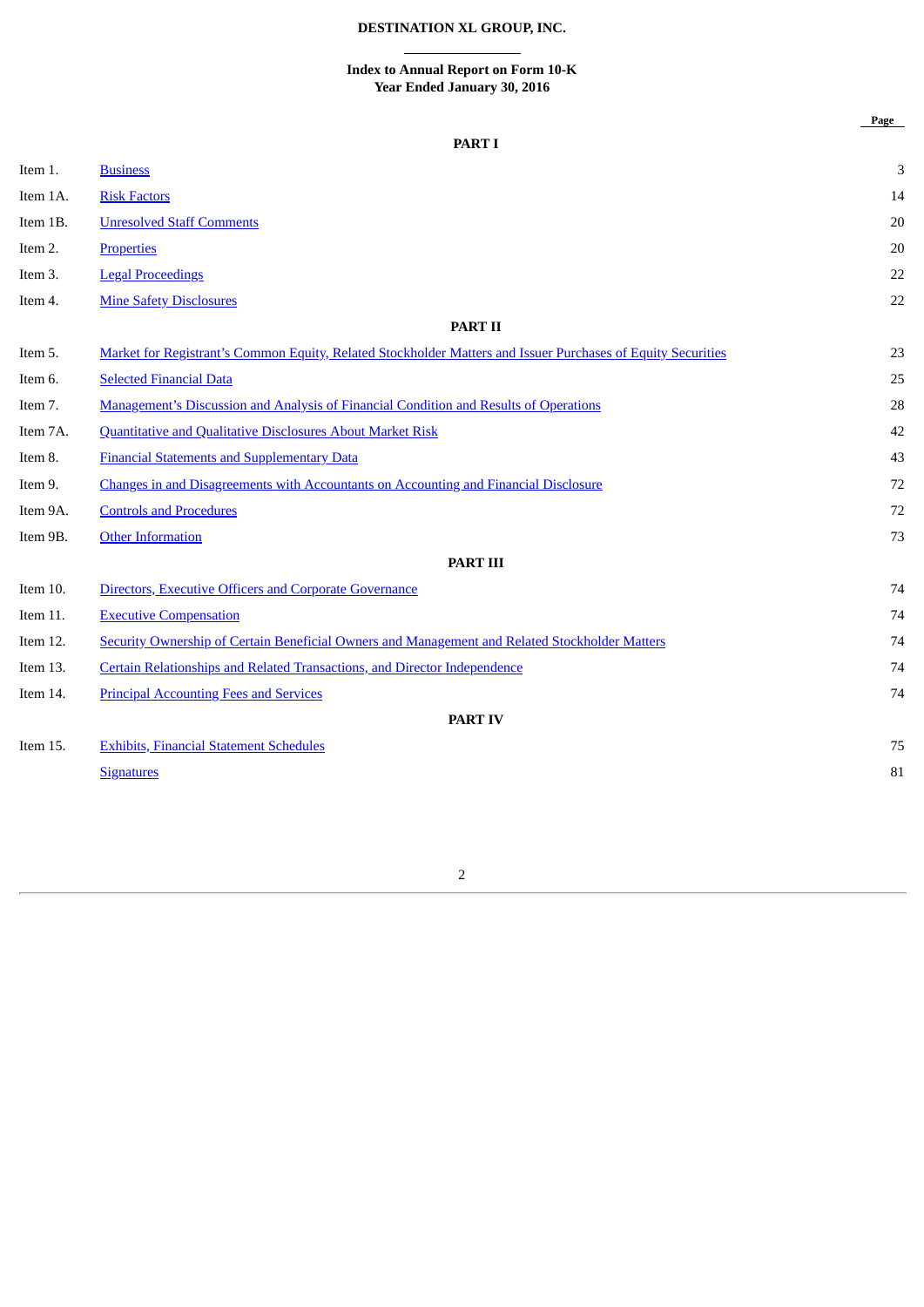# DESTINATION XL GROUP, INC.

## Index to Annual Report on Form 10-K
## Year Ended January 30, 2016

| | | Page |
|---|---|---|
| | **PART I** | |
| Item 1. | Business | 3 |
| Item 1A. | Risk Factors | 14 |
| Item 1B. | Unresolved Staff Comments | 20 |
| Item 2. | Properties | 20 |
| Item 3. | Legal Proceedings | 22 |
| Item 4. | Mine Safety Disclosures | 22 |
| | **PART II** | |
| Item 5. | Market for Registrant's Common Equity, Related Stockholder Matters and Issuer Purchases of Equity Securities | 23 |
| Item 6. | Selected Financial Data | 25 |
| Item 7. | Management's Discussion and Analysis of Financial Condition and Results of Operations | 28 |
| Item 7A. | Quantitative and Qualitative Disclosures About Market Risk | 42 |
| Item 8. | Financial Statements and Supplementary Data | 43 |
| Item 9. | Changes in and Disagreements with Accountants on Accounting and Financial Disclosure | 72 |
| Item 9A. | Controls and Procedures | 72 |
| Item 9B. | Other Information | 73 |
| | **PART III** | |
| Item 10. | Directors, Executive Officers and Corporate Governance | 74 |
| Item 11. | Executive Compensation | 74 |
| Item 12. | Security Ownership of Certain Beneficial Owners and Management and Related Stockholder Matters | 74 |
| Item 13. | Certain Relationships and Related Transactions, and Director Independence | 74 |
| Item 14. | Principal Accounting Fees and Services | 74 |
| | **PART IV** | |
| Item 15. | Exhibits, Financial Statement Schedules | 75 |
| | Signatures | 81 |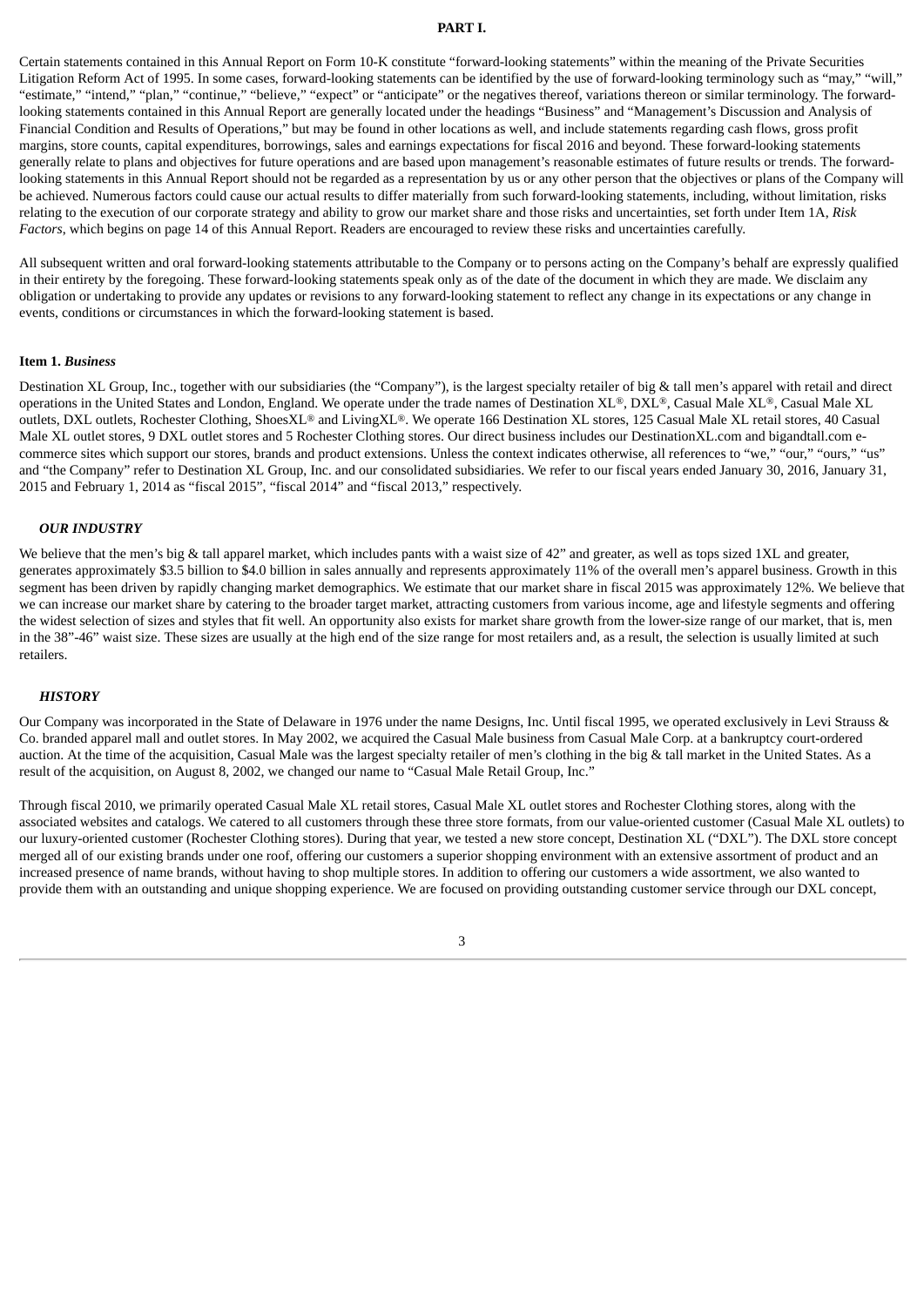# PART I.

Certain statements contained in this Annual Report on Form 10-K constitute "forward-looking statements" within the meaning of the Private Securities Litigation Reform Act of 1995. In some cases, forward-looking statements can be identified by the use of forward-looking terminology such as "may," "will," "estimate," "intend," "plan," "continue," "believe," "expect" or "anticipate" or the negatives thereof, variations thereon or similar terminology. The forward-looking statements contained in this Annual Report are generally located under the headings "Business" and "Management's Discussion and Analysis of Financial Condition and Results of Operations," but may be found in other locations as well, and include statements regarding cash flows, gross profit margins, store counts, capital expenditures, borrowings, sales and earnings expectations for fiscal 2016 and beyond. These forward-looking statements generally relate to plans and objectives for future operations and are based upon management's reasonable estimates of future results or trends. The forward-looking statements in this Annual Report should not be regarded as a representation by us or any other person that the objectives or plans of the Company will be achieved. Numerous factors could cause our actual results to differ materially from such forward-looking statements, including, without limitation, risks relating to the execution of our corporate strategy and ability to grow our market share and those risks and uncertainties, set forth under Item 1A, *Risk Factors*, which begins on page 14 of this Annual Report. Readers are encouraged to review these risks and uncertainties carefully.

All subsequent written and oral forward-looking statements attributable to the Company or to persons acting on the Company's behalf are expressly qualified in their entirety by the foregoing. These forward-looking statements speak only as of the date of the document in which they are made. We disclaim any obligation or undertaking to provide any updates or revisions to any forward-looking statement to reflect any change in its expectations or any change in events, conditions or circumstances in which the forward-looking statement is based.

## Item 1. *Business*

Destination XL Group, Inc., together with our subsidiaries (the "Company"), is the largest specialty retailer of big & tall men's apparel with retail and direct operations in the United States and London, England. We operate under the trade names of Destination XL®, DXL®, Casual Male XL®, Casual Male XL outlets, DXL outlets, Rochester Clothing, ShoesXL® and LivingXL®. We operate 166 Destination XL stores, 125 Casual Male XL retail stores, 40 Casual Male XL outlet stores, 9 DXL outlet stores and 5 Rochester Clothing stores. Our direct business includes our DestinationXL.com and bigandtall.com e-commerce sites which support our stores, brands and product extensions. Unless the context indicates otherwise, all references to "we," "our," "ours," "us" and "the Company" refer to Destination XL Group, Inc. and our consolidated subsidiaries. We refer to our fiscal years ended January 30, 2016, January 31, 2015 and February 1, 2014 as "fiscal 2015", "fiscal 2014" and "fiscal 2013," respectively.

### *OUR INDUSTRY*

We believe that the men's big & tall apparel market, which includes pants with a waist size of 42" and greater, as well as tops sized 1XL and greater, generates approximately $3.5 billion to $4.0 billion in sales annually and represents approximately 11% of the overall men's apparel business. Growth in this segment has been driven by rapidly changing market demographics. We estimate that our market share in fiscal 2015 was approximately 12%. We believe that we can increase our market share by catering to the broader target market, attracting customers from various income, age and lifestyle segments and offering the widest selection of sizes and styles that fit well. An opportunity also exists for market share growth from the lower-size range of our market, that is, men in the 38"-46" waist size. These sizes are usually at the high end of the size range for most retailers and, as a result, the selection is usually limited at such retailers.

### *HISTORY*

Our Company was incorporated in the State of Delaware in 1976 under the name Designs, Inc. Until fiscal 1995, we operated exclusively in Levi Strauss & Co. branded apparel mall and outlet stores. In May 2002, we acquired the Casual Male business from Casual Male Corp. at a bankruptcy court-ordered auction. At the time of the acquisition, Casual Male was the largest specialty retailer of men's clothing in the big & tall market in the United States. As a result of the acquisition, on August 8, 2002, we changed our name to "Casual Male Retail Group, Inc."

Through fiscal 2010, we primarily operated Casual Male XL retail stores, Casual Male XL outlet stores and Rochester Clothing stores, along with the associated websites and catalogs. We catered to all customers through these three store formats, from our value-oriented customer (Casual Male XL outlets) to our luxury-oriented customer (Rochester Clothing stores). During that year, we tested a new store concept, Destination XL ("DXL"). The DXL store concept merged all of our existing brands under one roof, offering our customers a superior shopping environment with an extensive assortment of product and an increased presence of name brands, without having to shop multiple stores. In addition to offering our customers a wide assortment, we also wanted to provide them with an outstanding and unique shopping experience. We are focused on providing outstanding customer service through our DXL concept,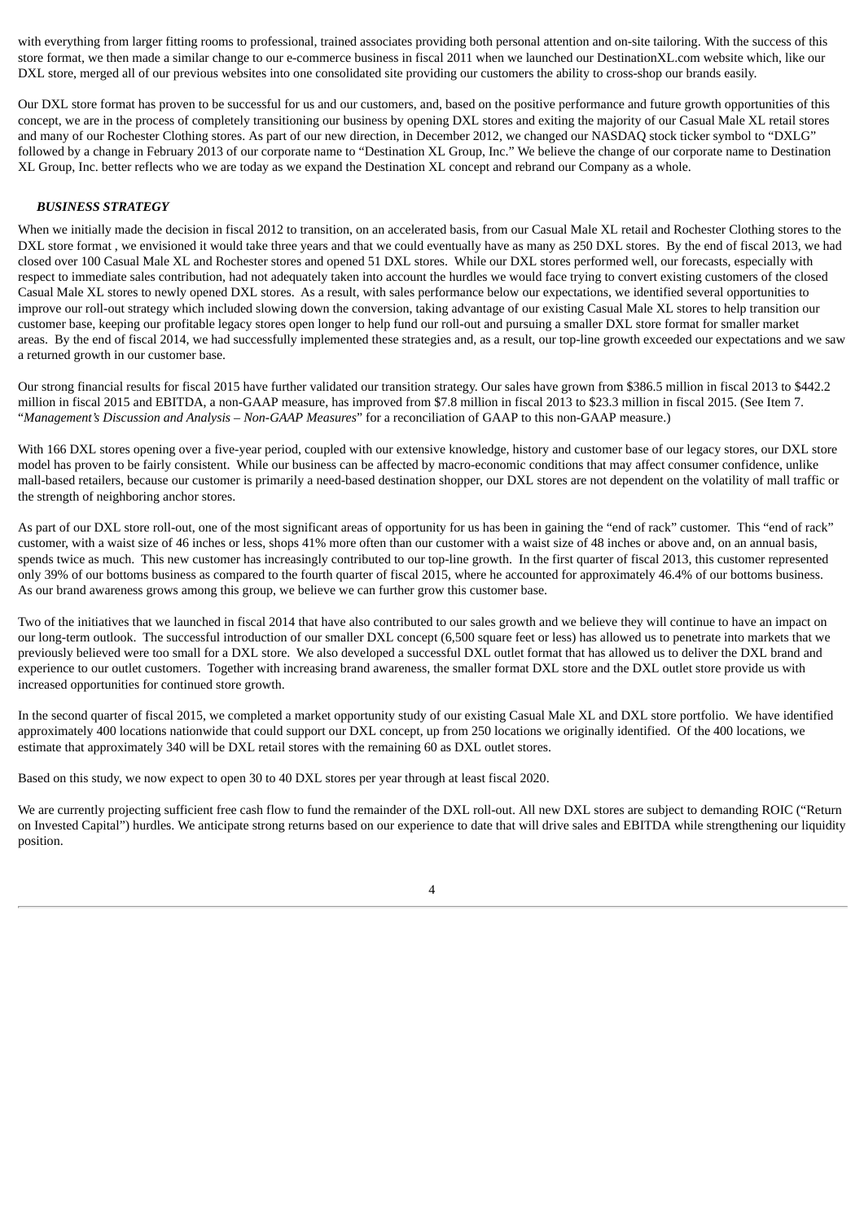with everything from larger fitting rooms to professional, trained associates providing both personal attention and on-site tailoring. With the success of this store format, we then made a similar change to our e-commerce business in fiscal 2011 when we launched our DestinationXL.com website which, like our DXL store, merged all of our previous websites into one consolidated site providing our customers the ability to cross-shop our brands easily.

Our DXL store format has proven to be successful for us and our customers, and, based on the positive performance and future growth opportunities of this concept, we are in the process of completely transitioning our business by opening DXL stores and exiting the majority of our Casual Male XL retail stores and many of our Rochester Clothing stores. As part of our new direction, in December 2012, we changed our NASDAQ stock ticker symbol to "DXLG" followed by a change in February 2013 of our corporate name to "Destination XL Group, Inc." We believe the change of our corporate name to Destination XL Group, Inc. better reflects who we are today as we expand the Destination XL concept and rebrand our Company as a whole.

### *BUSINESS STRATEGY*

When we initially made the decision in fiscal 2012 to transition, on an accelerated basis, from our Casual Male XL retail and Rochester Clothing stores to the DXL store format , we envisioned it would take three years and that we could eventually have as many as 250 DXL stores. By the end of fiscal 2013, we had closed over 100 Casual Male XL and Rochester stores and opened 51 DXL stores. While our DXL stores performed well, our forecasts, especially with respect to immediate sales contribution, had not adequately taken into account the hurdles we would face trying to convert existing customers of the closed Casual Male XL stores to newly opened DXL stores. As a result, with sales performance below our expectations, we identified several opportunities to improve our roll-out strategy which included slowing down the conversion, taking advantage of our existing Casual Male XL stores to help transition our customer base, keeping our profitable legacy stores open longer to help fund our roll-out and pursuing a smaller DXL store format for smaller market areas. By the end of fiscal 2014, we had successfully implemented these strategies and, as a result, our top-line growth exceeded our expectations and we saw a returned growth in our customer base.

Our strong financial results for fiscal 2015 have further validated our transition strategy. Our sales have grown from $386.5 million in fiscal 2013 to $442.2 million in fiscal 2015 and EBITDA, a non-GAAP measure, has improved from $7.8 million in fiscal 2013 to $23.3 million in fiscal 2015. (See Item 7. "*Management's Discussion and Analysis – Non-GAAP Measures*" for a reconciliation of GAAP to this non-GAAP measure.)

With 166 DXL stores opening over a five-year period, coupled with our extensive knowledge, history and customer base of our legacy stores, our DXL store model has proven to be fairly consistent. While our business can be affected by macro-economic conditions that may affect consumer confidence, unlike mall-based retailers, because our customer is primarily a need-based destination shopper, our DXL stores are not dependent on the volatility of mall traffic or the strength of neighboring anchor stores.

As part of our DXL store roll-out, one of the most significant areas of opportunity for us has been in gaining the "end of rack" customer. This "end of rack" customer, with a waist size of 46 inches or less, shops 41% more often than our customer with a waist size of 48 inches or above and, on an annual basis, spends twice as much. This new customer has increasingly contributed to our top-line growth. In the first quarter of fiscal 2013, this customer represented only 39% of our bottoms business as compared to the fourth quarter of fiscal 2015, where he accounted for approximately 46.4% of our bottoms business. As our brand awareness grows among this group, we believe we can further grow this customer base.

Two of the initiatives that we launched in fiscal 2014 that have also contributed to our sales growth and we believe they will continue to have an impact on our long-term outlook. The successful introduction of our smaller DXL concept (6,500 square feet or less) has allowed us to penetrate into markets that we previously believed were too small for a DXL store. We also developed a successful DXL outlet format that has allowed us to deliver the DXL brand and experience to our outlet customers. Together with increasing brand awareness, the smaller format DXL store and the DXL outlet store provide us with increased opportunities for continued store growth.

In the second quarter of fiscal 2015, we completed a market opportunity study of our existing Casual Male XL and DXL store portfolio. We have identified approximately 400 locations nationwide that could support our DXL concept, up from 250 locations we originally identified. Of the 400 locations, we estimate that approximately 340 will be DXL retail stores with the remaining 60 as DXL outlet stores.

Based on this study, we now expect to open 30 to 40 DXL stores per year through at least fiscal 2020.

We are currently projecting sufficient free cash flow to fund the remainder of the DXL roll-out. All new DXL stores are subject to demanding ROIC ("Return on Invested Capital") hurdles. We anticipate strong returns based on our experience to date that will drive sales and EBITDA while strengthening our liquidity position.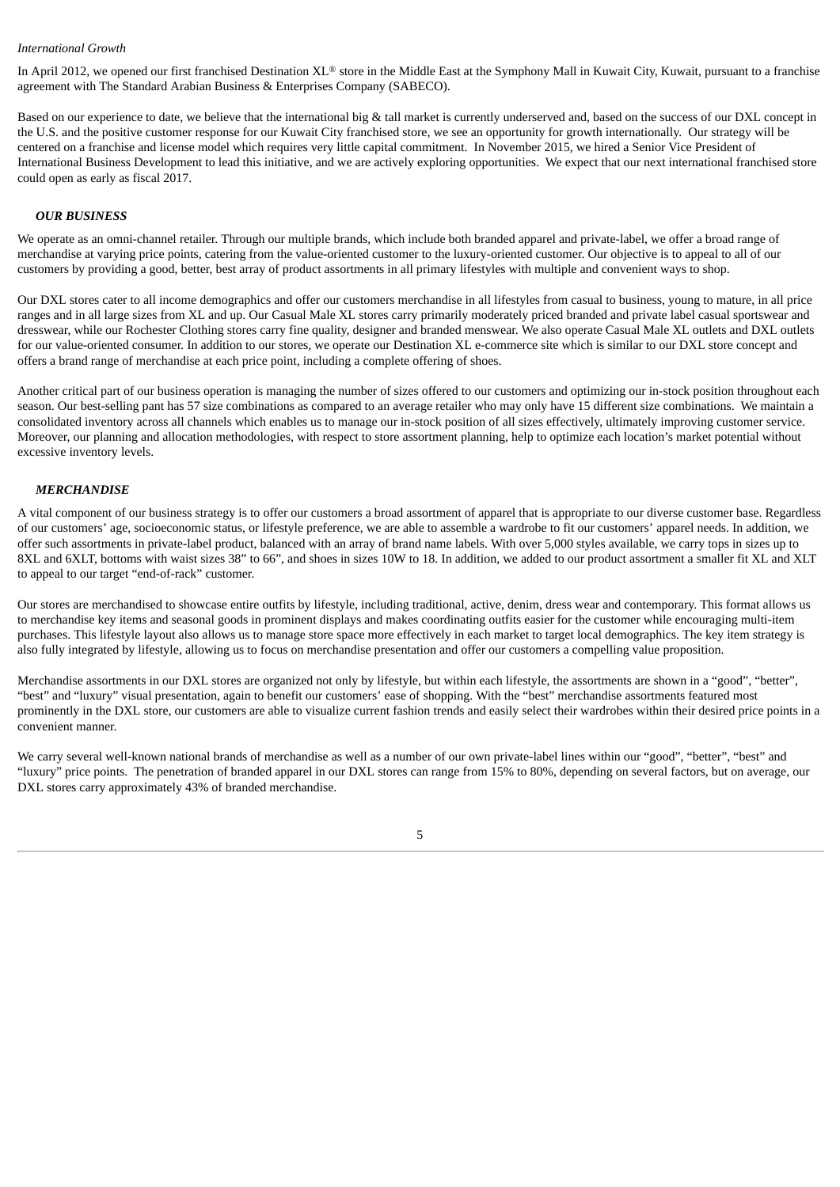*International Growth*

In April 2012, we opened our first franchised Destination XL® store in the Middle East at the Symphony Mall in Kuwait City, Kuwait, pursuant to a franchise agreement with The Standard Arabian Business & Enterprises Company (SABECO).

Based on our experience to date, we believe that the international big & tall market is currently underserved and, based on the success of our DXL concept in the U.S. and the positive customer response for our Kuwait City franchised store, we see an opportunity for growth internationally. Our strategy will be centered on a franchise and license model which requires very little capital commitment. In November 2015, we hired a Senior Vice President of International Business Development to lead this initiative, and we are actively exploring opportunities. We expect that our next international franchised store could open as early as fiscal 2017.

### *OUR BUSINESS*

We operate as an omni-channel retailer. Through our multiple brands, which include both branded apparel and private-label, we offer a broad range of merchandise at varying price points, catering from the value-oriented customer to the luxury-oriented customer. Our objective is to appeal to all of our customers by providing a good, better, best array of product assortments in all primary lifestyles with multiple and convenient ways to shop.

Our DXL stores cater to all income demographics and offer our customers merchandise in all lifestyles from casual to business, young to mature, in all price ranges and in all large sizes from XL and up. Our Casual Male XL stores carry primarily moderately priced branded and private label casual sportswear and dresswear, while our Rochester Clothing stores carry fine quality, designer and branded menswear. We also operate Casual Male XL outlets and DXL outlets for our value-oriented consumer. In addition to our stores, we operate our Destination XL e-commerce site which is similar to our DXL store concept and offers a brand range of merchandise at each price point, including a complete offering of shoes.

Another critical part of our business operation is managing the number of sizes offered to our customers and optimizing our in-stock position throughout each season. Our best-selling pant has 57 size combinations as compared to an average retailer who may only have 15 different size combinations. We maintain a consolidated inventory across all channels which enables us to manage our in-stock position of all sizes effectively, ultimately improving customer service. Moreover, our planning and allocation methodologies, with respect to store assortment planning, help to optimize each location's market potential without excessive inventory levels.

### *MERCHANDISE*

A vital component of our business strategy is to offer our customers a broad assortment of apparel that is appropriate to our diverse customer base. Regardless of our customers' age, socioeconomic status, or lifestyle preference, we are able to assemble a wardrobe to fit our customers' apparel needs. In addition, we offer such assortments in private-label product, balanced with an array of brand name labels. With over 5,000 styles available, we carry tops in sizes up to 8XL and 6XLT, bottoms with waist sizes 38" to 66", and shoes in sizes 10W to 18. In addition, we added to our product assortment a smaller fit XL and XLT to appeal to our target "end-of-rack" customer.

Our stores are merchandised to showcase entire outfits by lifestyle, including traditional, active, denim, dress wear and contemporary. This format allows us to merchandise key items and seasonal goods in prominent displays and makes coordinating outfits easier for the customer while encouraging multi-item purchases. This lifestyle layout also allows us to manage store space more effectively in each market to target local demographics. The key item strategy is also fully integrated by lifestyle, allowing us to focus on merchandise presentation and offer our customers a compelling value proposition.

Merchandise assortments in our DXL stores are organized not only by lifestyle, but within each lifestyle, the assortments are shown in a "good", "better", "best" and "luxury" visual presentation, again to benefit our customers' ease of shopping. With the "best" merchandise assortments featured most prominently in the DXL store, our customers are able to visualize current fashion trends and easily select their wardrobes within their desired price points in a convenient manner.

We carry several well-known national brands of merchandise as well as a number of our own private-label lines within our "good", "better", "best" and "luxury" price points. The penetration of branded apparel in our DXL stores can range from 15% to 80%, depending on several factors, but on average, our DXL stores carry approximately 43% of branded merchandise.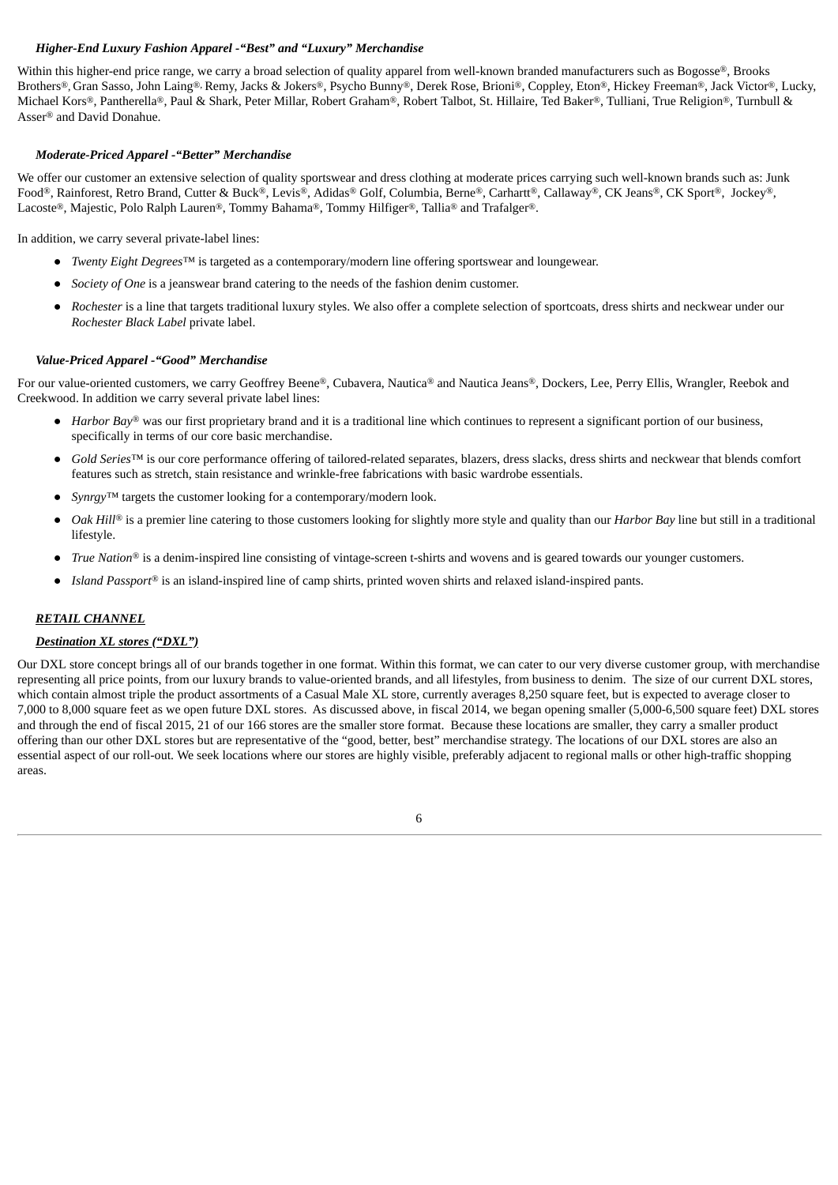### *Higher-End Luxury Fashion Apparel -"Best" and "Luxury" Merchandise*

Within this higher-end price range, we carry a broad selection of quality apparel from well-known branded manufacturers such as Bogosse®, Brooks Brothers®, Gran Sasso, John Laing®, Remy, Jacks & Jokers®, Psycho Bunny®, Derek Rose, Brioni®, Coppley, Eton®, Hickey Freeman®, Jack Victor®, Lucky, Michael Kors®, Pantherella®, Paul & Shark, Peter Millar, Robert Graham®, Robert Talbot, St. Hillaire, Ted Baker®, Tulliani, True Religion®, Turnbull & Asser® and David Donahue.

### *Moderate-Priced Apparel -"Better" Merchandise*

We offer our customer an extensive selection of quality sportswear and dress clothing at moderate prices carrying such well-known brands such as: Junk Food®, Rainforest, Retro Brand, Cutter & Buck®, Levis®, Adidas® Golf, Columbia, Berne®, Carhartt®, Callaway®, CK Jeans®, CK Sport®, Jockey®, Lacoste®, Majestic, Polo Ralph Lauren®, Tommy Bahama®, Tommy Hilfiger®, Tallia® and Trafalger®.

In addition, we carry several private-label lines:

- *Twenty Eight Degrees*™ is targeted as a contemporary/modern line offering sportswear and loungewear.
- *Society of One* is a jeanswear brand catering to the needs of the fashion denim customer.
- *Rochester* is a line that targets traditional luxury styles. We also offer a complete selection of sportcoats, dress shirts and neckwear under our *Rochester Black Label* private label.

### *Value-Priced Apparel -"Good" Merchandise*

For our value-oriented customers, we carry Geoffrey Beene®, Cubavera, Nautica® and Nautica Jeans®, Dockers, Lee, Perry Ellis, Wrangler, Reebok and Creekwood. In addition we carry several private label lines:

- *Harbor Bay*® was our first proprietary brand and it is a traditional line which continues to represent a significant portion of our business, specifically in terms of our core basic merchandise.
- *Gold Series*™ is our core performance offering of tailored-related separates, blazers, dress slacks, dress shirts and neckwear that blends comfort features such as stretch, stain resistance and wrinkle-free fabrications with basic wardrobe essentials.
- *Synrgy*™ targets the customer looking for a contemporary/modern look.
- *Oak Hill*® is a premier line catering to those customers looking for slightly more style and quality than our *Harbor Bay* line but still in a traditional lifestyle.
- *True Nation*® is a denim-inspired line consisting of vintage-screen t-shirts and wovens and is geared towards our younger customers.
- *Island Passport*® is an island-inspired line of camp shirts, printed woven shirts and relaxed island-inspired pants.

## ***RETAIL CHANNEL***

### ***Destination XL stores ("DXL")***

Our DXL store concept brings all of our brands together in one format. Within this format, we can cater to our very diverse customer group, with merchandise representing all price points, from our luxury brands to value-oriented brands, and all lifestyles, from business to denim. The size of our current DXL stores, which contain almost triple the product assortments of a Casual Male XL store, currently averages 8,250 square feet, but is expected to average closer to 7,000 to 8,000 square feet as we open future DXL stores. As discussed above, in fiscal 2014, we began opening smaller (5,000-6,500 square feet) DXL stores and through the end of fiscal 2015, 21 of our 166 stores are the smaller store format. Because these locations are smaller, they carry a smaller product offering than our other DXL stores but are representative of the "good, better, best" merchandise strategy. The locations of our DXL stores are also an essential aspect of our roll-out. We seek locations where our stores are highly visible, preferably adjacent to regional malls or other high-traffic shopping areas.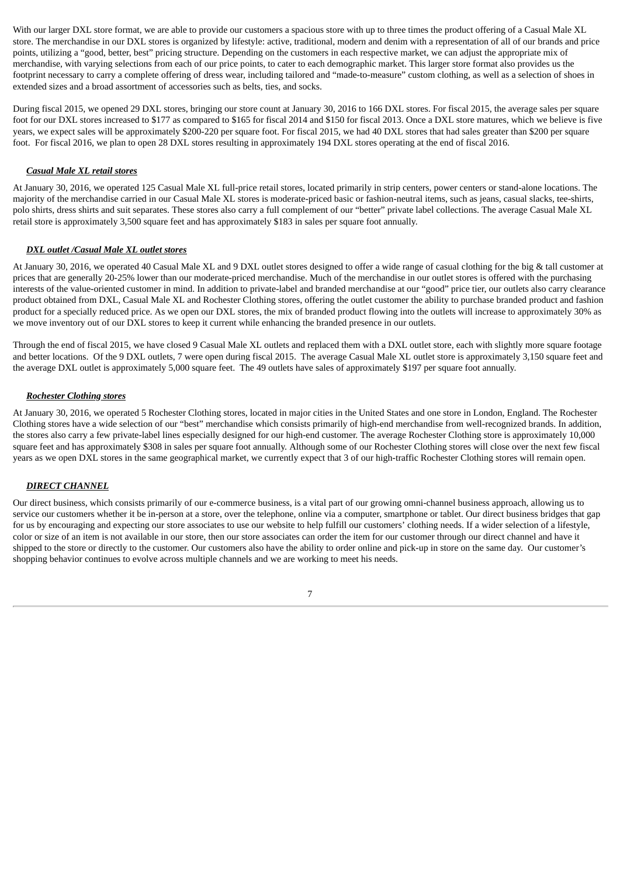With our larger DXL store format, we are able to provide our customers a spacious store with up to three times the product offering of a Casual Male XL store. The merchandise in our DXL stores is organized by lifestyle: active, traditional, modern and denim with a representation of all of our brands and price points, utilizing a "good, better, best" pricing structure. Depending on the customers in each respective market, we can adjust the appropriate mix of merchandise, with varying selections from each of our price points, to cater to each demographic market. This larger store format also provides us the footprint necessary to carry a complete offering of dress wear, including tailored and "made-to-measure" custom clothing, as well as a selection of shoes in extended sizes and a broad assortment of accessories such as belts, ties, and socks.

During fiscal 2015, we opened 29 DXL stores, bringing our store count at January 30, 2016 to 166 DXL stores. For fiscal 2015, the average sales per square foot for our DXL stores increased to $177 as compared to $165 for fiscal 2014 and $150 for fiscal 2013. Once a DXL store matures, which we believe is five years, we expect sales will be approximately $200-220 per square foot. For fiscal 2015, we had 40 DXL stores that had sales greater than $200 per square foot. For fiscal 2016, we plan to open 28 DXL stores resulting in approximately 194 DXL stores operating at the end of fiscal 2016.

***Casual Male XL retail stores***

At January 30, 2016, we operated 125 Casual Male XL full-price retail stores, located primarily in strip centers, power centers or stand-alone locations. The majority of the merchandise carried in our Casual Male XL stores is moderate-priced basic or fashion-neutral items, such as jeans, casual slacks, tee-shirts, polo shirts, dress shirts and suit separates. These stores also carry a full complement of our "better" private label collections. The average Casual Male XL retail store is approximately 3,500 square feet and has approximately $183 in sales per square foot annually.

***DXL outlet /Casual Male XL outlet stores***

At January 30, 2016, we operated 40 Casual Male XL and 9 DXL outlet stores designed to offer a wide range of casual clothing for the big & tall customer at prices that are generally 20-25% lower than our moderate-priced merchandise. Much of the merchandise in our outlet stores is offered with the purchasing interests of the value-oriented customer in mind. In addition to private-label and branded merchandise at our "good" price tier, our outlets also carry clearance product obtained from DXL, Casual Male XL and Rochester Clothing stores, offering the outlet customer the ability to purchase branded product and fashion product for a specially reduced price. As we open our DXL stores, the mix of branded product flowing into the outlets will increase to approximately 30% as we move inventory out of our DXL stores to keep it current while enhancing the branded presence in our outlets.

Through the end of fiscal 2015, we have closed 9 Casual Male XL outlets and replaced them with a DXL outlet store, each with slightly more square footage and better locations. Of the 9 DXL outlets, 7 were open during fiscal 2015. The average Casual Male XL outlet store is approximately 3,150 square feet and the average DXL outlet is approximately 5,000 square feet. The 49 outlets have sales of approximately $197 per square foot annually.

***Rochester Clothing stores***

At January 30, 2016, we operated 5 Rochester Clothing stores, located in major cities in the United States and one store in London, England. The Rochester Clothing stores have a wide selection of our "best" merchandise which consists primarily of high-end merchandise from well-recognized brands. In addition, the stores also carry a few private-label lines especially designed for our high-end customer. The average Rochester Clothing store is approximately 10,000 square feet and has approximately $308 in sales per square foot annually. Although some of our Rochester Clothing stores will close over the next few fiscal years as we open DXL stores in the same geographical market, we currently expect that 3 of our high-traffic Rochester Clothing stores will remain open.

***DIRECT CHANNEL***

Our direct business, which consists primarily of our e-commerce business, is a vital part of our growing omni-channel business approach, allowing us to service our customers whether it be in-person at a store, over the telephone, online via a computer, smartphone or tablet. Our direct business bridges that gap for us by encouraging and expecting our store associates to use our website to help fulfill our customers' clothing needs. If a wider selection of a lifestyle, color or size of an item is not available in our store, then our store associates can order the item for our customer through our direct channel and have it shipped to the store or directly to the customer. Our customers also have the ability to order online and pick-up in store on the same day. Our customer's shopping behavior continues to evolve across multiple channels and we are working to meet his needs.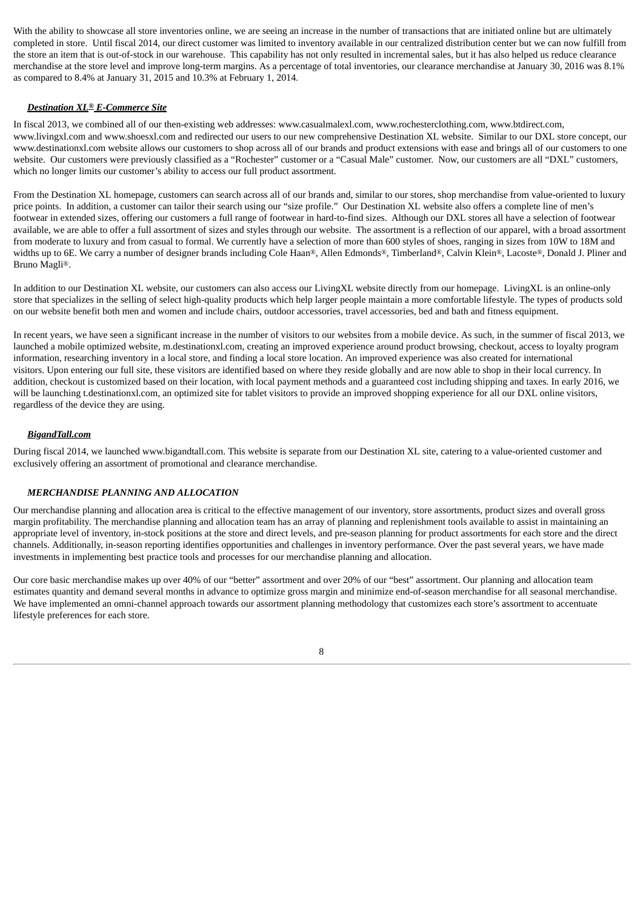With the ability to showcase all store inventories online, we are seeing an increase in the number of transactions that are initiated online but are ultimately completed in store. Until fiscal 2014, our direct customer was limited to inventory available in our centralized distribution center but we can now fulfill from the store an item that is out-of-stock in our warehouse. This capability has not only resulted in incremental sales, but it has also helped us reduce clearance merchandise at the store level and improve long-term margins. As a percentage of total inventories, our clearance merchandise at January 30, 2016 was 8.1% as compared to 8.4% at January 31, 2015 and 10.3% at February 1, 2014.

***Destination XL® E-Commerce Site***

In fiscal 2013, we combined all of our then-existing web addresses: www.casualmalexl.com, www.rochesterclothing.com, www.btdirect.com, www.livingxl.com and www.shoesxl.com and redirected our users to our new comprehensive Destination XL website. Similar to our DXL store concept, our www.destinationxl.com website allows our customers to shop across all of our brands and product extensions with ease and brings all of our customers to one website. Our customers were previously classified as a "Rochester" customer or a "Casual Male" customer. Now, our customers are all "DXL" customers, which no longer limits our customer's ability to access our full product assortment.

From the Destination XL homepage, customers can search across all of our brands and, similar to our stores, shop merchandise from value-oriented to luxury price points. In addition, a customer can tailor their search using our "size profile." Our Destination XL website also offers a complete line of men's footwear in extended sizes, offering our customers a full range of footwear in hard-to-find sizes. Although our DXL stores all have a selection of footwear available, we are able to offer a full assortment of sizes and styles through our website. The assortment is a reflection of our apparel, with a broad assortment from moderate to luxury and from casual to formal. We currently have a selection of more than 600 styles of shoes, ranging in sizes from 10W to 18M and widths up to 6E. We carry a number of designer brands including Cole Haan®, Allen Edmonds®, Timberland®, Calvin Klein®, Lacoste®, Donald J. Pliner and Bruno Magli®.

In addition to our Destination XL website, our customers can also access our LivingXL website directly from our homepage. LivingXL is an online-only store that specializes in the selling of select high-quality products which help larger people maintain a more comfortable lifestyle. The types of products sold on our website benefit both men and women and include chairs, outdoor accessories, travel accessories, bed and bath and fitness equipment.

In recent years, we have seen a significant increase in the number of visitors to our websites from a mobile device. As such, in the summer of fiscal 2013, we launched a mobile optimized website, m.destinationxl.com, creating an improved experience around product browsing, checkout, access to loyalty program information, researching inventory in a local store, and finding a local store location. An improved experience was also created for international visitors. Upon entering our full site, these visitors are identified based on where they reside globally and are now able to shop in their local currency. In addition, checkout is customized based on their location, with local payment methods and a guaranteed cost including shipping and taxes. In early 2016, we will be launching t.destinationxl.com, an optimized site for tablet visitors to provide an improved shopping experience for all our DXL online visitors, regardless of the device they are using.

***BigandTall.com***

During fiscal 2014, we launched www.bigandtall.com. This website is separate from our Destination XL site, catering to a value-oriented customer and exclusively offering an assortment of promotional and clearance merchandise.

***MERCHANDISE PLANNING AND ALLOCATION***

Our merchandise planning and allocation area is critical to the effective management of our inventory, store assortments, product sizes and overall gross margin profitability. The merchandise planning and allocation team has an array of planning and replenishment tools available to assist in maintaining an appropriate level of inventory, in-stock positions at the store and direct levels, and pre-season planning for product assortments for each store and the direct channels. Additionally, in-season reporting identifies opportunities and challenges in inventory performance. Over the past several years, we have made investments in implementing best practice tools and processes for our merchandise planning and allocation.

Our core basic merchandise makes up over 40% of our "better" assortment and over 20% of our "best" assortment. Our planning and allocation team estimates quantity and demand several months in advance to optimize gross margin and minimize end-of-season merchandise for all seasonal merchandise. We have implemented an omni-channel approach towards our assortment planning methodology that customizes each store's assortment to accentuate lifestyle preferences for each store.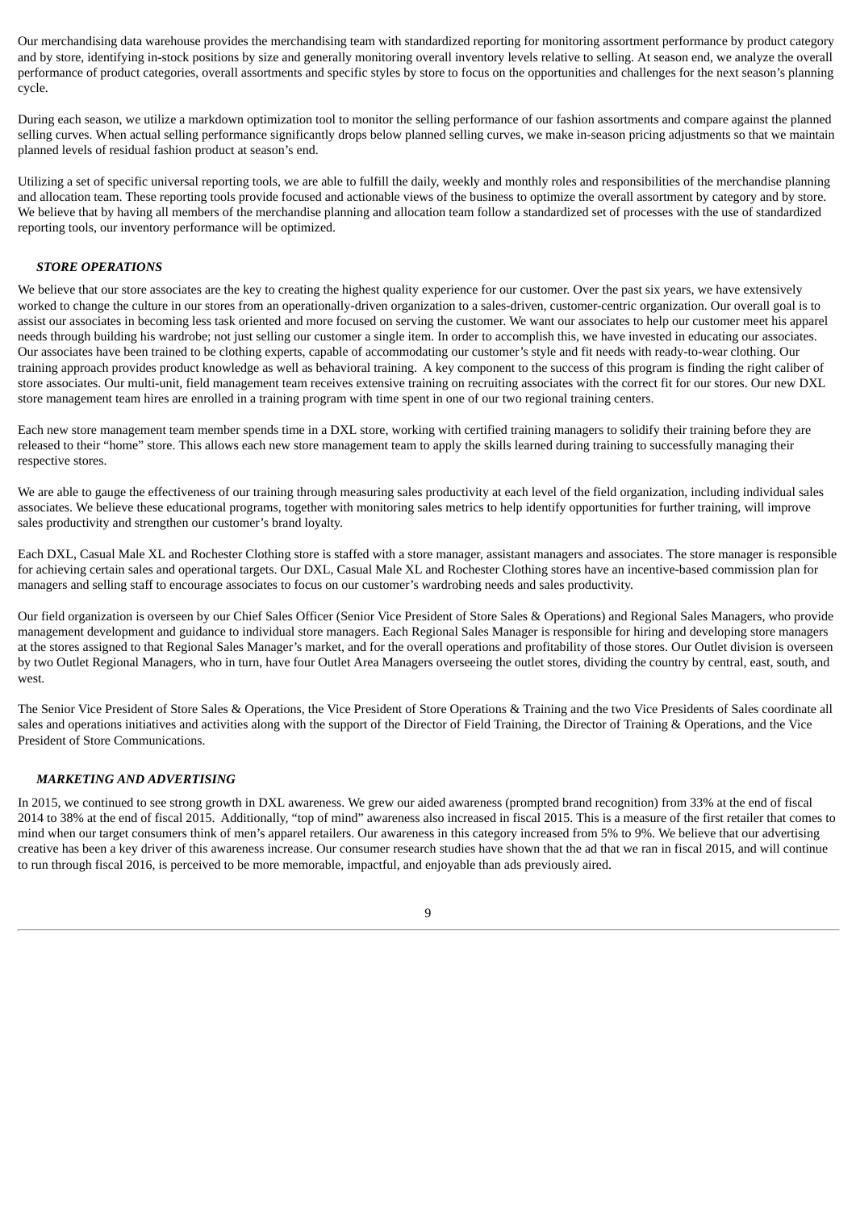Our merchandising data warehouse provides the merchandising team with standardized reporting for monitoring assortment performance by product category and by store, identifying in-stock positions by size and generally monitoring overall inventory levels relative to selling. At season end, we analyze the overall performance of product categories, overall assortments and specific styles by store to focus on the opportunities and challenges for the next season's planning cycle.

During each season, we utilize a markdown optimization tool to monitor the selling performance of our fashion assortments and compare against the planned selling curves. When actual selling performance significantly drops below planned selling curves, we make in-season pricing adjustments so that we maintain planned levels of residual fashion product at season's end.

Utilizing a set of specific universal reporting tools, we are able to fulfill the daily, weekly and monthly roles and responsibilities of the merchandise planning and allocation team. These reporting tools provide focused and actionable views of the business to optimize the overall assortment by category and by store. We believe that by having all members of the merchandise planning and allocation team follow a standardized set of processes with the use of standardized reporting tools, our inventory performance will be optimized.

### ***STORE OPERATIONS***

We believe that our store associates are the key to creating the highest quality experience for our customer. Over the past six years, we have extensively worked to change the culture in our stores from an operationally-driven organization to a sales-driven, customer-centric organization. Our overall goal is to assist our associates in becoming less task oriented and more focused on serving the customer. We want our associates to help our customer meet his apparel needs through building his wardrobe; not just selling our customer a single item. In order to accomplish this, we have invested in educating our associates. Our associates have been trained to be clothing experts, capable of accommodating our customer's style and fit needs with ready-to-wear clothing. Our training approach provides product knowledge as well as behavioral training. A key component to the success of this program is finding the right caliber of store associates. Our multi-unit, field management team receives extensive training on recruiting associates with the correct fit for our stores. Our new DXL store management team hires are enrolled in a training program with time spent in one of our two regional training centers.

Each new store management team member spends time in a DXL store, working with certified training managers to solidify their training before they are released to their "home" store. This allows each new store management team to apply the skills learned during training to successfully managing their respective stores.

We are able to gauge the effectiveness of our training through measuring sales productivity at each level of the field organization, including individual sales associates. We believe these educational programs, together with monitoring sales metrics to help identify opportunities for further training, will improve sales productivity and strengthen our customer's brand loyalty.

Each DXL, Casual Male XL and Rochester Clothing store is staffed with a store manager, assistant managers and associates. The store manager is responsible for achieving certain sales and operational targets. Our DXL, Casual Male XL and Rochester Clothing stores have an incentive-based commission plan for managers and selling staff to encourage associates to focus on our customer's wardrobing needs and sales productivity.

Our field organization is overseen by our Chief Sales Officer (Senior Vice President of Store Sales & Operations) and Regional Sales Managers, who provide management development and guidance to individual store managers. Each Regional Sales Manager is responsible for hiring and developing store managers at the stores assigned to that Regional Sales Manager's market, and for the overall operations and profitability of those stores. Our Outlet division is overseen by two Outlet Regional Managers, who in turn, have four Outlet Area Managers overseeing the outlet stores, dividing the country by central, east, south, and west.

The Senior Vice President of Store Sales & Operations, the Vice President of Store Operations & Training and the two Vice Presidents of Sales coordinate all sales and operations initiatives and activities along with the support of the Director of Field Training, the Director of Training & Operations, and the Vice President of Store Communications.

### ***MARKETING AND ADVERTISING***

In 2015, we continued to see strong growth in DXL awareness. We grew our aided awareness (prompted brand recognition) from 33% at the end of fiscal 2014 to 38% at the end of fiscal 2015. Additionally, "top of mind" awareness also increased in fiscal 2015. This is a measure of the first retailer that comes to mind when our target consumers think of men's apparel retailers. Our awareness in this category increased from 5% to 9%. We believe that our advertising creative has been a key driver of this awareness increase. Our consumer research studies have shown that the ad that we ran in fiscal 2015, and will continue to run through fiscal 2016, is perceived to be more memorable, impactful, and enjoyable than ads previously aired.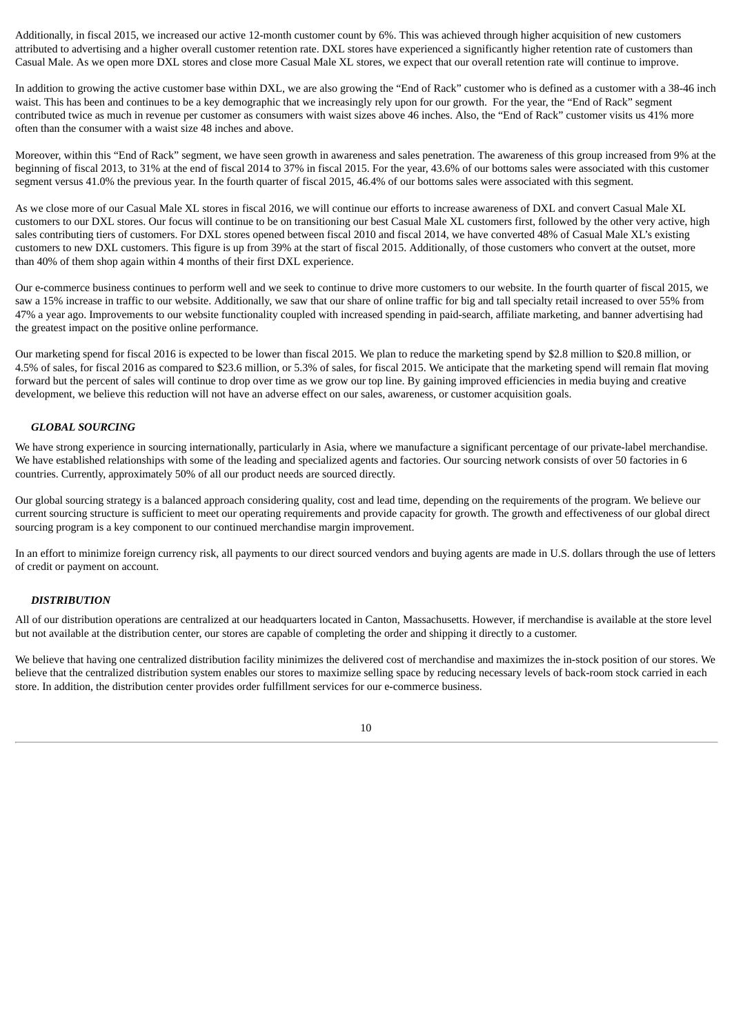Additionally, in fiscal 2015, we increased our active 12-month customer count by 6%. This was achieved through higher acquisition of new customers attributed to advertising and a higher overall customer retention rate. DXL stores have experienced a significantly higher retention rate of customers than Casual Male. As we open more DXL stores and close more Casual Male XL stores, we expect that our overall retention rate will continue to improve.

In addition to growing the active customer base within DXL, we are also growing the "End of Rack" customer who is defined as a customer with a 38-46 inch waist. This has been and continues to be a key demographic that we increasingly rely upon for our growth. For the year, the "End of Rack" segment contributed twice as much in revenue per customer as consumers with waist sizes above 46 inches. Also, the "End of Rack" customer visits us 41% more often than the consumer with a waist size 48 inches and above.

Moreover, within this "End of Rack" segment, we have seen growth in awareness and sales penetration. The awareness of this group increased from 9% at the beginning of fiscal 2013, to 31% at the end of fiscal 2014 to 37% in fiscal 2015. For the year, 43.6% of our bottoms sales were associated with this customer segment versus 41.0% the previous year. In the fourth quarter of fiscal 2015, 46.4% of our bottoms sales were associated with this segment.

As we close more of our Casual Male XL stores in fiscal 2016, we will continue our efforts to increase awareness of DXL and convert Casual Male XL customers to our DXL stores. Our focus will continue to be on transitioning our best Casual Male XL customers first, followed by the other very active, high sales contributing tiers of customers. For DXL stores opened between fiscal 2010 and fiscal 2014, we have converted 48% of Casual Male XL's existing customers to new DXL customers. This figure is up from 39% at the start of fiscal 2015. Additionally, of those customers who convert at the outset, more than 40% of them shop again within 4 months of their first DXL experience.

Our e-commerce business continues to perform well and we seek to continue to drive more customers to our website. In the fourth quarter of fiscal 2015, we saw a 15% increase in traffic to our website. Additionally, we saw that our share of online traffic for big and tall specialty retail increased to over 55% from 47% a year ago. Improvements to our website functionality coupled with increased spending in paid-search, affiliate marketing, and banner advertising had the greatest impact on the positive online performance.

Our marketing spend for fiscal 2016 is expected to be lower than fiscal 2015. We plan to reduce the marketing spend by $2.8 million to $20.8 million, or 4.5% of sales, for fiscal 2016 as compared to $23.6 million, or 5.3% of sales, for fiscal 2015. We anticipate that the marketing spend will remain flat moving forward but the percent of sales will continue to drop over time as we grow our top line. By gaining improved efficiencies in media buying and creative development, we believe this reduction will not have an adverse effect on our sales, awareness, or customer acquisition goals.

### *GLOBAL SOURCING*

We have strong experience in sourcing internationally, particularly in Asia, where we manufacture a significant percentage of our private-label merchandise. We have established relationships with some of the leading and specialized agents and factories. Our sourcing network consists of over 50 factories in 6 countries. Currently, approximately 50% of all our product needs are sourced directly.

Our global sourcing strategy is a balanced approach considering quality, cost and lead time, depending on the requirements of the program. We believe our current sourcing structure is sufficient to meet our operating requirements and provide capacity for growth. The growth and effectiveness of our global direct sourcing program is a key component to our continued merchandise margin improvement.

In an effort to minimize foreign currency risk, all payments to our direct sourced vendors and buying agents are made in U.S. dollars through the use of letters of credit or payment on account.

### *DISTRIBUTION*

All of our distribution operations are centralized at our headquarters located in Canton, Massachusetts. However, if merchandise is available at the store level but not available at the distribution center, our stores are capable of completing the order and shipping it directly to a customer.

We believe that having one centralized distribution facility minimizes the delivered cost of merchandise and maximizes the in-stock position of our stores. We believe that the centralized distribution system enables our stores to maximize selling space by reducing necessary levels of back-room stock carried in each store. In addition, the distribution center provides order fulfillment services for our e-commerce business.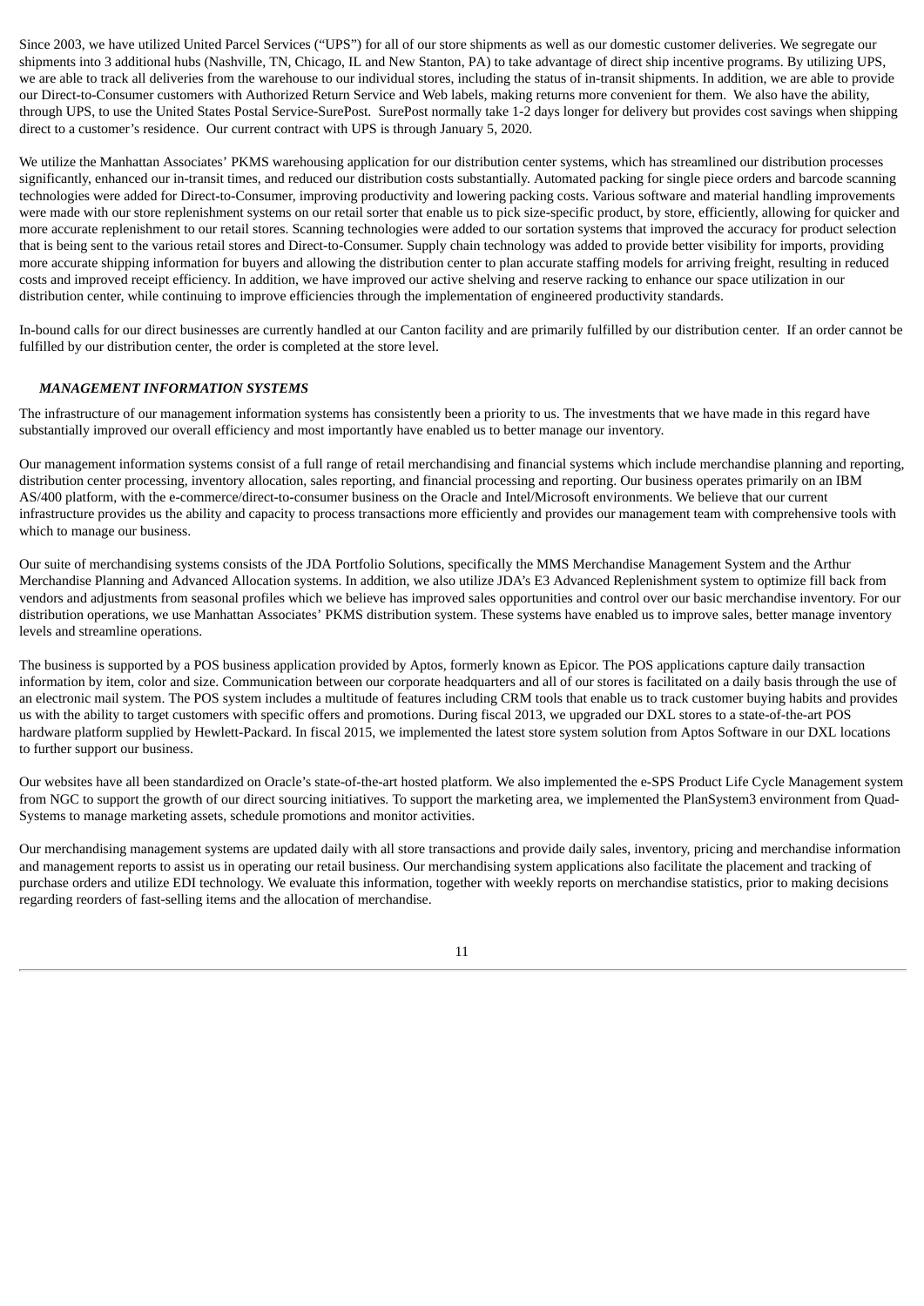Since 2003, we have utilized United Parcel Services ("UPS") for all of our store shipments as well as our domestic customer deliveries. We segregate our shipments into 3 additional hubs (Nashville, TN, Chicago, IL and New Stanton, PA) to take advantage of direct ship incentive programs. By utilizing UPS, we are able to track all deliveries from the warehouse to our individual stores, including the status of in-transit shipments. In addition, we are able to provide our Direct-to-Consumer customers with Authorized Return Service and Web labels, making returns more convenient for them. We also have the ability, through UPS, to use the United States Postal Service-SurePost. SurePost normally take 1-2 days longer for delivery but provides cost savings when shipping direct to a customer's residence. Our current contract with UPS is through January 5, 2020.

We utilize the Manhattan Associates' PKMS warehousing application for our distribution center systems, which has streamlined our distribution processes significantly, enhanced our in-transit times, and reduced our distribution costs substantially. Automated packing for single piece orders and barcode scanning technologies were added for Direct-to-Consumer, improving productivity and lowering packing costs. Various software and material handling improvements were made with our store replenishment systems on our retail sorter that enable us to pick size-specific product, by store, efficiently, allowing for quicker and more accurate replenishment to our retail stores. Scanning technologies were added to our sortation systems that improved the accuracy for product selection that is being sent to the various retail stores and Direct-to-Consumer. Supply chain technology was added to provide better visibility for imports, providing more accurate shipping information for buyers and allowing the distribution center to plan accurate staffing models for arriving freight, resulting in reduced costs and improved receipt efficiency. In addition, we have improved our active shelving and reserve racking to enhance our space utilization in our distribution center, while continuing to improve efficiencies through the implementation of engineered productivity standards.

In-bound calls for our direct businesses are currently handled at our Canton facility and are primarily fulfilled by our distribution center. If an order cannot be fulfilled by our distribution center, the order is completed at the store level.

***MANAGEMENT INFORMATION SYSTEMS***

The infrastructure of our management information systems has consistently been a priority to us. The investments that we have made in this regard have substantially improved our overall efficiency and most importantly have enabled us to better manage our inventory.

Our management information systems consist of a full range of retail merchandising and financial systems which include merchandise planning and reporting, distribution center processing, inventory allocation, sales reporting, and financial processing and reporting. Our business operates primarily on an IBM AS/400 platform, with the e-commerce/direct-to-consumer business on the Oracle and Intel/Microsoft environments. We believe that our current infrastructure provides us the ability and capacity to process transactions more efficiently and provides our management team with comprehensive tools with which to manage our business.

Our suite of merchandising systems consists of the JDA Portfolio Solutions, specifically the MMS Merchandise Management System and the Arthur Merchandise Planning and Advanced Allocation systems. In addition, we also utilize JDA's E3 Advanced Replenishment system to optimize fill back from vendors and adjustments from seasonal profiles which we believe has improved sales opportunities and control over our basic merchandise inventory. For our distribution operations, we use Manhattan Associates' PKMS distribution system. These systems have enabled us to improve sales, better manage inventory levels and streamline operations.

The business is supported by a POS business application provided by Aptos, formerly known as Epicor. The POS applications capture daily transaction information by item, color and size. Communication between our corporate headquarters and all of our stores is facilitated on a daily basis through the use of an electronic mail system. The POS system includes a multitude of features including CRM tools that enable us to track customer buying habits and provides us with the ability to target customers with specific offers and promotions. During fiscal 2013, we upgraded our DXL stores to a state-of-the-art POS hardware platform supplied by Hewlett-Packard. In fiscal 2015, we implemented the latest store system solution from Aptos Software in our DXL locations to further support our business.

Our websites have all been standardized on Oracle's state-of-the-art hosted platform. We also implemented the e-SPS Product Life Cycle Management system from NGC to support the growth of our direct sourcing initiatives. To support the marketing area, we implemented the PlanSystem3 environment from Quad-Systems to manage marketing assets, schedule promotions and monitor activities.

Our merchandising management systems are updated daily with all store transactions and provide daily sales, inventory, pricing and merchandise information and management reports to assist us in operating our retail business. Our merchandising system applications also facilitate the placement and tracking of purchase orders and utilize EDI technology. We evaluate this information, together with weekly reports on merchandise statistics, prior to making decisions regarding reorders of fast-selling items and the allocation of merchandise.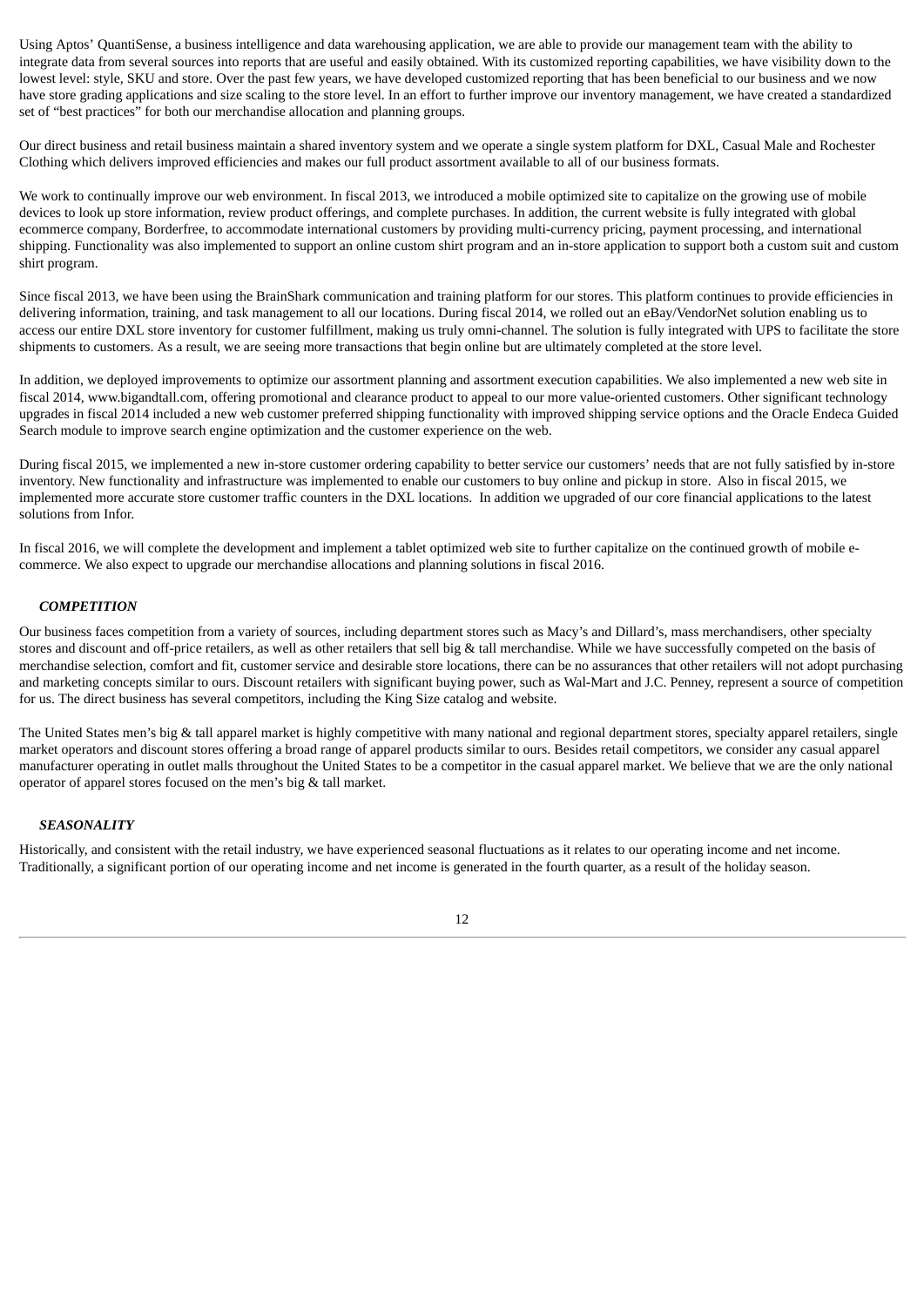Using Aptos' QuantiSense, a business intelligence and data warehousing application, we are able to provide our management team with the ability to integrate data from several sources into reports that are useful and easily obtained. With its customized reporting capabilities, we have visibility down to the lowest level: style, SKU and store. Over the past few years, we have developed customized reporting that has been beneficial to our business and we now have store grading applications and size scaling to the store level. In an effort to further improve our inventory management, we have created a standardized set of "best practices" for both our merchandise allocation and planning groups.

Our direct business and retail business maintain a shared inventory system and we operate a single system platform for DXL, Casual Male and Rochester Clothing which delivers improved efficiencies and makes our full product assortment available to all of our business formats.

We work to continually improve our web environment. In fiscal 2013, we introduced a mobile optimized site to capitalize on the growing use of mobile devices to look up store information, review product offerings, and complete purchases. In addition, the current website is fully integrated with global ecommerce company, Borderfree, to accommodate international customers by providing multi-currency pricing, payment processing, and international shipping. Functionality was also implemented to support an online custom shirt program and an in-store application to support both a custom suit and custom shirt program.

Since fiscal 2013, we have been using the BrainShark communication and training platform for our stores. This platform continues to provide efficiencies in delivering information, training, and task management to all our locations. During fiscal 2014, we rolled out an eBay/VendorNet solution enabling us to access our entire DXL store inventory for customer fulfillment, making us truly omni-channel. The solution is fully integrated with UPS to facilitate the store shipments to customers. As a result, we are seeing more transactions that begin online but are ultimately completed at the store level.

In addition, we deployed improvements to optimize our assortment planning and assortment execution capabilities. We also implemented a new web site in fiscal 2014, www.bigandtall.com, offering promotional and clearance product to appeal to our more value-oriented customers. Other significant technology upgrades in fiscal 2014 included a new web customer preferred shipping functionality with improved shipping service options and the Oracle Endeca Guided Search module to improve search engine optimization and the customer experience on the web.

During fiscal 2015, we implemented a new in-store customer ordering capability to better service our customers' needs that are not fully satisfied by in-store inventory. New functionality and infrastructure was implemented to enable our customers to buy online and pickup in store. Also in fiscal 2015, we implemented more accurate store customer traffic counters in the DXL locations. In addition we upgraded of our core financial applications to the latest solutions from Infor.

In fiscal 2016, we will complete the development and implement a tablet optimized web site to further capitalize on the continued growth of mobile e-commerce. We also expect to upgrade our merchandise allocations and planning solutions in fiscal 2016.

### *COMPETITION*

Our business faces competition from a variety of sources, including department stores such as Macy's and Dillard's, mass merchandisers, other specialty stores and discount and off-price retailers, as well as other retailers that sell big & tall merchandise. While we have successfully competed on the basis of merchandise selection, comfort and fit, customer service and desirable store locations, there can be no assurances that other retailers will not adopt purchasing and marketing concepts similar to ours. Discount retailers with significant buying power, such as Wal-Mart and J.C. Penney, represent a source of competition for us. The direct business has several competitors, including the King Size catalog and website.

The United States men's big & tall apparel market is highly competitive with many national and regional department stores, specialty apparel retailers, single market operators and discount stores offering a broad range of apparel products similar to ours. Besides retail competitors, we consider any casual apparel manufacturer operating in outlet malls throughout the United States to be a competitor in the casual apparel market. We believe that we are the only national operator of apparel stores focused on the men's big & tall market.

### *SEASONALITY*

Historically, and consistent with the retail industry, we have experienced seasonal fluctuations as it relates to our operating income and net income. Traditionally, a significant portion of our operating income and net income is generated in the fourth quarter, as a result of the holiday season.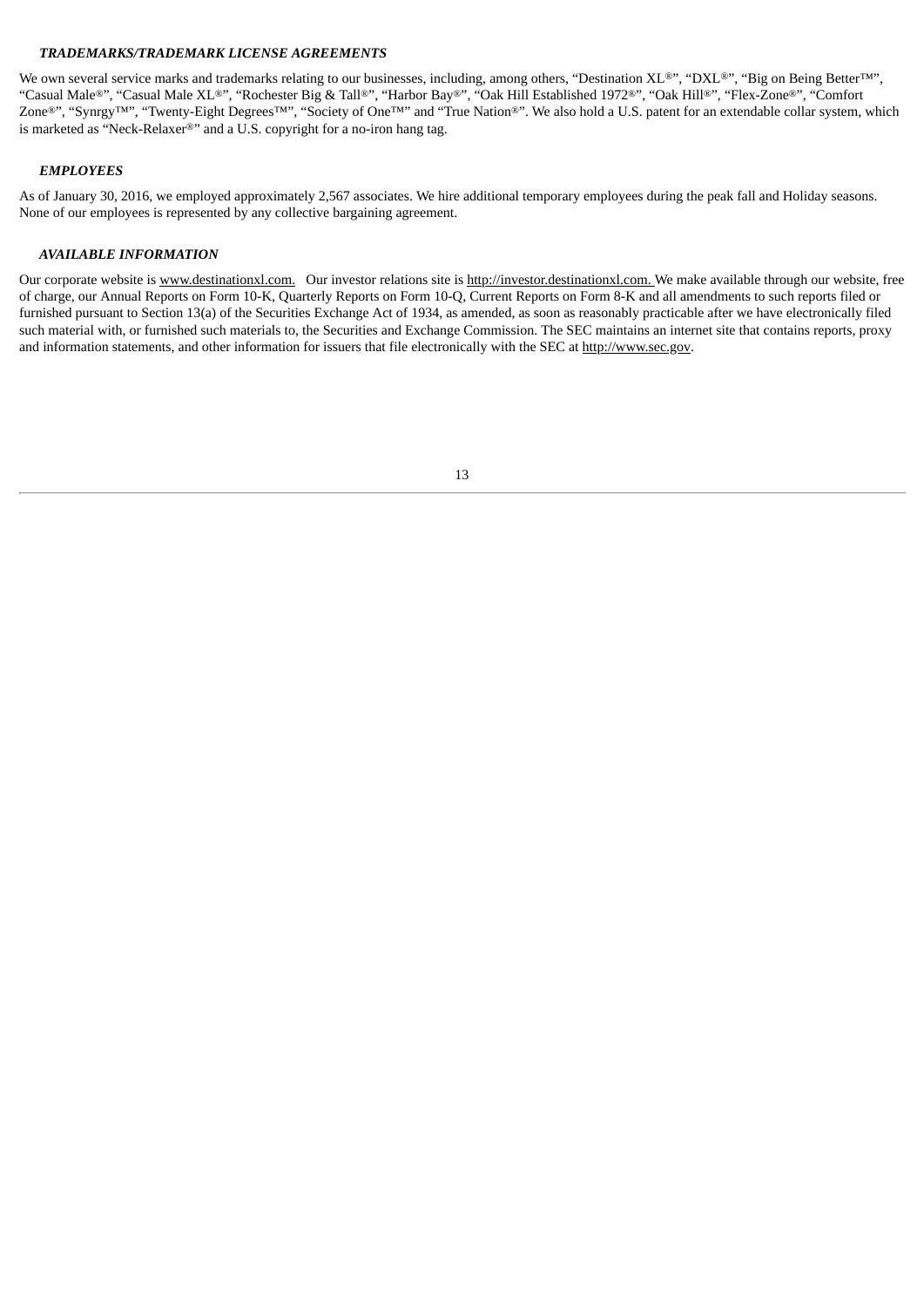### *TRADEMARKS/TRADEMARK LICENSE AGREEMENTS*

We own several service marks and trademarks relating to our businesses, including, among others, "Destination XL®", "DXL®", "Big on Being Better™", "Casual Male®", "Casual Male XL®", "Rochester Big & Tall®", "Harbor Bay®", "Oak Hill Established 1972®", "Oak Hill®", "Flex-Zone®", "Comfort Zone®", "Synrgy™", "Twenty-Eight Degrees™", "Society of One™" and "True Nation®". We also hold a U.S. patent for an extendable collar system, which is marketed as "Neck-Relaxer®" and a U.S. copyright for a no-iron hang tag.

### *EMPLOYEES*

As of January 30, 2016, we employed approximately 2,567 associates. We hire additional temporary employees during the peak fall and Holiday seasons. None of our employees is represented by any collective bargaining agreement.

### *AVAILABLE INFORMATION*

Our corporate website is www.destinationxl.com. Our investor relations site is http://investor.destinationxl.com. We make available through our website, free of charge, our Annual Reports on Form 10-K, Quarterly Reports on Form 10-Q, Current Reports on Form 8-K and all amendments to such reports filed or furnished pursuant to Section 13(a) of the Securities Exchange Act of 1934, as amended, as soon as reasonably practicable after we have electronically filed such material with, or furnished such materials to, the Securities and Exchange Commission. The SEC maintains an internet site that contains reports, proxy and information statements, and other information for issuers that file electronically with the SEC at http://www.sec.gov.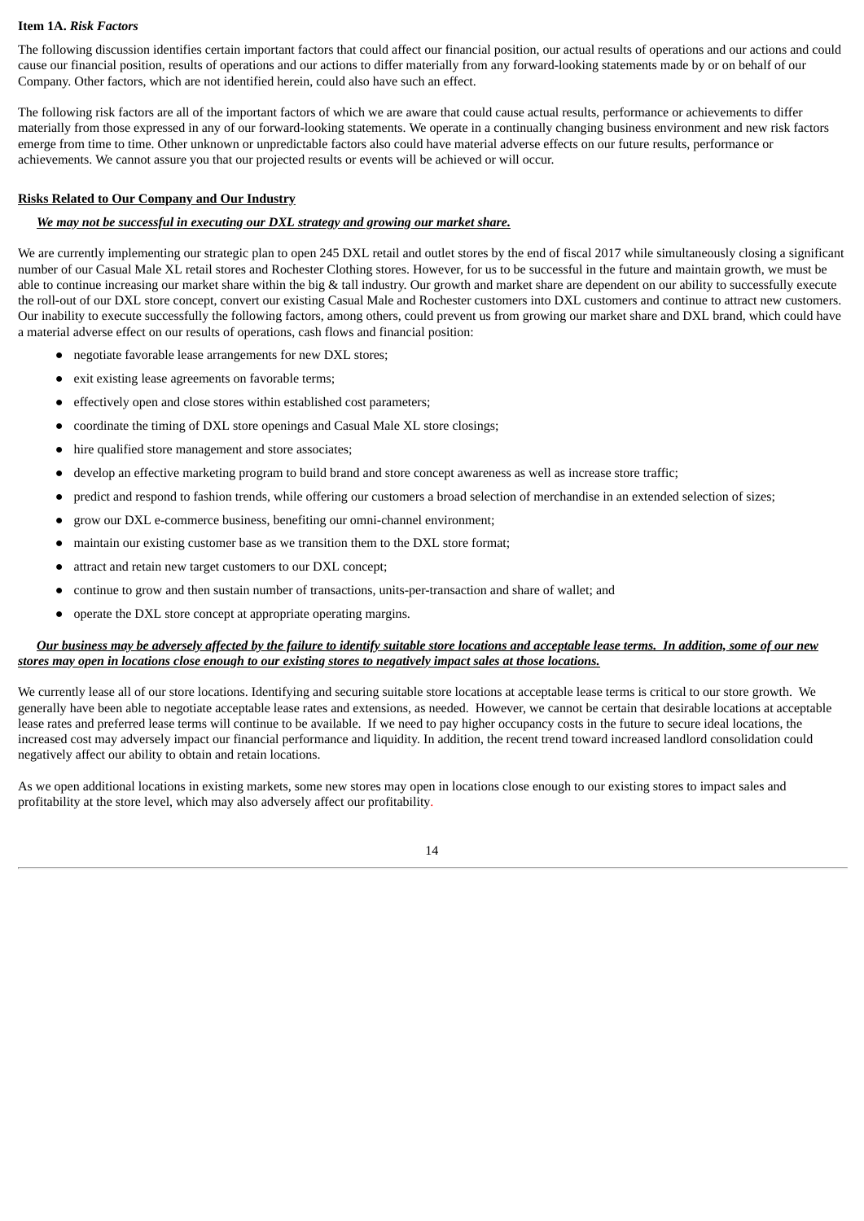**Item 1A.** ***Risk Factors***

The following discussion identifies certain important factors that could affect our financial position, our actual results of operations and our actions and could cause our financial position, results of operations and our actions to differ materially from any forward-looking statements made by or on behalf of our Company. Other factors, which are not identified herein, could also have such an effect.

The following risk factors are all of the important factors of which we are aware that could cause actual results, performance or achievements to differ materially from those expressed in any of our forward-looking statements. We operate in a continually changing business environment and new risk factors emerge from time to time. Other unknown or unpredictable factors also could have material adverse effects on our future results, performance or achievements. We cannot assure you that our projected results or events will be achieved or will occur.

**Risks Related to Our Company and Our Industry**

***We may not be successful in executing our DXL strategy and growing our market share.***

We are currently implementing our strategic plan to open 245 DXL retail and outlet stores by the end of fiscal 2017 while simultaneously closing a significant number of our Casual Male XL retail stores and Rochester Clothing stores. However, for us to be successful in the future and maintain growth, we must be able to continue increasing our market share within the big & tall industry. Our growth and market share are dependent on our ability to successfully execute the roll-out of our DXL store concept, convert our existing Casual Male and Rochester customers into DXL customers and continue to attract new customers. Our inability to execute successfully the following factors, among others, could prevent us from growing our market share and DXL brand, which could have a material adverse effect on our results of operations, cash flows and financial position:

- negotiate favorable lease arrangements for new DXL stores;
- exit existing lease agreements on favorable terms;
- effectively open and close stores within established cost parameters;
- coordinate the timing of DXL store openings and Casual Male XL store closings;
- hire qualified store management and store associates;
- develop an effective marketing program to build brand and store concept awareness as well as increase store traffic;
- predict and respond to fashion trends, while offering our customers a broad selection of merchandise in an extended selection of sizes;
- grow our DXL e-commerce business, benefiting our omni-channel environment;
- maintain our existing customer base as we transition them to the DXL store format;
- attract and retain new target customers to our DXL concept;
- continue to grow and then sustain number of transactions, units-per-transaction and share of wallet; and
- operate the DXL store concept at appropriate operating margins.

***Our business may be adversely affected by the failure to identify suitable store locations and acceptable lease terms. In addition, some of our new stores may open in locations close enough to our existing stores to negatively impact sales at those locations.***

We currently lease all of our store locations. Identifying and securing suitable store locations at acceptable lease terms is critical to our store growth. We generally have been able to negotiate acceptable lease rates and extensions, as needed. However, we cannot be certain that desirable locations at acceptable lease rates and preferred lease terms will continue to be available. If we need to pay higher occupancy costs in the future to secure ideal locations, the increased cost may adversely impact our financial performance and liquidity. In addition, the recent trend toward increased landlord consolidation could negatively affect our ability to obtain and retain locations.

As we open additional locations in existing markets, some new stores may open in locations close enough to our existing stores to impact sales and profitability at the store level, which may also adversely affect our profitability.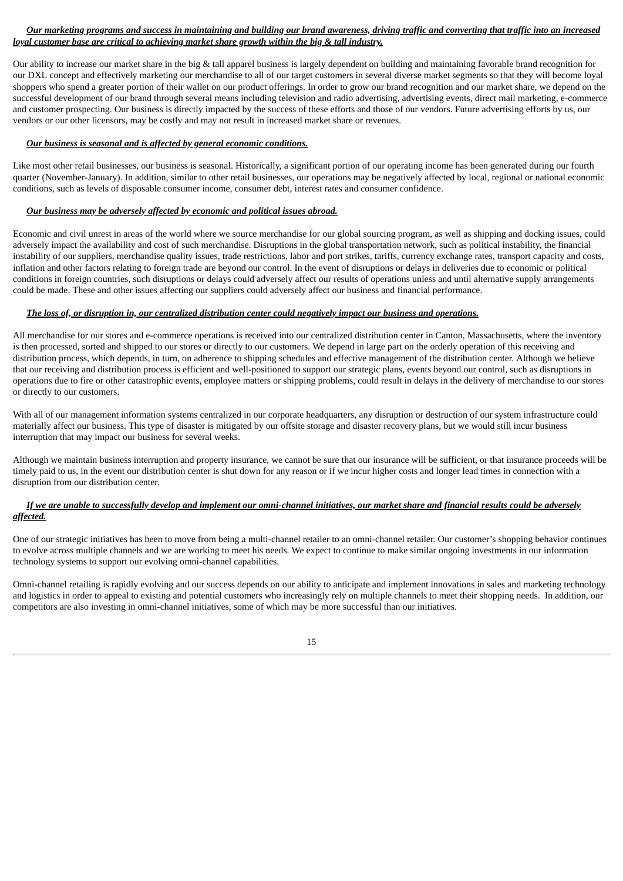***Our marketing programs and success in maintaining and building our brand awareness, driving traffic and converting that traffic into an increased loyal customer base are critical to achieving market share growth within the big & tall industry.***

Our ability to increase our market share in the big & tall apparel business is largely dependent on building and maintaining favorable brand recognition for our DXL concept and effectively marketing our merchandise to all of our target customers in several diverse market segments so that they will become loyal shoppers who spend a greater portion of their wallet on our product offerings. In order to grow our brand recognition and our market share, we depend on the successful development of our brand through several means including television and radio advertising, advertising events, direct mail marketing, e-commerce and customer prospecting. Our business is directly impacted by the success of these efforts and those of our vendors. Future advertising efforts by us, our vendors or our other licensors, may be costly and may not result in increased market share or revenues.

***Our business is seasonal and is affected by general economic conditions.***

Like most other retail businesses, our business is seasonal. Historically, a significant portion of our operating income has been generated during our fourth quarter (November-January). In addition, similar to other retail businesses, our operations may be negatively affected by local, regional or national economic conditions, such as levels of disposable consumer income, consumer debt, interest rates and consumer confidence.

***Our business may be adversely affected by economic and political issues abroad.***

Economic and civil unrest in areas of the world where we source merchandise for our global sourcing program, as well as shipping and docking issues, could adversely impact the availability and cost of such merchandise. Disruptions in the global transportation network, such as political instability, the financial instability of our suppliers, merchandise quality issues, trade restrictions, labor and port strikes, tariffs, currency exchange rates, transport capacity and costs, inflation and other factors relating to foreign trade are beyond our control. In the event of disruptions or delays in deliveries due to economic or political conditions in foreign countries, such disruptions or delays could adversely affect our results of operations unless and until alternative supply arrangements could be made. These and other issues affecting our suppliers could adversely affect our business and financial performance.

***The loss of, or disruption in, our centralized distribution center could negatively impact our business and operations.***

All merchandise for our stores and e-commerce operations is received into our centralized distribution center in Canton, Massachusetts, where the inventory is then processed, sorted and shipped to our stores or directly to our customers. We depend in large part on the orderly operation of this receiving and distribution process, which depends, in turn, on adherence to shipping schedules and effective management of the distribution center. Although we believe that our receiving and distribution process is efficient and well-positioned to support our strategic plans, events beyond our control, such as disruptions in operations due to fire or other catastrophic events, employee matters or shipping problems, could result in delays in the delivery of merchandise to our stores or directly to our customers.

With all of our management information systems centralized in our corporate headquarters, any disruption or destruction of our system infrastructure could materially affect our business. This type of disaster is mitigated by our offsite storage and disaster recovery plans, but we would still incur business interruption that may impact our business for several weeks.

Although we maintain business interruption and property insurance, we cannot be sure that our insurance will be sufficient, or that insurance proceeds will be timely paid to us, in the event our distribution center is shut down for any reason or if we incur higher costs and longer lead times in connection with a disruption from our distribution center.

***If we are unable to successfully develop and implement our omni-channel initiatives, our market share and financial results could be adversely affected.***

One of our strategic initiatives has been to move from being a multi-channel retailer to an omni-channel retailer. Our customer's shopping behavior continues to evolve across multiple channels and we are working to meet his needs. We expect to continue to make similar ongoing investments in our information technology systems to support our evolving omni-channel capabilities.

Omni-channel retailing is rapidly evolving and our success depends on our ability to anticipate and implement innovations in sales and marketing technology and logistics in order to appeal to existing and potential customers who increasingly rely on multiple channels to meet their shopping needs. In addition, our competitors are also investing in omni-channel initiatives, some of which may be more successful than our initiatives.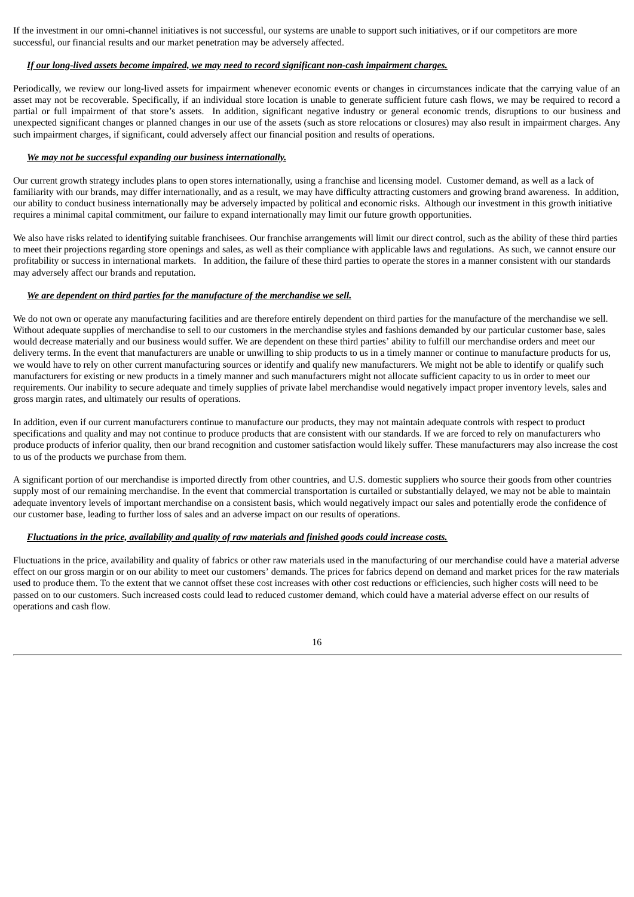If the investment in our omni-channel initiatives is not successful, our systems are unable to support such initiatives, or if our competitors are more successful, our financial results and our market penetration may be adversely affected.

***If our long-lived assets become impaired, we may need to record significant non-cash impairment charges.***

Periodically, we review our long-lived assets for impairment whenever economic events or changes in circumstances indicate that the carrying value of an asset may not be recoverable. Specifically, if an individual store location is unable to generate sufficient future cash flows, we may be required to record a partial or full impairment of that store's assets. In addition, significant negative industry or general economic trends, disruptions to our business and unexpected significant changes or planned changes in our use of the assets (such as store relocations or closures) may also result in impairment charges. Any such impairment charges, if significant, could adversely affect our financial position and results of operations.

***We may not be successful expanding our business internationally.***

Our current growth strategy includes plans to open stores internationally, using a franchise and licensing model. Customer demand, as well as a lack of familiarity with our brands, may differ internationally, and as a result, we may have difficulty attracting customers and growing brand awareness. In addition, our ability to conduct business internationally may be adversely impacted by political and economic risks. Although our investment in this growth initiative requires a minimal capital commitment, our failure to expand internationally may limit our future growth opportunities.

We also have risks related to identifying suitable franchisees. Our franchise arrangements will limit our direct control, such as the ability of these third parties to meet their projections regarding store openings and sales, as well as their compliance with applicable laws and regulations. As such, we cannot ensure our profitability or success in international markets. In addition, the failure of these third parties to operate the stores in a manner consistent with our standards may adversely affect our brands and reputation.

***We are dependent on third parties for the manufacture of the merchandise we sell.***

We do not own or operate any manufacturing facilities and are therefore entirely dependent on third parties for the manufacture of the merchandise we sell. Without adequate supplies of merchandise to sell to our customers in the merchandise styles and fashions demanded by our particular customer base, sales would decrease materially and our business would suffer. We are dependent on these third parties' ability to fulfill our merchandise orders and meet our delivery terms. In the event that manufacturers are unable or unwilling to ship products to us in a timely manner or continue to manufacture products for us, we would have to rely on other current manufacturing sources or identify and qualify new manufacturers. We might not be able to identify or qualify such manufacturers for existing or new products in a timely manner and such manufacturers might not allocate sufficient capacity to us in order to meet our requirements. Our inability to secure adequate and timely supplies of private label merchandise would negatively impact proper inventory levels, sales and gross margin rates, and ultimately our results of operations.

In addition, even if our current manufacturers continue to manufacture our products, they may not maintain adequate controls with respect to product specifications and quality and may not continue to produce products that are consistent with our standards. If we are forced to rely on manufacturers who produce products of inferior quality, then our brand recognition and customer satisfaction would likely suffer. These manufacturers may also increase the cost to us of the products we purchase from them.

A significant portion of our merchandise is imported directly from other countries, and U.S. domestic suppliers who source their goods from other countries supply most of our remaining merchandise. In the event that commercial transportation is curtailed or substantially delayed, we may not be able to maintain adequate inventory levels of important merchandise on a consistent basis, which would negatively impact our sales and potentially erode the confidence of our customer base, leading to further loss of sales and an adverse impact on our results of operations.

***Fluctuations in the price, availability and quality of raw materials and finished goods could increase costs.***

Fluctuations in the price, availability and quality of fabrics or other raw materials used in the manufacturing of our merchandise could have a material adverse effect on our gross margin or on our ability to meet our customers' demands. The prices for fabrics depend on demand and market prices for the raw materials used to produce them. To the extent that we cannot offset these cost increases with other cost reductions or efficiencies, such higher costs will need to be passed on to our customers. Such increased costs could lead to reduced customer demand, which could have a material adverse effect on our results of operations and cash flow.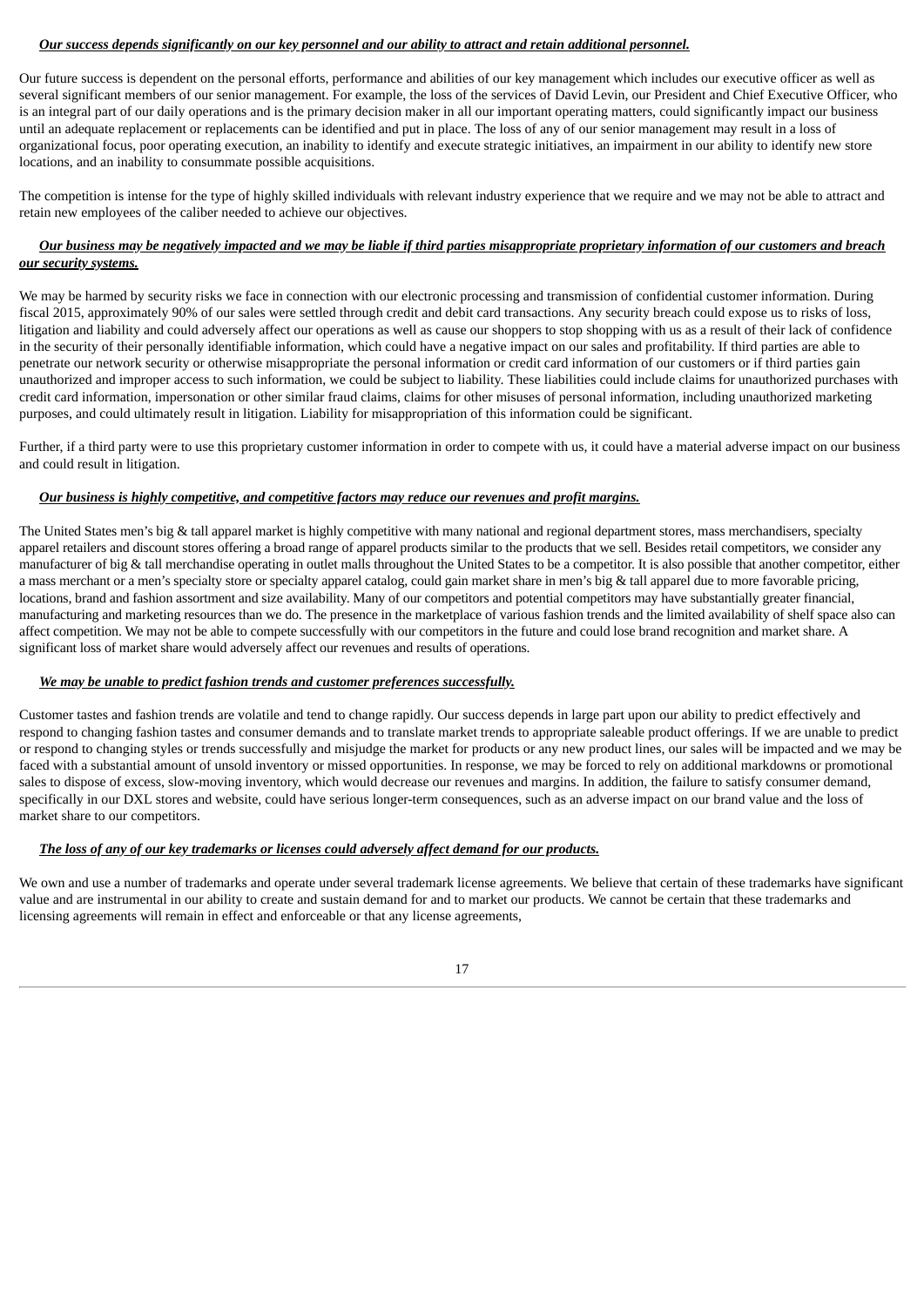***Our success depends significantly on our key personnel and our ability to attract and retain additional personnel.***

Our future success is dependent on the personal efforts, performance and abilities of our key management which includes our executive officer as well as several significant members of our senior management. For example, the loss of the services of David Levin, our President and Chief Executive Officer, who is an integral part of our daily operations and is the primary decision maker in all our important operating matters, could significantly impact our business until an adequate replacement or replacements can be identified and put in place. The loss of any of our senior management may result in a loss of organizational focus, poor operating execution, an inability to identify and execute strategic initiatives, an impairment in our ability to identify new store locations, and an inability to consummate possible acquisitions.

The competition is intense for the type of highly skilled individuals with relevant industry experience that we require and we may not be able to attract and retain new employees of the caliber needed to achieve our objectives.

***Our business may be negatively impacted and we may be liable if third parties misappropriate proprietary information of our customers and breach our security systems.***

We may be harmed by security risks we face in connection with our electronic processing and transmission of confidential customer information. During fiscal 2015, approximately 90% of our sales were settled through credit and debit card transactions. Any security breach could expose us to risks of loss, litigation and liability and could adversely affect our operations as well as cause our shoppers to stop shopping with us as a result of their lack of confidence in the security of their personally identifiable information, which could have a negative impact on our sales and profitability. If third parties are able to penetrate our network security or otherwise misappropriate the personal information or credit card information of our customers or if third parties gain unauthorized and improper access to such information, we could be subject to liability. These liabilities could include claims for unauthorized purchases with credit card information, impersonation or other similar fraud claims, claims for other misuses of personal information, including unauthorized marketing purposes, and could ultimately result in litigation. Liability for misappropriation of this information could be significant.

Further, if a third party were to use this proprietary customer information in order to compete with us, it could have a material adverse impact on our business and could result in litigation.

***Our business is highly competitive, and competitive factors may reduce our revenues and profit margins.***

The United States men's big & tall apparel market is highly competitive with many national and regional department stores, mass merchandisers, specialty apparel retailers and discount stores offering a broad range of apparel products similar to the products that we sell. Besides retail competitors, we consider any manufacturer of big & tall merchandise operating in outlet malls throughout the United States to be a competitor. It is also possible that another competitor, either a mass merchant or a men's specialty store or specialty apparel catalog, could gain market share in men's big & tall apparel due to more favorable pricing, locations, brand and fashion assortment and size availability. Many of our competitors and potential competitors may have substantially greater financial, manufacturing and marketing resources than we do. The presence in the marketplace of various fashion trends and the limited availability of shelf space also can affect competition. We may not be able to compete successfully with our competitors in the future and could lose brand recognition and market share. A significant loss of market share would adversely affect our revenues and results of operations.

***We may be unable to predict fashion trends and customer preferences successfully.***

Customer tastes and fashion trends are volatile and tend to change rapidly. Our success depends in large part upon our ability to predict effectively and respond to changing fashion tastes and consumer demands and to translate market trends to appropriate saleable product offerings. If we are unable to predict or respond to changing styles or trends successfully and misjudge the market for products or any new product lines, our sales will be impacted and we may be faced with a substantial amount of unsold inventory or missed opportunities. In response, we may be forced to rely on additional markdowns or promotional sales to dispose of excess, slow-moving inventory, which would decrease our revenues and margins. In addition, the failure to satisfy consumer demand, specifically in our DXL stores and website, could have serious longer-term consequences, such as an adverse impact on our brand value and the loss of market share to our competitors.

***The loss of any of our key trademarks or licenses could adversely affect demand for our products.***

We own and use a number of trademarks and operate under several trademark license agreements. We believe that certain of these trademarks have significant value and are instrumental in our ability to create and sustain demand for and to market our products. We cannot be certain that these trademarks and licensing agreements will remain in effect and enforceable or that any license agreements,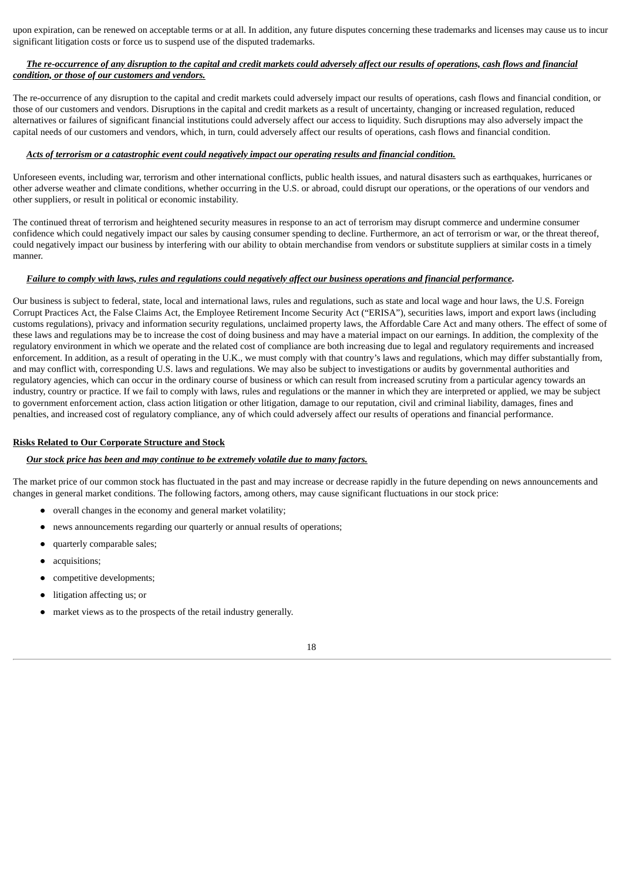upon expiration, can be renewed on acceptable terms or at all. In addition, any future disputes concerning these trademarks and licenses may cause us to incur significant litigation costs or force us to suspend use of the disputed trademarks.

***The re-occurrence of any disruption to the capital and credit markets could adversely affect our results of operations, cash flows and financial condition, or those of our customers and vendors.***

The re-occurrence of any disruption to the capital and credit markets could adversely impact our results of operations, cash flows and financial condition, or those of our customers and vendors. Disruptions in the capital and credit markets as a result of uncertainty, changing or increased regulation, reduced alternatives or failures of significant financial institutions could adversely affect our access to liquidity. Such disruptions may also adversely impact the capital needs of our customers and vendors, which, in turn, could adversely affect our results of operations, cash flows and financial condition.

***Acts of terrorism or a catastrophic event could negatively impact our operating results and financial condition.***

Unforeseen events, including war, terrorism and other international conflicts, public health issues, and natural disasters such as earthquakes, hurricanes or other adverse weather and climate conditions, whether occurring in the U.S. or abroad, could disrupt our operations, or the operations of our vendors and other suppliers, or result in political or economic instability.

The continued threat of terrorism and heightened security measures in response to an act of terrorism may disrupt commerce and undermine consumer confidence which could negatively impact our sales by causing consumer spending to decline. Furthermore, an act of terrorism or war, or the threat thereof, could negatively impact our business by interfering with our ability to obtain merchandise from vendors or substitute suppliers at similar costs in a timely manner.

***Failure to comply with laws, rules and regulations could negatively affect our business operations and financial performance.***

Our business is subject to federal, state, local and international laws, rules and regulations, such as state and local wage and hour laws, the U.S. Foreign Corrupt Practices Act, the False Claims Act, the Employee Retirement Income Security Act ("ERISA"), securities laws, import and export laws (including customs regulations), privacy and information security regulations, unclaimed property laws, the Affordable Care Act and many others. The effect of some of these laws and regulations may be to increase the cost of doing business and may have a material impact on our earnings. In addition, the complexity of the regulatory environment in which we operate and the related cost of compliance are both increasing due to legal and regulatory requirements and increased enforcement. In addition, as a result of operating in the U.K., we must comply with that country's laws and regulations, which may differ substantially from, and may conflict with, corresponding U.S. laws and regulations. We may also be subject to investigations or audits by governmental authorities and regulatory agencies, which can occur in the ordinary course of business or which can result from increased scrutiny from a particular agency towards an industry, country or practice. If we fail to comply with laws, rules and regulations or the manner in which they are interpreted or applied, we may be subject to government enforcement action, class action litigation or other litigation, damage to our reputation, civil and criminal liability, damages, fines and penalties, and increased cost of regulatory compliance, any of which could adversely affect our results of operations and financial performance.

## Risks Related to Our Corporate Structure and Stock

***Our stock price has been and may continue to be extremely volatile due to many factors.***

The market price of our common stock has fluctuated in the past and may increase or decrease rapidly in the future depending on news announcements and changes in general market conditions. The following factors, among others, may cause significant fluctuations in our stock price:

- overall changes in the economy and general market volatility;
- news announcements regarding our quarterly or annual results of operations;
- quarterly comparable sales;
- acquisitions;
- competitive developments;
- litigation affecting us; or
- market views as to the prospects of the retail industry generally.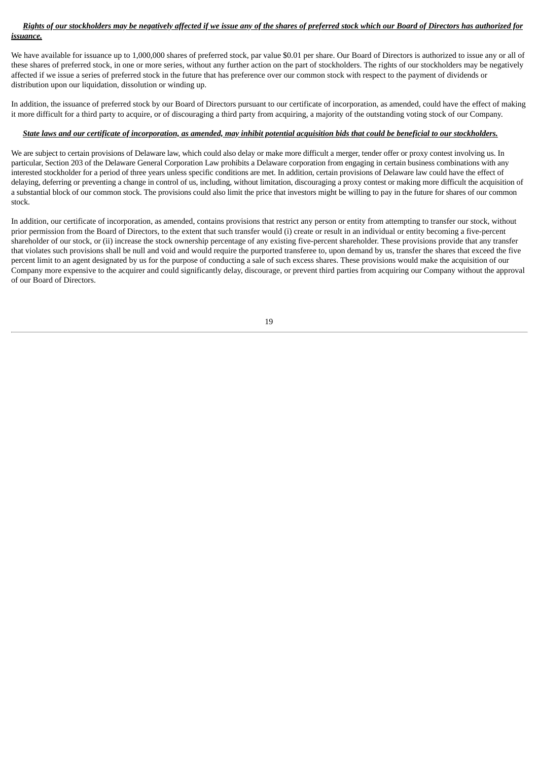***Rights of our stockholders may be negatively affected if we issue any of the shares of preferred stock which our Board of Directors has authorized for issuance.***

We have available for issuance up to 1,000,000 shares of preferred stock, par value $0.01 per share. Our Board of Directors is authorized to issue any or all of these shares of preferred stock, in one or more series, without any further action on the part of stockholders. The rights of our stockholders may be negatively affected if we issue a series of preferred stock in the future that has preference over our common stock with respect to the payment of dividends or distribution upon our liquidation, dissolution or winding up.

In addition, the issuance of preferred stock by our Board of Directors pursuant to our certificate of incorporation, as amended, could have the effect of making it more difficult for a third party to acquire, or of discouraging a third party from acquiring, a majority of the outstanding voting stock of our Company.

***State laws and our certificate of incorporation, as amended, may inhibit potential acquisition bids that could be beneficial to our stockholders.***

We are subject to certain provisions of Delaware law, which could also delay or make more difficult a merger, tender offer or proxy contest involving us. In particular, Section 203 of the Delaware General Corporation Law prohibits a Delaware corporation from engaging in certain business combinations with any interested stockholder for a period of three years unless specific conditions are met. In addition, certain provisions of Delaware law could have the effect of delaying, deferring or preventing a change in control of us, including, without limitation, discouraging a proxy contest or making more difficult the acquisition of a substantial block of our common stock. The provisions could also limit the price that investors might be willing to pay in the future for shares of our common stock.

In addition, our certificate of incorporation, as amended, contains provisions that restrict any person or entity from attempting to transfer our stock, without prior permission from the Board of Directors, to the extent that such transfer would (i) create or result in an individual or entity becoming a five-percent shareholder of our stock, or (ii) increase the stock ownership percentage of any existing five-percent shareholder. These provisions provide that any transfer that violates such provisions shall be null and void and would require the purported transferee to, upon demand by us, transfer the shares that exceed the five percent limit to an agent designated by us for the purpose of conducting a sale of such excess shares. These provisions would make the acquisition of our Company more expensive to the acquirer and could significantly delay, discourage, or prevent third parties from acquiring our Company without the approval of our Board of Directors.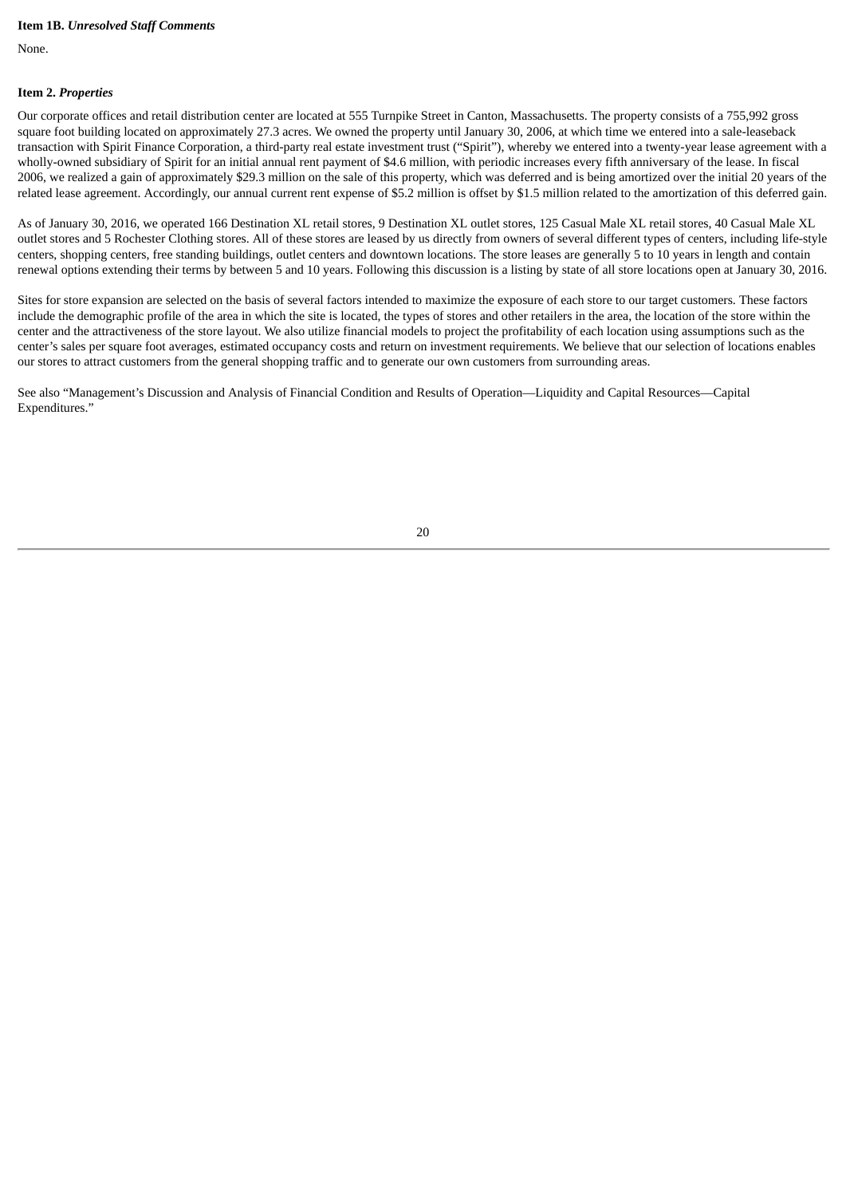**Item 1B.** ***Unresolved Staff Comments***

None.

**Item 2.** ***Properties***

Our corporate offices and retail distribution center are located at 555 Turnpike Street in Canton, Massachusetts. The property consists of a 755,992 gross square foot building located on approximately 27.3 acres. We owned the property until January 30, 2006, at which time we entered into a sale-leaseback transaction with Spirit Finance Corporation, a third-party real estate investment trust ("Spirit"), whereby we entered into a twenty-year lease agreement with a wholly-owned subsidiary of Spirit for an initial annual rent payment of $4.6 million, with periodic increases every fifth anniversary of the lease. In fiscal 2006, we realized a gain of approximately $29.3 million on the sale of this property, which was deferred and is being amortized over the initial 20 years of the related lease agreement. Accordingly, our annual current rent expense of $5.2 million is offset by $1.5 million related to the amortization of this deferred gain.

As of January 30, 2016, we operated 166 Destination XL retail stores, 9 Destination XL outlet stores, 125 Casual Male XL retail stores, 40 Casual Male XL outlet stores and 5 Rochester Clothing stores. All of these stores are leased by us directly from owners of several different types of centers, including life-style centers, shopping centers, free standing buildings, outlet centers and downtown locations. The store leases are generally 5 to 10 years in length and contain renewal options extending their terms by between 5 and 10 years. Following this discussion is a listing by state of all store locations open at January 30, 2016.

Sites for store expansion are selected on the basis of several factors intended to maximize the exposure of each store to our target customers. These factors include the demographic profile of the area in which the site is located, the types of stores and other retailers in the area, the location of the store within the center and the attractiveness of the store layout. We also utilize financial models to project the profitability of each location using assumptions such as the center's sales per square foot averages, estimated occupancy costs and return on investment requirements. We believe that our selection of locations enables our stores to attract customers from the general shopping traffic and to generate our own customers from surrounding areas.

See also "Management's Discussion and Analysis of Financial Condition and Results of Operation—Liquidity and Capital Resources—Capital Expenditures."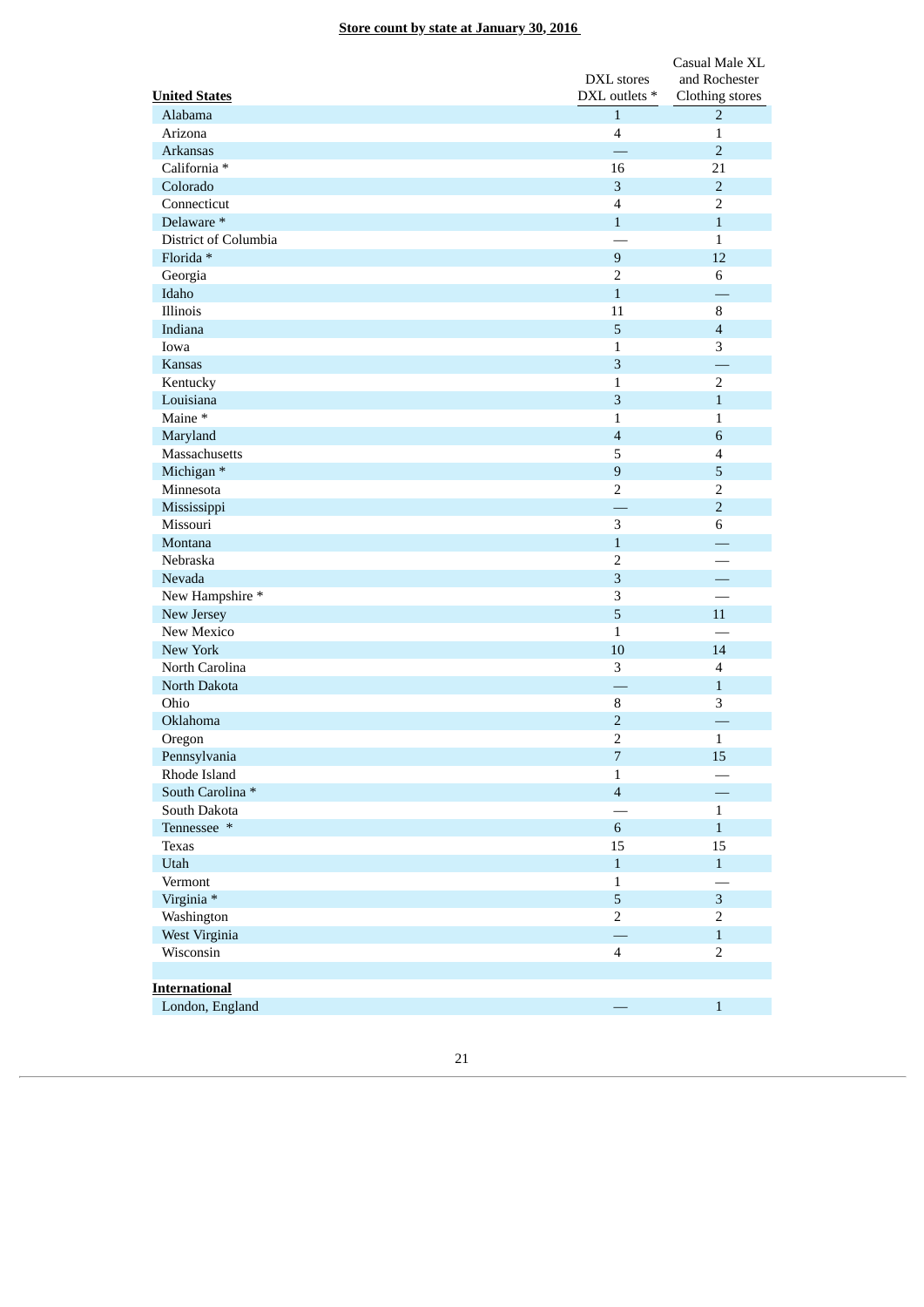**Store count by state at January 30, 2016**

| United States | DXL stores DXL outlets * | Casual Male XL and Rochester Clothing stores |
|---|---|---|
| Alabama | 1 | 2 |
| Arizona | 4 | 1 |
| Arkansas | — | 2 |
| California * | 16 | 21 |
| Colorado | 3 | 2 |
| Connecticut | 4 | 2 |
| Delaware * | 1 | 1 |
| District of Columbia | — | 1 |
| Florida * | 9 | 12 |
| Georgia | 2 | 6 |
| Idaho | 1 | — |
| Illinois | 11 | 8 |
| Indiana | 5 | 4 |
| Iowa | 1 | 3 |
| Kansas | 3 | — |
| Kentucky | 1 | 2 |
| Louisiana | 3 | 1 |
| Maine * | 1 | 1 |
| Maryland | 4 | 6 |
| Massachusetts | 5 | 4 |
| Michigan * | 9 | 5 |
| Minnesota | 2 | 2 |
| Mississippi | — | 2 |
| Missouri | 3 | 6 |
| Montana | 1 | — |
| Nebraska | 2 | — |
| Nevada | 3 | — |
| New Hampshire * | 3 | — |
| New Jersey | 5 | 11 |
| New Mexico | 1 | — |
| New York | 10 | 14 |
| North Carolina | 3 | 4 |
| North Dakota | — | 1 |
| Ohio | 8 | 3 |
| Oklahoma | 2 | — |
| Oregon | 2 | 1 |
| Pennsylvania | 7 | 15 |
| Rhode Island | 1 | — |
| South Carolina * | 4 | — |
| South Dakota | — | 1 |
| Tennessee * | 6 | 1 |
| Texas | 15 | 15 |
| Utah | 1 | 1 |
| Vermont | 1 | — |
| Virginia * | 5 | 3 |
| Washington | 2 | 2 |
| West Virginia | — | 1 |
| Wisconsin | 4 | 2 |
| | | |
| **International** | | |
| London, England | — | 1 |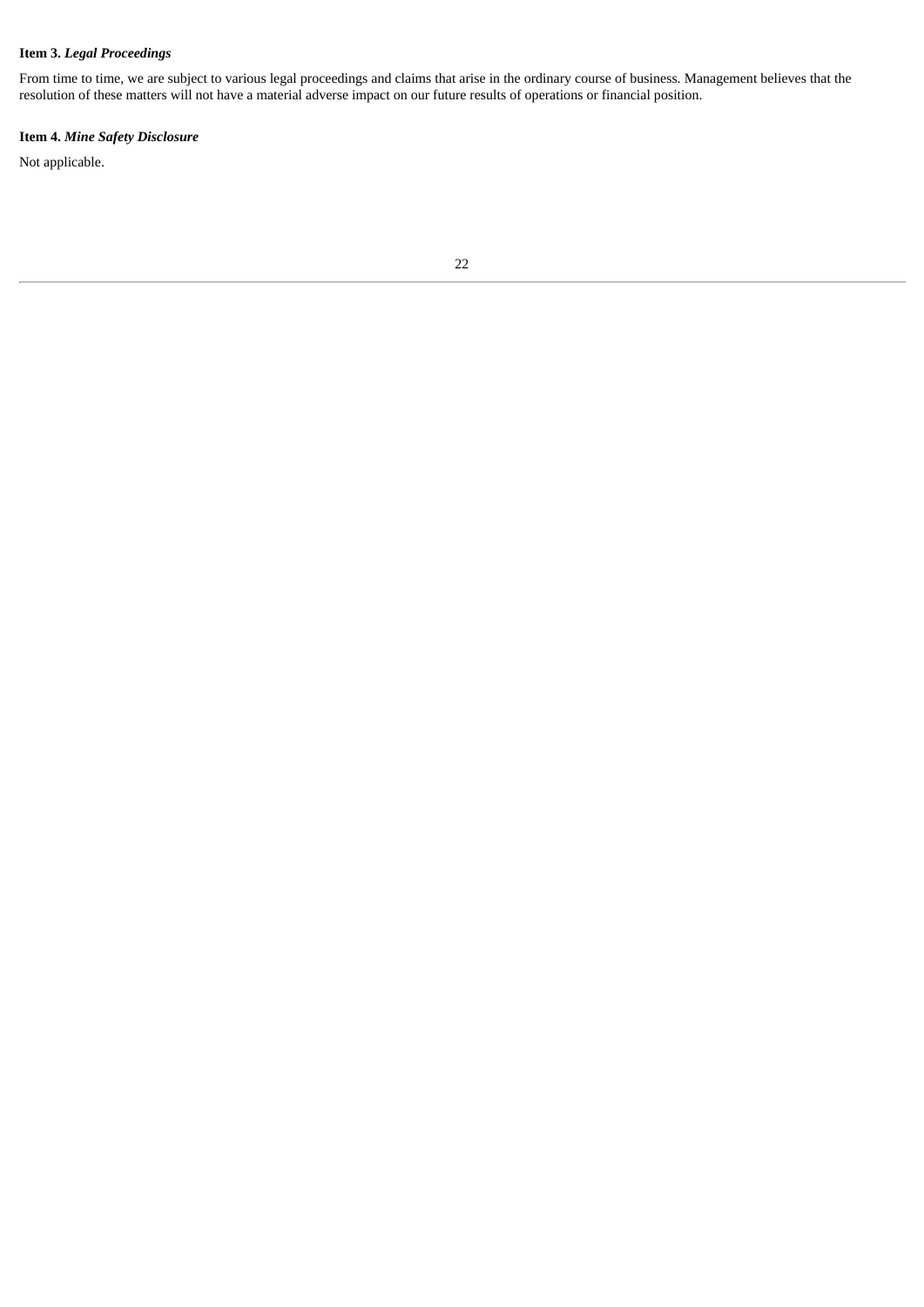**Item 3.** ***Legal Proceedings***

From time to time, we are subject to various legal proceedings and claims that arise in the ordinary course of business. Management believes that the resolution of these matters will not have a material adverse impact on our future results of operations or financial position.

**Item 4.** ***Mine Safety Disclosure***

Not applicable.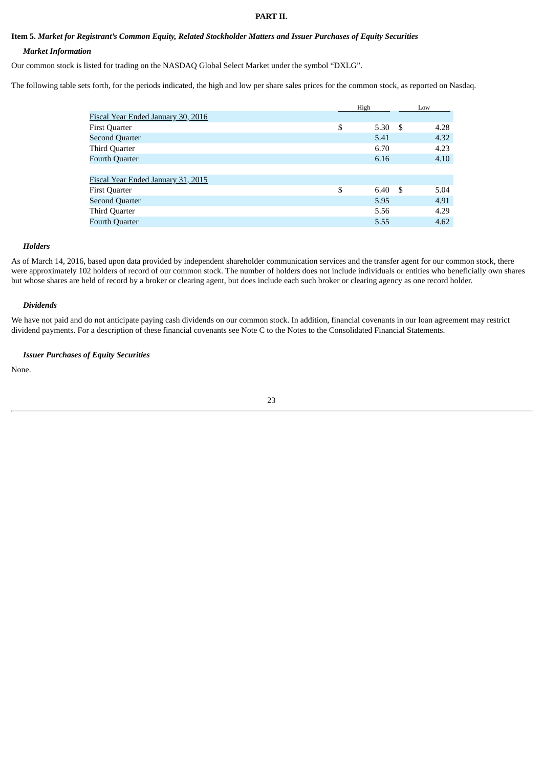# PART II.

## Item 5. *Market for Registrant's Common Equity, Related Stockholder Matters and Issuer Purchases of Equity Securities*

### *Market Information*

Our common stock is listed for trading on the NASDAQ Global Select Market under the symbol "DXLG".

The following table sets forth, for the periods indicated, the high and low per share sales prices for the common stock, as reported on Nasdaq.

| | High | Low |
|---|---|---|
| Fiscal Year Ended January 30, 2016 | | |
| First Quarter | $ 5.30 | $ 4.28 |
| Second Quarter | 5.41 | 4.32 |
| Third Quarter | 6.70 | 4.23 |
| Fourth Quarter | 6.16 | 4.10 |
| | | |
| Fiscal Year Ended January 31, 2015 | | |
| First Quarter | $ 6.40 | $ 5.04 |
| Second Quarter | 5.95 | 4.91 |
| Third Quarter | 5.56 | 4.29 |
| Fourth Quarter | 5.55 | 4.62 |

### *Holders*

As of March 14, 2016, based upon data provided by independent shareholder communication services and the transfer agent for our common stock, there were approximately 102 holders of record of our common stock. The number of holders does not include individuals or entities who beneficially own shares but whose shares are held of record by a broker or clearing agent, but does include each such broker or clearing agency as one record holder.

### *Dividends*

We have not paid and do not anticipate paying cash dividends on our common stock. In addition, financial covenants in our loan agreement may restrict dividend payments. For a description of these financial covenants see Note C to the Notes to the Consolidated Financial Statements.

### *Issuer Purchases of Equity Securities*

None.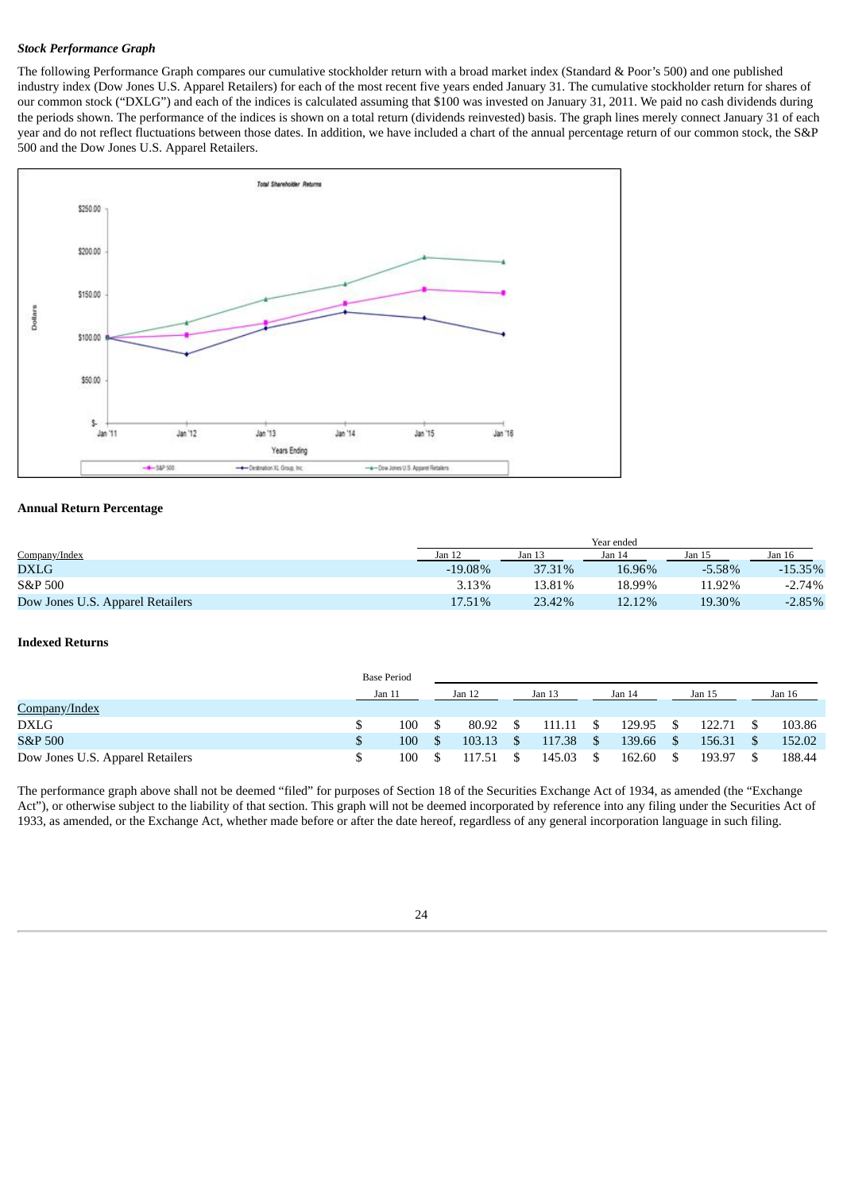***Stock Performance Graph***

The following Performance Graph compares our cumulative stockholder return with a broad market index (Standard & Poor's 500) and one published industry index (Dow Jones U.S. Apparel Retailers) for each of the most recent five years ended January 31. The cumulative stockholder return for shares of our common stock ("DXLG") and each of the indices is calculated assuming that $100 was invested on January 31, 2011. We paid no cash dividends during the periods shown. The performance of the indices is shown on a total return (dividends reinvested) basis. The graph lines merely connect January 31 of each year and do not reflect fluctuations between those dates. In addition, we have included a chart of the annual percentage return of our common stock, the S&P 500 and the Dow Jones U.S. Apparel Retailers.

**Annual Return Percentage**

| Company/Index | Year ended Jan 12 | Jan 13 | Jan 14 | Jan 15 | Jan 16 |
|---|---|---|---|---|---|
| DXLG | -19.08% | 37.31% | 16.96% | -5.58% | -15.35% |
| S&P 500 | 3.13% | 13.81% | 18.99% | 11.92% | -2.74% |
| Dow Jones U.S. Apparel Retailers | 17.51% | 23.42% | 12.12% | 19.30% | -2.85% |

**Indexed Returns**

| Company/Index | Base Period Jan 11 | Jan 12 | Jan 13 | Jan 14 | Jan 15 | Jan 16 |
|---|---|---|---|---|---|---|
| DXLG | $ 100 | $ 80.92 | $ 111.11 | $ 129.95 | $ 122.71 | $ 103.86 |
| S&P 500 | $ 100 | $ 103.13 | $ 117.38 | $ 139.66 | $ 156.31 | $ 152.02 |
| Dow Jones U.S. Apparel Retailers | $ 100 | $ 117.51 | $ 145.03 | $ 162.60 | $ 193.97 | $ 188.44 |

The performance graph above shall not be deemed "filed" for purposes of Section 18 of the Securities Exchange Act of 1934, as amended (the "Exchange Act"), or otherwise subject to the liability of that section. This graph will not be deemed incorporated by reference into any filing under the Securities Act of 1933, as amended, or the Exchange Act, whether made before or after the date hereof, regardless of any general incorporation language in such filing.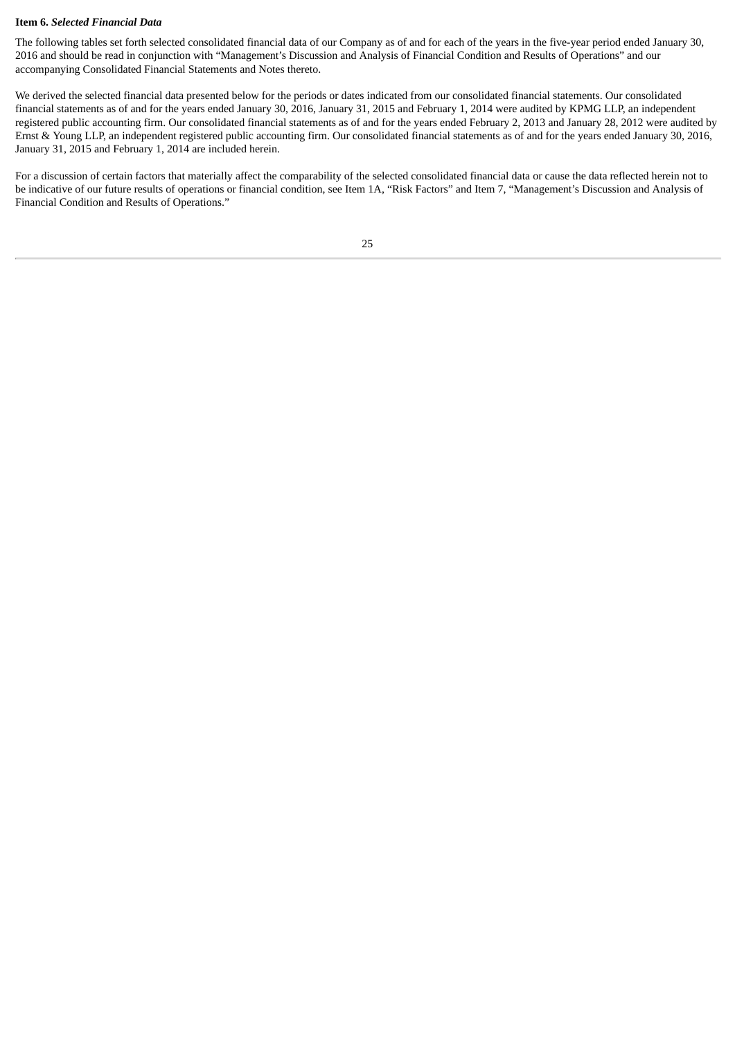**Item 6.** ***Selected Financial Data***

The following tables set forth selected consolidated financial data of our Company as of and for each of the years in the five-year period ended January 30, 2016 and should be read in conjunction with "Management's Discussion and Analysis of Financial Condition and Results of Operations" and our accompanying Consolidated Financial Statements and Notes thereto.

We derived the selected financial data presented below for the periods or dates indicated from our consolidated financial statements. Our consolidated financial statements as of and for the years ended January 30, 2016, January 31, 2015 and February 1, 2014 were audited by KPMG LLP, an independent registered public accounting firm. Our consolidated financial statements as of and for the years ended February 2, 2013 and January 28, 2012 were audited by Ernst & Young LLP, an independent registered public accounting firm. Our consolidated financial statements as of and for the years ended January 30, 2016, January 31, 2015 and February 1, 2014 are included herein.

For a discussion of certain factors that materially affect the comparability of the selected consolidated financial data or cause the data reflected herein not to be indicative of our future results of operations or financial condition, see Item 1A, "Risk Factors" and Item 7, "Management's Discussion and Analysis of Financial Condition and Results of Operations."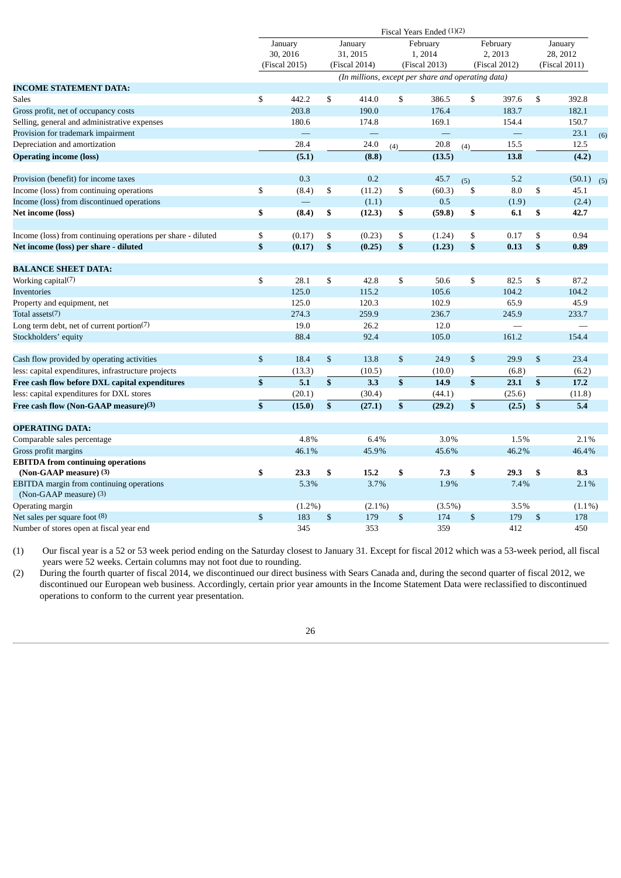| | Fiscal Years Ended (1)(2) | | | | |
|---|---|---|---|---|---|
| | January 30, 2016 (Fiscal 2015) | January 31, 2015 (Fiscal 2014) | February 1, 2014 (Fiscal 2013) | February 2, 2013 (Fiscal 2012) | January 28, 2012 (Fiscal 2011) |
| | *(In millions, except per share and operating data)* | | | | |
| **INCOME STATEMENT DATA:** | | | | | |
| Sales | $ 442.2 | $ 414.0 | $ 386.5 | $ 397.6 | $ 392.8 |
| Gross profit, net of occupancy costs | 203.8 | 190.0 | 176.4 | 183.7 | 182.1 |
| Selling, general and administrative expenses | 180.6 | 174.8 | 169.1 | 154.4 | 150.7 |
| Provision for trademark impairment | — | — | — | — | 23.1 (6) |
| Depreciation and amortization | 28.4 | 24.0 (4) | 20.8 (4) | 15.5 | 12.5 |
| **Operating income (loss)** | **(5.1)** | **(8.8)** | **(13.5)** | **13.8** | **(4.2)** |
| | | | | | |
| Provision (benefit) for income taxes | 0.3 | 0.2 | 45.7 (5) | 5.2 | (50.1) (5) |
| Income (loss) from continuing operations | $ (8.4) | $ (11.2) | $ (60.3) | $ 8.0 | $ 45.1 |
| Income (loss) from discontinued operations | — | (1.1) | 0.5 | (1.9) | (2.4) |
| **Net income (loss)** | **$ (8.4)** | **$ (12.3)** | **$ (59.8)** | **$ 6.1** | **$ 42.7** |
| | | | | | |
| Income (loss) from continuing operations per share - diluted | $ (0.17) | $ (0.23) | $ (1.24) | $ 0.17 | $ 0.94 |
| **Net income (loss) per share - diluted** | **$ (0.17)** | **$ (0.25)** | **$ (1.23)** | **$ 0.13** | **$ 0.89** |
| | | | | | |
| **BALANCE SHEET DATA:** | | | | | |
| Working capital(7) | $ 28.1 | $ 42.8 | $ 50.6 | $ 82.5 | $ 87.2 |
| Inventories | 125.0 | 115.2 | 105.6 | 104.2 | 104.2 |
| Property and equipment, net | 125.0 | 120.3 | 102.9 | 65.9 | 45.9 |
| Total assets(7) | 274.3 | 259.9 | 236.7 | 245.9 | 233.7 |
| Long term debt, net of current portion(7) | 19.0 | 26.2 | 12.0 | — | — |
| Stockholders' equity | 88.4 | 92.4 | 105.0 | 161.2 | 154.4 |
| | | | | | |
| Cash flow provided by operating activities | $ 18.4 | $ 13.8 | $ 24.9 | $ 29.9 | $ 23.4 |
| less: capital expenditures, infrastructure projects | (13.3) | (10.5) | (10.0) | (6.8) | (6.2) |
| **Free cash flow before DXL capital expenditures** | **$ 5.1** | **$ 3.3** | **$ 14.9** | **$ 23.1** | **$ 17.2** |
| less: capital expenditures for DXL stores | (20.1) | (30.4) | (44.1) | (25.6) | (11.8) |
| **Free cash flow (Non-GAAP measure)(3)** | **$ (15.0)** | **$ (27.1)** | **$ (29.2)** | **$ (2.5)** | **$ 5.4** |
| | | | | | |
| **OPERATING DATA:** | | | | | |
| Comparable sales percentage | 4.8% | 6.4% | 3.0% | 1.5% | 2.1% |
| Gross profit margins | 46.1% | 45.9% | 45.6% | 46.2% | 46.4% |
| **EBITDA from continuing operations (Non-GAAP measure) (3)** | **$ 23.3** | **$ 15.2** | **$ 7.3** | **$ 29.3** | **$ 8.3** |
| EBITDA margin from continuing operations (Non-GAAP measure) (3) | 5.3% | 3.7% | 1.9% | 7.4% | 2.1% |
| Operating margin | (1.2%) | (2.1%) | (3.5%) | 3.5% | (1.1%) |
| Net sales per square foot (8) | $ 183 | $ 179 | $ 174 | $ 179 | $ 178 |
| Number of stores open at fiscal year end | 345 | 353 | 359 | 412 | 450 |

(1) Our fiscal year is a 52 or 53 week period ending on the Saturday closest to January 31. Except for fiscal 2012 which was a 53-week period, all fiscal years were 52 weeks. Certain columns may not foot due to rounding.

(2) During the fourth quarter of fiscal 2014, we discontinued our direct business with Sears Canada and, during the second quarter of fiscal 2012, we discontinued our European web business. Accordingly, certain prior year amounts in the Income Statement Data were reclassified to discontinued operations to conform to the current year presentation.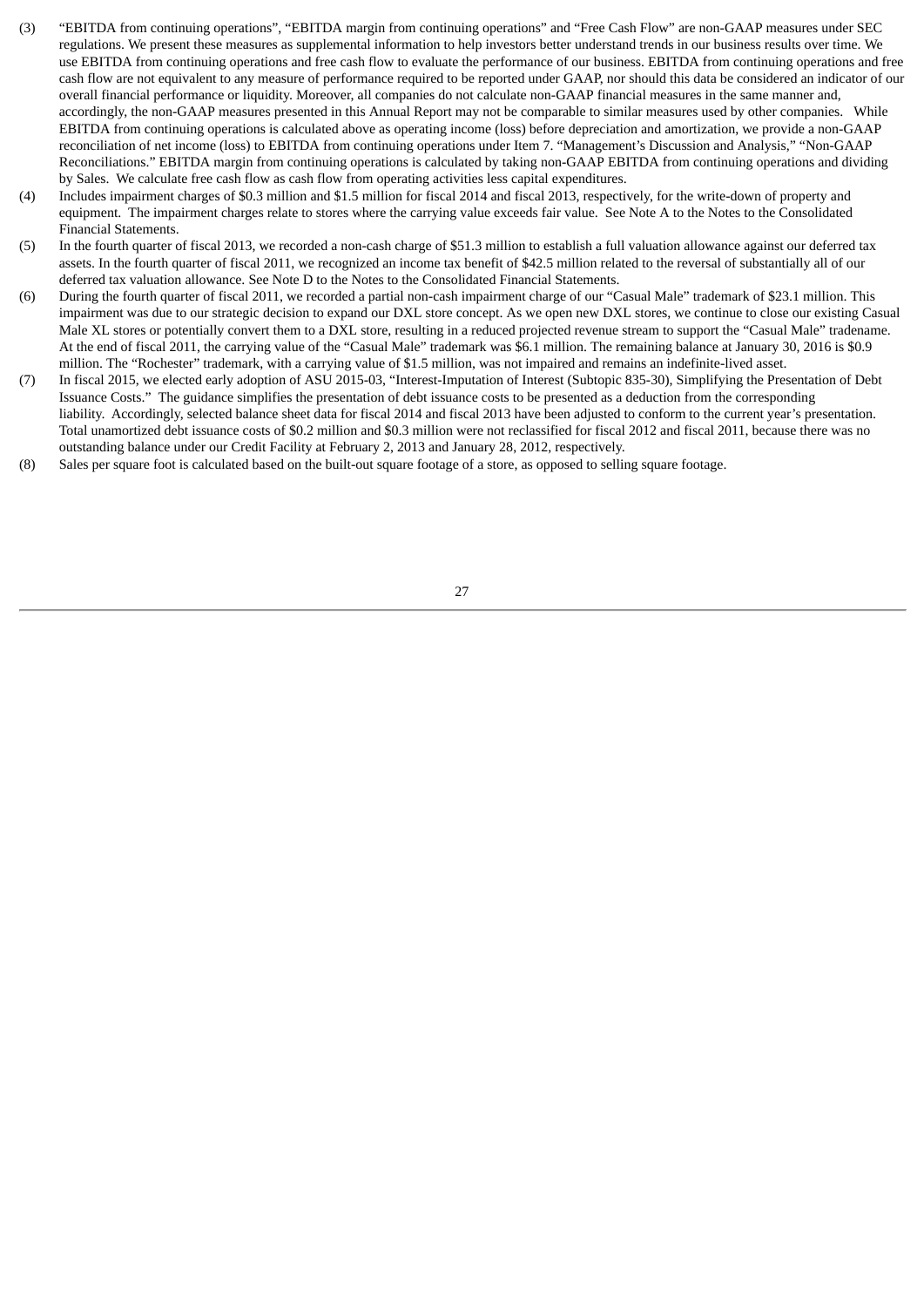(3) "EBITDA from continuing operations", "EBITDA margin from continuing operations" and "Free Cash Flow" are non-GAAP measures under SEC regulations. We present these measures as supplemental information to help investors better understand trends in our business results over time. We use EBITDA from continuing operations and free cash flow to evaluate the performance of our business. EBITDA from continuing operations and free cash flow are not equivalent to any measure of performance required to be reported under GAAP, nor should this data be considered an indicator of our overall financial performance or liquidity. Moreover, all companies do not calculate non-GAAP financial measures in the same manner and, accordingly, the non-GAAP measures presented in this Annual Report may not be comparable to similar measures used by other companies. While EBITDA from continuing operations is calculated above as operating income (loss) before depreciation and amortization, we provide a non-GAAP reconciliation of net income (loss) to EBITDA from continuing operations under Item 7. "Management's Discussion and Analysis," "Non-GAAP Reconciliations." EBITDA margin from continuing operations is calculated by taking non-GAAP EBITDA from continuing operations and dividing by Sales. We calculate free cash flow as cash flow from operating activities less capital expenditures.

(4) Includes impairment charges of $0.3 million and $1.5 million for fiscal 2014 and fiscal 2013, respectively, for the write-down of property and equipment. The impairment charges relate to stores where the carrying value exceeds fair value. See Note A to the Notes to the Consolidated Financial Statements.

(5) In the fourth quarter of fiscal 2013, we recorded a non-cash charge of $51.3 million to establish a full valuation allowance against our deferred tax assets. In the fourth quarter of fiscal 2011, we recognized an income tax benefit of $42.5 million related to the reversal of substantially all of our deferred tax valuation allowance. See Note D to the Notes to the Consolidated Financial Statements.

(6) During the fourth quarter of fiscal 2011, we recorded a partial non-cash impairment charge of our "Casual Male" trademark of $23.1 million. This impairment was due to our strategic decision to expand our DXL store concept. As we open new DXL stores, we continue to close our existing Casual Male XL stores or potentially convert them to a DXL store, resulting in a reduced projected revenue stream to support the "Casual Male" tradename. At the end of fiscal 2011, the carrying value of the "Casual Male" trademark was $6.1 million. The remaining balance at January 30, 2016 is $0.9 million. The "Rochester" trademark, with a carrying value of $1.5 million, was not impaired and remains an indefinite-lived asset.

(7) In fiscal 2015, we elected early adoption of ASU 2015-03, "Interest-Imputation of Interest (Subtopic 835-30), Simplifying the Presentation of Debt Issuance Costs." The guidance simplifies the presentation of debt issuance costs to be presented as a deduction from the corresponding liability. Accordingly, selected balance sheet data for fiscal 2014 and fiscal 2013 have been adjusted to conform to the current year's presentation. Total unamortized debt issuance costs of $0.2 million and $0.3 million were not reclassified for fiscal 2012 and fiscal 2011, because there was no outstanding balance under our Credit Facility at February 2, 2013 and January 28, 2012, respectively.

(8) Sales per square foot is calculated based on the built-out square footage of a store, as opposed to selling square footage.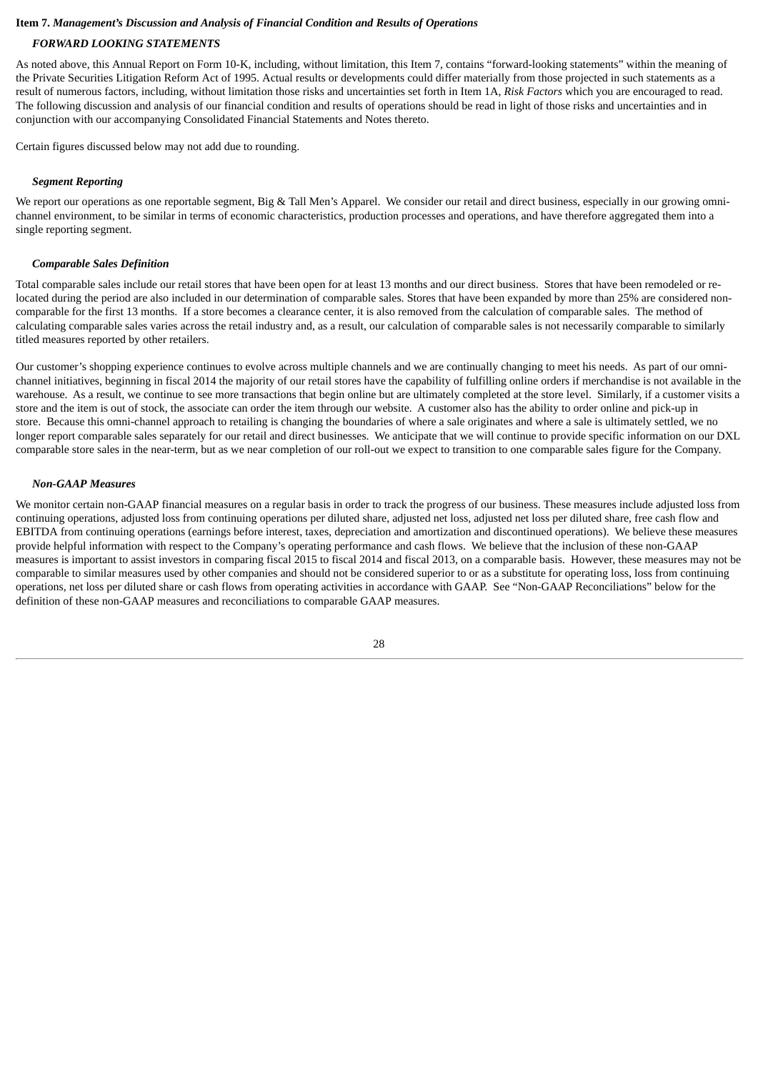**Item 7.** ***Management's Discussion and Analysis of Financial Condition and Results of Operations***

***FORWARD LOOKING STATEMENTS***

As noted above, this Annual Report on Form 10-K, including, without limitation, this Item 7, contains "forward-looking statements" within the meaning of the Private Securities Litigation Reform Act of 1995. Actual results or developments could differ materially from those projected in such statements as a result of numerous factors, including, without limitation those risks and uncertainties set forth in Item 1A, *Risk Factors* which you are encouraged to read. The following discussion and analysis of our financial condition and results of operations should be read in light of those risks and uncertainties and in conjunction with our accompanying Consolidated Financial Statements and Notes thereto.

Certain figures discussed below may not add due to rounding.

***Segment Reporting***

We report our operations as one reportable segment, Big & Tall Men's Apparel. We consider our retail and direct business, especially in our growing omni-channel environment, to be similar in terms of economic characteristics, production processes and operations, and have therefore aggregated them into a single reporting segment.

***Comparable Sales Definition***

Total comparable sales include our retail stores that have been open for at least 13 months and our direct business. Stores that have been remodeled or re-located during the period are also included in our determination of comparable sales. Stores that have been expanded by more than 25% are considered non-comparable for the first 13 months. If a store becomes a clearance center, it is also removed from the calculation of comparable sales. The method of calculating comparable sales varies across the retail industry and, as a result, our calculation of comparable sales is not necessarily comparable to similarly titled measures reported by other retailers.

Our customer's shopping experience continues to evolve across multiple channels and we are continually changing to meet his needs. As part of our omni-channel initiatives, beginning in fiscal 2014 the majority of our retail stores have the capability of fulfilling online orders if merchandise is not available in the warehouse. As a result, we continue to see more transactions that begin online but are ultimately completed at the store level. Similarly, if a customer visits a store and the item is out of stock, the associate can order the item through our website. A customer also has the ability to order online and pick-up in store. Because this omni-channel approach to retailing is changing the boundaries of where a sale originates and where a sale is ultimately settled, we no longer report comparable sales separately for our retail and direct businesses. We anticipate that we will continue to provide specific information on our DXL comparable store sales in the near-term, but as we near completion of our roll-out we expect to transition to one comparable sales figure for the Company.

***Non-GAAP Measures***

We monitor certain non-GAAP financial measures on a regular basis in order to track the progress of our business. These measures include adjusted loss from continuing operations, adjusted loss from continuing operations per diluted share, adjusted net loss, adjusted net loss per diluted share, free cash flow and EBITDA from continuing operations (earnings before interest, taxes, depreciation and amortization and discontinued operations). We believe these measures provide helpful information with respect to the Company's operating performance and cash flows. We believe that the inclusion of these non-GAAP measures is important to assist investors in comparing fiscal 2015 to fiscal 2014 and fiscal 2013, on a comparable basis. However, these measures may not be comparable to similar measures used by other companies and should not be considered superior to or as a substitute for operating loss, loss from continuing operations, net loss per diluted share or cash flows from operating activities in accordance with GAAP. See "Non-GAAP Reconciliations" below for the definition of these non-GAAP measures and reconciliations to comparable GAAP measures.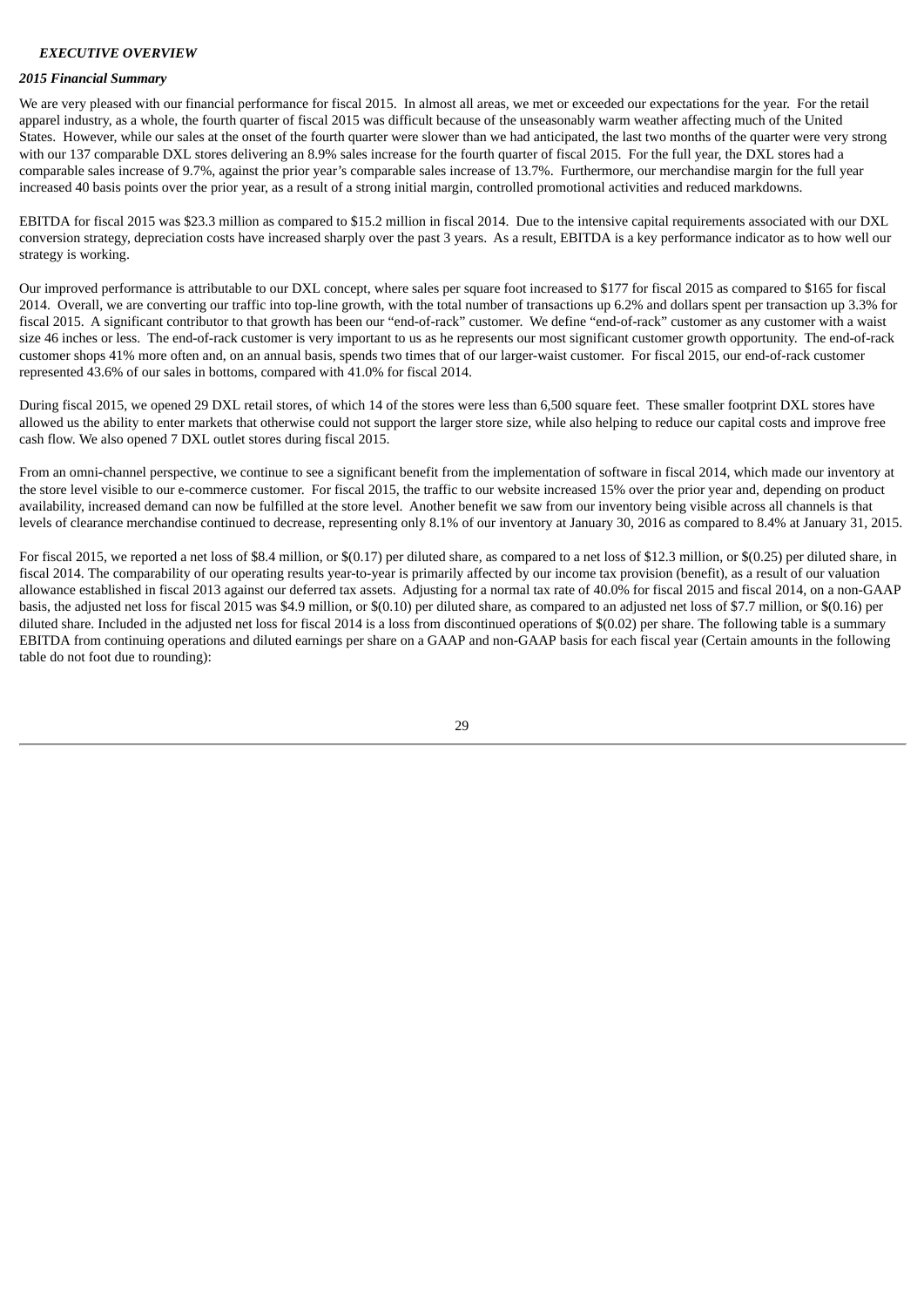### *EXECUTIVE OVERVIEW*

***2015 Financial Summary***

We are very pleased with our financial performance for fiscal 2015. In almost all areas, we met or exceeded our expectations for the year. For the retail apparel industry, as a whole, the fourth quarter of fiscal 2015 was difficult because of the unseasonably warm weather affecting much of the United States. However, while our sales at the onset of the fourth quarter were slower than we had anticipated, the last two months of the quarter were very strong with our 137 comparable DXL stores delivering an 8.9% sales increase for the fourth quarter of fiscal 2015. For the full year, the DXL stores had a comparable sales increase of 9.7%, against the prior year's comparable sales increase of 13.7%. Furthermore, our merchandise margin for the full year increased 40 basis points over the prior year, as a result of a strong initial margin, controlled promotional activities and reduced markdowns.

EBITDA for fiscal 2015 was $23.3 million as compared to $15.2 million in fiscal 2014. Due to the intensive capital requirements associated with our DXL conversion strategy, depreciation costs have increased sharply over the past 3 years. As a result, EBITDA is a key performance indicator as to how well our strategy is working.

Our improved performance is attributable to our DXL concept, where sales per square foot increased to $177 for fiscal 2015 as compared to $165 for fiscal 2014. Overall, we are converting our traffic into top-line growth, with the total number of transactions up 6.2% and dollars spent per transaction up 3.3% for fiscal 2015. A significant contributor to that growth has been our "end-of-rack" customer. We define "end-of-rack" customer as any customer with a waist size 46 inches or less. The end-of-rack customer is very important to us as he represents our most significant customer growth opportunity. The end-of-rack customer shops 41% more often and, on an annual basis, spends two times that of our larger-waist customer. For fiscal 2015, our end-of-rack customer represented 43.6% of our sales in bottoms, compared with 41.0% for fiscal 2014.

During fiscal 2015, we opened 29 DXL retail stores, of which 14 of the stores were less than 6,500 square feet. These smaller footprint DXL stores have allowed us the ability to enter markets that otherwise could not support the larger store size, while also helping to reduce our capital costs and improve free cash flow. We also opened 7 DXL outlet stores during fiscal 2015.

From an omni-channel perspective, we continue to see a significant benefit from the implementation of software in fiscal 2014, which made our inventory at the store level visible to our e-commerce customer. For fiscal 2015, the traffic to our website increased 15% over the prior year and, depending on product availability, increased demand can now be fulfilled at the store level. Another benefit we saw from our inventory being visible across all channels is that levels of clearance merchandise continued to decrease, representing only 8.1% of our inventory at January 30, 2016 as compared to 8.4% at January 31, 2015.

For fiscal 2015, we reported a net loss of $8.4 million, or $(0.17) per diluted share, as compared to a net loss of $12.3 million, or $(0.25) per diluted share, in fiscal 2014. The comparability of our operating results year-to-year is primarily affected by our income tax provision (benefit), as a result of our valuation allowance established in fiscal 2013 against our deferred tax assets. Adjusting for a normal tax rate of 40.0% for fiscal 2015 and fiscal 2014, on a non-GAAP basis, the adjusted net loss for fiscal 2015 was $4.9 million, or $(0.10) per diluted share, as compared to an adjusted net loss of $7.7 million, or $(0.16) per diluted share. Included in the adjusted net loss for fiscal 2014 is a loss from discontinued operations of $(0.02) per share. The following table is a summary EBITDA from continuing operations and diluted earnings per share on a GAAP and non-GAAP basis for each fiscal year (Certain amounts in the following table do not foot due to rounding):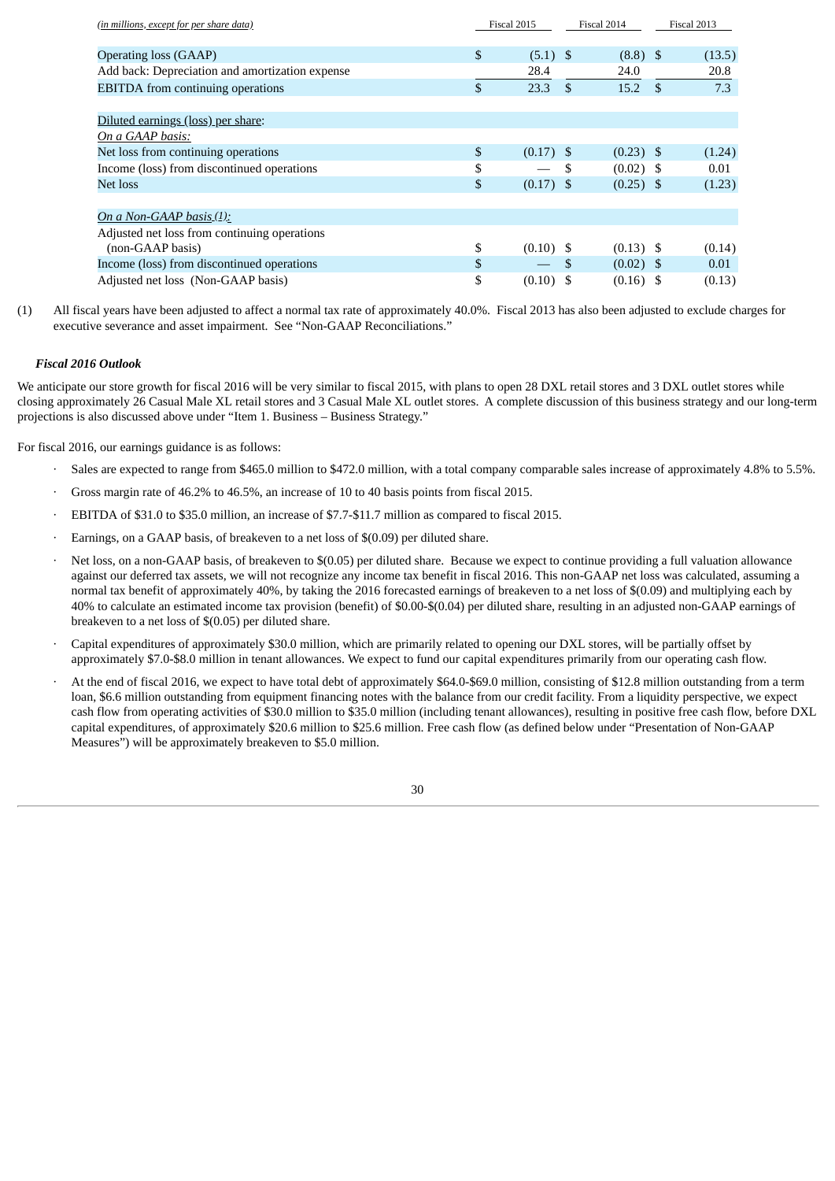| *(in millions, except for per share data)* | Fiscal 2015 | Fiscal 2014 | Fiscal 2013 |
|---|---|---|---|
| Operating loss (GAAP) | $ (5.1) | $ (8.8) | $ (13.5) |
| Add back: Depreciation and amortization expense | 28.4 | 24.0 | 20.8 |
| EBITDA from continuing operations | $ 23.3 | $ 15.2 | $ 7.3 |
| | | | |
| Diluted earnings (loss) per share: | | | |
| *On a GAAP basis:* | | | |
| Net loss from continuing operations | $ (0.17) | $ (0.23) | $ (1.24) |
| Income (loss) from discontinued operations | $ — | $ (0.02) | $ 0.01 |
| Net loss | $ (0.17) | $ (0.25) | $ (1.23) |
| | | | |
| *On a Non-GAAP basis (1):* | | | |
| Adjusted net loss from continuing operations (non-GAAP basis) | $ (0.10) | $ (0.13) | $ (0.14) |
| Income (loss) from discontinued operations | $ — | $ (0.02) | $ 0.01 |
| Adjusted net loss (Non-GAAP basis) | $ (0.10) | $ (0.16) | $ (0.13) |

(1) All fiscal years have been adjusted to affect a normal tax rate of approximately 40.0%. Fiscal 2013 has also been adjusted to exclude charges for executive severance and asset impairment. See "Non-GAAP Reconciliations."

***Fiscal 2016 Outlook***

We anticipate our store growth for fiscal 2016 will be very similar to fiscal 2015, with plans to open 28 DXL retail stores and 3 DXL outlet stores while closing approximately 26 Casual Male XL retail stores and 3 Casual Male XL outlet stores. A complete discussion of this business strategy and our long-term projections is also discussed above under "Item 1. Business – Business Strategy."

For fiscal 2016, our earnings guidance is as follows:

- Sales are expected to range from $465.0 million to $472.0 million, with a total company comparable sales increase of approximately 4.8% to 5.5%.
- Gross margin rate of 46.2% to 46.5%, an increase of 10 to 40 basis points from fiscal 2015.
- EBITDA of $31.0 to $35.0 million, an increase of $7.7-$11.7 million as compared to fiscal 2015.
- Earnings, on a GAAP basis, of breakeven to a net loss of $(0.09) per diluted share.
- Net loss, on a non-GAAP basis, of breakeven to $(0.05) per diluted share. Because we expect to continue providing a full valuation allowance against our deferred tax assets, we will not recognize any income tax benefit in fiscal 2016. This non-GAAP net loss was calculated, assuming a normal tax benefit of approximately 40%, by taking the 2016 forecasted earnings of breakeven to a net loss of $(0.09) and multiplying each by 40% to calculate an estimated income tax provision (benefit) of $0.00-$(0.04) per diluted share, resulting in an adjusted non-GAAP earnings of breakeven to a net loss of $(0.05) per diluted share.
- Capital expenditures of approximately $30.0 million, which are primarily related to opening our DXL stores, will be partially offset by approximately $7.0-$8.0 million in tenant allowances. We expect to fund our capital expenditures primarily from our operating cash flow.
- At the end of fiscal 2016, we expect to have total debt of approximately $64.0-$69.0 million, consisting of $12.8 million outstanding from a term loan, $6.6 million outstanding from equipment financing notes with the balance from our credit facility. From a liquidity perspective, we expect cash flow from operating activities of $30.0 million to $35.0 million (including tenant allowances), resulting in positive free cash flow, before DXL capital expenditures, of approximately $20.6 million to $25.6 million. Free cash flow (as defined below under "Presentation of Non-GAAP Measures") will be approximately breakeven to $5.0 million.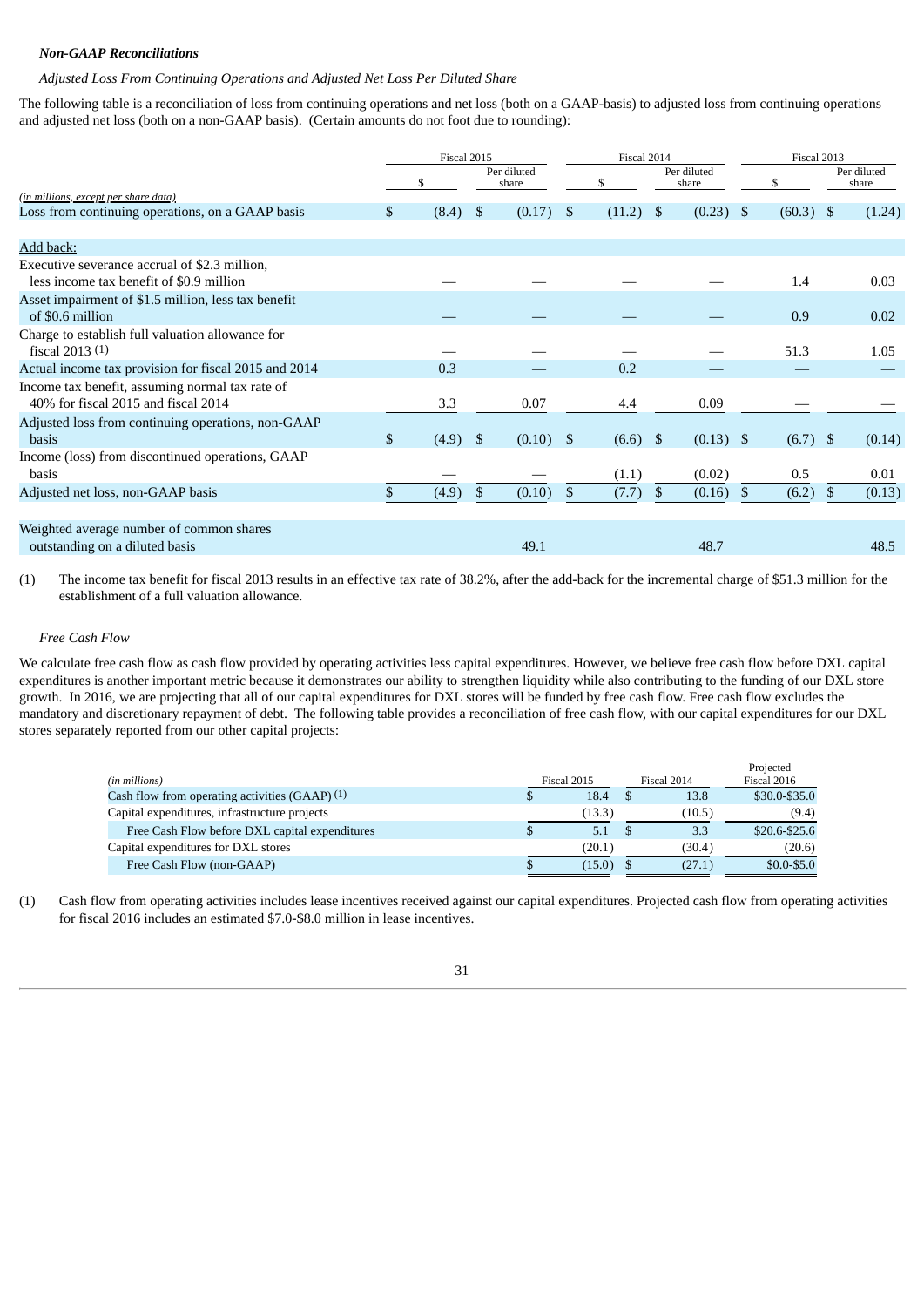***Non-GAAP Reconciliations***

*Adjusted Loss From Continuing Operations and Adjusted Net Loss Per Diluted Share*

The following table is a reconciliation of loss from continuing operations and net loss (both on a GAAP-basis) to adjusted loss from continuing operations and adjusted net loss (both on a non-GAAP basis). (Certain amounts do not foot due to rounding):

| | Fiscal 2015 | | Fiscal 2014 | | Fiscal 2013 | |
|---|---|---|---|---|---|---|
| *(in millions, except per share data)* | $ | Per diluted share | $ | Per diluted share | $ | Per diluted share |
| Loss from continuing operations, on a GAAP basis | $ (8.4) | $ (0.17) | $ (11.2) | $ (0.23) | $ (60.3) | $ (1.24) |
| Add back: | | | | | | |
| Executive severance accrual of $2.3 million, less income tax benefit of $0.9 million | — | — | — | — | 1.4 | 0.03 |
| Asset impairment of $1.5 million, less tax benefit of $0.6 million | — | — | — | — | 0.9 | 0.02 |
| Charge to establish full valuation allowance for fiscal 2013 (1) | — | — | — | — | 51.3 | 1.05 |
| Actual income tax provision for fiscal 2015 and 2014 | 0.3 | — | 0.2 | — | — | — |
| Income tax benefit, assuming normal tax rate of 40% for fiscal 2015 and fiscal 2014 | 3.3 | 0.07 | 4.4 | 0.09 | — | — |
| Adjusted loss from continuing operations, non-GAAP basis | $ (4.9) | $ (0.10) | $ (6.6) | $ (0.13) | $ (6.7) | $ (0.14) |
| Income (loss) from discontinued operations, GAAP basis | — | — | (1.1) | (0.02) | 0.5 | 0.01 |
| Adjusted net loss, non-GAAP basis | $ (4.9) | $ (0.10) | $ (7.7) | $ (0.16) | $ (6.2) | $ (0.13) |
| Weighted average number of common shares outstanding on a diluted basis | | 49.1 | | 48.7 | | 48.5 |

(1) The income tax benefit for fiscal 2013 results in an effective tax rate of 38.2%, after the add-back for the incremental charge of $51.3 million for the establishment of a full valuation allowance.

*Free Cash Flow*

We calculate free cash flow as cash flow provided by operating activities less capital expenditures. However, we believe free cash flow before DXL capital expenditures is another important metric because it demonstrates our ability to strengthen liquidity while also contributing to the funding of our DXL store growth. In 2016, we are projecting that all of our capital expenditures for DXL stores will be funded by free cash flow. Free cash flow excludes the mandatory and discretionary repayment of debt. The following table provides a reconciliation of free cash flow, with our capital expenditures for our DXL stores separately reported from our other capital projects:

| *(in millions)* | Fiscal 2015 | Fiscal 2014 | Projected Fiscal 2016 |
|---|---|---|---|
| Cash flow from operating activities (GAAP) (1) | $ 18.4 | $ 13.8 | $30.0-$35.0 |
| Capital expenditures, infrastructure projects | (13.3) | (10.5) | (9.4) |
| Free Cash Flow before DXL capital expenditures | $ 5.1 | $ 3.3 | $20.6-$25.6 |
| Capital expenditures for DXL stores | (20.1) | (30.4) | (20.6) |
| Free Cash Flow (non-GAAP) | $ (15.0) | $ (27.1) | $0.0-$5.0 |

(1) Cash flow from operating activities includes lease incentives received against our capital expenditures. Projected cash flow from operating activities for fiscal 2016 includes an estimated $7.0-$8.0 million in lease incentives.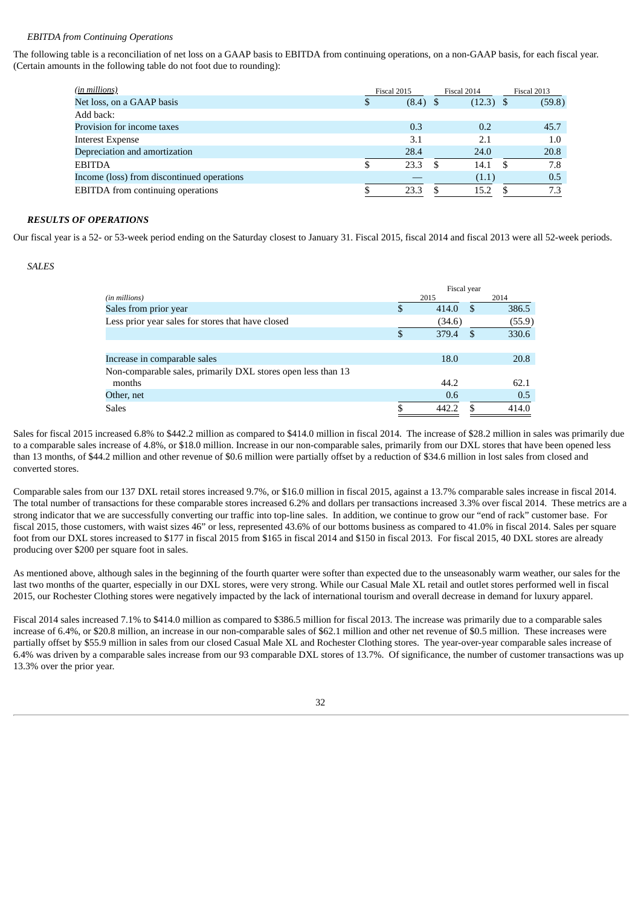*EBITDA from Continuing Operations*

The following table is a reconciliation of net loss on a GAAP basis to EBITDA from continuing operations, on a non-GAAP basis, for each fiscal year. (Certain amounts in the following table do not foot due to rounding):

| *(in millions)* | Fiscal 2015 | Fiscal 2014 | Fiscal 2013 |
|---|---|---|---|
| Net loss, on a GAAP basis | $ (8.4) | $ (12.3) | $ (59.8) |
| Add back: | | | |
| Provision for income taxes | 0.3 | 0.2 | 45.7 |
| Interest Expense | 3.1 | 2.1 | 1.0 |
| Depreciation and amortization | 28.4 | 24.0 | 20.8 |
| EBITDA | $ 23.3 | $ 14.1 | $ 7.8 |
| Income (loss) from discontinued operations | — | (1.1) | 0.5 |
| EBITDA from continuing operations | $ 23.3 | $ 15.2 | $ 7.3 |

***RESULTS OF OPERATIONS***

Our fiscal year is a 52- or 53-week period ending on the Saturday closest to January 31. Fiscal 2015, fiscal 2014 and fiscal 2013 were all 52-week periods.

*SALES*

| | Fiscal year | |
|---|---|---|
| *(in millions)* | 2015 | 2014 |
| Sales from prior year | $ 414.0 | $ 386.5 |
| Less prior year sales for stores that have closed | (34.6) | (55.9) |
| | $ 379.4 | $ 330.6 |
| | | |
| Increase in comparable sales | 18.0 | 20.8 |
| Non-comparable sales, primarily DXL stores open less than 13 months | 44.2 | 62.1 |
| Other, net | 0.6 | 0.5 |
| Sales | $ 442.2 | $ 414.0 |

Sales for fiscal 2015 increased 6.8% to $442.2 million as compared to $414.0 million in fiscal 2014. The increase of $28.2 million in sales was primarily due to a comparable sales increase of 4.8%, or $18.0 million. Increase in our non-comparable sales, primarily from our DXL stores that have been opened less than 13 months, of $44.2 million and other revenue of $0.6 million were partially offset by a reduction of $34.6 million in lost sales from closed and converted stores.

Comparable sales from our 137 DXL retail stores increased 9.7%, or $16.0 million in fiscal 2015, against a 13.7% comparable sales increase in fiscal 2014. The total number of transactions for these comparable stores increased 6.2% and dollars per transactions increased 3.3% over fiscal 2014. These metrics are a strong indicator that we are successfully converting our traffic into top-line sales. In addition, we continue to grow our "end of rack" customer base. For fiscal 2015, those customers, with waist sizes 46" or less, represented 43.6% of our bottoms business as compared to 41.0% in fiscal 2014. Sales per square foot from our DXL stores increased to $177 in fiscal 2015 from $165 in fiscal 2014 and $150 in fiscal 2013. For fiscal 2015, 40 DXL stores are already producing over $200 per square foot in sales.

As mentioned above, although sales in the beginning of the fourth quarter were softer than expected due to the unseasonably warm weather, our sales for the last two months of the quarter, especially in our DXL stores, were very strong. While our Casual Male XL retail and outlet stores performed well in fiscal 2015, our Rochester Clothing stores were negatively impacted by the lack of international tourism and overall decrease in demand for luxury apparel.

Fiscal 2014 sales increased 7.1% to $414.0 million as compared to $386.5 million for fiscal 2013. The increase was primarily due to a comparable sales increase of 6.4%, or $20.8 million, an increase in our non-comparable sales of $62.1 million and other net revenue of $0.5 million. These increases were partially offset by $55.9 million in sales from our closed Casual Male XL and Rochester Clothing stores. The year-over-year comparable sales increase of 6.4% was driven by a comparable sales increase from our 93 comparable DXL stores of 13.7%. Of significance, the number of customer transactions was up 13.3% over the prior year.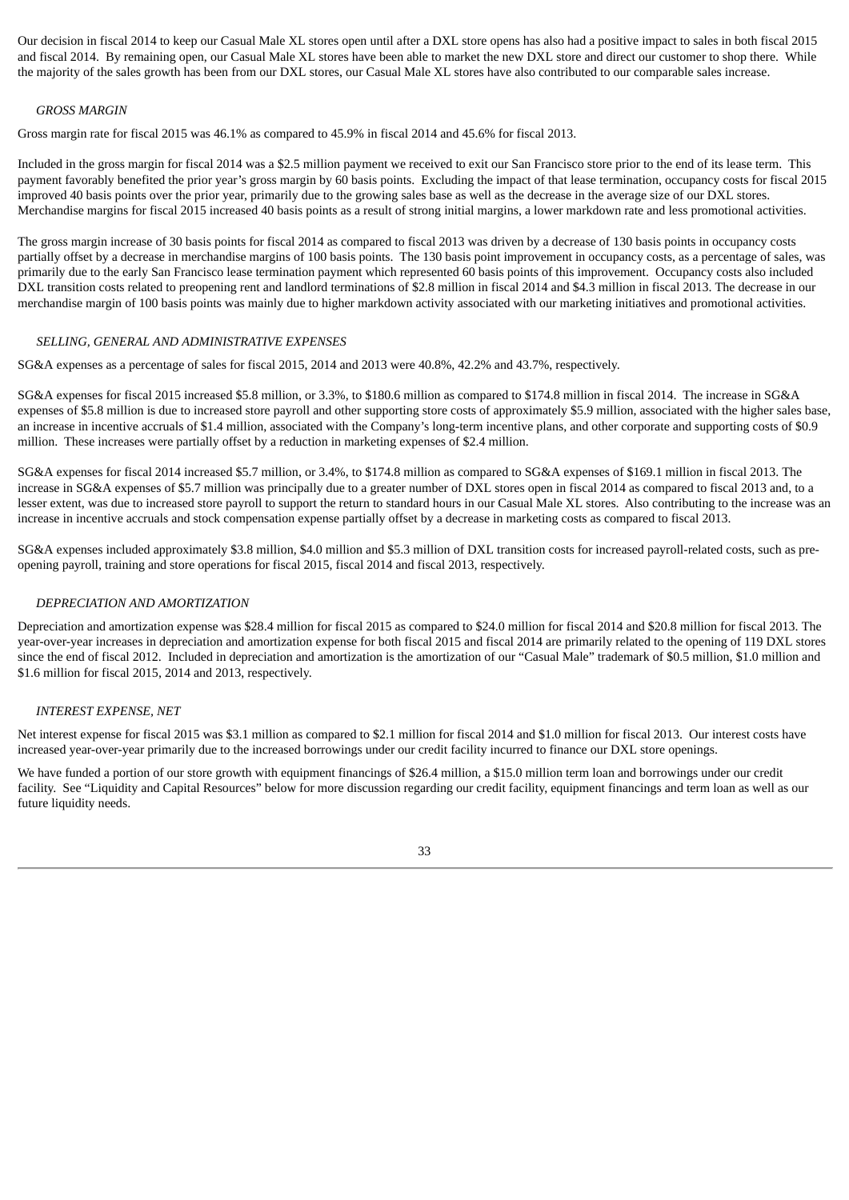Our decision in fiscal 2014 to keep our Casual Male XL stores open until after a DXL store opens has also had a positive impact to sales in both fiscal 2015 and fiscal 2014. By remaining open, our Casual Male XL stores have been able to market the new DXL store and direct our customer to shop there. While the majority of the sales growth has been from our DXL stores, our Casual Male XL stores have also contributed to our comparable sales increase.

*GROSS MARGIN*

Gross margin rate for fiscal 2015 was 46.1% as compared to 45.9% in fiscal 2014 and 45.6% for fiscal 2013.

Included in the gross margin for fiscal 2014 was a $2.5 million payment we received to exit our San Francisco store prior to the end of its lease term. This payment favorably benefited the prior year's gross margin by 60 basis points. Excluding the impact of that lease termination, occupancy costs for fiscal 2015 improved 40 basis points over the prior year, primarily due to the growing sales base as well as the decrease in the average size of our DXL stores. Merchandise margins for fiscal 2015 increased 40 basis points as a result of strong initial margins, a lower markdown rate and less promotional activities.

The gross margin increase of 30 basis points for fiscal 2014 as compared to fiscal 2013 was driven by a decrease of 130 basis points in occupancy costs partially offset by a decrease in merchandise margins of 100 basis points. The 130 basis point improvement in occupancy costs, as a percentage of sales, was primarily due to the early San Francisco lease termination payment which represented 60 basis points of this improvement. Occupancy costs also included DXL transition costs related to preopening rent and landlord terminations of $2.8 million in fiscal 2014 and $4.3 million in fiscal 2013. The decrease in our merchandise margin of 100 basis points was mainly due to higher markdown activity associated with our marketing initiatives and promotional activities.

*SELLING, GENERAL AND ADMINISTRATIVE EXPENSES*

SG&A expenses as a percentage of sales for fiscal 2015, 2014 and 2013 were 40.8%, 42.2% and 43.7%, respectively.

SG&A expenses for fiscal 2015 increased $5.8 million, or 3.3%, to $180.6 million as compared to $174.8 million in fiscal 2014. The increase in SG&A expenses of $5.8 million is due to increased store payroll and other supporting store costs of approximately $5.9 million, associated with the higher sales base, an increase in incentive accruals of $1.4 million, associated with the Company's long-term incentive plans, and other corporate and supporting costs of $0.9 million. These increases were partially offset by a reduction in marketing expenses of $2.4 million.

SG&A expenses for fiscal 2014 increased $5.7 million, or 3.4%, to $174.8 million as compared to SG&A expenses of $169.1 million in fiscal 2013. The increase in SG&A expenses of $5.7 million was principally due to a greater number of DXL stores open in fiscal 2014 as compared to fiscal 2013 and, to a lesser extent, was due to increased store payroll to support the return to standard hours in our Casual Male XL stores. Also contributing to the increase was an increase in incentive accruals and stock compensation expense partially offset by a decrease in marketing costs as compared to fiscal 2013.

SG&A expenses included approximately $3.8 million, $4.0 million and $5.3 million of DXL transition costs for increased payroll-related costs, such as pre-opening payroll, training and store operations for fiscal 2015, fiscal 2014 and fiscal 2013, respectively.

*DEPRECIATION AND AMORTIZATION*

Depreciation and amortization expense was $28.4 million for fiscal 2015 as compared to $24.0 million for fiscal 2014 and $20.8 million for fiscal 2013. The year-over-year increases in depreciation and amortization expense for both fiscal 2015 and fiscal 2014 are primarily related to the opening of 119 DXL stores since the end of fiscal 2012. Included in depreciation and amortization is the amortization of our "Casual Male" trademark of $0.5 million, $1.0 million and $1.6 million for fiscal 2015, 2014 and 2013, respectively.

*INTEREST EXPENSE, NET*

Net interest expense for fiscal 2015 was $3.1 million as compared to $2.1 million for fiscal 2014 and $1.0 million for fiscal 2013. Our interest costs have increased year-over-year primarily due to the increased borrowings under our credit facility incurred to finance our DXL store openings.

We have funded a portion of our store growth with equipment financings of $26.4 million, a $15.0 million term loan and borrowings under our credit facility. See "Liquidity and Capital Resources" below for more discussion regarding our credit facility, equipment financings and term loan as well as our future liquidity needs.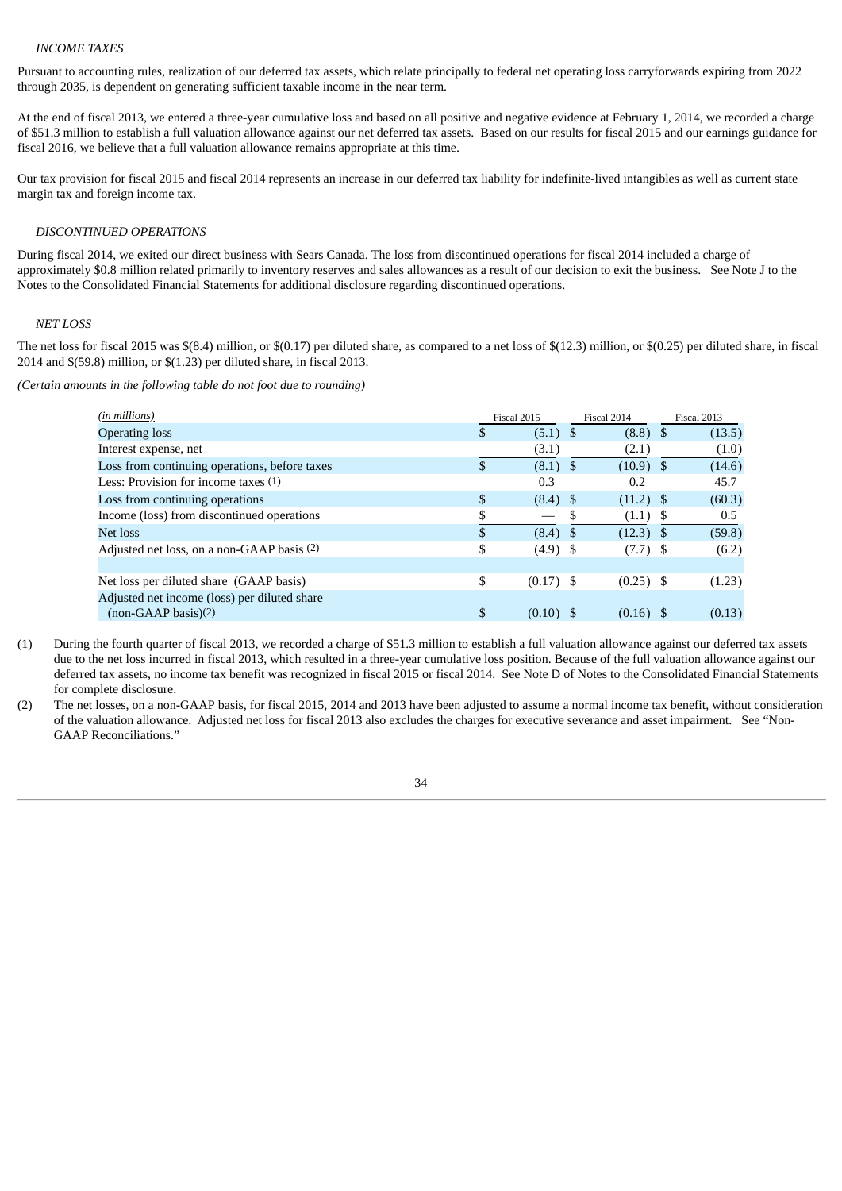*INCOME TAXES*

Pursuant to accounting rules, realization of our deferred tax assets, which relate principally to federal net operating loss carryforwards expiring from 2022 through 2035, is dependent on generating sufficient taxable income in the near term.

At the end of fiscal 2013, we entered a three-year cumulative loss and based on all positive and negative evidence at February 1, 2014, we recorded a charge of $51.3 million to establish a full valuation allowance against our net deferred tax assets. Based on our results for fiscal 2015 and our earnings guidance for fiscal 2016, we believe that a full valuation allowance remains appropriate at this time.

Our tax provision for fiscal 2015 and fiscal 2014 represents an increase in our deferred tax liability for indefinite-lived intangibles as well as current state margin tax and foreign income tax.

*DISCONTINUED OPERATIONS*

During fiscal 2014, we exited our direct business with Sears Canada. The loss from discontinued operations for fiscal 2014 included a charge of approximately $0.8 million related primarily to inventory reserves and sales allowances as a result of our decision to exit the business. See Note J to the Notes to the Consolidated Financial Statements for additional disclosure regarding discontinued operations.

*NET LOSS*

The net loss for fiscal 2015 was $(8.4) million, or $(0.17) per diluted share, as compared to a net loss of $(12.3) million, or $(0.25) per diluted share, in fiscal 2014 and $(59.8) million, or $(1.23) per diluted share, in fiscal 2013.

*(Certain amounts in the following table do not foot due to rounding)*

| *(in millions)* | Fiscal 2015 | Fiscal 2014 | Fiscal 2013 |
|---|---|---|---|
| Operating loss | $ (5.1) | $ (8.8) | $ (13.5) |
| Interest expense, net | (3.1) | (2.1) | (1.0) |
| Loss from continuing operations, before taxes | $ (8.1) | $ (10.9) | $ (14.6) |
| Less: Provision for income taxes (1) | 0.3 | 0.2 | 45.7 |
| Loss from continuing operations | $ (8.4) | $ (11.2) | $ (60.3) |
| Income (loss) from discontinued operations | $ — | $ (1.1) | $ 0.5 |
| Net loss | $ (8.4) | $ (12.3) | $ (59.8) |
| Adjusted net loss, on a non-GAAP basis (2) | $ (4.9) | $ (7.7) | $ (6.2) |
| | | | |
| Net loss per diluted share (GAAP basis) | $ (0.17) | $ (0.25) | $ (1.23) |
| Adjusted net income (loss) per diluted share (non-GAAP basis)(2) | $ (0.10) | $ (0.16) | $ (0.13) |

(1) During the fourth quarter of fiscal 2013, we recorded a charge of $51.3 million to establish a full valuation allowance against our deferred tax assets due to the net loss incurred in fiscal 2013, which resulted in a three-year cumulative loss position. Because of the full valuation allowance against our deferred tax assets, no income tax benefit was recognized in fiscal 2015 or fiscal 2014. See Note D of Notes to the Consolidated Financial Statements for complete disclosure.

(2) The net losses, on a non-GAAP basis, for fiscal 2015, 2014 and 2013 have been adjusted to assume a normal income tax benefit, without consideration of the valuation allowance. Adjusted net loss for fiscal 2013 also excludes the charges for executive severance and asset impairment. See "Non-GAAP Reconciliations."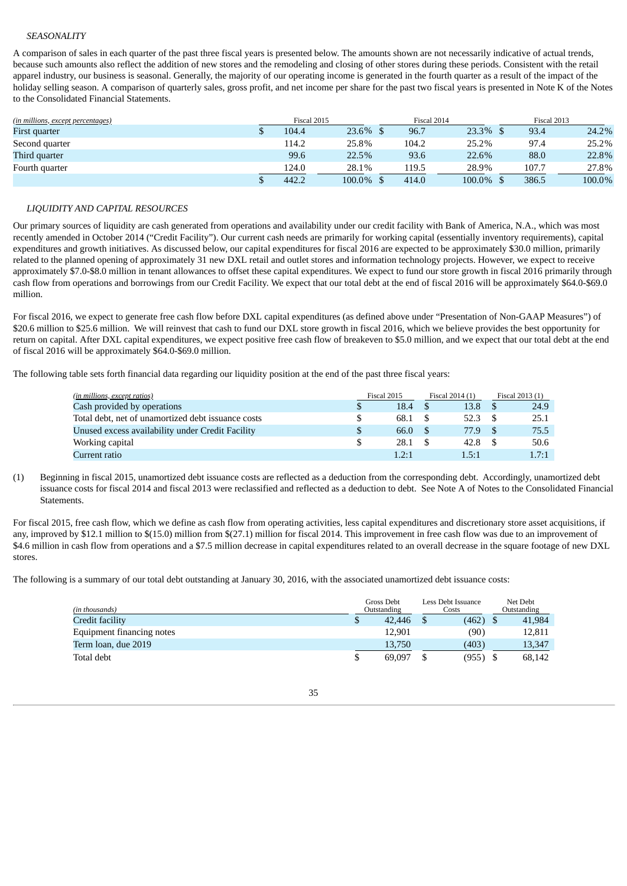*SEASONALITY*

A comparison of sales in each quarter of the past three fiscal years is presented below. The amounts shown are not necessarily indicative of actual trends, because such amounts also reflect the addition of new stores and the remodeling and closing of other stores during these periods. Consistent with the retail apparel industry, our business is seasonal. Generally, the majority of our operating income is generated in the fourth quarter as a result of the impact of the holiday selling season. A comparison of quarterly sales, gross profit, and net income per share for the past two fiscal years is presented in Note K of the Notes to the Consolidated Financial Statements.

| *(in millions, except percentages)* | Fiscal 2015 | | Fiscal 2014 | | Fiscal 2013 | |
|---|---|---|---|---|---|---|
| First quarter | $ 104.4 | 23.6% | $ 96.7 | 23.3% | $ 93.4 | 24.2% |
| Second quarter | 114.2 | 25.8% | 104.2 | 25.2% | 97.4 | 25.2% |
| Third quarter | 99.6 | 22.5% | 93.6 | 22.6% | 88.0 | 22.8% |
| Fourth quarter | 124.0 | 28.1% | 119.5 | 28.9% | 107.7 | 27.8% |
| | $ 442.2 | 100.0% | $ 414.0 | 100.0% | $ 386.5 | 100.0% |

*LIQUIDITY AND CAPITAL RESOURCES*

Our primary sources of liquidity are cash generated from operations and availability under our credit facility with Bank of America, N.A., which was most recently amended in October 2014 ("Credit Facility"). Our current cash needs are primarily for working capital (essentially inventory requirements), capital expenditures and growth initiatives. As discussed below, our capital expenditures for fiscal 2016 are expected to be approximately $30.0 million, primarily related to the planned opening of approximately 31 new DXL retail and outlet stores and information technology projects. However, we expect to receive approximately $7.0-$8.0 million in tenant allowances to offset these capital expenditures. We expect to fund our store growth in fiscal 2016 primarily through cash flow from operations and borrowings from our Credit Facility. We expect that our total debt at the end of fiscal 2016 will be approximately $64.0-$69.0 million.

For fiscal 2016, we expect to generate free cash flow before DXL capital expenditures (as defined above under "Presentation of Non-GAAP Measures") of $20.6 million to $25.6 million. We will reinvest that cash to fund our DXL store growth in fiscal 2016, which we believe provides the best opportunity for return on capital. After DXL capital expenditures, we expect positive free cash flow of breakeven to $5.0 million, and we expect that our total debt at the end of fiscal 2016 will be approximately $64.0-$69.0 million.

The following table sets forth financial data regarding our liquidity position at the end of the past three fiscal years:

| *(in millions, except ratios)* | Fiscal 2015 | Fiscal 2014 (1) | Fiscal 2013 (1) |
|---|---|---|---|
| Cash provided by operations | $ 18.4 | $ 13.8 | $ 24.9 |
| Total debt, net of unamortized debt issuance costs | $ 68.1 | $ 52.3 | $ 25.1 |
| Unused excess availability under Credit Facility | $ 66.0 | $ 77.9 | $ 75.5 |
| Working capital | $ 28.1 | $ 42.8 | $ 50.6 |
| Current ratio | 1.2:1 | 1.5:1 | 1.7:1 |

(1) Beginning in fiscal 2015, unamortized debt issuance costs are reflected as a deduction from the corresponding debt. Accordingly, unamortized debt issuance costs for fiscal 2014 and fiscal 2013 were reclassified and reflected as a deduction to debt. See Note A of Notes to the Consolidated Financial Statements.

For fiscal 2015, free cash flow, which we define as cash flow from operating activities, less capital expenditures and discretionary store asset acquisitions, if any, improved by $12.1 million to $(15.0) million from $(27.1) million for fiscal 2014. This improvement in free cash flow was due to an improvement of $4.6 million in cash flow from operations and a $7.5 million decrease in capital expenditures related to an overall decrease in the square footage of new DXL stores.

The following is a summary of our total debt outstanding at January 30, 2016, with the associated unamortized debt issuance costs:

| *(in thousands)* | Gross Debt Outstanding | Less Debt Issuance Costs | Net Debt Outstanding |
|---|---|---|---|
| Credit facility | $ 42,446 | $ (462) | $ 41,984 |
| Equipment financing notes | 12,901 | (90) | 12,811 |
| Term loan, due 2019 | 13,750 | (403) | 13,347 |
| Total debt | $ 69,097 | $ (955) | $ 68,142 |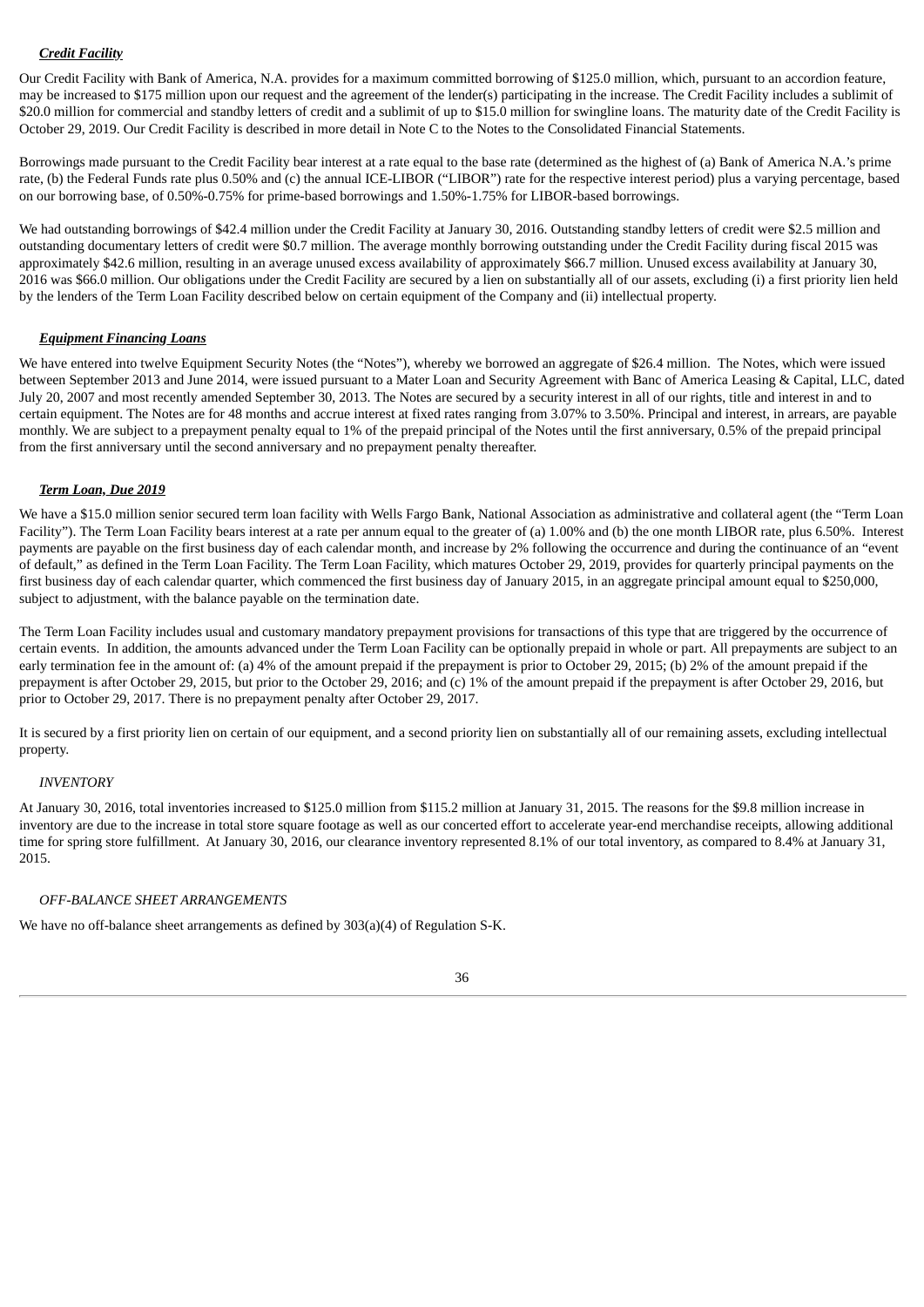***Credit Facility***

Our Credit Facility with Bank of America, N.A. provides for a maximum committed borrowing of $125.0 million, which, pursuant to an accordion feature, may be increased to $175 million upon our request and the agreement of the lender(s) participating in the increase. The Credit Facility includes a sublimit of $20.0 million for commercial and standby letters of credit and a sublimit of up to $15.0 million for swingline loans. The maturity date of the Credit Facility is October 29, 2019. Our Credit Facility is described in more detail in Note C to the Notes to the Consolidated Financial Statements.

Borrowings made pursuant to the Credit Facility bear interest at a rate equal to the base rate (determined as the highest of (a) Bank of America N.A.'s prime rate, (b) the Federal Funds rate plus 0.50% and (c) the annual ICE-LIBOR ("LIBOR") rate for the respective interest period) plus a varying percentage, based on our borrowing base, of 0.50%-0.75% for prime-based borrowings and 1.50%-1.75% for LIBOR-based borrowings.

We had outstanding borrowings of $42.4 million under the Credit Facility at January 30, 2016. Outstanding standby letters of credit were $2.5 million and outstanding documentary letters of credit were $0.7 million. The average monthly borrowing outstanding under the Credit Facility during fiscal 2015 was approximately $42.6 million, resulting in an average unused excess availability of approximately $66.7 million. Unused excess availability at January 30, 2016 was $66.0 million. Our obligations under the Credit Facility are secured by a lien on substantially all of our assets, excluding (i) a first priority lien held by the lenders of the Term Loan Facility described below on certain equipment of the Company and (ii) intellectual property.

***Equipment Financing Loans***

We have entered into twelve Equipment Security Notes (the "Notes"), whereby we borrowed an aggregate of $26.4 million. The Notes, which were issued between September 2013 and June 2014, were issued pursuant to a Mater Loan and Security Agreement with Banc of America Leasing & Capital, LLC, dated July 20, 2007 and most recently amended September 30, 2013. The Notes are secured by a security interest in all of our rights, title and interest in and to certain equipment. The Notes are for 48 months and accrue interest at fixed rates ranging from 3.07% to 3.50%. Principal and interest, in arrears, are payable monthly. We are subject to a prepayment penalty equal to 1% of the prepaid principal of the Notes until the first anniversary, 0.5% of the prepaid principal from the first anniversary until the second anniversary and no prepayment penalty thereafter.

***Term Loan, Due 2019***

We have a $15.0 million senior secured term loan facility with Wells Fargo Bank, National Association as administrative and collateral agent (the "Term Loan Facility"). The Term Loan Facility bears interest at a rate per annum equal to the greater of (a) 1.00% and (b) the one month LIBOR rate, plus 6.50%. Interest payments are payable on the first business day of each calendar month, and increase by 2% following the occurrence and during the continuance of an "event of default," as defined in the Term Loan Facility. The Term Loan Facility, which matures October 29, 2019, provides for quarterly principal payments on the first business day of each calendar quarter, which commenced the first business day of January 2015, in an aggregate principal amount equal to $250,000, subject to adjustment, with the balance payable on the termination date.

The Term Loan Facility includes usual and customary mandatory prepayment provisions for transactions of this type that are triggered by the occurrence of certain events. In addition, the amounts advanced under the Term Loan Facility can be optionally prepaid in whole or part. All prepayments are subject to an early termination fee in the amount of: (a) 4% of the amount prepaid if the prepayment is prior to October 29, 2015; (b) 2% of the amount prepaid if the prepayment is after October 29, 2015, but prior to the October 29, 2016; and (c) 1% of the amount prepaid if the prepayment is after October 29, 2016, but prior to October 29, 2017. There is no prepayment penalty after October 29, 2017.

It is secured by a first priority lien on certain of our equipment, and a second priority lien on substantially all of our remaining assets, excluding intellectual property.

*INVENTORY*

At January 30, 2016, total inventories increased to $125.0 million from $115.2 million at January 31, 2015. The reasons for the $9.8 million increase in inventory are due to the increase in total store square footage as well as our concerted effort to accelerate year-end merchandise receipts, allowing additional time for spring store fulfillment. At January 30, 2016, our clearance inventory represented 8.1% of our total inventory, as compared to 8.4% at January 31, 2015.

*OFF-BALANCE SHEET ARRANGEMENTS*

We have no off-balance sheet arrangements as defined by 303(a)(4) of Regulation S-K.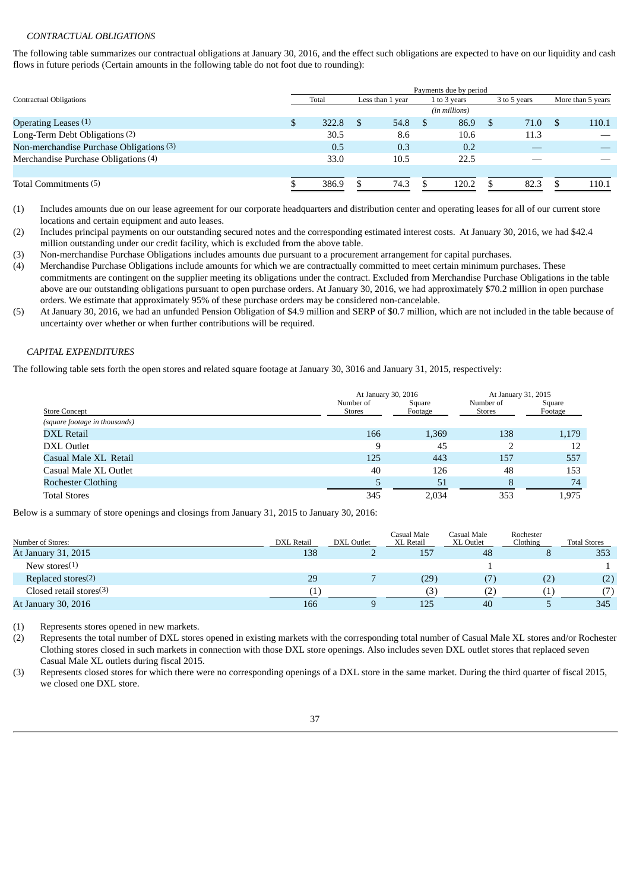*CONTRACTUAL OBLIGATIONS*

The following table summarizes our contractual obligations at January 30, 2016, and the effect such obligations are expected to have on our liquidity and cash flows in future periods (Certain amounts in the following table do not foot due to rounding):

| Contractual Obligations | Payments due by period | | | | |
|---|---|---|---|---|---|
| | Total | Less than 1 year | 1 to 3 years | 3 to 5 years | More than 5 years |
| | | | (in millions) | | |
| Operating Leases (1) | $ 322.8 | $ 54.8 | $ 86.9 | $ 71.0 | $ 110.1 |
| Long-Term Debt Obligations (2) | 30.5 | 8.6 | 10.6 | 11.3 | — |
| Non-merchandise Purchase Obligations (3) | 0.5 | 0.3 | 0.2 | — | — |
| Merchandise Purchase Obligations (4) | 33.0 | 10.5 | 22.5 | — | — |
| Total Commitments (5) | $ 386.9 | $ 74.3 | $ 120.2 | $ 82.3 | $ 110.1 |

(1) Includes amounts due on our lease agreement for our corporate headquarters and distribution center and operating leases for all of our current store locations and certain equipment and auto leases.

(2) Includes principal payments on our outstanding secured notes and the corresponding estimated interest costs. At January 30, 2016, we had $42.4 million outstanding under our credit facility, which is excluded from the above table.

(3) Non-merchandise Purchase Obligations includes amounts due pursuant to a procurement arrangement for capital purchases.

(4) Merchandise Purchase Obligations include amounts for which we are contractually committed to meet certain minimum purchases. These commitments are contingent on the supplier meeting its obligations under the contract. Excluded from Merchandise Purchase Obligations in the table above are our outstanding obligations pursuant to open purchase orders. At January 30, 2016, we had approximately $70.2 million in open purchase orders. We estimate that approximately 95% of these purchase orders may be considered non-cancelable.

(5) At January 30, 2016, we had an unfunded Pension Obligation of $4.9 million and SERP of $0.7 million, which are not included in the table because of uncertainty over whether or when further contributions will be required.

*CAPITAL EXPENDITURES*

The following table sets forth the open stores and related square footage at January 30, 3016 and January 31, 2015, respectively:

| Store Concept | At January 30, 2016 | | At January 31, 2015 | |
|---|---|---|---|---|
| | Number of Stores | Square Footage | Number of Stores | Square Footage |
| *(square footage in thousands)* | | | | |
| DXL Retail | 166 | 1,369 | 138 | 1,179 |
| DXL Outlet | 9 | 45 | 2 | 12 |
| Casual Male XL Retail | 125 | 443 | 157 | 557 |
| Casual Male XL Outlet | 40 | 126 | 48 | 153 |
| Rochester Clothing | 5 | 51 | 8 | 74 |
| Total Stores | 345 | 2,034 | 353 | 1,975 |

Below is a summary of store openings and closings from January 31, 2015 to January 30, 2016:

| Number of Stores: | DXL Retail | DXL Outlet | Casual Male XL Retail | Casual Male XL Outlet | Rochester Clothing | Total Stores |
|---|---|---|---|---|---|---|
| At January 31, 2015 | 138 | 2 | 157 | 48 | 8 | 353 |
| New stores(1) | | | | 1 | | 1 |
| Replaced stores(2) | 29 | 7 | (29) | (7) | (2) | (2) |
| Closed retail stores(3) | (1) | | (3) | (2) | (1) | (7) |
| At January 30, 2016 | 166 | 9 | 125 | 40 | 5 | 345 |

(1) Represents stores opened in new markets.

(2) Represents the total number of DXL stores opened in existing markets with the corresponding total number of Casual Male XL stores and/or Rochester Clothing stores closed in such markets in connection with those DXL store openings. Also includes seven DXL outlet stores that replaced seven Casual Male XL outlets during fiscal 2015.

(3) Represents closed stores for which there were no corresponding openings of a DXL store in the same market. During the third quarter of fiscal 2015, we closed one DXL store.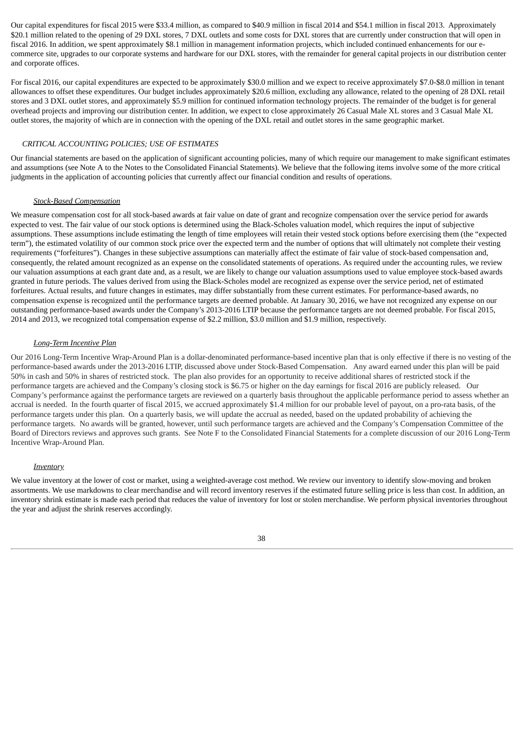Our capital expenditures for fiscal 2015 were $33.4 million, as compared to $40.9 million in fiscal 2014 and $54.1 million in fiscal 2013. Approximately $20.1 million related to the opening of 29 DXL stores, 7 DXL outlets and some costs for DXL stores that are currently under construction that will open in fiscal 2016. In addition, we spent approximately $8.1 million in management information projects, which included continued enhancements for our e-commerce site, upgrades to our corporate systems and hardware for our DXL stores, with the remainder for general capital projects in our distribution center and corporate offices.

For fiscal 2016, our capital expenditures are expected to be approximately $30.0 million and we expect to receive approximately $7.0-$8.0 million in tenant allowances to offset these expenditures. Our budget includes approximately $20.6 million, excluding any allowance, related to the opening of 28 DXL retail stores and 3 DXL outlet stores, and approximately $5.9 million for continued information technology projects. The remainder of the budget is for general overhead projects and improving our distribution center. In addition, we expect to close approximately 26 Casual Male XL stores and 3 Casual Male XL outlet stores, the majority of which are in connection with the opening of the DXL retail and outlet stores in the same geographic market.

## *CRITICAL ACCOUNTING POLICIES; USE OF ESTIMATES*

Our financial statements are based on the application of significant accounting policies, many of which require our management to make significant estimates and assumptions (see Note A to the Notes to the Consolidated Financial Statements). We believe that the following items involve some of the more critical judgments in the application of accounting policies that currently affect our financial condition and results of operations.

### *Stock-Based Compensation*

We measure compensation cost for all stock-based awards at fair value on date of grant and recognize compensation over the service period for awards expected to vest. The fair value of our stock options is determined using the Black-Scholes valuation model, which requires the input of subjective assumptions. These assumptions include estimating the length of time employees will retain their vested stock options before exercising them (the "expected term"), the estimated volatility of our common stock price over the expected term and the number of options that will ultimately not complete their vesting requirements ("forfeitures"). Changes in these subjective assumptions can materially affect the estimate of fair value of stock-based compensation and, consequently, the related amount recognized as an expense on the consolidated statements of operations. As required under the accounting rules, we review our valuation assumptions at each grant date and, as a result, we are likely to change our valuation assumptions used to value employee stock-based awards granted in future periods. The values derived from using the Black-Scholes model are recognized as expense over the service period, net of estimated forfeitures. Actual results, and future changes in estimates, may differ substantially from these current estimates. For performance-based awards, no compensation expense is recognized until the performance targets are deemed probable. At January 30, 2016, we have not recognized any expense on our outstanding performance-based awards under the Company's 2013-2016 LTIP because the performance targets are not deemed probable. For fiscal 2015, 2014 and 2013, we recognized total compensation expense of $2.2 million, $3.0 million and $1.9 million, respectively.

### *Long-Term Incentive Plan*

Our 2016 Long-Term Incentive Wrap-Around Plan is a dollar-denominated performance-based incentive plan that is only effective if there is no vesting of the performance-based awards under the 2013-2016 LTIP, discussed above under Stock-Based Compensation. Any award earned under this plan will be paid 50% in cash and 50% in shares of restricted stock. The plan also provides for an opportunity to receive additional shares of restricted stock if the performance targets are achieved and the Company's closing stock is $6.75 or higher on the day earnings for fiscal 2016 are publicly released. Our Company's performance against the performance targets are reviewed on a quarterly basis throughout the applicable performance period to assess whether an accrual is needed. In the fourth quarter of fiscal 2015, we accrued approximately $1.4 million for our probable level of payout, on a pro-rata basis, of the performance targets under this plan. On a quarterly basis, we will update the accrual as needed, based on the updated probability of achieving the performance targets. No awards will be granted, however, until such performance targets are achieved and the Company's Compensation Committee of the Board of Directors reviews and approves such grants. See Note F to the Consolidated Financial Statements for a complete discussion of our 2016 Long-Term Incentive Wrap-Around Plan.

### *Inventory*

We value inventory at the lower of cost or market, using a weighted-average cost method. We review our inventory to identify slow-moving and broken assortments. We use markdowns to clear merchandise and will record inventory reserves if the estimated future selling price is less than cost. In addition, an inventory shrink estimate is made each period that reduces the value of inventory for lost or stolen merchandise. We perform physical inventories throughout the year and adjust the shrink reserves accordingly.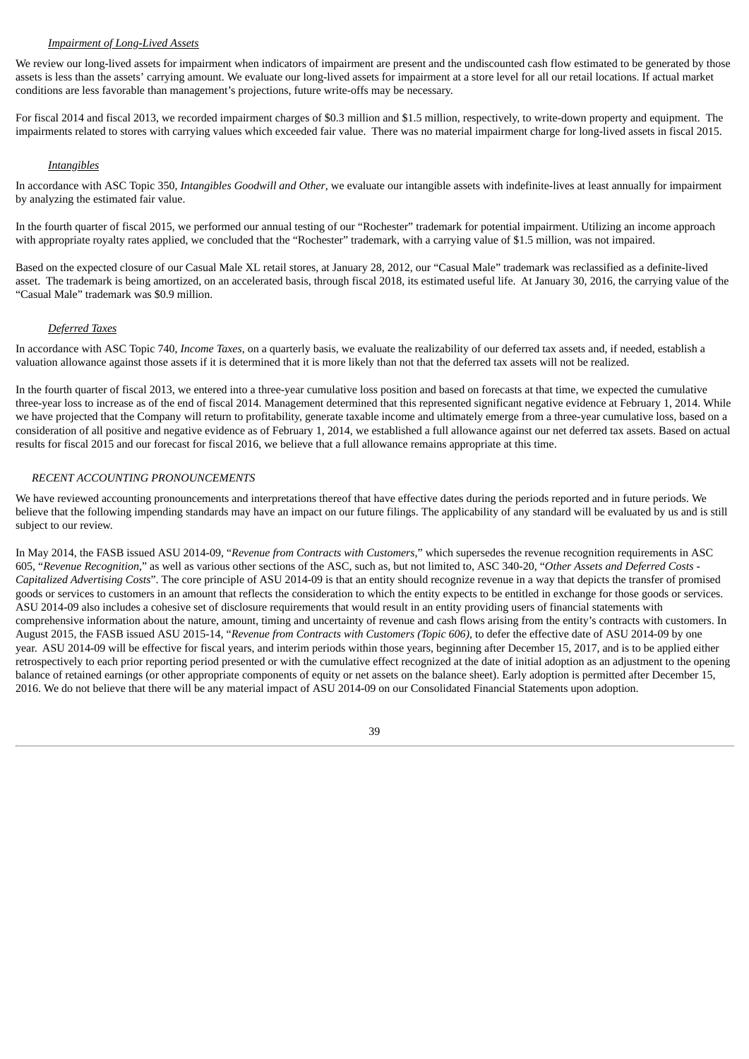*Impairment of Long-Lived Assets*

We review our long-lived assets for impairment when indicators of impairment are present and the undiscounted cash flow estimated to be generated by those assets is less than the assets' carrying amount. We evaluate our long-lived assets for impairment at a store level for all our retail locations. If actual market conditions are less favorable than management's projections, future write-offs may be necessary.

For fiscal 2014 and fiscal 2013, we recorded impairment charges of $0.3 million and $1.5 million, respectively, to write-down property and equipment. The impairments related to stores with carrying values which exceeded fair value. There was no material impairment charge for long-lived assets in fiscal 2015.

*Intangibles*

In accordance with ASC Topic 350, *Intangibles Goodwill and Other*, we evaluate our intangible assets with indefinite-lives at least annually for impairment by analyzing the estimated fair value.

In the fourth quarter of fiscal 2015, we performed our annual testing of our "Rochester" trademark for potential impairment. Utilizing an income approach with appropriate royalty rates applied, we concluded that the "Rochester" trademark, with a carrying value of $1.5 million, was not impaired.

Based on the expected closure of our Casual Male XL retail stores, at January 28, 2012, our "Casual Male" trademark was reclassified as a definite-lived asset. The trademark is being amortized, on an accelerated basis, through fiscal 2018, its estimated useful life. At January 30, 2016, the carrying value of the "Casual Male" trademark was $0.9 million.

*Deferred Taxes*

In accordance with ASC Topic 740, *Income Taxes*, on a quarterly basis, we evaluate the realizability of our deferred tax assets and, if needed, establish a valuation allowance against those assets if it is determined that it is more likely than not that the deferred tax assets will not be realized.

In the fourth quarter of fiscal 2013, we entered into a three-year cumulative loss position and based on forecasts at that time, we expected the cumulative three-year loss to increase as of the end of fiscal 2014. Management determined that this represented significant negative evidence at February 1, 2014. While we have projected that the Company will return to profitability, generate taxable income and ultimately emerge from a three-year cumulative loss, based on a consideration of all positive and negative evidence as of February 1, 2014, we established a full allowance against our net deferred tax assets. Based on actual results for fiscal 2015 and our forecast for fiscal 2016, we believe that a full allowance remains appropriate at this time.

*RECENT ACCOUNTING PRONOUNCEMENTS*

We have reviewed accounting pronouncements and interpretations thereof that have effective dates during the periods reported and in future periods. We believe that the following impending standards may have an impact on our future filings. The applicability of any standard will be evaluated by us and is still subject to our review.

In May 2014, the FASB issued ASU 2014-09, "*Revenue from Contracts with Customers*," which supersedes the revenue recognition requirements in ASC 605, "*Revenue Recognition*," as well as various other sections of the ASC, such as, but not limited to, ASC 340-20, "*Other Assets and Deferred Costs - Capitalized Advertising Costs*". The core principle of ASU 2014-09 is that an entity should recognize revenue in a way that depicts the transfer of promised goods or services to customers in an amount that reflects the consideration to which the entity expects to be entitled in exchange for those goods or services. ASU 2014-09 also includes a cohesive set of disclosure requirements that would result in an entity providing users of financial statements with comprehensive information about the nature, amount, timing and uncertainty of revenue and cash flows arising from the entity's contracts with customers. In August 2015, the FASB issued ASU 2015-14, "*Revenue from Contracts with Customers (Topic 606)*, to defer the effective date of ASU 2014-09 by one year. ASU 2014-09 will be effective for fiscal years, and interim periods within those years, beginning after December 15, 2017, and is to be applied either retrospectively to each prior reporting period presented or with the cumulative effect recognized at the date of initial adoption as an adjustment to the opening balance of retained earnings (or other appropriate components of equity or net assets on the balance sheet). Early adoption is permitted after December 15, 2016. We do not believe that there will be any material impact of ASU 2014-09 on our Consolidated Financial Statements upon adoption.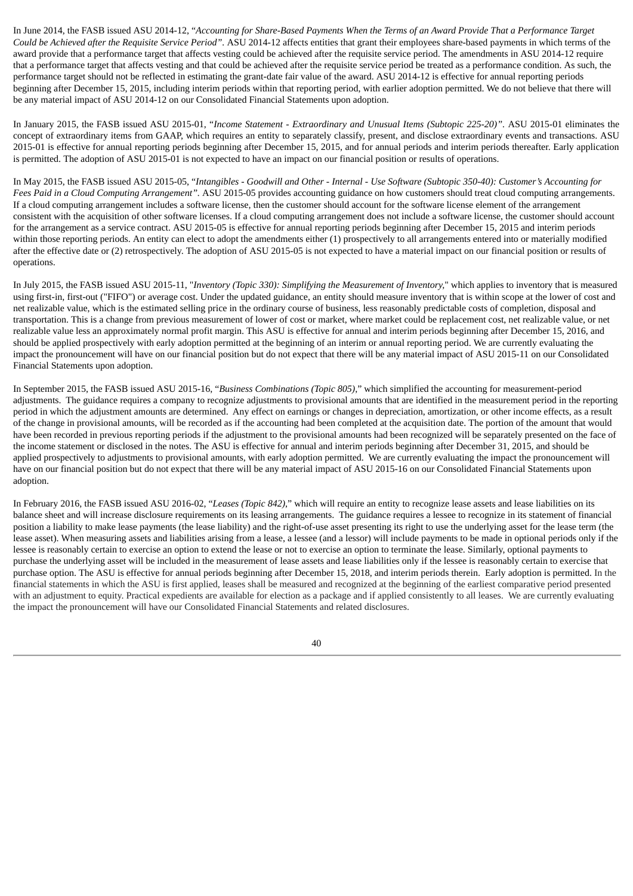In June 2014, the FASB issued ASU 2014-12, "*Accounting for Share-Based Payments When the Terms of an Award Provide That a Performance Target Could be Achieved after the Requisite Service Period"*. ASU 2014-12 affects entities that grant their employees share-based payments in which terms of the award provide that a performance target that affects vesting could be achieved after the requisite service period. The amendments in ASU 2014-12 require that a performance target that affects vesting and that could be achieved after the requisite service period be treated as a performance condition. As such, the performance target should not be reflected in estimating the grant-date fair value of the award. ASU 2014-12 is effective for annual reporting periods beginning after December 15, 2015, including interim periods within that reporting period, with earlier adoption permitted. We do not believe that there will be any material impact of ASU 2014-12 on our Consolidated Financial Statements upon adoption.

In January 2015, the FASB issued ASU 2015-01, "*Income Statement - Extraordinary and Unusual Items (Subtopic 225-20)"*. ASU 2015-01 eliminates the concept of extraordinary items from GAAP, which requires an entity to separately classify, present, and disclose extraordinary events and transactions. ASU 2015-01 is effective for annual reporting periods beginning after December 15, 2015, and for annual periods and interim periods thereafter. Early application is permitted. The adoption of ASU 2015-01 is not expected to have an impact on our financial position or results of operations.

In May 2015, the FASB issued ASU 2015-05, "*Intangibles - Goodwill and Other - Internal - Use Software (Subtopic 350-40): Customer's Accounting for Fees Paid in a Cloud Computing Arrangement"*. ASU 2015-05 provides accounting guidance on how customers should treat cloud computing arrangements. If a cloud computing arrangement includes a software license, then the customer should account for the software license element of the arrangement consistent with the acquisition of other software licenses. If a cloud computing arrangement does not include a software license, the customer should account for the arrangement as a service contract. ASU 2015-05 is effective for annual reporting periods beginning after December 15, 2015 and interim periods within those reporting periods. An entity can elect to adopt the amendments either (1) prospectively to all arrangements entered into or materially modified after the effective date or (2) retrospectively. The adoption of ASU 2015-05 is not expected to have a material impact on our financial position or results of operations.

In July 2015, the FASB issued ASU 2015-11, "*Inventory (Topic 330): Simplifying the Measurement of Inventory,*" which applies to inventory that is measured using first-in, first-out ("FIFO") or average cost. Under the updated guidance, an entity should measure inventory that is within scope at the lower of cost and net realizable value, which is the estimated selling price in the ordinary course of business, less reasonably predictable costs of completion, disposal and transportation. This is a change from previous measurement of lower of cost or market, where market could be replacement cost, net realizable value, or net realizable value less an approximately normal profit margin. This ASU is effective for annual and interim periods beginning after December 15, 2016, and should be applied prospectively with early adoption permitted at the beginning of an interim or annual reporting period. We are currently evaluating the impact the pronouncement will have on our financial position but do not expect that there will be any material impact of ASU 2015-11 on our Consolidated Financial Statements upon adoption.

In September 2015, the FASB issued ASU 2015-16, "*Business Combinations (Topic 805)*," which simplified the accounting for measurement-period adjustments. The guidance requires a company to recognize adjustments to provisional amounts that are identified in the measurement period in the reporting period in which the adjustment amounts are determined. Any effect on earnings or changes in depreciation, amortization, or other income effects, as a result of the change in provisional amounts, will be recorded as if the accounting had been completed at the acquisition date. The portion of the amount that would have been recorded in previous reporting periods if the adjustment to the provisional amounts had been recognized will be separately presented on the face of the income statement or disclosed in the notes. The ASU is effective for annual and interim periods beginning after December 31, 2015, and should be applied prospectively to adjustments to provisional amounts, with early adoption permitted. We are currently evaluating the impact the pronouncement will have on our financial position but do not expect that there will be any material impact of ASU 2015-16 on our Consolidated Financial Statements upon adoption.

In February 2016, the FASB issued ASU 2016-02, "*Leases (Topic 842)*," which will require an entity to recognize lease assets and lease liabilities on its balance sheet and will increase disclosure requirements on its leasing arrangements. The guidance requires a lessee to recognize in its statement of financial position a liability to make lease payments (the lease liability) and the right-of-use asset presenting its right to use the underlying asset for the lease term (the lease asset). When measuring assets and liabilities arising from a lease, a lessee (and a lessor) will include payments to be made in optional periods only if the lessee is reasonably certain to exercise an option to extend the lease or not to exercise an option to terminate the lease. Similarly, optional payments to purchase the underlying asset will be included in the measurement of lease assets and lease liabilities only if the lessee is reasonably certain to exercise that purchase option. The ASU is effective for annual periods beginning after December 15, 2018, and interim periods therein. Early adoption is permitted. In the financial statements in which the ASU is first applied, leases shall be measured and recognized at the beginning of the earliest comparative period presented with an adjustment to equity. Practical expedients are available for election as a package and if applied consistently to all leases. We are currently evaluating the impact the pronouncement will have our Consolidated Financial Statements and related disclosures.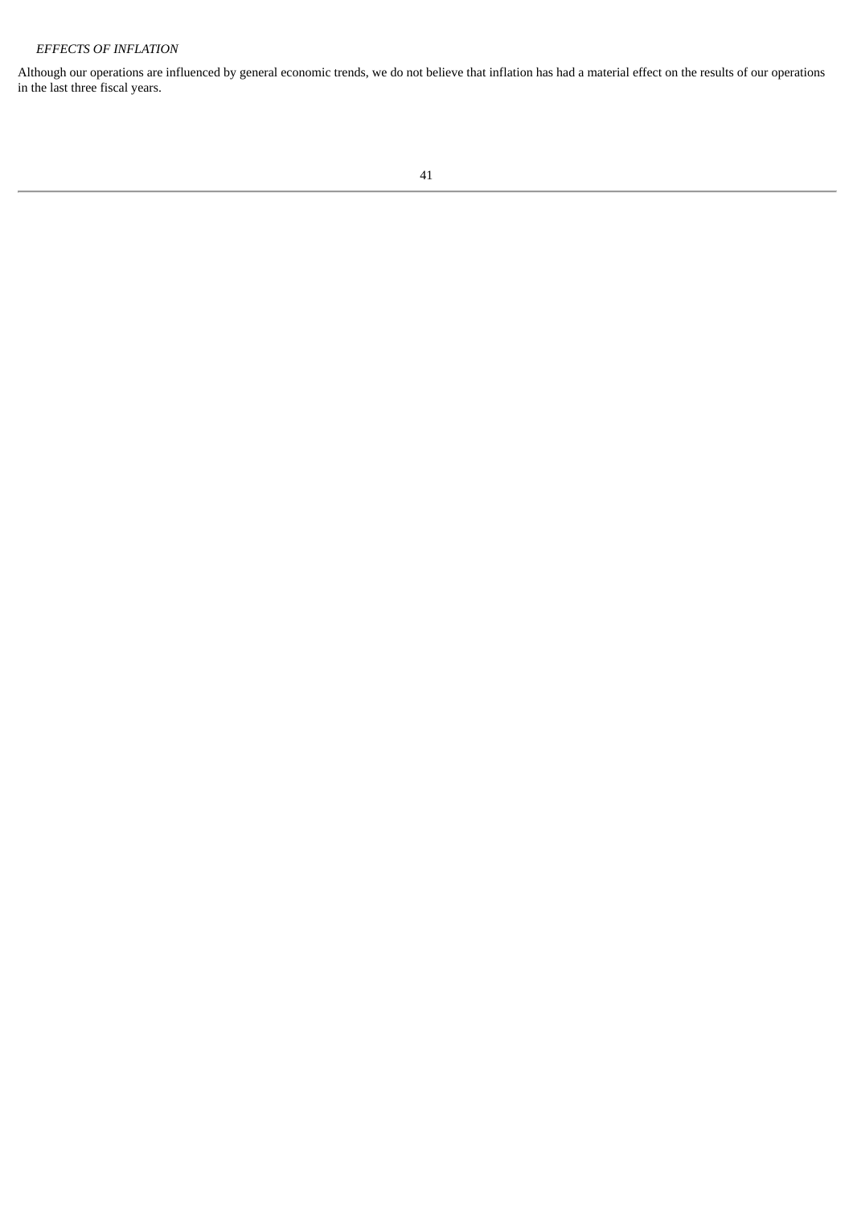*EFFECTS OF INFLATION*

Although our operations are influenced by general economic trends, we do not believe that inflation has had a material effect on the results of our operations in the last three fiscal years.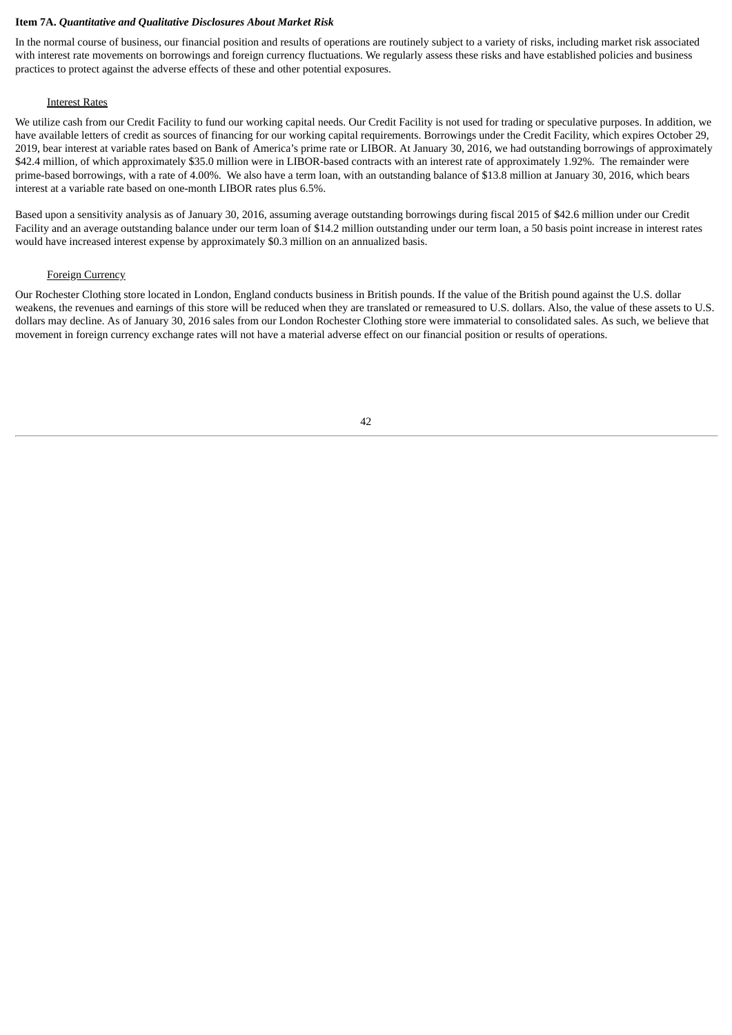**Item 7A.** ***Quantitative and Qualitative Disclosures About Market Risk***

In the normal course of business, our financial position and results of operations are routinely subject to a variety of risks, including market risk associated with interest rate movements on borrowings and foreign currency fluctuations. We regularly assess these risks and have established policies and business practices to protect against the adverse effects of these and other potential exposures.

Interest Rates

We utilize cash from our Credit Facility to fund our working capital needs. Our Credit Facility is not used for trading or speculative purposes. In addition, we have available letters of credit as sources of financing for our working capital requirements. Borrowings under the Credit Facility, which expires October 29, 2019, bear interest at variable rates based on Bank of America's prime rate or LIBOR. At January 30, 2016, we had outstanding borrowings of approximately $42.4 million, of which approximately $35.0 million were in LIBOR-based contracts with an interest rate of approximately 1.92%. The remainder were prime-based borrowings, with a rate of 4.00%. We also have a term loan, with an outstanding balance of $13.8 million at January 30, 2016, which bears interest at a variable rate based on one-month LIBOR rates plus 6.5%.

Based upon a sensitivity analysis as of January 30, 2016, assuming average outstanding borrowings during fiscal 2015 of $42.6 million under our Credit Facility and an average outstanding balance under our term loan of $14.2 million outstanding under our term loan, a 50 basis point increase in interest rates would have increased interest expense by approximately $0.3 million on an annualized basis.

Foreign Currency

Our Rochester Clothing store located in London, England conducts business in British pounds. If the value of the British pound against the U.S. dollar weakens, the revenues and earnings of this store will be reduced when they are translated or remeasured to U.S. dollars. Also, the value of these assets to U.S. dollars may decline. As of January 30, 2016 sales from our London Rochester Clothing store were immaterial to consolidated sales. As such, we believe that movement in foreign currency exchange rates will not have a material adverse effect on our financial position or results of operations.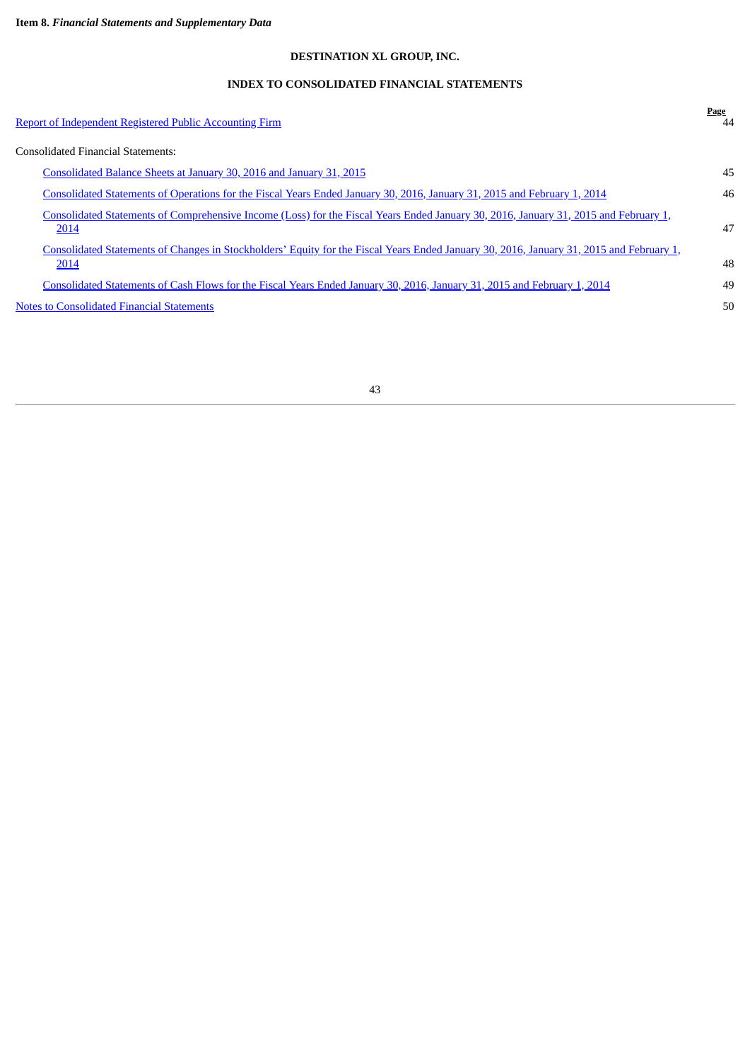**Item 8.** ***Financial Statements and Supplementary Data***

## DESTINATION XL GROUP, INC.

## INDEX TO CONSOLIDATED FINANCIAL STATEMENTS

| | Page |
|---|---|
| Report of Independent Registered Public Accounting Firm | 44 |
| Consolidated Financial Statements: | |
| Consolidated Balance Sheets at January 30, 2016 and January 31, 2015 | 45 |
| Consolidated Statements of Operations for the Fiscal Years Ended January 30, 2016, January 31, 2015 and February 1, 2014 | 46 |
| Consolidated Statements of Comprehensive Income (Loss) for the Fiscal Years Ended January 30, 2016, January 31, 2015 and February 1, 2014 | 47 |
| Consolidated Statements of Changes in Stockholders' Equity for the Fiscal Years Ended January 30, 2016, January 31, 2015 and February 1, 2014 | 48 |
| Consolidated Statements of Cash Flows for the Fiscal Years Ended January 30, 2016, January 31, 2015 and February 1, 2014 | 49 |
| Notes to Consolidated Financial Statements | 50 |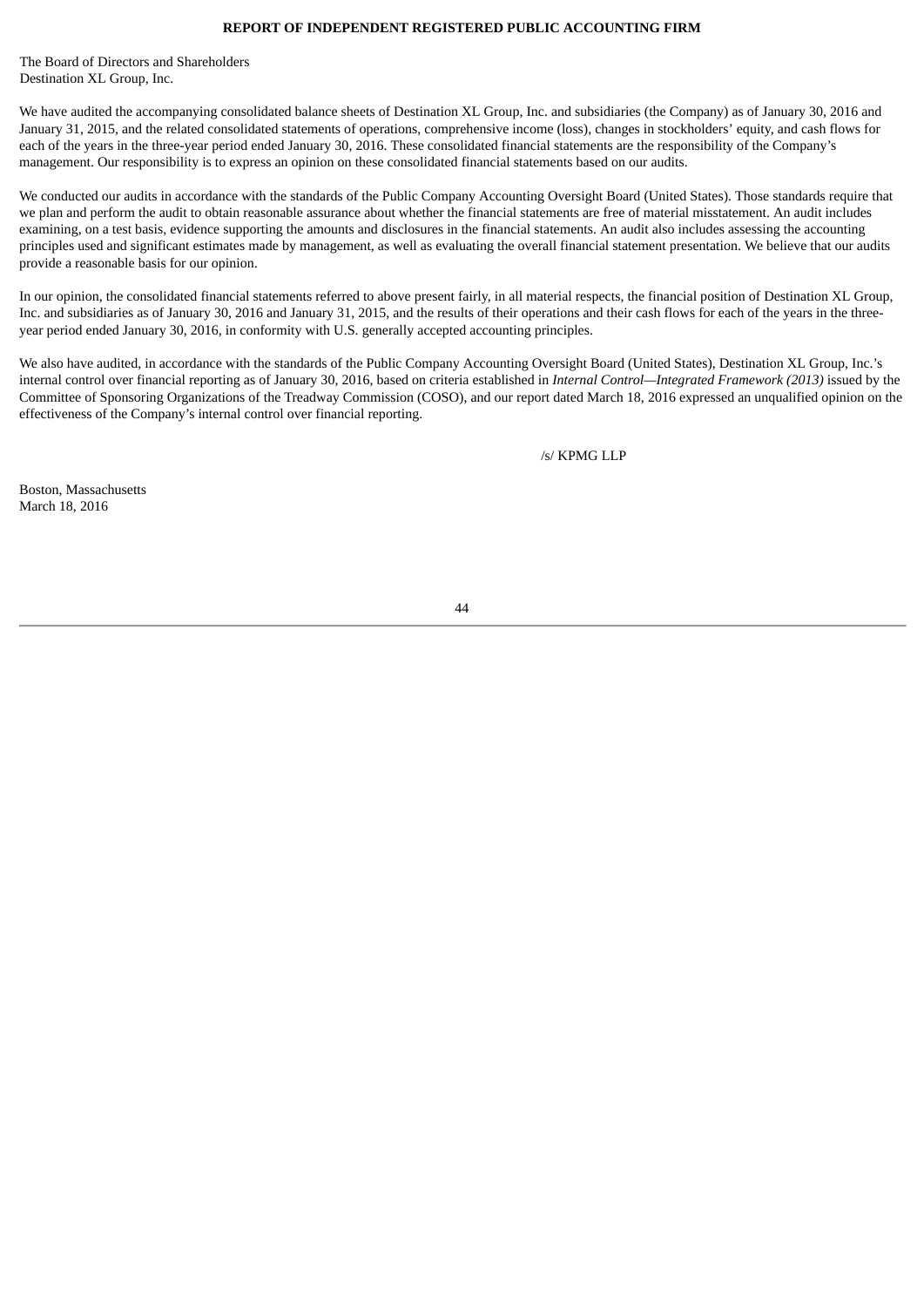**REPORT OF INDEPENDENT REGISTERED PUBLIC ACCOUNTING FIRM**

The Board of Directors and Shareholders
Destination XL Group, Inc.

We have audited the accompanying consolidated balance sheets of Destination XL Group, Inc. and subsidiaries (the Company) as of January 30, 2016 and January 31, 2015, and the related consolidated statements of operations, comprehensive income (loss), changes in stockholders' equity, and cash flows for each of the years in the three-year period ended January 30, 2016. These consolidated financial statements are the responsibility of the Company's management. Our responsibility is to express an opinion on these consolidated financial statements based on our audits.

We conducted our audits in accordance with the standards of the Public Company Accounting Oversight Board (United States). Those standards require that we plan and perform the audit to obtain reasonable assurance about whether the financial statements are free of material misstatement. An audit includes examining, on a test basis, evidence supporting the amounts and disclosures in the financial statements. An audit also includes assessing the accounting principles used and significant estimates made by management, as well as evaluating the overall financial statement presentation. We believe that our audits provide a reasonable basis for our opinion.

In our opinion, the consolidated financial statements referred to above present fairly, in all material respects, the financial position of Destination XL Group, Inc. and subsidiaries as of January 30, 2016 and January 31, 2015, and the results of their operations and their cash flows for each of the years in the three-year period ended January 30, 2016, in conformity with U.S. generally accepted accounting principles.

We also have audited, in accordance with the standards of the Public Company Accounting Oversight Board (United States), Destination XL Group, Inc.'s internal control over financial reporting as of January 30, 2016, based on criteria established in *Internal Control—Integrated Framework (2013)* issued by the Committee of Sponsoring Organizations of the Treadway Commission (COSO), and our report dated March 18, 2016 expressed an unqualified opinion on the effectiveness of the Company's internal control over financial reporting.

/s/ KPMG LLP

Boston, Massachusetts
March 18, 2016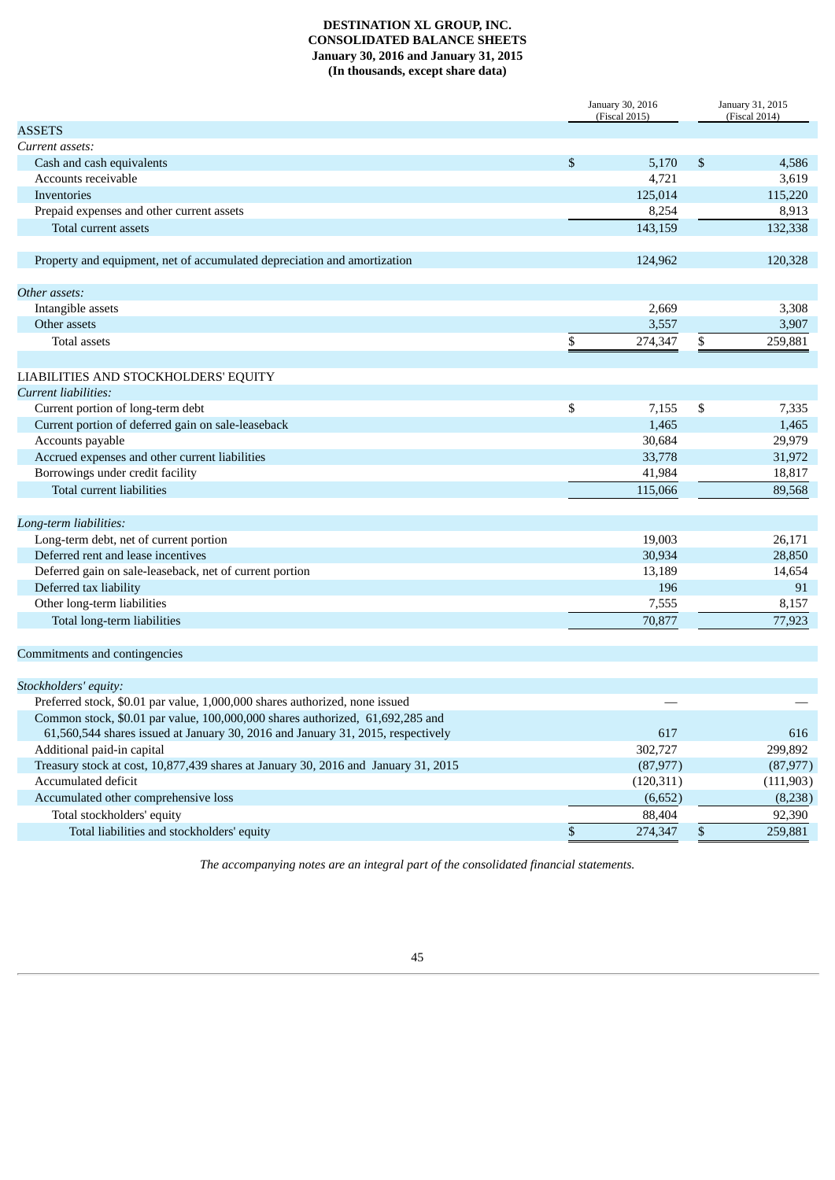**DESTINATION XL GROUP, INC.**
**CONSOLIDATED BALANCE SHEETS**
**January 30, 2016 and January 31, 2015**
**(In thousands, except share data)**

| | January 30, 2016 (Fiscal 2015) | January 31, 2015 (Fiscal 2014) |
|---|---|---|
| ASSETS | | |
| *Current assets:* | | |
| Cash and cash equivalents | $ 5,170 | $ 4,586 |
| Accounts receivable | 4,721 | 3,619 |
| Inventories | 125,014 | 115,220 |
| Prepaid expenses and other current assets | 8,254 | 8,913 |
| Total current assets | 143,159 | 132,338 |
| Property and equipment, net of accumulated depreciation and amortization | 124,962 | 120,328 |
| *Other assets:* | | |
| Intangible assets | 2,669 | 3,308 |
| Other assets | 3,557 | 3,907 |
| Total assets | $ 274,347 | $ 259,881 |
| LIABILITIES AND STOCKHOLDERS' EQUITY | | |
| *Current liabilities:* | | |
| Current portion of long-term debt | $ 7,155 | $ 7,335 |
| Current portion of deferred gain on sale-leaseback | 1,465 | 1,465 |
| Accounts payable | 30,684 | 29,979 |
| Accrued expenses and other current liabilities | 33,778 | 31,972 |
| Borrowings under credit facility | 41,984 | 18,817 |
| Total current liabilities | 115,066 | 89,568 |
| *Long-term liabilities:* | | |
| Long-term debt, net of current portion | 19,003 | 26,171 |
| Deferred rent and lease incentives | 30,934 | 28,850 |
| Deferred gain on sale-leaseback, net of current portion | 13,189 | 14,654 |
| Deferred tax liability | 196 | 91 |
| Other long-term liabilities | 7,555 | 8,157 |
| Total long-term liabilities | 70,877 | 77,923 |
| Commitments and contingencies | | |
| *Stockholders' equity:* | | |
| Preferred stock, $0.01 par value, 1,000,000 shares authorized, none issued | — | — |
| Common stock, $0.01 par value, 100,000,000 shares authorized, 61,692,285 and 61,560,544 shares issued at January 30, 2016 and January 31, 2015, respectively | 617 | 616 |
| Additional paid-in capital | 302,727 | 299,892 |
| Treasury stock at cost, 10,877,439 shares at January 30, 2016 and January 31, 2015 | (87,977) | (87,977) |
| Accumulated deficit | (120,311) | (111,903) |
| Accumulated other comprehensive loss | (6,652) | (8,238) |
| Total stockholders' equity | 88,404 | 92,390 |
| Total liabilities and stockholders' equity | $ 274,347 | $ 259,881 |

*The accompanying notes are an integral part of the consolidated financial statements.*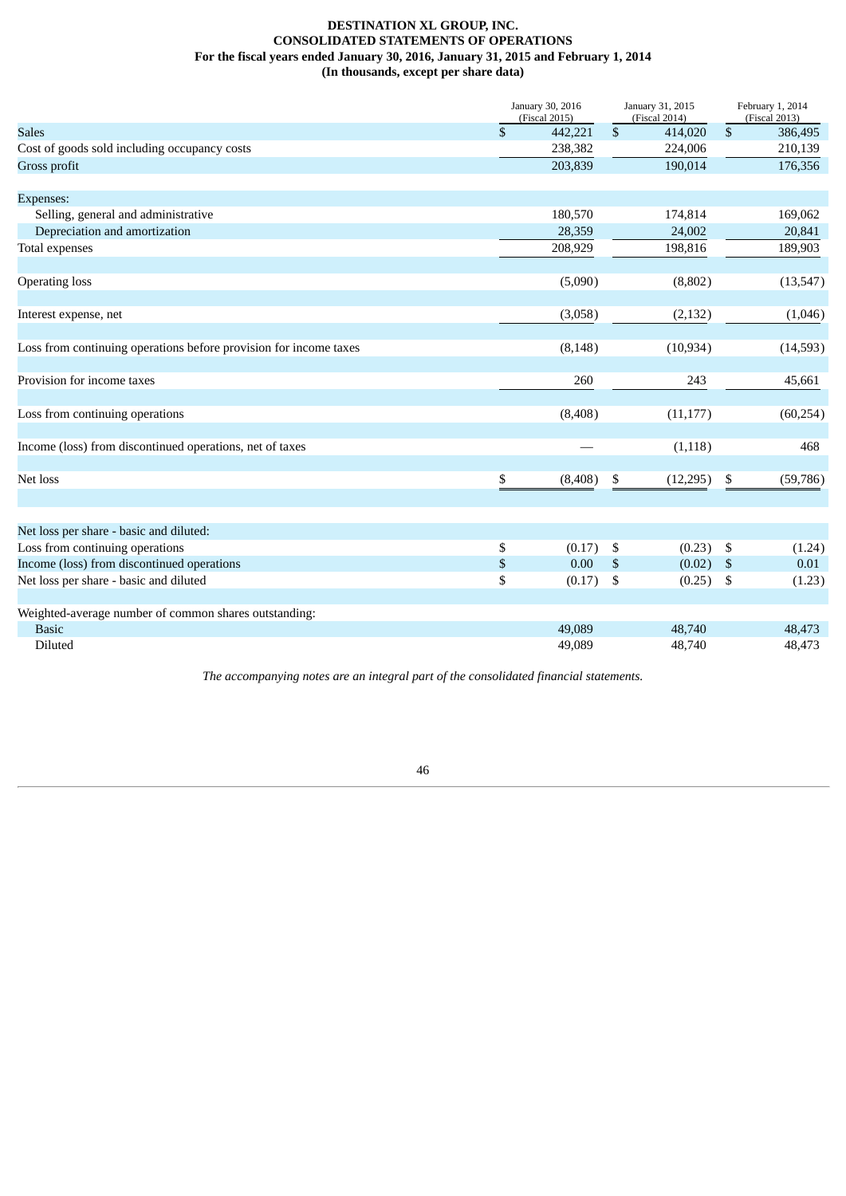**DESTINATION XL GROUP, INC.**
**CONSOLIDATED STATEMENTS OF OPERATIONS**
**For the fiscal years ended January 30, 2016, January 31, 2015 and February 1, 2014**
**(In thousands, except per share data)**

| | January 30, 2016 (Fiscal 2015) | January 31, 2015 (Fiscal 2014) | February 1, 2014 (Fiscal 2013) |
|---|---|---|---|
| Sales | $ 442,221 | $ 414,020 | $ 386,495 |
| Cost of goods sold including occupancy costs | 238,382 | 224,006 | 210,139 |
| Gross profit | 203,839 | 190,014 | 176,356 |
| | | | |
| Expenses: | | | |
| Selling, general and administrative | 180,570 | 174,814 | 169,062 |
| Depreciation and amortization | 28,359 | 24,002 | 20,841 |
| Total expenses | 208,929 | 198,816 | 189,903 |
| | | | |
| Operating loss | (5,090) | (8,802) | (13,547) |
| | | | |
| Interest expense, net | (3,058) | (2,132) | (1,046) |
| | | | |
| Loss from continuing operations before provision for income taxes | (8,148) | (10,934) | (14,593) |
| | | | |
| Provision for income taxes | 260 | 243 | 45,661 |
| | | | |
| Loss from continuing operations | (8,408) | (11,177) | (60,254) |
| | | | |
| Income (loss) from discontinued operations, net of taxes | — | (1,118) | 468 |
| | | | |
| Net loss | $ (8,408) | $ (12,295) | $ (59,786) |
| | | | |
| Net loss per share - basic and diluted: | | | |
| Loss from continuing operations | $ (0.17) | $ (0.23) | $ (1.24) |
| Income (loss) from discontinued operations | $ 0.00 | $ (0.02) | $ 0.01 |
| Net loss per share - basic and diluted | $ (0.17) | $ (0.25) | $ (1.23) |
| | | | |
| Weighted-average number of common shares outstanding: | | | |
| Basic | 49,089 | 48,740 | 48,473 |
| Diluted | 49,089 | 48,740 | 48,473 |

*The accompanying notes are an integral part of the consolidated financial statements.*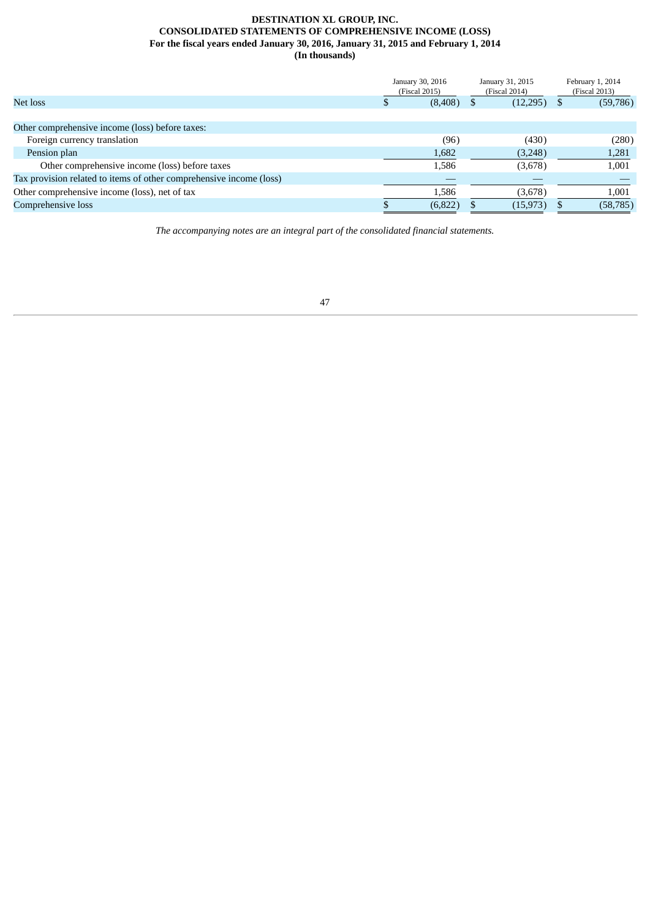**DESTINATION XL GROUP, INC.**
**CONSOLIDATED STATEMENTS OF COMPREHENSIVE INCOME (LOSS)**
**For the fiscal years ended January 30, 2016, January 31, 2015 and February 1, 2014**
**(In thousands)**

| | January 30, 2016 (Fiscal 2015) | January 31, 2015 (Fiscal 2014) | February 1, 2014 (Fiscal 2013) |
|---|---|---|---|
| Net loss | $ (8,408) | $ (12,295) | $ (59,786) |
| | | | |
| Other comprehensive income (loss) before taxes: | | | |
| Foreign currency translation | (96) | (430) | (280) |
| Pension plan | 1,682 | (3,248) | 1,281 |
| Other comprehensive income (loss) before taxes | 1,586 | (3,678) | 1,001 |
| Tax provision related to items of other comprehensive income (loss) | — | — | — |
| Other comprehensive income (loss), net of tax | 1,586 | (3,678) | 1,001 |
| Comprehensive loss | $ (6,822) | $ (15,973) | $ (58,785) |

*The accompanying notes are an integral part of the consolidated financial statements.*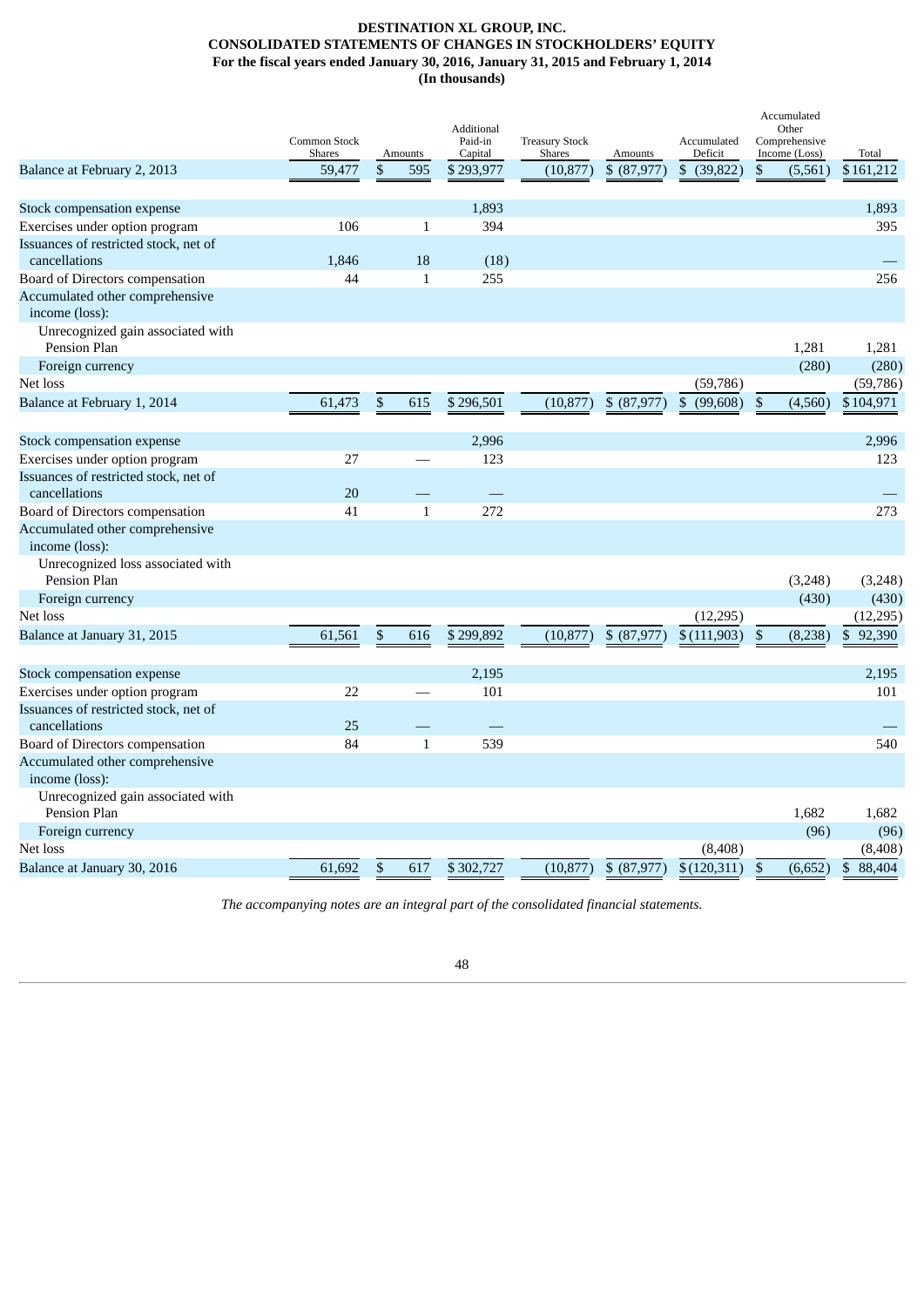**DESTINATION XL GROUP, INC.**
**CONSOLIDATED STATEMENTS OF CHANGES IN STOCKHOLDERS' EQUITY**
**For the fiscal years ended January 30, 2016, January 31, 2015 and February 1, 2014**
**(In thousands)**

| | Common Stock Shares | Amounts | Additional Paid-in Capital | Treasury Stock Shares | Amounts | Accumulated Deficit | Accumulated Other Comprehensive Income (Loss) | Total |
|---|---|---|---|---|---|---|---|---|
| Balance at February 2, 2013 | 59,477 | $ 595 | $ 293,977 | (10,877) | $ (87,977) | $ (39,822) | $ (5,561) | $ 161,212 |
| Stock compensation expense | | | 1,893 | | | | | 1,893 |
| Exercises under option program | 106 | 1 | 394 | | | | | 395 |
| Issuances of restricted stock, net of cancellations | 1,846 | 18 | (18) | | | | | — |
| Board of Directors compensation | 44 | 1 | 255 | | | | | 256 |
| Accumulated other comprehensive income (loss): | | | | | | | | |
| Unrecognized gain associated with Pension Plan | | | | | | | 1,281 | 1,281 |
| Foreign currency | | | | | | | (280) | (280) |
| Net loss | | | | | | (59,786) | | (59,786) |
| Balance at February 1, 2014 | 61,473 | $ 615 | $ 296,501 | (10,877) | $ (87,977) | $ (99,608) | $ (4,560) | $ 104,971 |
| Stock compensation expense | | | 2,996 | | | | | 2,996 |
| Exercises under option program | 27 | — | 123 | | | | | 123 |
| Issuances of restricted stock, net of cancellations | 20 | — | — | | | | | — |
| Board of Directors compensation | 41 | 1 | 272 | | | | | 273 |
| Accumulated other comprehensive income (loss): | | | | | | | | |
| Unrecognized loss associated with Pension Plan | | | | | | | (3,248) | (3,248) |
| Foreign currency | | | | | | | (430) | (430) |
| Net loss | | | | | | (12,295) | | (12,295) |
| Balance at January 31, 2015 | 61,561 | $ 616 | $ 299,892 | (10,877) | $ (87,977) | $ (111,903) | $ (8,238) | $ 92,390 |
| Stock compensation expense | | | 2,195 | | | | | 2,195 |
| Exercises under option program | 22 | — | 101 | | | | | 101 |
| Issuances of restricted stock, net of cancellations | 25 | — | — | | | | | — |
| Board of Directors compensation | 84 | 1 | 539 | | | | | 540 |
| Accumulated other comprehensive income (loss): | | | | | | | | |
| Unrecognized gain associated with Pension Plan | | | | | | | 1,682 | 1,682 |
| Foreign currency | | | | | | | (96) | (96) |
| Net loss | | | | | | (8,408) | | (8,408) |
| Balance at January 30, 2016 | 61,692 | $ 617 | $ 302,727 | (10,877) | $ (87,977) | $ (120,311) | $ (6,652) | $ 88,404 |

*The accompanying notes are an integral part of the consolidated financial statements.*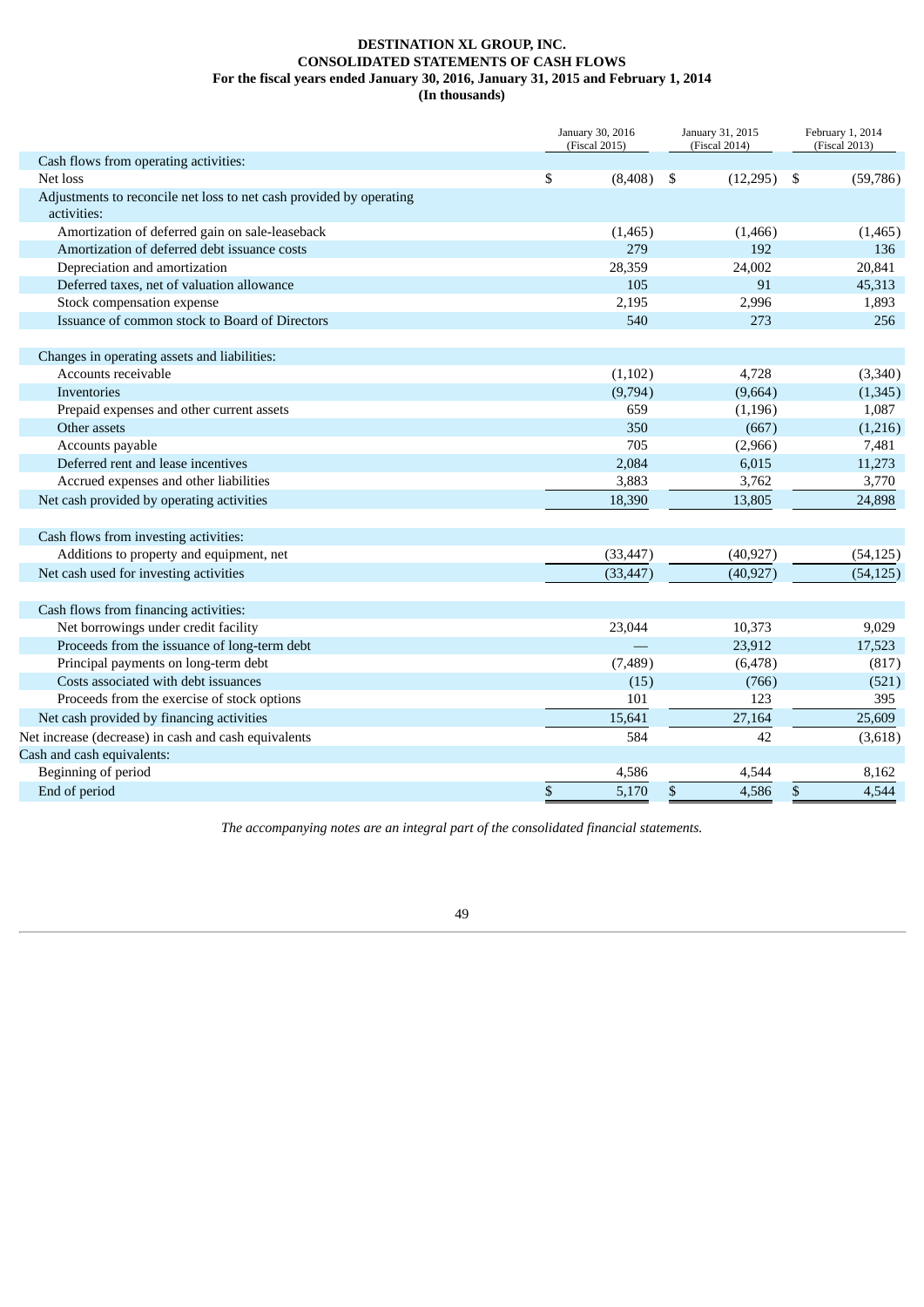**DESTINATION XL GROUP, INC.**
**CONSOLIDATED STATEMENTS OF CASH FLOWS**
**For the fiscal years ended January 30, 2016, January 31, 2015 and February 1, 2014**
**(In thousands)**

| | January 30, 2016 (Fiscal 2015) | January 31, 2015 (Fiscal 2014) | February 1, 2014 (Fiscal 2013) |
|---|---|---|---|
| Cash flows from operating activities: | | | |
| Net loss | $ (8,408) | $ (12,295) | $ (59,786) |
| Adjustments to reconcile net loss to net cash provided by operating activities: | | | |
| Amortization of deferred gain on sale-leaseback | (1,465) | (1,466) | (1,465) |
| Amortization of deferred debt issuance costs | 279 | 192 | 136 |
| Depreciation and amortization | 28,359 | 24,002 | 20,841 |
| Deferred taxes, net of valuation allowance | 105 | 91 | 45,313 |
| Stock compensation expense | 2,195 | 2,996 | 1,893 |
| Issuance of common stock to Board of Directors | 540 | 273 | 256 |
| Changes in operating assets and liabilities: | | | |
| Accounts receivable | (1,102) | 4,728 | (3,340) |
| Inventories | (9,794) | (9,664) | (1,345) |
| Prepaid expenses and other current assets | 659 | (1,196) | 1,087 |
| Other assets | 350 | (667) | (1,216) |
| Accounts payable | 705 | (2,966) | 7,481 |
| Deferred rent and lease incentives | 2,084 | 6,015 | 11,273 |
| Accrued expenses and other liabilities | 3,883 | 3,762 | 3,770 |
| Net cash provided by operating activities | 18,390 | 13,805 | 24,898 |
| Cash flows from investing activities: | | | |
| Additions to property and equipment, net | (33,447) | (40,927) | (54,125) |
| Net cash used for investing activities | (33,447) | (40,927) | (54,125) |
| Cash flows from financing activities: | | | |
| Net borrowings under credit facility | 23,044 | 10,373 | 9,029 |
| Proceeds from the issuance of long-term debt | — | 23,912 | 17,523 |
| Principal payments on long-term debt | (7,489) | (6,478) | (817) |
| Costs associated with debt issuances | (15) | (766) | (521) |
| Proceeds from the exercise of stock options | 101 | 123 | 395 |
| Net cash provided by financing activities | 15,641 | 27,164 | 25,609 |
| Net increase (decrease) in cash and cash equivalents | 584 | 42 | (3,618) |
| Cash and cash equivalents: | | | |
| Beginning of period | 4,586 | 4,544 | 8,162 |
| End of period | $ 5,170 | $ 4,586 | $ 4,544 |

*The accompanying notes are an integral part of the consolidated financial statements.*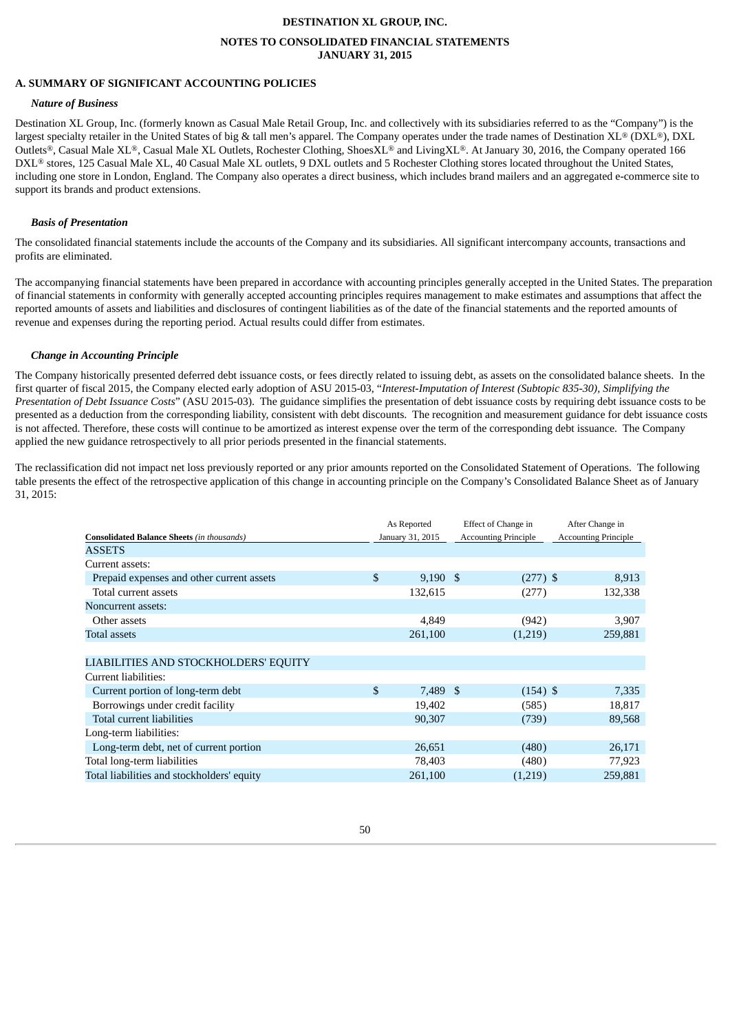**DESTINATION XL GROUP, INC.**

**NOTES TO CONSOLIDATED FINANCIAL STATEMENTS**
**JANUARY 31, 2015**

## A. SUMMARY OF SIGNIFICANT ACCOUNTING POLICIES

### *Nature of Business*

Destination XL Group, Inc. (formerly known as Casual Male Retail Group, Inc. and collectively with its subsidiaries referred to as the "Company") is the largest specialty retailer in the United States of big & tall men's apparel. The Company operates under the trade names of Destination XL® (DXL®), DXL Outlets®, Casual Male XL®, Casual Male XL Outlets, Rochester Clothing, ShoesXL® and LivingXL®. At January 30, 2016, the Company operated 166 DXL® stores, 125 Casual Male XL, 40 Casual Male XL outlets, 9 DXL outlets and 5 Rochester Clothing stores located throughout the United States, including one store in London, England. The Company also operates a direct business, which includes brand mailers and an aggregated e-commerce site to support its brands and product extensions.

### *Basis of Presentation*

The consolidated financial statements include the accounts of the Company and its subsidiaries. All significant intercompany accounts, transactions and profits are eliminated.

The accompanying financial statements have been prepared in accordance with accounting principles generally accepted in the United States. The preparation of financial statements in conformity with generally accepted accounting principles requires management to make estimates and assumptions that affect the reported amounts of assets and liabilities and disclosures of contingent liabilities as of the date of the financial statements and the reported amounts of revenue and expenses during the reporting period. Actual results could differ from estimates.

### *Change in Accounting Principle*

The Company historically presented deferred debt issuance costs, or fees directly related to issuing debt, as assets on the consolidated balance sheets. In the first quarter of fiscal 2015, the Company elected early adoption of ASU 2015-03, "*Interest-Imputation of Interest (Subtopic 835-30), Simplifying the Presentation of Debt Issuance Costs*" (ASU 2015-03). The guidance simplifies the presentation of debt issuance costs by requiring debt issuance costs to be presented as a deduction from the corresponding liability, consistent with debt discounts. The recognition and measurement guidance for debt issuance costs is not affected. Therefore, these costs will continue to be amortized as interest expense over the term of the corresponding debt issuance. The Company applied the new guidance retrospectively to all prior periods presented in the financial statements.

The reclassification did not impact net loss previously reported or any prior amounts reported on the Consolidated Statement of Operations. The following table presents the effect of the retrospective application of this change in accounting principle on the Company's Consolidated Balance Sheet as of January 31, 2015:

| **Consolidated Balance Sheets** *(in thousands)* | As Reported January 31, 2015 | Effect of Change in Accounting Principle | After Change in Accounting Principle |
|---|---|---|---|
| ASSETS | | | |
| Current assets: | | | |
| Prepaid expenses and other current assets | $ 9,190 | $ (277) | $ 8,913 |
| Total current assets | 132,615 | (277) | 132,338 |
| Noncurrent assets: | | | |
| Other assets | 4,849 | (942) | 3,907 |
| Total assets | 261,100 | (1,219) | 259,881 |
| | | | |
| LIABILITIES AND STOCKHOLDERS' EQUITY | | | |
| Current liabilities: | | | |
| Current portion of long-term debt | $ 7,489 | $ (154) | $ 7,335 |
| Borrowings under credit facility | 19,402 | (585) | 18,817 |
| Total current liabilities | 90,307 | (739) | 89,568 |
| Long-term liabilities: | | | |
| Long-term debt, net of current portion | 26,651 | (480) | 26,171 |
| Total long-term liabilities | 78,403 | (480) | 77,923 |
| Total liabilities and stockholders' equity | 261,100 | (1,219) | 259,881 |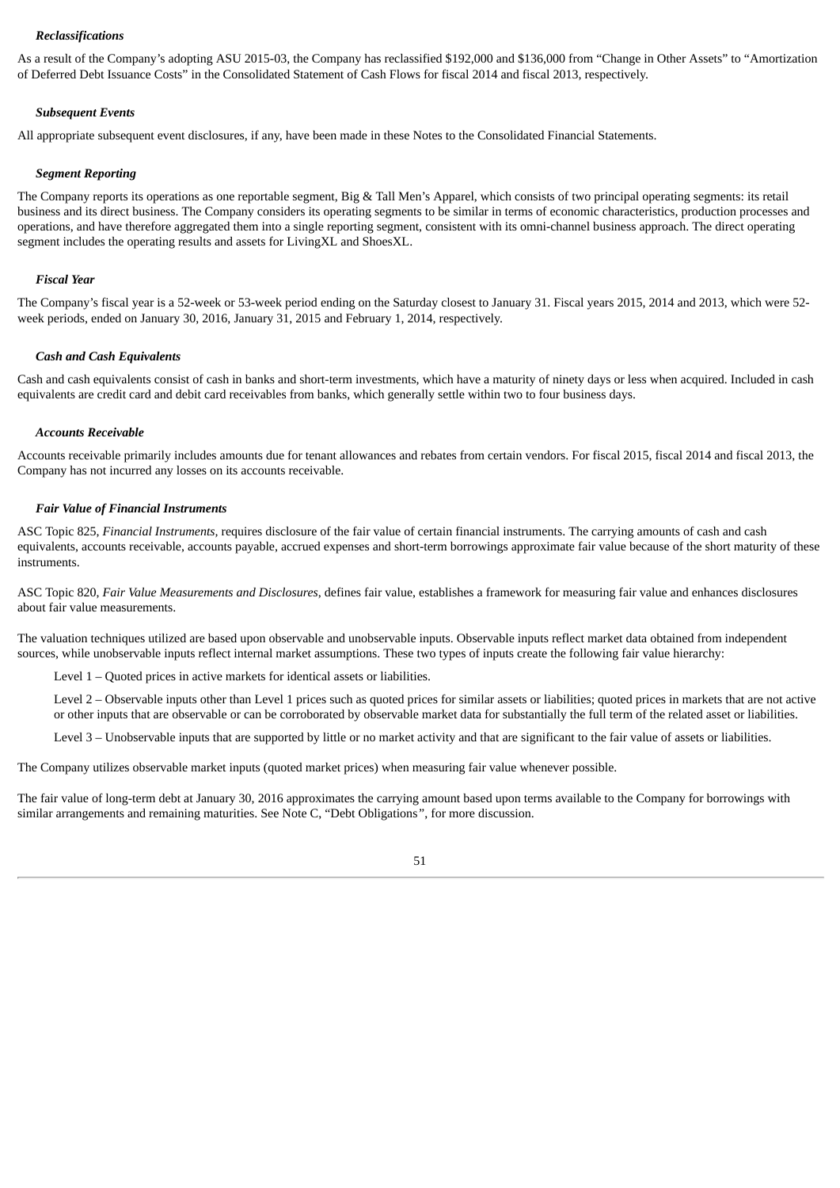***Reclassifications***

As a result of the Company's adopting ASU 2015-03, the Company has reclassified $192,000 and $136,000 from "Change in Other Assets" to "Amortization of Deferred Debt Issuance Costs" in the Consolidated Statement of Cash Flows for fiscal 2014 and fiscal 2013, respectively.

***Subsequent Events***

All appropriate subsequent event disclosures, if any, have been made in these Notes to the Consolidated Financial Statements.

***Segment Reporting***

The Company reports its operations as one reportable segment, Big & Tall Men's Apparel, which consists of two principal operating segments: its retail business and its direct business. The Company considers its operating segments to be similar in terms of economic characteristics, production processes and operations, and have therefore aggregated them into a single reporting segment, consistent with its omni-channel business approach. The direct operating segment includes the operating results and assets for LivingXL and ShoesXL.

***Fiscal Year***

The Company's fiscal year is a 52-week or 53-week period ending on the Saturday closest to January 31. Fiscal years 2015, 2014 and 2013, which were 52-week periods, ended on January 30, 2016, January 31, 2015 and February 1, 2014, respectively.

***Cash and Cash Equivalents***

Cash and cash equivalents consist of cash in banks and short-term investments, which have a maturity of ninety days or less when acquired. Included in cash equivalents are credit card and debit card receivables from banks, which generally settle within two to four business days.

***Accounts Receivable***

Accounts receivable primarily includes amounts due for tenant allowances and rebates from certain vendors. For fiscal 2015, fiscal 2014 and fiscal 2013, the Company has not incurred any losses on its accounts receivable.

***Fair Value of Financial Instruments***

ASC Topic 825, *Financial Instruments,* requires disclosure of the fair value of certain financial instruments. The carrying amounts of cash and cash equivalents, accounts receivable, accounts payable, accrued expenses and short-term borrowings approximate fair value because of the short maturity of these instruments.

ASC Topic 820, *Fair Value Measurements and Disclosures*, defines fair value, establishes a framework for measuring fair value and enhances disclosures about fair value measurements.

The valuation techniques utilized are based upon observable and unobservable inputs. Observable inputs reflect market data obtained from independent sources, while unobservable inputs reflect internal market assumptions. These two types of inputs create the following fair value hierarchy:

Level 1 – Quoted prices in active markets for identical assets or liabilities.

Level 2 – Observable inputs other than Level 1 prices such as quoted prices for similar assets or liabilities; quoted prices in markets that are not active or other inputs that are observable or can be corroborated by observable market data for substantially the full term of the related asset or liabilities.

Level 3 – Unobservable inputs that are supported by little or no market activity and that are significant to the fair value of assets or liabilities.

The Company utilizes observable market inputs (quoted market prices) when measuring fair value whenever possible.

The fair value of long-term debt at January 30, 2016 approximates the carrying amount based upon terms available to the Company for borrowings with similar arrangements and remaining maturities. See Note C, "Debt Obligations", for more discussion.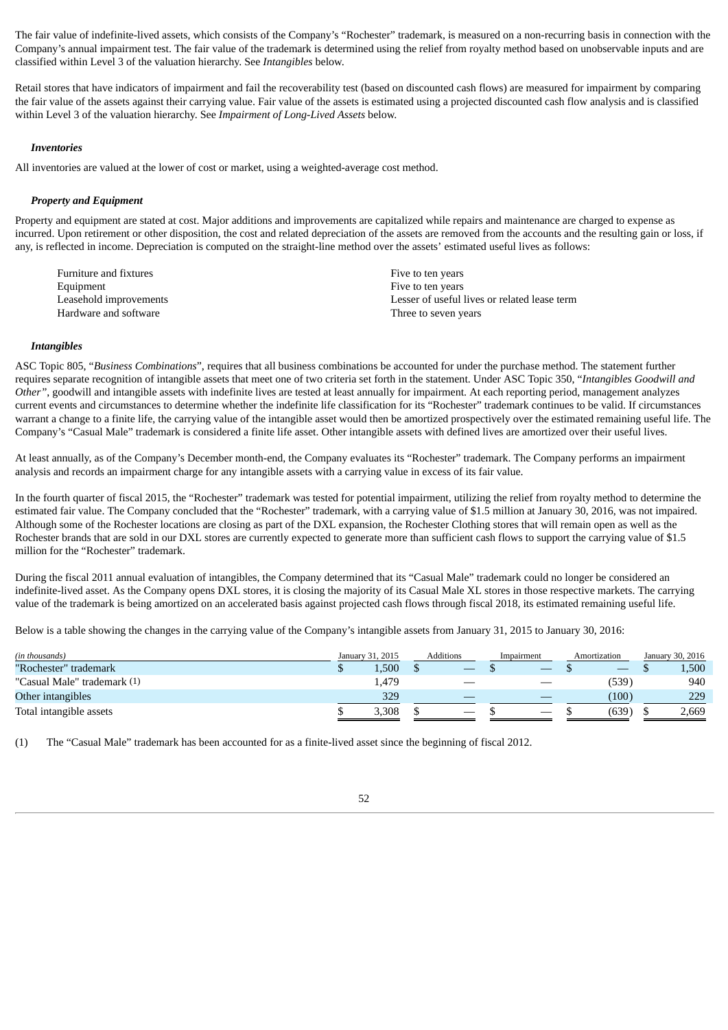The fair value of indefinite-lived assets, which consists of the Company's "Rochester" trademark, is measured on a non-recurring basis in connection with the Company's annual impairment test. The fair value of the trademark is determined using the relief from royalty method based on unobservable inputs and are classified within Level 3 of the valuation hierarchy. See *Intangibles* below.

Retail stores that have indicators of impairment and fail the recoverability test (based on discounted cash flows) are measured for impairment by comparing the fair value of the assets against their carrying value. Fair value of the assets is estimated using a projected discounted cash flow analysis and is classified within Level 3 of the valuation hierarchy. See *Impairment of Long-Lived Assets* below.

***Inventories***

All inventories are valued at the lower of cost or market, using a weighted-average cost method.

***Property and Equipment***

Property and equipment are stated at cost. Major additions and improvements are capitalized while repairs and maintenance are charged to expense as incurred. Upon retirement or other disposition, the cost and related depreciation of the assets are removed from the accounts and the resulting gain or loss, if any, is reflected in income. Depreciation is computed on the straight-line method over the assets' estimated useful lives as follows:

| | |
|---|---|
| Furniture and fixtures | Five to ten years |
| Equipment | Five to ten years |
| Leasehold improvements | Lesser of useful lives or related lease term |
| Hardware and software | Three to seven years |

***Intangibles***

ASC Topic 805, "*Business Combinations*", requires that all business combinations be accounted for under the purchase method. The statement further requires separate recognition of intangible assets that meet one of two criteria set forth in the statement. Under ASC Topic 350, "*Intangibles Goodwill and Other*", goodwill and intangible assets with indefinite lives are tested at least annually for impairment. At each reporting period, management analyzes current events and circumstances to determine whether the indefinite life classification for its "Rochester" trademark continues to be valid. If circumstances warrant a change to a finite life, the carrying value of the intangible asset would then be amortized prospectively over the estimated remaining useful life. The Company's "Casual Male" trademark is considered a finite life asset. Other intangible assets with defined lives are amortized over their useful lives.

At least annually, as of the Company's December month-end, the Company evaluates its "Rochester" trademark. The Company performs an impairment analysis and records an impairment charge for any intangible assets with a carrying value in excess of its fair value.

In the fourth quarter of fiscal 2015, the "Rochester" trademark was tested for potential impairment, utilizing the relief from royalty method to determine the estimated fair value. The Company concluded that the "Rochester" trademark, with a carrying value of $1.5 million at January 30, 2016, was not impaired. Although some of the Rochester locations are closing as part of the DXL expansion, the Rochester Clothing stores that will remain open as well as the Rochester brands that are sold in our DXL stores are currently expected to generate more than sufficient cash flows to support the carrying value of $1.5 million for the "Rochester" trademark.

During the fiscal 2011 annual evaluation of intangibles, the Company determined that its "Casual Male" trademark could no longer be considered an indefinite-lived asset. As the Company opens DXL stores, it is closing the majority of its Casual Male XL stores in those respective markets. The carrying value of the trademark is being amortized on an accelerated basis against projected cash flows through fiscal 2018, its estimated remaining useful life.

Below is a table showing the changes in the carrying value of the Company's intangible assets from January 31, 2015 to January 30, 2016:

| *(in thousands)* | January 31, 2015 | Additions | Impairment | Amortization | January 30, 2016 |
|---|---|---|---|---|---|
| "Rochester" trademark | $ 1,500 | $ — | $ — | $ — | $ 1,500 |
| "Casual Male" trademark (1) | 1,479 | — | — | (539) | 940 |
| Other intangibles | 329 | — | — | (100) | 229 |
| Total intangible assets | $ 3,308 | $ — | $ — | $ (639) | $ 2,669 |

(1) The "Casual Male" trademark has been accounted for as a finite-lived asset since the beginning of fiscal 2012.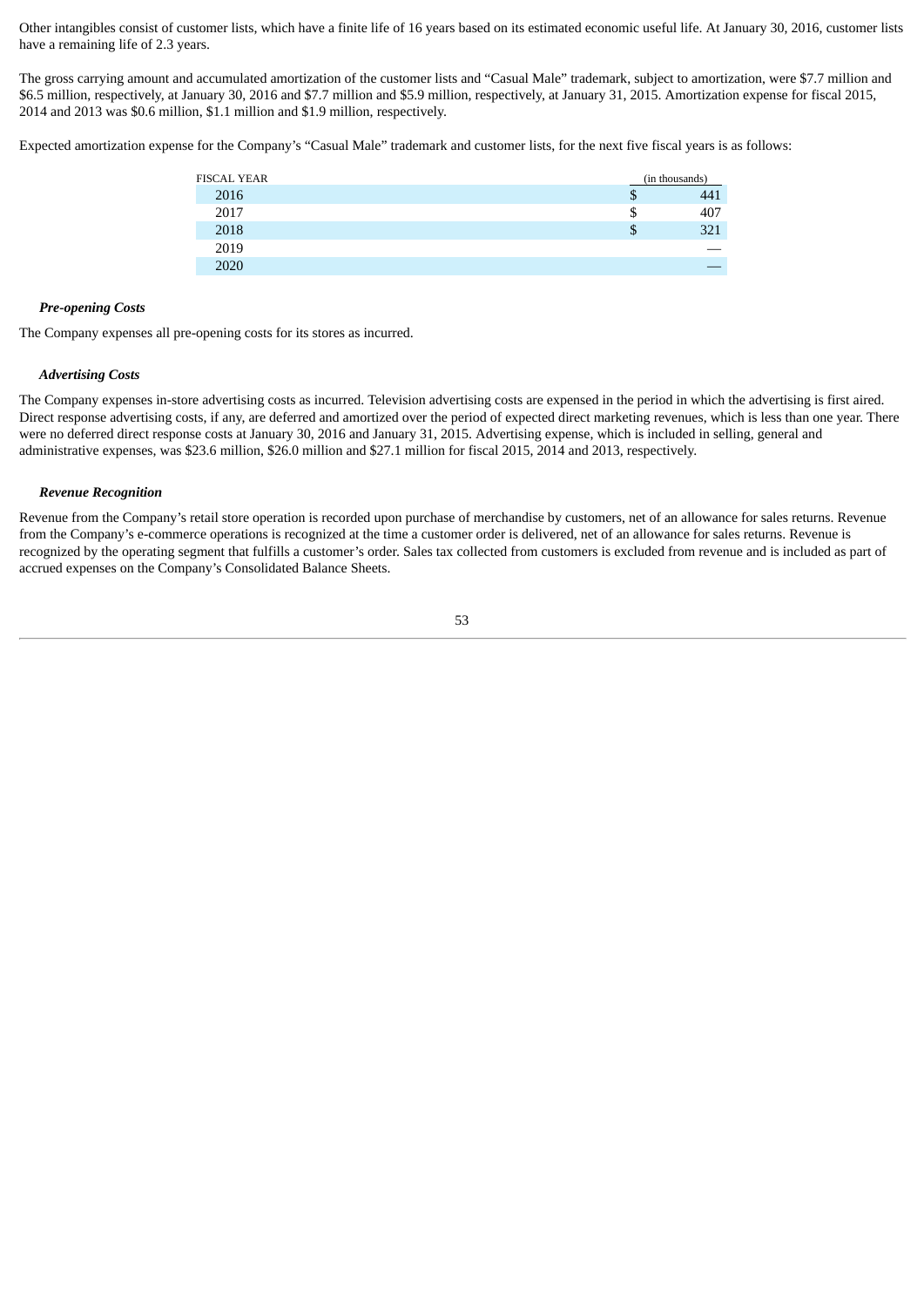Other intangibles consist of customer lists, which have a finite life of 16 years based on its estimated economic useful life. At January 30, 2016, customer lists have a remaining life of 2.3 years.

The gross carrying amount and accumulated amortization of the customer lists and "Casual Male" trademark, subject to amortization, were $7.7 million and $6.5 million, respectively, at January 30, 2016 and $7.7 million and $5.9 million, respectively, at January 31, 2015. Amortization expense for fiscal 2015, 2014 and 2013 was $0.6 million, $1.1 million and $1.9 million, respectively.

Expected amortization expense for the Company's "Casual Male" trademark and customer lists, for the next five fiscal years is as follows:

| FISCAL YEAR | (in thousands) |
|---|---|
| 2016 | $ 441 |
| 2017 | $ 407 |
| 2018 | $ 321 |
| 2019 | — |
| 2020 | — |

### *Pre-opening Costs*

The Company expenses all pre-opening costs for its stores as incurred.

### *Advertising Costs*

The Company expenses in-store advertising costs as incurred. Television advertising costs are expensed in the period in which the advertising is first aired. Direct response advertising costs, if any, are deferred and amortized over the period of expected direct marketing revenues, which is less than one year. There were no deferred direct response costs at January 30, 2016 and January 31, 2015. Advertising expense, which is included in selling, general and administrative expenses, was $23.6 million, $26.0 million and $27.1 million for fiscal 2015, 2014 and 2013, respectively.

### *Revenue Recognition*

Revenue from the Company's retail store operation is recorded upon purchase of merchandise by customers, net of an allowance for sales returns. Revenue from the Company's e-commerce operations is recognized at the time a customer order is delivered, net of an allowance for sales returns. Revenue is recognized by the operating segment that fulfills a customer's order. Sales tax collected from customers is excluded from revenue and is included as part of accrued expenses on the Company's Consolidated Balance Sheets.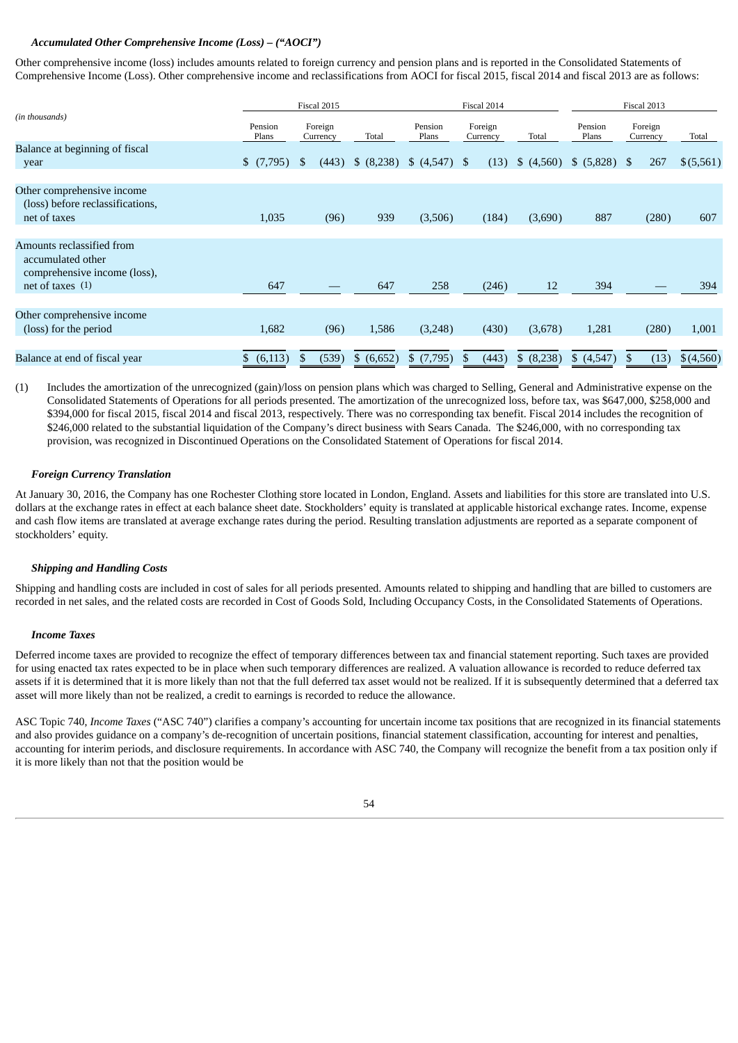### *Accumulated Other Comprehensive Income (Loss) – ("AOCI")*

Other comprehensive income (loss) includes amounts related to foreign currency and pension plans and is reported in the Consolidated Statements of Comprehensive Income (Loss). Other comprehensive income and reclassifications from AOCI for fiscal 2015, fiscal 2014 and fiscal 2013 are as follows:

| *(in thousands)* | Fiscal 2015 | | | Fiscal 2014 | | | Fiscal 2013 | | |
|---|---|---|---|---|---|---|---|---|---|
| | Pension Plans | Foreign Currency | Total | Pension Plans | Foreign Currency | Total | Pension Plans | Foreign Currency | Total |
| Balance at beginning of fiscal year | $ (7,795) | $ (443) | $ (8,238) | $ (4,547) | $ (13) | $ (4,560) | $ (5,828) | $ 267 | $(5,561) |
| Other comprehensive income (loss) before reclassifications, net of taxes | 1,035 | (96) | 939 | (3,506) | (184) | (3,690) | 887 | (280) | 607 |
| Amounts reclassified from accumulated other comprehensive income (loss), net of taxes (1) | 647 | — | 647 | 258 | (246) | 12 | 394 | — | 394 |
| Other comprehensive income (loss) for the period | 1,682 | (96) | 1,586 | (3,248) | (430) | (3,678) | 1,281 | (280) | 1,001 |
| Balance at end of fiscal year | $ (6,113) | $ (539) | $ (6,652) | $ (7,795) | $ (443) | $ (8,238) | $ (4,547) | $ (13) | $(4,560) |

(1) Includes the amortization of the unrecognized (gain)/loss on pension plans which was charged to Selling, General and Administrative expense on the Consolidated Statements of Operations for all periods presented. The amortization of the unrecognized loss, before tax, was $647,000, $258,000 and $394,000 for fiscal 2015, fiscal 2014 and fiscal 2013, respectively. There was no corresponding tax benefit. Fiscal 2014 includes the recognition of $246,000 related to the substantial liquidation of the Company's direct business with Sears Canada. The $246,000, with no corresponding tax provision, was recognized in Discontinued Operations on the Consolidated Statement of Operations for fiscal 2014.

### *Foreign Currency Translation*

At January 30, 2016, the Company has one Rochester Clothing store located in London, England. Assets and liabilities for this store are translated into U.S. dollars at the exchange rates in effect at each balance sheet date. Stockholders' equity is translated at applicable historical exchange rates. Income, expense and cash flow items are translated at average exchange rates during the period. Resulting translation adjustments are reported as a separate component of stockholders' equity.

### *Shipping and Handling Costs*

Shipping and handling costs are included in cost of sales for all periods presented. Amounts related to shipping and handling that are billed to customers are recorded in net sales, and the related costs are recorded in Cost of Goods Sold, Including Occupancy Costs, in the Consolidated Statements of Operations.

### *Income Taxes*

Deferred income taxes are provided to recognize the effect of temporary differences between tax and financial statement reporting. Such taxes are provided for using enacted tax rates expected to be in place when such temporary differences are realized. A valuation allowance is recorded to reduce deferred tax assets if it is determined that it is more likely than not that the full deferred tax asset would not be realized. If it is subsequently determined that a deferred tax asset will more likely than not be realized, a credit to earnings is recorded to reduce the allowance.

ASC Topic 740, *Income Taxes* ("ASC 740") clarifies a company's accounting for uncertain income tax positions that are recognized in its financial statements and also provides guidance on a company's de-recognition of uncertain positions, financial statement classification, accounting for interest and penalties, accounting for interim periods, and disclosure requirements. In accordance with ASC 740, the Company will recognize the benefit from a tax position only if it is more likely than not that the position would be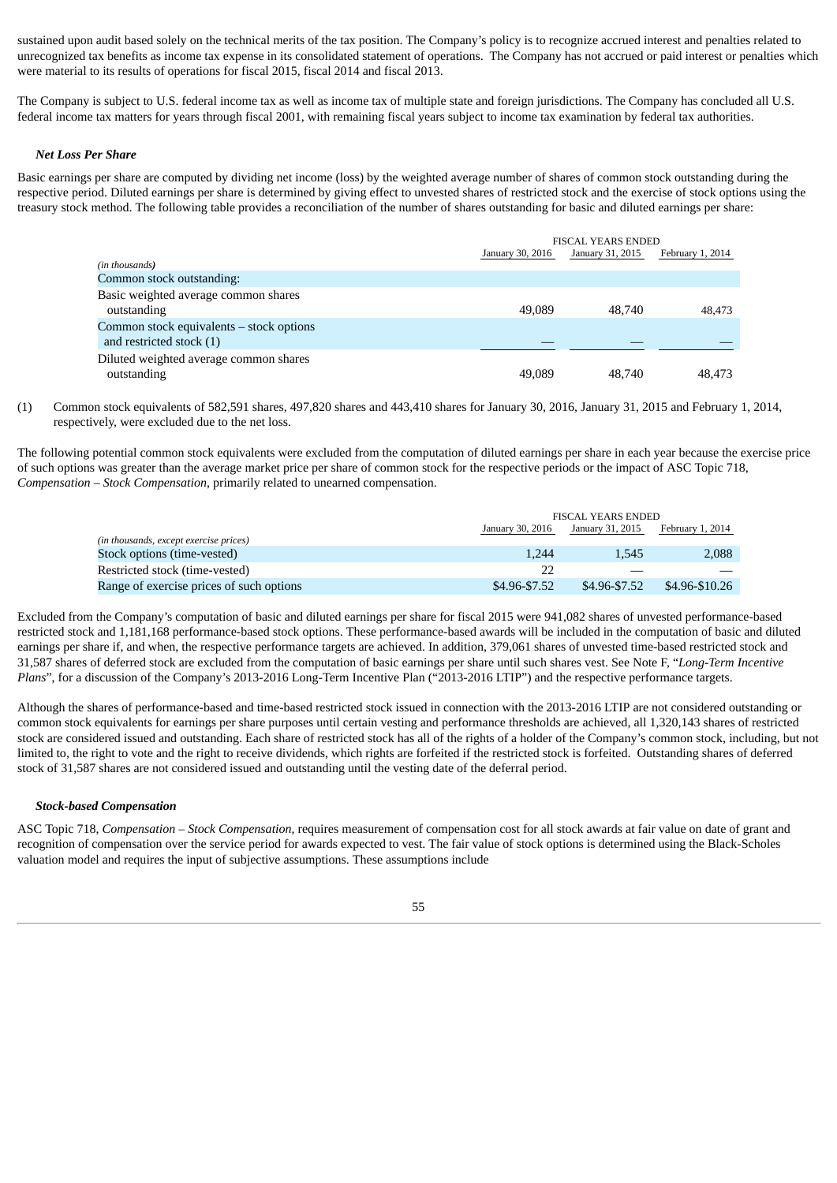sustained upon audit based solely on the technical merits of the tax position. The Company's policy is to recognize accrued interest and penalties related to unrecognized tax benefits as income tax expense in its consolidated statement of operations. The Company has not accrued or paid interest or penalties which were material to its results of operations for fiscal 2015, fiscal 2014 and fiscal 2013.

The Company is subject to U.S. federal income tax as well as income tax of multiple state and foreign jurisdictions. The Company has concluded all U.S. federal income tax matters for years through fiscal 2001, with remaining fiscal years subject to income tax examination by federal tax authorities.

***Net Loss Per Share***

Basic earnings per share are computed by dividing net income (loss) by the weighted average number of shares of common stock outstanding during the respective period. Diluted earnings per share is determined by giving effect to unvested shares of restricted stock and the exercise of stock options using the treasury stock method. The following table provides a reconciliation of the number of shares outstanding for basic and diluted earnings per share:

| | FISCAL YEARS ENDED | | |
|---|---|---|---|
| *(in thousands)* | January 30, 2016 | January 31, 2015 | February 1, 2014 |
| Common stock outstanding: | | | |
| Basic weighted average common shares outstanding | 49,089 | 48,740 | 48,473 |
| Common stock equivalents – stock options and restricted stock (1) | — | — | — |
| Diluted weighted average common shares outstanding | 49,089 | 48,740 | 48,473 |

(1) Common stock equivalents of 582,591 shares, 497,820 shares and 443,410 shares for January 30, 2016, January 31, 2015 and February 1, 2014, respectively, were excluded due to the net loss.

The following potential common stock equivalents were excluded from the computation of diluted earnings per share in each year because the exercise price of such options was greater than the average market price per share of common stock for the respective periods or the impact of ASC Topic 718, *Compensation – Stock Compensation*, primarily related to unearned compensation.

| | FISCAL YEARS ENDED | | |
|---|---|---|---|
| *(in thousands, except exercise prices)* | January 30, 2016 | January 31, 2015 | February 1, 2014 |
| Stock options (time-vested) | 1,244 | 1,545 | 2,088 |
| Restricted stock (time-vested) | 22 | — | — |
| Range of exercise prices of such options | $4.96-$7.52 | $4.96-$7.52 | $4.96-$10.26 |

Excluded from the Company's computation of basic and diluted earnings per share for fiscal 2015 were 941,082 shares of unvested performance-based restricted stock and 1,181,168 performance-based stock options. These performance-based awards will be included in the computation of basic and diluted earnings per share if, and when, the respective performance targets are achieved. In addition, 379,061 shares of unvested time-based restricted stock and 31,587 shares of deferred stock are excluded from the computation of basic earnings per share until such shares vest. See Note F, "*Long-Term Incentive Plans*", for a discussion of the Company's 2013-2016 Long-Term Incentive Plan ("2013-2016 LTIP") and the respective performance targets.

Although the shares of performance-based and time-based restricted stock issued in connection with the 2013-2016 LTIP are not considered outstanding or common stock equivalents for earnings per share purposes until certain vesting and performance thresholds are achieved, all 1,320,143 shares of restricted stock are considered issued and outstanding. Each share of restricted stock has all of the rights of a holder of the Company's common stock, including, but not limited to, the right to vote and the right to receive dividends, which rights are forfeited if the restricted stock is forfeited. Outstanding shares of deferred stock of 31,587 shares are not considered issued and outstanding until the vesting date of the deferral period.

***Stock-based Compensation***

ASC Topic 718, *Compensation – Stock Compensation*, requires measurement of compensation cost for all stock awards at fair value on date of grant and recognition of compensation over the service period for awards expected to vest. The fair value of stock options is determined using the Black-Scholes valuation model and requires the input of subjective assumptions. These assumptions include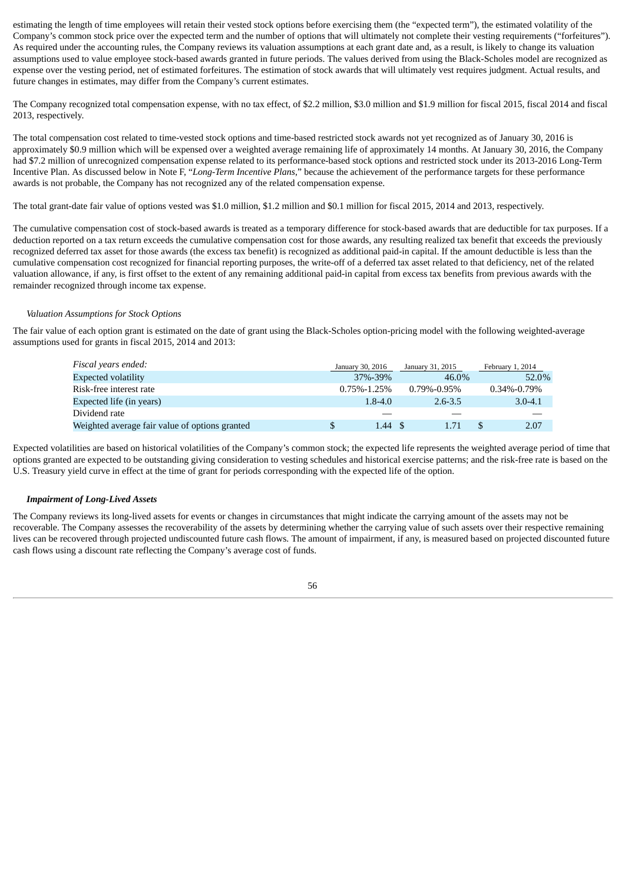estimating the length of time employees will retain their vested stock options before exercising them (the "expected term"), the estimated volatility of the Company's common stock price over the expected term and the number of options that will ultimately not complete their vesting requirements ("forfeitures"). As required under the accounting rules, the Company reviews its valuation assumptions at each grant date and, as a result, is likely to change its valuation assumptions used to value employee stock-based awards granted in future periods. The values derived from using the Black-Scholes model are recognized as expense over the vesting period, net of estimated forfeitures. The estimation of stock awards that will ultimately vest requires judgment. Actual results, and future changes in estimates, may differ from the Company's current estimates.

The Company recognized total compensation expense, with no tax effect, of $2.2 million, $3.0 million and $1.9 million for fiscal 2015, fiscal 2014 and fiscal 2013, respectively.

The total compensation cost related to time-vested stock options and time-based restricted stock awards not yet recognized as of January 30, 2016 is approximately $0.9 million which will be expensed over a weighted average remaining life of approximately 14 months. At January 30, 2016, the Company had $7.2 million of unrecognized compensation expense related to its performance-based stock options and restricted stock under its 2013-2016 Long-Term Incentive Plan. As discussed below in Note F, "*Long-Term Incentive Plans*," because the achievement of the performance targets for these performance awards is not probable, the Company has not recognized any of the related compensation expense.

The total grant-date fair value of options vested was $1.0 million, $1.2 million and $0.1 million for fiscal 2015, 2014 and 2013, respectively.

The cumulative compensation cost of stock-based awards is treated as a temporary difference for stock-based awards that are deductible for tax purposes. If a deduction reported on a tax return exceeds the cumulative compensation cost for those awards, any resulting realized tax benefit that exceeds the previously recognized deferred tax asset for those awards (the excess tax benefit) is recognized as additional paid-in capital. If the amount deductible is less than the cumulative compensation cost recognized for financial reporting purposes, the write-off of a deferred tax asset related to that deficiency, net of the related valuation allowance, if any, is first offset to the extent of any remaining additional paid-in capital from excess tax benefits from previous awards with the remainder recognized through income tax expense.

*Valuation Assumptions for Stock Options*

The fair value of each option grant is estimated on the date of grant using the Black-Scholes option-pricing model with the following weighted-average assumptions used for grants in fiscal 2015, 2014 and 2013:

| *Fiscal years ended:* | January 30, 2016 | January 31, 2015 | February 1, 2014 |
|---|---|---|---|
| Expected volatility | 37%-39% | 46.0% | 52.0% |
| Risk-free interest rate | 0.75%-1.25% | 0.79%-0.95% | 0.34%-0.79% |
| Expected life (in years) | 1.8-4.0 | 2.6-3.5 | 3.0-4.1 |
| Dividend rate | — | — | — |
| Weighted average fair value of options granted | $ 1.44 | $ 1.71 | $ 2.07 |

Expected volatilities are based on historical volatilities of the Company's common stock; the expected life represents the weighted average period of time that options granted are expected to be outstanding giving consideration to vesting schedules and historical exercise patterns; and the risk-free rate is based on the U.S. Treasury yield curve in effect at the time of grant for periods corresponding with the expected life of the option.

***Impairment of Long-Lived Assets***

The Company reviews its long-lived assets for events or changes in circumstances that might indicate the carrying amount of the assets may not be recoverable. The Company assesses the recoverability of the assets by determining whether the carrying value of such assets over their respective remaining lives can be recovered through projected undiscounted future cash flows. The amount of impairment, if any, is measured based on projected discounted future cash flows using a discount rate reflecting the Company's average cost of funds.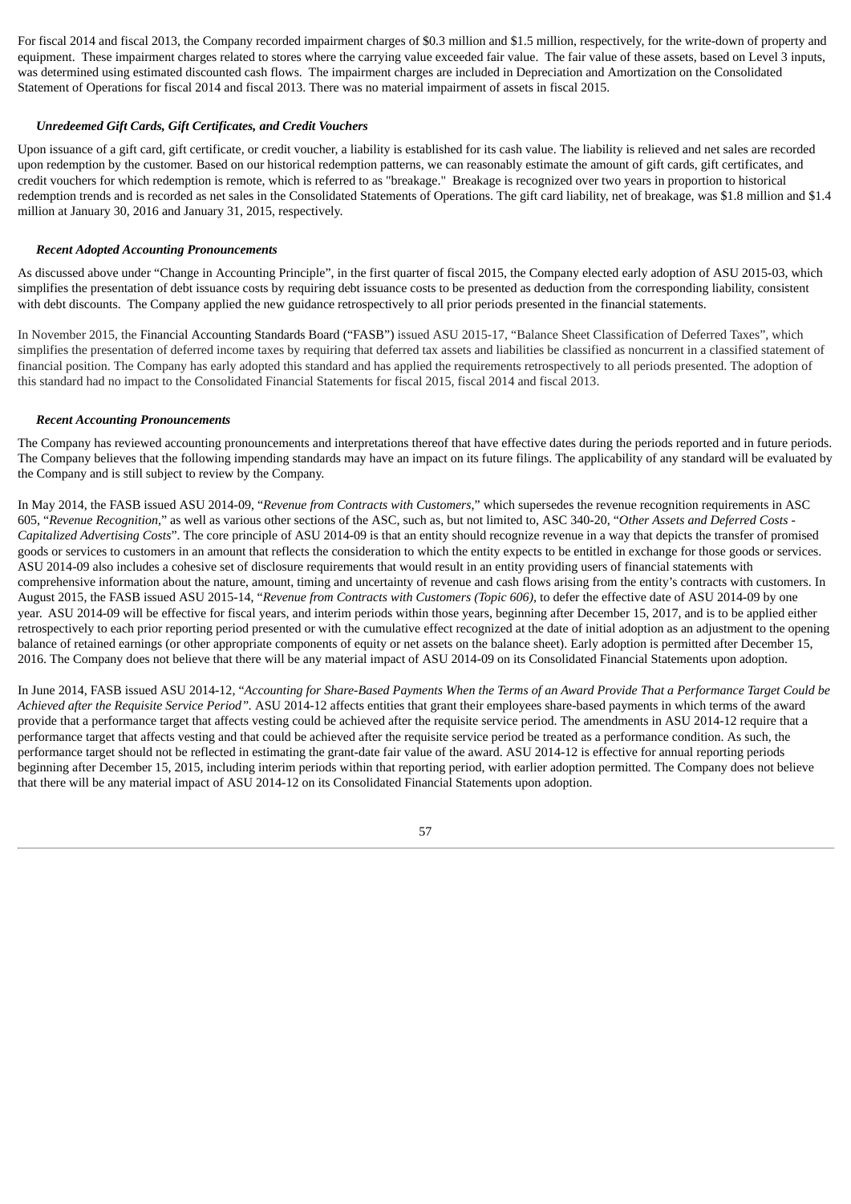For fiscal 2014 and fiscal 2013, the Company recorded impairment charges of $0.3 million and $1.5 million, respectively, for the write-down of property and equipment. These impairment charges related to stores where the carrying value exceeded fair value. The fair value of these assets, based on Level 3 inputs, was determined using estimated discounted cash flows. The impairment charges are included in Depreciation and Amortization on the Consolidated Statement of Operations for fiscal 2014 and fiscal 2013. There was no material impairment of assets in fiscal 2015.

***Unredeemed Gift Cards, Gift Certificates, and Credit Vouchers***

Upon issuance of a gift card, gift certificate, or credit voucher, a liability is established for its cash value. The liability is relieved and net sales are recorded upon redemption by the customer. Based on our historical redemption patterns, we can reasonably estimate the amount of gift cards, gift certificates, and credit vouchers for which redemption is remote, which is referred to as "breakage." Breakage is recognized over two years in proportion to historical redemption trends and is recorded as net sales in the Consolidated Statements of Operations. The gift card liability, net of breakage, was $1.8 million and $1.4 million at January 30, 2016 and January 31, 2015, respectively.

***Recent Adopted Accounting Pronouncements***

As discussed above under "Change in Accounting Principle", in the first quarter of fiscal 2015, the Company elected early adoption of ASU 2015-03, which simplifies the presentation of debt issuance costs by requiring debt issuance costs to be presented as deduction from the corresponding liability, consistent with debt discounts. The Company applied the new guidance retrospectively to all prior periods presented in the financial statements.

In November 2015, the Financial Accounting Standards Board ("FASB") issued ASU 2015-17, "Balance Sheet Classification of Deferred Taxes", which simplifies the presentation of deferred income taxes by requiring that deferred tax assets and liabilities be classified as noncurrent in a classified statement of financial position. The Company has early adopted this standard and has applied the requirements retrospectively to all periods presented. The adoption of this standard had no impact to the Consolidated Financial Statements for fiscal 2015, fiscal 2014 and fiscal 2013.

***Recent Accounting Pronouncements***

The Company has reviewed accounting pronouncements and interpretations thereof that have effective dates during the periods reported and in future periods. The Company believes that the following impending standards may have an impact on its future filings. The applicability of any standard will be evaluated by the Company and is still subject to review by the Company.

In May 2014, the FASB issued ASU 2014-09, "*Revenue from Contracts with Customers*," which supersedes the revenue recognition requirements in ASC 605, "*Revenue Recognition*," as well as various other sections of the ASC, such as, but not limited to, ASC 340-20, "*Other Assets and Deferred Costs - Capitalized Advertising Costs*". The core principle of ASU 2014-09 is that an entity should recognize revenue in a way that depicts the transfer of promised goods or services to customers in an amount that reflects the consideration to which the entity expects to be entitled in exchange for those goods or services. ASU 2014-09 also includes a cohesive set of disclosure requirements that would result in an entity providing users of financial statements with comprehensive information about the nature, amount, timing and uncertainty of revenue and cash flows arising from the entity's contracts with customers. In August 2015, the FASB issued ASU 2015-14, "*Revenue from Contracts with Customers (Topic 606)*, to defer the effective date of ASU 2014-09 by one year. ASU 2014-09 will be effective for fiscal years, and interim periods within those years, beginning after December 15, 2017, and is to be applied either retrospectively to each prior reporting period presented or with the cumulative effect recognized at the date of initial adoption as an adjustment to the opening balance of retained earnings (or other appropriate components of equity or net assets on the balance sheet). Early adoption is permitted after December 15, 2016. The Company does not believe that there will be any material impact of ASU 2014-09 on its Consolidated Financial Statements upon adoption.

In June 2014, FASB issued ASU 2014-12, "*Accounting for Share-Based Payments When the Terms of an Award Provide That a Performance Target Could be Achieved after the Requisite Service Period"*. ASU 2014-12 affects entities that grant their employees share-based payments in which terms of the award provide that a performance target that affects vesting could be achieved after the requisite service period. The amendments in ASU 2014-12 require that a performance target that affects vesting and that could be achieved after the requisite service period be treated as a performance condition. As such, the performance target should not be reflected in estimating the grant-date fair value of the award. ASU 2014-12 is effective for annual reporting periods beginning after December 15, 2015, including interim periods within that reporting period, with earlier adoption permitted. The Company does not believe that there will be any material impact of ASU 2014-12 on its Consolidated Financial Statements upon adoption.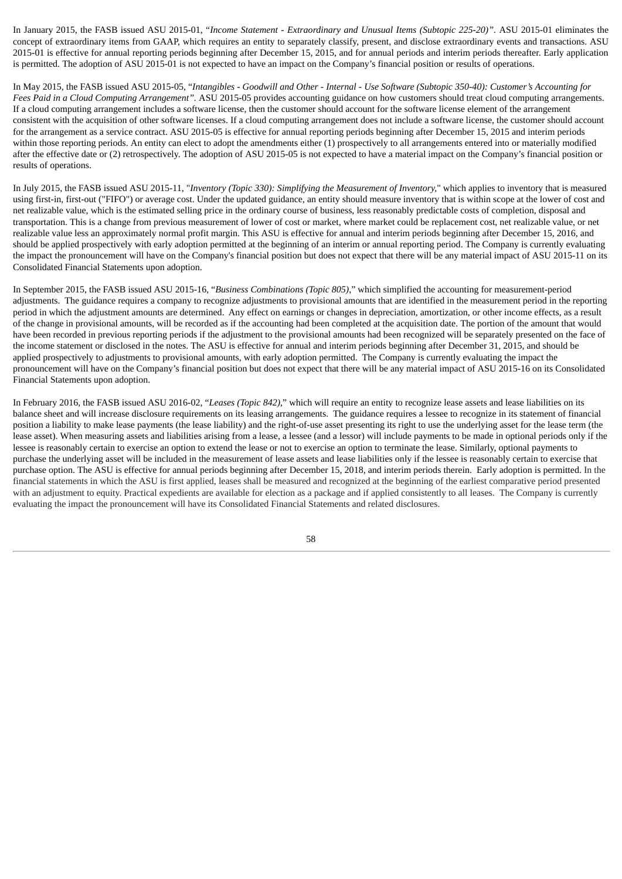In January 2015, the FASB issued ASU 2015-01, "*Income Statement - Extraordinary and Unusual Items (Subtopic 225-20)*". ASU 2015-01 eliminates the concept of extraordinary items from GAAP, which requires an entity to separately classify, present, and disclose extraordinary events and transactions. ASU 2015-01 is effective for annual reporting periods beginning after December 15, 2015, and for annual periods and interim periods thereafter. Early application is permitted. The adoption of ASU 2015-01 is not expected to have an impact on the Company's financial position or results of operations.

In May 2015, the FASB issued ASU 2015-05, "*Intangibles - Goodwill and Other - Internal - Use Software (Subtopic 350-40): Customer's Accounting for Fees Paid in a Cloud Computing Arrangement*". ASU 2015-05 provides accounting guidance on how customers should treat cloud computing arrangements. If a cloud computing arrangement includes a software license, then the customer should account for the software license element of the arrangement consistent with the acquisition of other software licenses. If a cloud computing arrangement does not include a software license, the customer should account for the arrangement as a service contract. ASU 2015-05 is effective for annual reporting periods beginning after December 15, 2015 and interim periods within those reporting periods. An entity can elect to adopt the amendments either (1) prospectively to all arrangements entered into or materially modified after the effective date or (2) retrospectively. The adoption of ASU 2015-05 is not expected to have a material impact on the Company's financial position or results of operations.

In July 2015, the FASB issued ASU 2015-11, "*Inventory (Topic 330): Simplifying the Measurement of Inventory,*" which applies to inventory that is measured using first-in, first-out ("FIFO") or average cost. Under the updated guidance, an entity should measure inventory that is within scope at the lower of cost and net realizable value, which is the estimated selling price in the ordinary course of business, less reasonably predictable costs of completion, disposal and transportation. This is a change from previous measurement of lower of cost or market, where market could be replacement cost, net realizable value, or net realizable value less an approximately normal profit margin. This ASU is effective for annual and interim periods beginning after December 15, 2016, and should be applied prospectively with early adoption permitted at the beginning of an interim or annual reporting period. The Company is currently evaluating the impact the pronouncement will have on the Company's financial position but does not expect that there will be any material impact of ASU 2015-11 on its Consolidated Financial Statements upon adoption.

In September 2015, the FASB issued ASU 2015-16, "*Business Combinations (Topic 805)*," which simplified the accounting for measurement-period adjustments. The guidance requires a company to recognize adjustments to provisional amounts that are identified in the measurement period in the reporting period in which the adjustment amounts are determined. Any effect on earnings or changes in depreciation, amortization, or other income effects, as a result of the change in provisional amounts, will be recorded as if the accounting had been completed at the acquisition date. The portion of the amount that would have been recorded in previous reporting periods if the adjustment to the provisional amounts had been recognized will be separately presented on the face of the income statement or disclosed in the notes. The ASU is effective for annual and interim periods beginning after December 31, 2015, and should be applied prospectively to adjustments to provisional amounts, with early adoption permitted. The Company is currently evaluating the impact the pronouncement will have on the Company's financial position but does not expect that there will be any material impact of ASU 2015-16 on its Consolidated Financial Statements upon adoption.

In February 2016, the FASB issued ASU 2016-02, "*Leases (Topic 842)*," which will require an entity to recognize lease assets and lease liabilities on its balance sheet and will increase disclosure requirements on its leasing arrangements. The guidance requires a lessee to recognize in its statement of financial position a liability to make lease payments (the lease liability) and the right-of-use asset presenting its right to use the underlying asset for the lease term (the lease asset). When measuring assets and liabilities arising from a lease, a lessee (and a lessor) will include payments to be made in optional periods only if the lessee is reasonably certain to exercise an option to extend the lease or not to exercise an option to terminate the lease. Similarly, optional payments to purchase the underlying asset will be included in the measurement of lease assets and lease liabilities only if the lessee is reasonably certain to exercise that purchase option. The ASU is effective for annual periods beginning after December 15, 2018, and interim periods therein. Early adoption is permitted. In the financial statements in which the ASU is first applied, leases shall be measured and recognized at the beginning of the earliest comparative period presented with an adjustment to equity. Practical expedients are available for election as a package and if applied consistently to all leases. The Company is currently evaluating the impact the pronouncement will have its Consolidated Financial Statements and related disclosures.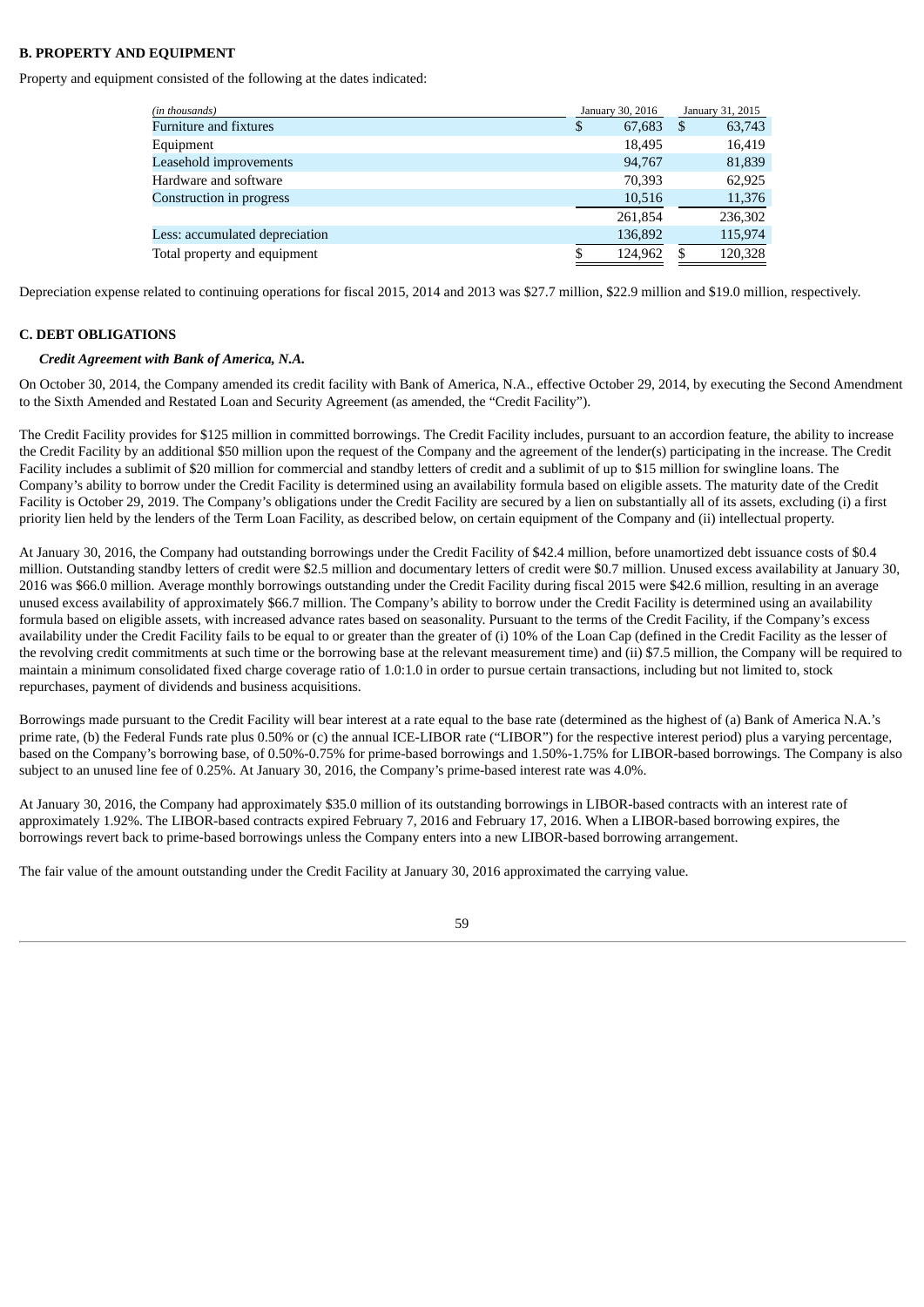## B. PROPERTY AND EQUIPMENT

Property and equipment consisted of the following at the dates indicated:

| *(in thousands)* | January 30, 2016 | January 31, 2015 |
|---|---|---|
| Furniture and fixtures | $ 67,683 | $ 63,743 |
| Equipment | 18,495 | 16,419 |
| Leasehold improvements | 94,767 | 81,839 |
| Hardware and software | 70,393 | 62,925 |
| Construction in progress | 10,516 | 11,376 |
| | 261,854 | 236,302 |
| Less: accumulated depreciation | 136,892 | 115,974 |
| Total property and equipment | $ 124,962 | $ 120,328 |

Depreciation expense related to continuing operations for fiscal 2015, 2014 and 2013 was $27.7 million, $22.9 million and $19.0 million, respectively.

## C. DEBT OBLIGATIONS

***Credit Agreement with Bank of America, N.A.***

On October 30, 2014, the Company amended its credit facility with Bank of America, N.A., effective October 29, 2014, by executing the Second Amendment to the Sixth Amended and Restated Loan and Security Agreement (as amended, the "Credit Facility").

The Credit Facility provides for $125 million in committed borrowings. The Credit Facility includes, pursuant to an accordion feature, the ability to increase the Credit Facility by an additional $50 million upon the request of the Company and the agreement of the lender(s) participating in the increase. The Credit Facility includes a sublimit of $20 million for commercial and standby letters of credit and a sublimit of up to $15 million for swingline loans. The Company's ability to borrow under the Credit Facility is determined using an availability formula based on eligible assets. The maturity date of the Credit Facility is October 29, 2019. The Company's obligations under the Credit Facility are secured by a lien on substantially all of its assets, excluding (i) a first priority lien held by the lenders of the Term Loan Facility, as described below, on certain equipment of the Company and (ii) intellectual property.

At January 30, 2016, the Company had outstanding borrowings under the Credit Facility of $42.4 million, before unamortized debt issuance costs of $0.4 million. Outstanding standby letters of credit were $2.5 million and documentary letters of credit were $0.7 million. Unused excess availability at January 30, 2016 was $66.0 million. Average monthly borrowings outstanding under the Credit Facility during fiscal 2015 were $42.6 million, resulting in an average unused excess availability of approximately $66.7 million. The Company's ability to borrow under the Credit Facility is determined using an availability formula based on eligible assets, with increased advance rates based on seasonality. Pursuant to the terms of the Credit Facility, if the Company's excess availability under the Credit Facility fails to be equal to or greater than the greater of (i) 10% of the Loan Cap (defined in the Credit Facility as the lesser of the revolving credit commitments at such time or the borrowing base at the relevant measurement time) and (ii) $7.5 million, the Company will be required to maintain a minimum consolidated fixed charge coverage ratio of 1.0:1.0 in order to pursue certain transactions, including but not limited to, stock repurchases, payment of dividends and business acquisitions.

Borrowings made pursuant to the Credit Facility will bear interest at a rate equal to the base rate (determined as the highest of (a) Bank of America N.A.'s prime rate, (b) the Federal Funds rate plus 0.50% or (c) the annual ICE-LIBOR rate ("LIBOR") for the respective interest period) plus a varying percentage, based on the Company's borrowing base, of 0.50%-0.75% for prime-based borrowings and 1.50%-1.75% for LIBOR-based borrowings. The Company is also subject to an unused line fee of 0.25%. At January 30, 2016, the Company's prime-based interest rate was 4.0%.

At January 30, 2016, the Company had approximately $35.0 million of its outstanding borrowings in LIBOR-based contracts with an interest rate of approximately 1.92%. The LIBOR-based contracts expired February 7, 2016 and February 17, 2016. When a LIBOR-based borrowing expires, the borrowings revert back to prime-based borrowings unless the Company enters into a new LIBOR-based borrowing arrangement.

The fair value of the amount outstanding under the Credit Facility at January 30, 2016 approximated the carrying value.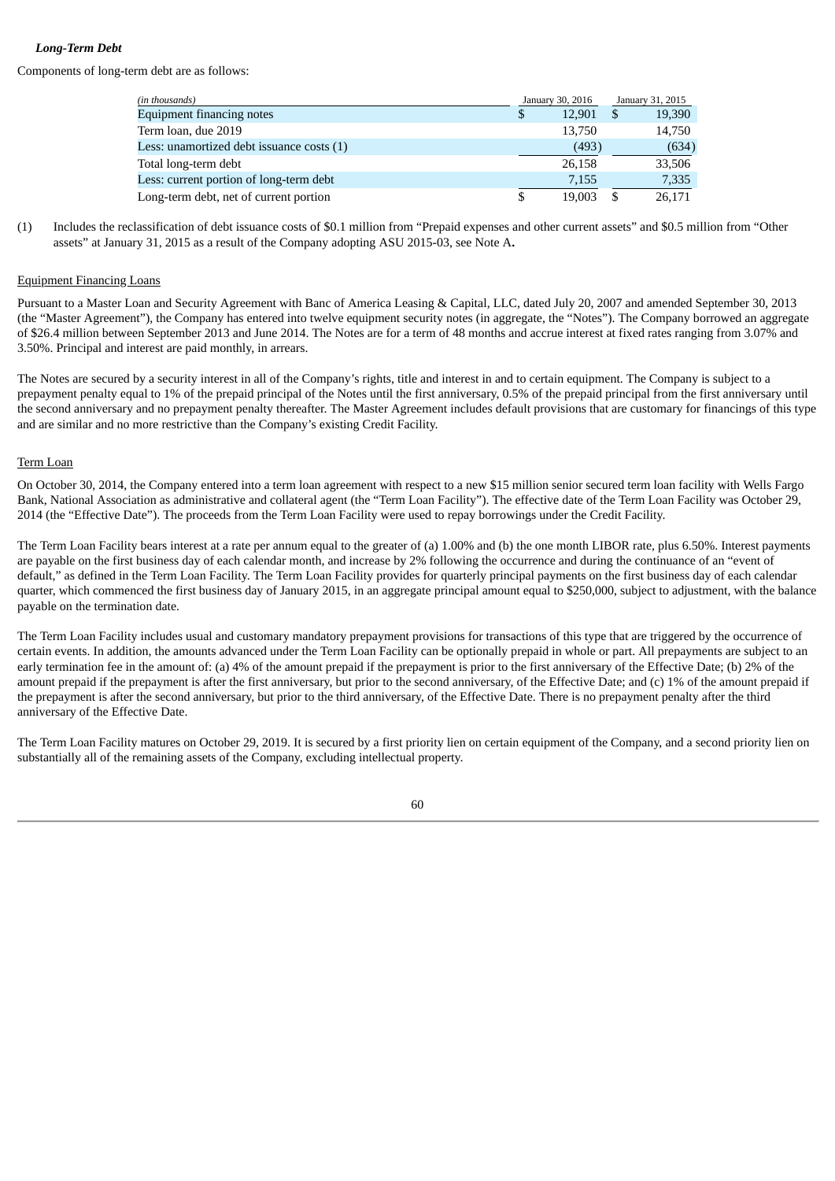***Long-Term Debt***

Components of long-term debt are as follows:

| *(in thousands)* | January 30, 2016 | January 31, 2015 |
|---|---|---|
| Equipment financing notes | $ 12,901 | $ 19,390 |
| Term loan, due 2019 | 13,750 | 14,750 |
| Less: unamortized debt issuance costs (1) | (493) | (634) |
| Total long-term debt | 26,158 | 33,506 |
| Less: current portion of long-term debt | 7,155 | 7,335 |
| Long-term debt, net of current portion | $ 19,003 | $ 26,171 |

(1) Includes the reclassification of debt issuance costs of $0.1 million from "Prepaid expenses and other current assets" and $0.5 million from "Other assets" at January 31, 2015 as a result of the Company adopting ASU 2015-03, see Note A**.**

Equipment Financing Loans

Pursuant to a Master Loan and Security Agreement with Banc of America Leasing & Capital, LLC, dated July 20, 2007 and amended September 30, 2013 (the "Master Agreement"), the Company has entered into twelve equipment security notes (in aggregate, the "Notes"). The Company borrowed an aggregate of $26.4 million between September 2013 and June 2014. The Notes are for a term of 48 months and accrue interest at fixed rates ranging from 3.07% and 3.50%. Principal and interest are paid monthly, in arrears.

The Notes are secured by a security interest in all of the Company's rights, title and interest in and to certain equipment. The Company is subject to a prepayment penalty equal to 1% of the prepaid principal of the Notes until the first anniversary, 0.5% of the prepaid principal from the first anniversary until the second anniversary and no prepayment penalty thereafter. The Master Agreement includes default provisions that are customary for financings of this type and are similar and no more restrictive than the Company's existing Credit Facility.

Term Loan

On October 30, 2014, the Company entered into a term loan agreement with respect to a new $15 million senior secured term loan facility with Wells Fargo Bank, National Association as administrative and collateral agent (the "Term Loan Facility"). The effective date of the Term Loan Facility was October 29, 2014 (the "Effective Date"). The proceeds from the Term Loan Facility were used to repay borrowings under the Credit Facility.

The Term Loan Facility bears interest at a rate per annum equal to the greater of (a) 1.00% and (b) the one month LIBOR rate, plus 6.50%. Interest payments are payable on the first business day of each calendar month, and increase by 2% following the occurrence and during the continuance of an "event of default," as defined in the Term Loan Facility. The Term Loan Facility provides for quarterly principal payments on the first business day of each calendar quarter, which commenced the first business day of January 2015, in an aggregate principal amount equal to $250,000, subject to adjustment, with the balance payable on the termination date.

The Term Loan Facility includes usual and customary mandatory prepayment provisions for transactions of this type that are triggered by the occurrence of certain events. In addition, the amounts advanced under the Term Loan Facility can be optionally prepaid in whole or part. All prepayments are subject to an early termination fee in the amount of: (a) 4% of the amount prepaid if the prepayment is prior to the first anniversary of the Effective Date; (b) 2% of the amount prepaid if the prepayment is after the first anniversary, but prior to the second anniversary, of the Effective Date; and (c) 1% of the amount prepaid if the prepayment is after the second anniversary, but prior to the third anniversary, of the Effective Date. There is no prepayment penalty after the third anniversary of the Effective Date.

The Term Loan Facility matures on October 29, 2019. It is secured by a first priority lien on certain equipment of the Company, and a second priority lien on substantially all of the remaining assets of the Company, excluding intellectual property.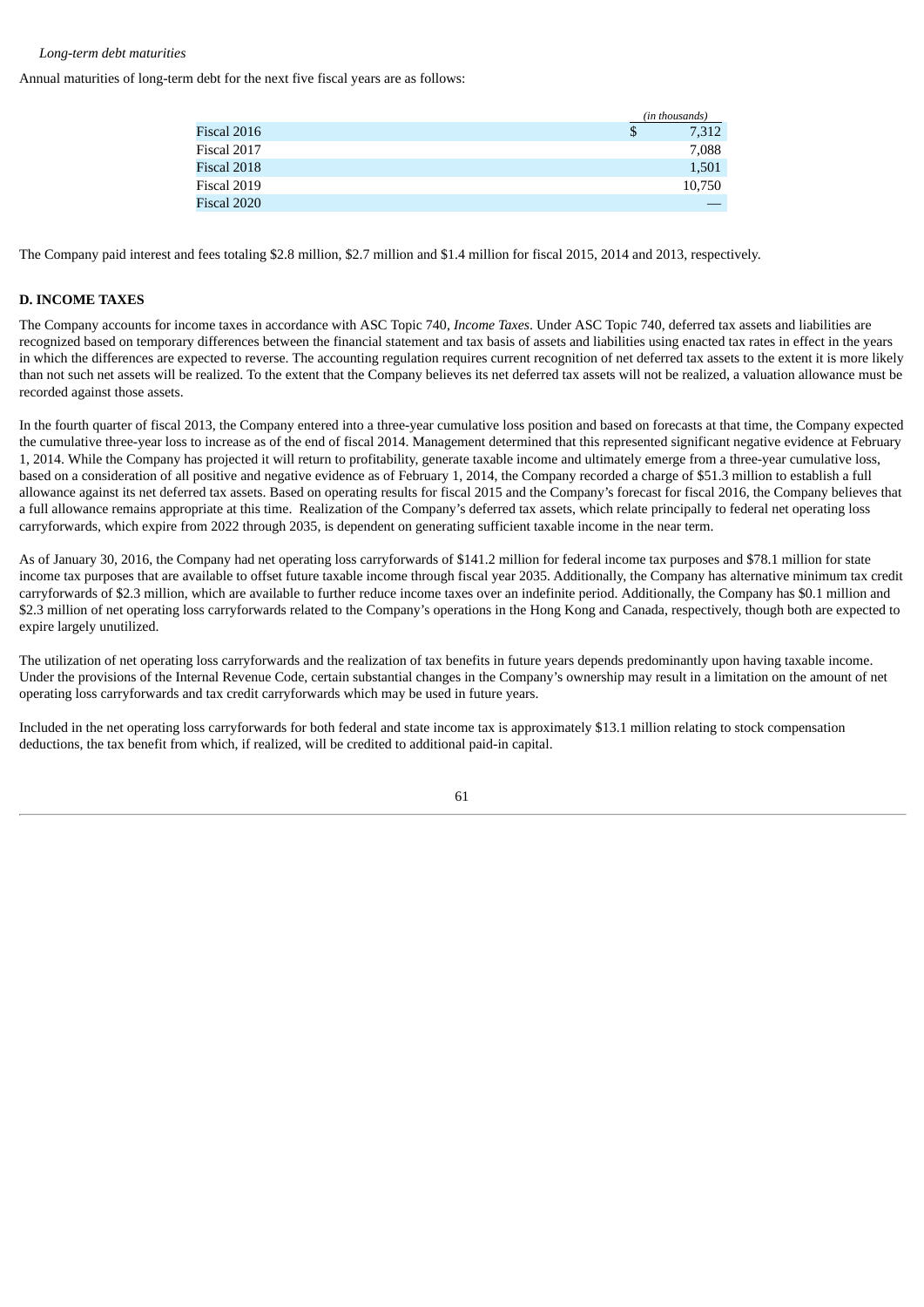*Long-term debt maturities*

Annual maturities of long-term debt for the next five fiscal years are as follows:

| | (in thousands) |
|---|---|
| Fiscal 2016 | $ 7,312 |
| Fiscal 2017 | 7,088 |
| Fiscal 2018 | 1,501 |
| Fiscal 2019 | 10,750 |
| Fiscal 2020 | — |

The Company paid interest and fees totaling $2.8 million, $2.7 million and $1.4 million for fiscal 2015, 2014 and 2013, respectively.

**D. INCOME TAXES**

The Company accounts for income taxes in accordance with ASC Topic 740, *Income Taxes*. Under ASC Topic 740, deferred tax assets and liabilities are recognized based on temporary differences between the financial statement and tax basis of assets and liabilities using enacted tax rates in effect in the years in which the differences are expected to reverse. The accounting regulation requires current recognition of net deferred tax assets to the extent it is more likely than not such net assets will be realized. To the extent that the Company believes its net deferred tax assets will not be realized, a valuation allowance must be recorded against those assets.

In the fourth quarter of fiscal 2013, the Company entered into a three-year cumulative loss position and based on forecasts at that time, the Company expected the cumulative three-year loss to increase as of the end of fiscal 2014. Management determined that this represented significant negative evidence at February 1, 2014. While the Company has projected it will return to profitability, generate taxable income and ultimately emerge from a three-year cumulative loss, based on a consideration of all positive and negative evidence as of February 1, 2014, the Company recorded a charge of $51.3 million to establish a full allowance against its net deferred tax assets. Based on operating results for fiscal 2015 and the Company's forecast for fiscal 2016, the Company believes that a full allowance remains appropriate at this time. Realization of the Company's deferred tax assets, which relate principally to federal net operating loss carryforwards, which expire from 2022 through 2035, is dependent on generating sufficient taxable income in the near term.

As of January 30, 2016, the Company had net operating loss carryforwards of $141.2 million for federal income tax purposes and $78.1 million for state income tax purposes that are available to offset future taxable income through fiscal year 2035. Additionally, the Company has alternative minimum tax credit carryforwards of $2.3 million, which are available to further reduce income taxes over an indefinite period. Additionally, the Company has $0.1 million and $2.3 million of net operating loss carryforwards related to the Company's operations in the Hong Kong and Canada, respectively, though both are expected to expire largely unutilized.

The utilization of net operating loss carryforwards and the realization of tax benefits in future years depends predominantly upon having taxable income. Under the provisions of the Internal Revenue Code, certain substantial changes in the Company's ownership may result in a limitation on the amount of net operating loss carryforwards and tax credit carryforwards which may be used in future years.

Included in the net operating loss carryforwards for both federal and state income tax is approximately $13.1 million relating to stock compensation deductions, the tax benefit from which, if realized, will be credited to additional paid-in capital.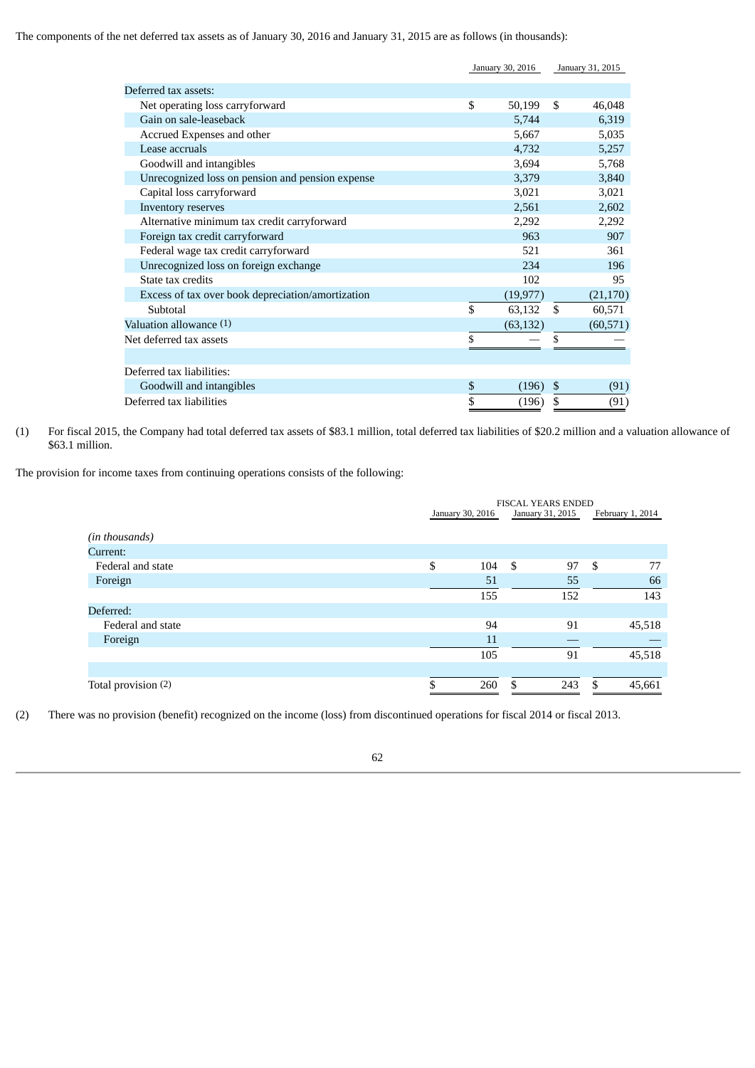The components of the net deferred tax assets as of January 30, 2016 and January 31, 2015 are as follows (in thousands):

| | January 30, 2016 | January 31, 2015 |
|---|---|---|
| Deferred tax assets: | | |
| Net operating loss carryforward | $ 50,199 | $ 46,048 |
| Gain on sale-leaseback | 5,744 | 6,319 |
| Accrued Expenses and other | 5,667 | 5,035 |
| Lease accruals | 4,732 | 5,257 |
| Goodwill and intangibles | 3,694 | 5,768 |
| Unrecognized loss on pension and pension expense | 3,379 | 3,840 |
| Capital loss carryforward | 3,021 | 3,021 |
| Inventory reserves | 2,561 | 2,602 |
| Alternative minimum tax credit carryforward | 2,292 | 2,292 |
| Foreign tax credit carryforward | 963 | 907 |
| Federal wage tax credit carryforward | 521 | 361 |
| Unrecognized loss on foreign exchange | 234 | 196 |
| State tax credits | 102 | 95 |
| Excess of tax over book depreciation/amortization | (19,977) | (21,170) |
| Subtotal | $ 63,132 | $ 60,571 |
| Valuation allowance (1) | (63,132) | (60,571) |
| Net deferred tax assets | $ — | $ — |
| | | |
| Deferred tax liabilities: | | |
| Goodwill and intangibles | $ (196) | $ (91) |
| Deferred tax liabilities | $ (196) | $ (91) |

(1) For fiscal 2015, the Company had total deferred tax assets of $83.1 million, total deferred tax liabilities of $20.2 million and a valuation allowance of $63.1 million.

The provision for income taxes from continuing operations consists of the following:

| | FISCAL YEARS ENDED | | |
|---|---|---|---|
| | January 30, 2016 | January 31, 2015 | February 1, 2014 |
| *(in thousands)* | | | |
| Current: | | | |
| Federal and state | $ 104 | $ 97 | $ 77 |
| Foreign | 51 | 55 | 66 |
| | 155 | 152 | 143 |
| Deferred: | | | |
| Federal and state | 94 | 91 | 45,518 |
| Foreign | 11 | — | — |
| | 105 | 91 | 45,518 |
| | | | |
| Total provision (2) | $ 260 | $ 243 | $ 45,661 |

(2) There was no provision (benefit) recognized on the income (loss) from discontinued operations for fiscal 2014 or fiscal 2013.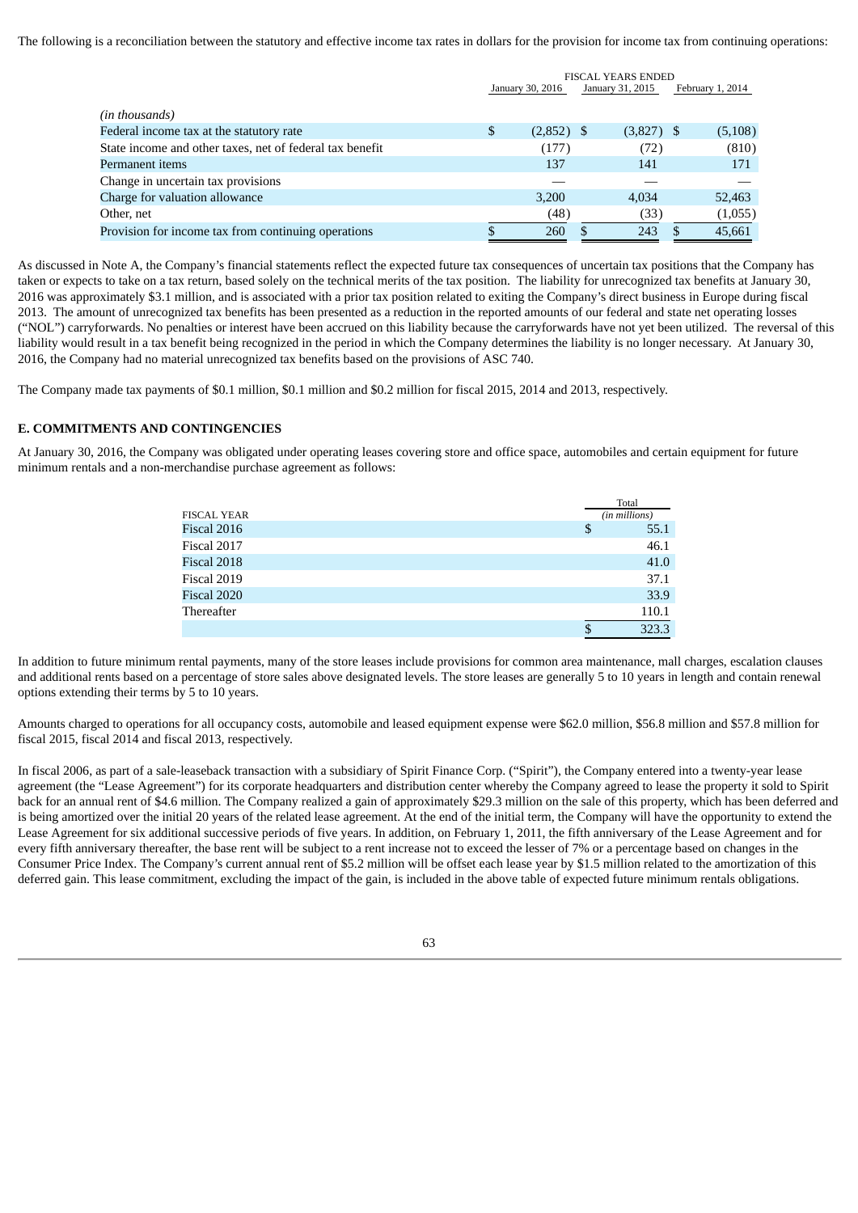The following is a reconciliation between the statutory and effective income tax rates in dollars for the provision for income tax from continuing operations:

| | FISCAL YEARS ENDED | | |
|---|---|---|---|
| | January 30, 2016 | January 31, 2015 | February 1, 2014 |
| *(in thousands)* | | | |
| Federal income tax at the statutory rate | $ (2,852) | $ (3,827) | $ (5,108) |
| State income and other taxes, net of federal tax benefit | (177) | (72) | (810) |
| Permanent items | 137 | 141 | 171 |
| Change in uncertain tax provisions | — | — | — |
| Charge for valuation allowance | 3,200 | 4,034 | 52,463 |
| Other, net | (48) | (33) | (1,055) |
| Provision for income tax from continuing operations | $ 260 | $ 243 | $ 45,661 |

As discussed in Note A, the Company's financial statements reflect the expected future tax consequences of uncertain tax positions that the Company has taken or expects to take on a tax return, based solely on the technical merits of the tax position. The liability for unrecognized tax benefits at January 30, 2016 was approximately $3.1 million, and is associated with a prior tax position related to exiting the Company's direct business in Europe during fiscal 2013. The amount of unrecognized tax benefits has been presented as a reduction in the reported amounts of our federal and state net operating losses ("NOL") carryforwards. No penalties or interest have been accrued on this liability because the carryforwards have not yet been utilized. The reversal of this liability would result in a tax benefit being recognized in the period in which the Company determines the liability is no longer necessary. At January 30, 2016, the Company had no material unrecognized tax benefits based on the provisions of ASC 740.

The Company made tax payments of $0.1 million, $0.1 million and $0.2 million for fiscal 2015, 2014 and 2013, respectively.

## E. COMMITMENTS AND CONTINGENCIES

At January 30, 2016, the Company was obligated under operating leases covering store and office space, automobiles and certain equipment for future minimum rentals and a non-merchandise purchase agreement as follows:

| FISCAL YEAR | Total *(in millions)* |
|---|---|
| Fiscal 2016 | $ 55.1 |
| Fiscal 2017 | 46.1 |
| Fiscal 2018 | 41.0 |
| Fiscal 2019 | 37.1 |
| Fiscal 2020 | 33.9 |
| Thereafter | 110.1 |
| | $ 323.3 |

In addition to future minimum rental payments, many of the store leases include provisions for common area maintenance, mall charges, escalation clauses and additional rents based on a percentage of store sales above designated levels. The store leases are generally 5 to 10 years in length and contain renewal options extending their terms by 5 to 10 years.

Amounts charged to operations for all occupancy costs, automobile and leased equipment expense were $62.0 million, $56.8 million and $57.8 million for fiscal 2015, fiscal 2014 and fiscal 2013, respectively.

In fiscal 2006, as part of a sale-leaseback transaction with a subsidiary of Spirit Finance Corp. ("Spirit"), the Company entered into a twenty-year lease agreement (the "Lease Agreement") for its corporate headquarters and distribution center whereby the Company agreed to lease the property it sold to Spirit back for an annual rent of $4.6 million. The Company realized a gain of approximately $29.3 million on the sale of this property, which has been deferred and is being amortized over the initial 20 years of the related lease agreement. At the end of the initial term, the Company will have the opportunity to extend the Lease Agreement for six additional successive periods of five years. In addition, on February 1, 2011, the fifth anniversary of the Lease Agreement and for every fifth anniversary thereafter, the base rent will be subject to a rent increase not to exceed the lesser of 7% or a percentage based on changes in the Consumer Price Index. The Company's current annual rent of $5.2 million will be offset each lease year by $1.5 million related to the amortization of this deferred gain. This lease commitment, excluding the impact of the gain, is included in the above table of expected future minimum rentals obligations.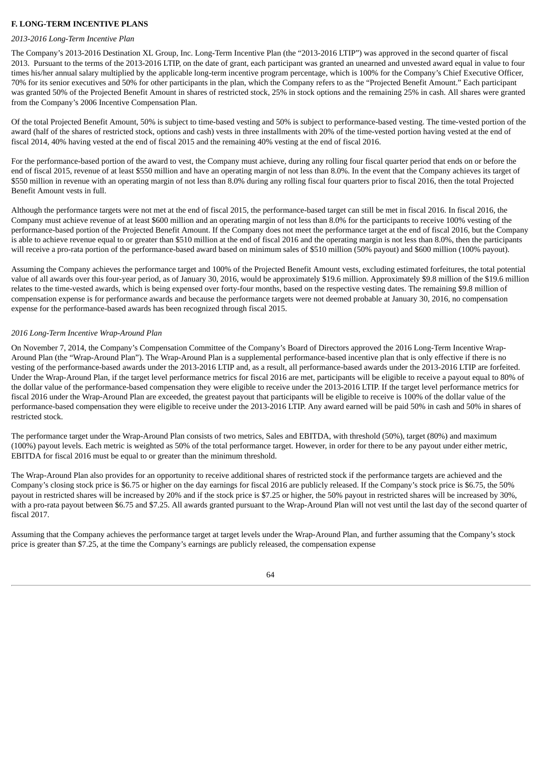**F. LONG-TERM INCENTIVE PLANS**

*2013-2016 Long-Term Incentive Plan*

The Company's 2013-2016 Destination XL Group, Inc. Long-Term Incentive Plan (the "2013-2016 LTIP") was approved in the second quarter of fiscal 2013. Pursuant to the terms of the 2013-2016 LTIP, on the date of grant, each participant was granted an unearned and unvested award equal in value to four times his/her annual salary multiplied by the applicable long-term incentive program percentage, which is 100% for the Company's Chief Executive Officer, 70% for its senior executives and 50% for other participants in the plan, which the Company refers to as the "Projected Benefit Amount." Each participant was granted 50% of the Projected Benefit Amount in shares of restricted stock, 25% in stock options and the remaining 25% in cash. All shares were granted from the Company's 2006 Incentive Compensation Plan.

Of the total Projected Benefit Amount, 50% is subject to time-based vesting and 50% is subject to performance-based vesting. The time-vested portion of the award (half of the shares of restricted stock, options and cash) vests in three installments with 20% of the time-vested portion having vested at the end of fiscal 2014, 40% having vested at the end of fiscal 2015 and the remaining 40% vesting at the end of fiscal 2016.

For the performance-based portion of the award to vest, the Company must achieve, during any rolling four fiscal quarter period that ends on or before the end of fiscal 2015, revenue of at least $550 million and have an operating margin of not less than 8.0%. In the event that the Company achieves its target of $550 million in revenue with an operating margin of not less than 8.0% during any rolling fiscal four quarters prior to fiscal 2016, then the total Projected Benefit Amount vests in full.

Although the performance targets were not met at the end of fiscal 2015, the performance-based target can still be met in fiscal 2016. In fiscal 2016, the Company must achieve revenue of at least $600 million and an operating margin of not less than 8.0% for the participants to receive 100% vesting of the performance-based portion of the Projected Benefit Amount. If the Company does not meet the performance target at the end of fiscal 2016, but the Company is able to achieve revenue equal to or greater than $510 million at the end of fiscal 2016 and the operating margin is not less than 8.0%, then the participants will receive a pro-rata portion of the performance-based award based on minimum sales of $510 million (50% payout) and $600 million (100% payout).

Assuming the Company achieves the performance target and 100% of the Projected Benefit Amount vests, excluding estimated forfeitures, the total potential value of all awards over this four-year period, as of January 30, 2016, would be approximately $19.6 million. Approximately $9.8 million of the $19.6 million relates to the time-vested awards, which is being expensed over forty-four months, based on the respective vesting dates. The remaining $9.8 million of compensation expense is for performance awards and because the performance targets were not deemed probable at January 30, 2016, no compensation expense for the performance-based awards has been recognized through fiscal 2015.

*2016 Long-Term Incentive Wrap-Around Plan*

On November 7, 2014, the Company's Compensation Committee of the Company's Board of Directors approved the 2016 Long-Term Incentive Wrap-Around Plan (the "Wrap-Around Plan"). The Wrap-Around Plan is a supplemental performance-based incentive plan that is only effective if there is no vesting of the performance-based awards under the 2013-2016 LTIP and, as a result, all performance-based awards under the 2013-2016 LTIP are forfeited. Under the Wrap-Around Plan, if the target level performance metrics for fiscal 2016 are met, participants will be eligible to receive a payout equal to 80% of the dollar value of the performance-based compensation they were eligible to receive under the 2013-2016 LTIP. If the target level performance metrics for fiscal 2016 under the Wrap-Around Plan are exceeded, the greatest payout that participants will be eligible to receive is 100% of the dollar value of the performance-based compensation they were eligible to receive under the 2013-2016 LTIP. Any award earned will be paid 50% in cash and 50% in shares of restricted stock.

The performance target under the Wrap-Around Plan consists of two metrics, Sales and EBITDA, with threshold (50%), target (80%) and maximum (100%) payout levels. Each metric is weighted as 50% of the total performance target. However, in order for there to be any payout under either metric, EBITDA for fiscal 2016 must be equal to or greater than the minimum threshold.

The Wrap-Around Plan also provides for an opportunity to receive additional shares of restricted stock if the performance targets are achieved and the Company's closing stock price is $6.75 or higher on the day earnings for fiscal 2016 are publicly released. If the Company's stock price is $6.75, the 50% payout in restricted shares will be increased by 20% and if the stock price is $7.25 or higher, the 50% payout in restricted shares will be increased by 30%, with a pro-rata payout between $6.75 and $7.25. All awards granted pursuant to the Wrap-Around Plan will not vest until the last day of the second quarter of fiscal 2017.

Assuming that the Company achieves the performance target at target levels under the Wrap-Around Plan, and further assuming that the Company's stock price is greater than $7.25, at the time the Company's earnings are publicly released, the compensation expense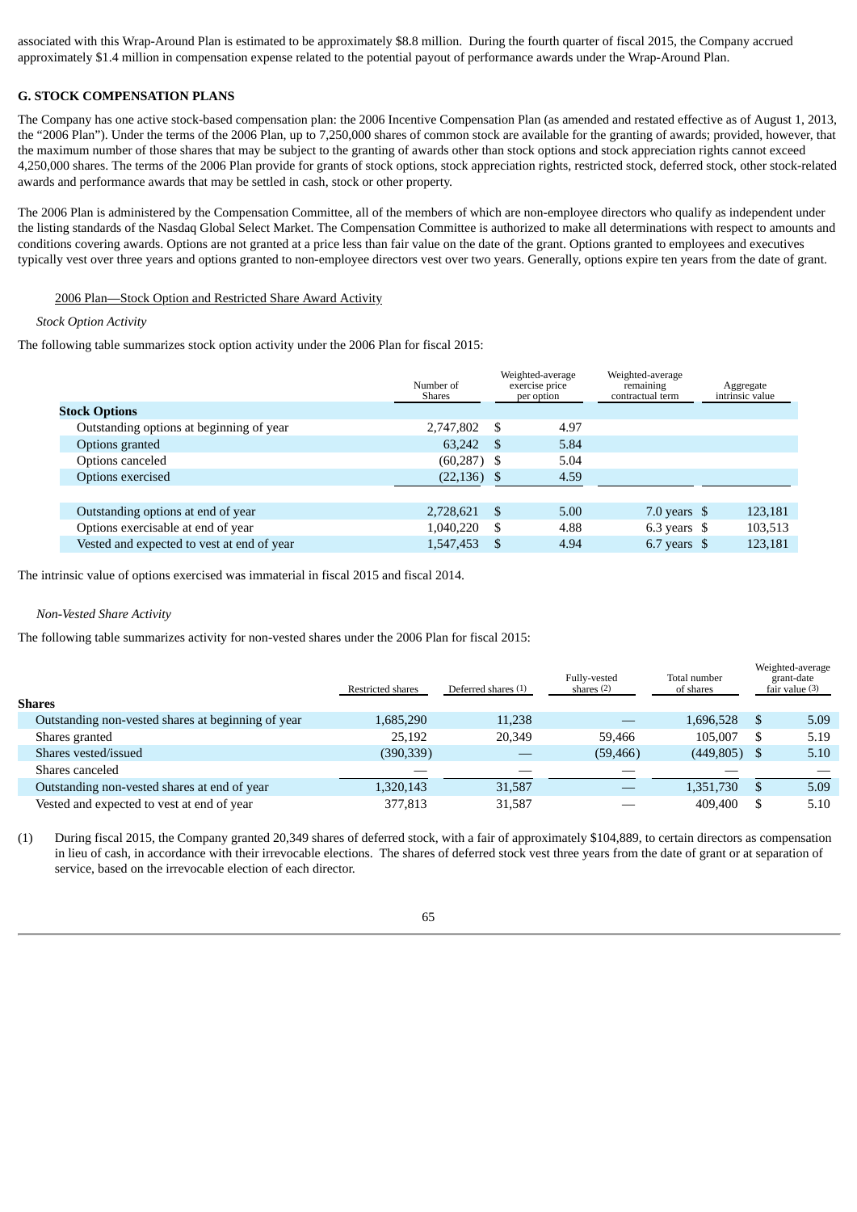associated with this Wrap-Around Plan is estimated to be approximately $8.8 million.  During the fourth quarter of fiscal 2015, the Company accrued approximately $1.4 million in compensation expense related to the potential payout of performance awards under the Wrap-Around Plan.

## G. STOCK COMPENSATION PLANS

The Company has one active stock-based compensation plan: the 2006 Incentive Compensation Plan (as amended and restated effective as of August 1, 2013, the "2006 Plan"). Under the terms of the 2006 Plan, up to 7,250,000 shares of common stock are available for the granting of awards; provided, however, that the maximum number of those shares that may be subject to the granting of awards other than stock options and stock appreciation rights cannot exceed 4,250,000 shares. The terms of the 2006 Plan provide for grants of stock options, stock appreciation rights, restricted stock, deferred stock, other stock-related awards and performance awards that may be settled in cash, stock or other property.

The 2006 Plan is administered by the Compensation Committee, all of the members of which are non-employee directors who qualify as independent under the listing standards of the Nasdaq Global Select Market. The Compensation Committee is authorized to make all determinations with respect to amounts and conditions covering awards. Options are not granted at a price less than fair value on the date of the grant. Options granted to employees and executives typically vest over three years and options granted to non-employee directors vest over two years. Generally, options expire ten years from the date of grant.

2006 Plan—Stock Option and Restricted Share Award Activity

*Stock Option Activity*

The following table summarizes stock option activity under the 2006 Plan for fiscal 2015:

| | Number of Shares | Weighted-average exercise price per option | Weighted-average remaining contractual term | Aggregate intrinsic value |
|---|---|---|---|---|
| **Stock Options** | | | | |
| Outstanding options at beginning of year | 2,747,802 | $ 4.97 | | |
| Options granted | 63,242 | $ 5.84 | | |
| Options canceled | (60,287) | $ 5.04 | | |
| Options exercised | (22,136) | $ 4.59 | | |
| Outstanding options at end of year | 2,728,621 | $ 5.00 | 7.0 years | $ 123,181 |
| Options exercisable at end of year | 1,040,220 | $ 4.88 | 6.3 years | $ 103,513 |
| Vested and expected to vest at end of year | 1,547,453 | $ 4.94 | 6.7 years | $ 123,181 |

The intrinsic value of options exercised was immaterial in fiscal 2015 and fiscal 2014.

*Non-Vested Share Activity*

The following table summarizes activity for non-vested shares under the 2006 Plan for fiscal 2015:

| | Restricted shares | Deferred shares (1) | Fully-vested shares (2) | Total number of shares | Weighted-average grant-date fair value (3) |
|---|---|---|---|---|---|
| **Shares** | | | | | |
| Outstanding non-vested shares at beginning of year | 1,685,290 | 11,238 | — | 1,696,528 | $ 5.09 |
| Shares granted | 25,192 | 20,349 | 59,466 | 105,007 | $ 5.19 |
| Shares vested/issued | (390,339) | — | (59,466) | (449,805) | $ 5.10 |
| Shares canceled | — | — | — | — | — |
| Outstanding non-vested shares at end of year | 1,320,143 | 31,587 | — | 1,351,730 | $ 5.09 |
| Vested and expected to vest at end of year | 377,813 | 31,587 | — | 409,400 | $ 5.10 |

(1) During fiscal 2015, the Company granted 20,349 shares of deferred stock, with a fair of approximately $104,889, to certain directors as compensation in lieu of cash, in accordance with their irrevocable elections.  The shares of deferred stock vest three years from the date of grant or at separation of service, based on the irrevocable election of each director.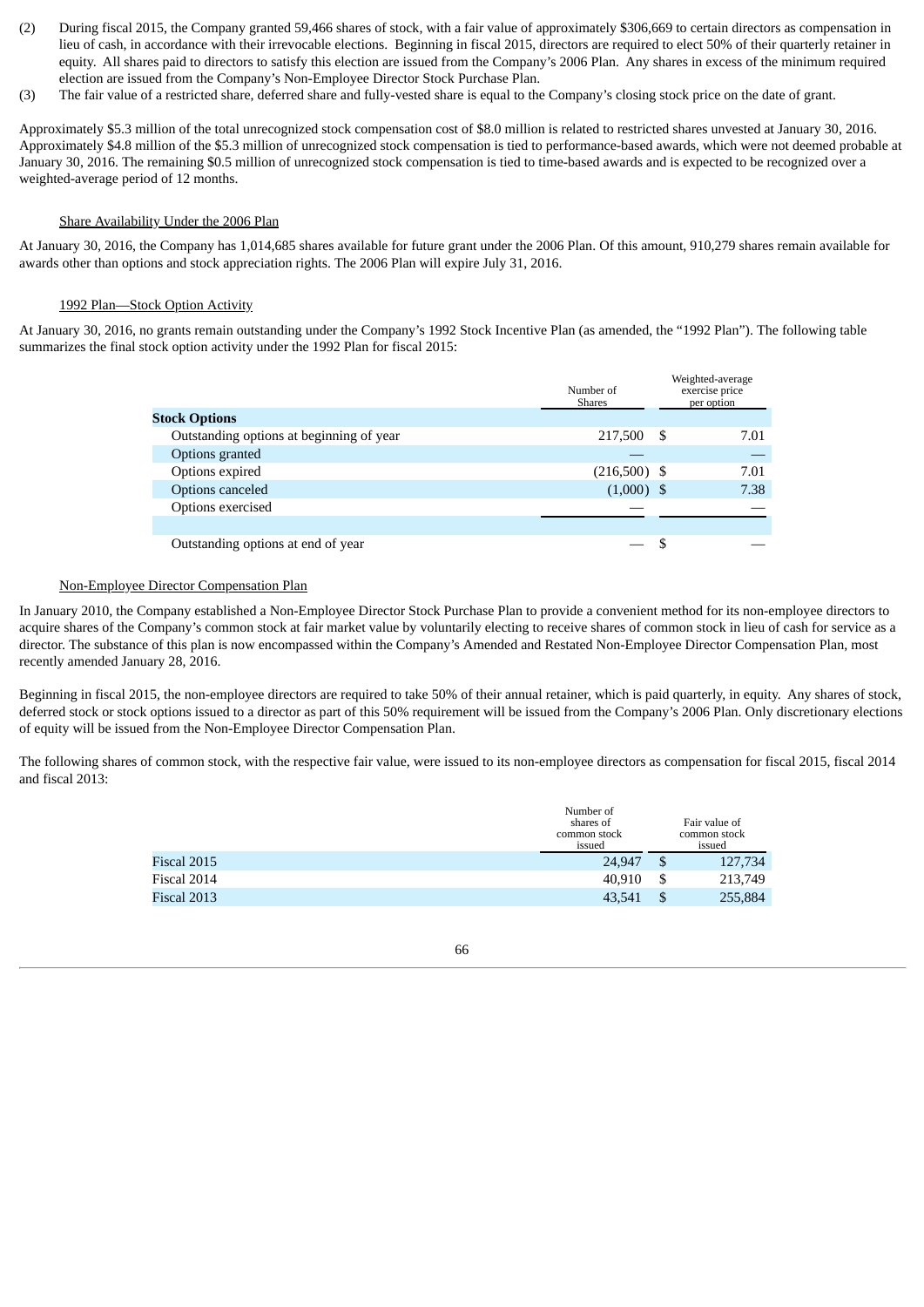(2) During fiscal 2015, the Company granted 59,466 shares of stock, with a fair value of approximately $306,669 to certain directors as compensation in lieu of cash, in accordance with their irrevocable elections. Beginning in fiscal 2015, directors are required to elect 50% of their quarterly retainer in equity. All shares paid to directors to satisfy this election are issued from the Company's 2006 Plan. Any shares in excess of the minimum required election are issued from the Company's Non-Employee Director Stock Purchase Plan.

(3) The fair value of a restricted share, deferred share and fully-vested share is equal to the Company's closing stock price on the date of grant.

Approximately $5.3 million of the total unrecognized stock compensation cost of $8.0 million is related to restricted shares unvested at January 30, 2016. Approximately $4.8 million of the $5.3 million of unrecognized stock compensation is tied to performance-based awards, which were not deemed probable at January 30, 2016. The remaining $0.5 million of unrecognized stock compensation is tied to time-based awards and is expected to be recognized over a weighted-average period of 12 months.

Share Availability Under the 2006 Plan

At January 30, 2016, the Company has 1,014,685 shares available for future grant under the 2006 Plan. Of this amount, 910,279 shares remain available for awards other than options and stock appreciation rights. The 2006 Plan will expire July 31, 2016.

1992 Plan—Stock Option Activity

At January 30, 2016, no grants remain outstanding under the Company's 1992 Stock Incentive Plan (as amended, the "1992 Plan"). The following table summarizes the final stock option activity under the 1992 Plan for fiscal 2015:

| | Number of Shares | Weighted-average exercise price per option |
|---|---|---|
| **Stock Options** | | |
| Outstanding options at beginning of year | 217,500 | $ 7.01 |
| Options granted | — | — |
| Options expired | (216,500) | $ 7.01 |
| Options canceled | (1,000) | $ 7.38 |
| Options exercised | — | — |
| Outstanding options at end of year | — | $ — |

Non-Employee Director Compensation Plan

In January 2010, the Company established a Non-Employee Director Stock Purchase Plan to provide a convenient method for its non-employee directors to acquire shares of the Company's common stock at fair market value by voluntarily electing to receive shares of common stock in lieu of cash for service as a director. The substance of this plan is now encompassed within the Company's Amended and Restated Non-Employee Director Compensation Plan, most recently amended January 28, 2016.

Beginning in fiscal 2015, the non-employee directors are required to take 50% of their annual retainer, which is paid quarterly, in equity. Any shares of stock, deferred stock or stock options issued to a director as part of this 50% requirement will be issued from the Company's 2006 Plan. Only discretionary elections of equity will be issued from the Non-Employee Director Compensation Plan.

The following shares of common stock, with the respective fair value, were issued to its non-employee directors as compensation for fiscal 2015, fiscal 2014 and fiscal 2013:

| | Number of shares of common stock issued | Fair value of common stock issued |
|---|---|---|
| Fiscal 2015 | 24,947 | $ 127,734 |
| Fiscal 2014 | 40,910 | $ 213,749 |
| Fiscal 2013 | 43,541 | $ 255,884 |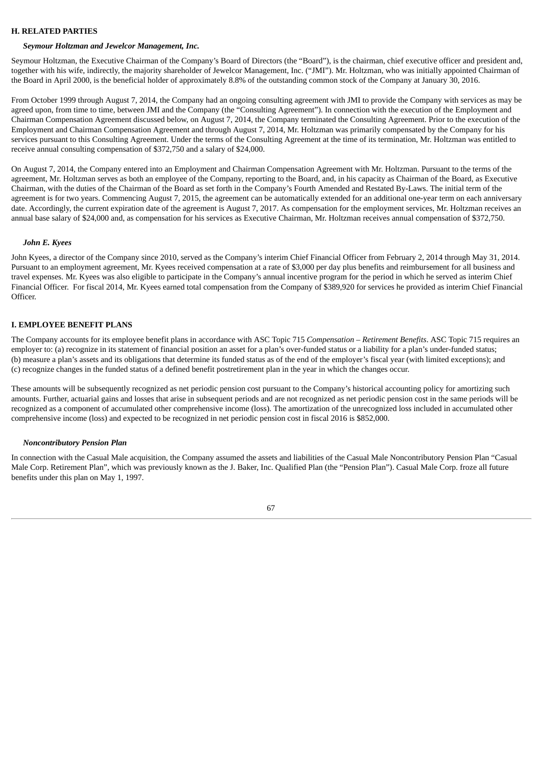## H. RELATED PARTIES

### *Seymour Holtzman and Jewelcor Management, Inc.*

Seymour Holtzman, the Executive Chairman of the Company's Board of Directors (the "Board"), is the chairman, chief executive officer and president and, together with his wife, indirectly, the majority shareholder of Jewelcor Management, Inc. ("JMI"). Mr. Holtzman, who was initially appointed Chairman of the Board in April 2000, is the beneficial holder of approximately 8.8% of the outstanding common stock of the Company at January 30, 2016.

From October 1999 through August 7, 2014, the Company had an ongoing consulting agreement with JMI to provide the Company with services as may be agreed upon, from time to time, between JMI and the Company (the "Consulting Agreement"). In connection with the execution of the Employment and Chairman Compensation Agreement discussed below, on August 7, 2014, the Company terminated the Consulting Agreement. Prior to the execution of the Employment and Chairman Compensation Agreement and through August 7, 2014, Mr. Holtzman was primarily compensated by the Company for his services pursuant to this Consulting Agreement. Under the terms of the Consulting Agreement at the time of its termination, Mr. Holtzman was entitled to receive annual consulting compensation of $372,750 and a salary of $24,000.

On August 7, 2014, the Company entered into an Employment and Chairman Compensation Agreement with Mr. Holtzman. Pursuant to the terms of the agreement, Mr. Holtzman serves as both an employee of the Company, reporting to the Board, and, in his capacity as Chairman of the Board, as Executive Chairman, with the duties of the Chairman of the Board as set forth in the Company's Fourth Amended and Restated By-Laws. The initial term of the agreement is for two years. Commencing August 7, 2015, the agreement can be automatically extended for an additional one-year term on each anniversary date. Accordingly, the current expiration date of the agreement is August 7, 2017. As compensation for the employment services, Mr. Holtzman receives an annual base salary of $24,000 and, as compensation for his services as Executive Chairman, Mr. Holtzman receives annual compensation of $372,750.

### *John E. Kyees*

John Kyees, a director of the Company since 2010, served as the Company's interim Chief Financial Officer from February 2, 2014 through May 31, 2014. Pursuant to an employment agreement, Mr. Kyees received compensation at a rate of $3,000 per day plus benefits and reimbursement for all business and travel expenses. Mr. Kyees was also eligible to participate in the Company's annual incentive program for the period in which he served as interim Chief Financial Officer. For fiscal 2014, Mr. Kyees earned total compensation from the Company of $389,920 for services he provided as interim Chief Financial Officer.

## I. EMPLOYEE BENEFIT PLANS

The Company accounts for its employee benefit plans in accordance with ASC Topic 715 *Compensation – Retirement Benefits*. ASC Topic 715 requires an employer to: (a) recognize in its statement of financial position an asset for a plan's over-funded status or a liability for a plan's under-funded status; (b) measure a plan's assets and its obligations that determine its funded status as of the end of the employer's fiscal year (with limited exceptions); and (c) recognize changes in the funded status of a defined benefit postretirement plan in the year in which the changes occur.

These amounts will be subsequently recognized as net periodic pension cost pursuant to the Company's historical accounting policy for amortizing such amounts. Further, actuarial gains and losses that arise in subsequent periods and are not recognized as net periodic pension cost in the same periods will be recognized as a component of accumulated other comprehensive income (loss). The amortization of the unrecognized loss included in accumulated other comprehensive income (loss) and expected to be recognized in net periodic pension cost in fiscal 2016 is $852,000.

### *Noncontributory Pension Plan*

In connection with the Casual Male acquisition, the Company assumed the assets and liabilities of the Casual Male Noncontributory Pension Plan "Casual Male Corp. Retirement Plan", which was previously known as the J. Baker, Inc. Qualified Plan (the "Pension Plan"). Casual Male Corp. froze all future benefits under this plan on May 1, 1997.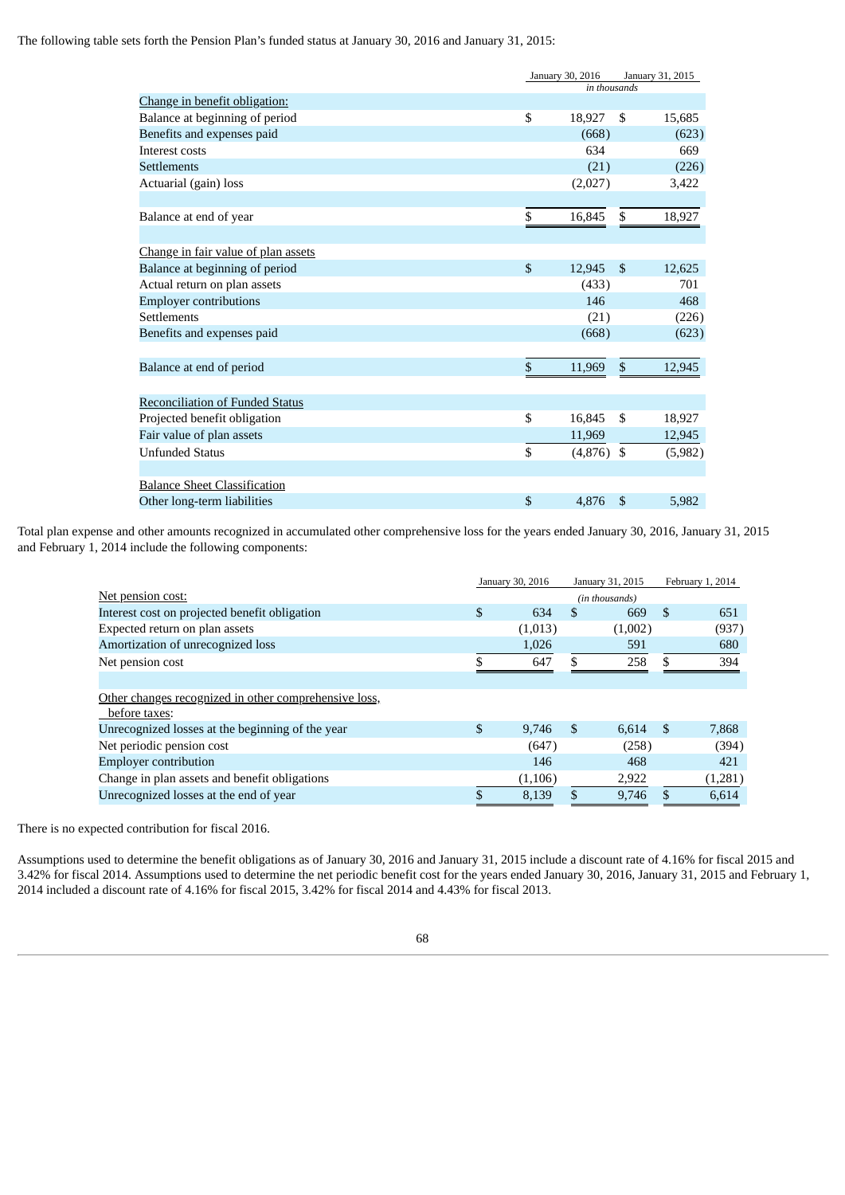The following table sets forth the Pension Plan's funded status at January 30, 2016 and January 31, 2015:

| | January 30, 2016 | January 31, 2015 |
|---|---|---|
| | *in thousands* | |
| Change in benefit obligation: | | |
| Balance at beginning of period | $ 18,927 | $ 15,685 |
| Benefits and expenses paid | (668) | (623) |
| Interest costs | 634 | 669 |
| Settlements | (21) | (226) |
| Actuarial (gain) loss | (2,027) | 3,422 |
| Balance at end of year | $ 16,845 | $ 18,927 |
| Change in fair value of plan assets | | |
| Balance at beginning of period | $ 12,945 | $ 12,625 |
| Actual return on plan assets | (433) | 701 |
| Employer contributions | 146 | 468 |
| Settlements | (21) | (226) |
| Benefits and expenses paid | (668) | (623) |
| Balance at end of period | $ 11,969 | $ 12,945 |
| Reconciliation of Funded Status | | |
| Projected benefit obligation | $ 16,845 | $ 18,927 |
| Fair value of plan assets | 11,969 | 12,945 |
| Unfunded Status | $ (4,876) | $ (5,982) |
| Balance Sheet Classification | | |
| Other long-term liabilities | $ 4,876 | $ 5,982 |

Total plan expense and other amounts recognized in accumulated other comprehensive loss for the years ended January 30, 2016, January 31, 2015 and February 1, 2014 include the following components:

| | January 30, 2016 | January 31, 2015 | February 1, 2014 |
|---|---|---|---|
| Net pension cost: | | *(in thousands)* | |
| Interest cost on projected benefit obligation | $ 634 | $ 669 | $ 651 |
| Expected return on plan assets | (1,013) | (1,002) | (937) |
| Amortization of unrecognized loss | 1,026 | 591 | 680 |
| Net pension cost | $ 647 | $ 258 | $ 394 |
| Other changes recognized in other comprehensive loss, before taxes: | | | |
| Unrecognized losses at the beginning of the year | $ 9,746 | $ 6,614 | $ 7,868 |
| Net periodic pension cost | (647) | (258) | (394) |
| Employer contribution | 146 | 468 | 421 |
| Change in plan assets and benefit obligations | (1,106) | 2,922 | (1,281) |
| Unrecognized losses at the end of year | $ 8,139 | $ 9,746 | $ 6,614 |

There is no expected contribution for fiscal 2016.

Assumptions used to determine the benefit obligations as of January 30, 2016 and January 31, 2015 include a discount rate of 4.16% for fiscal 2015 and 3.42% for fiscal 2014. Assumptions used to determine the net periodic benefit cost for the years ended January 30, 2016, January 31, 2015 and February 1, 2014 included a discount rate of 4.16% for fiscal 2015, 3.42% for fiscal 2014 and 4.43% for fiscal 2013.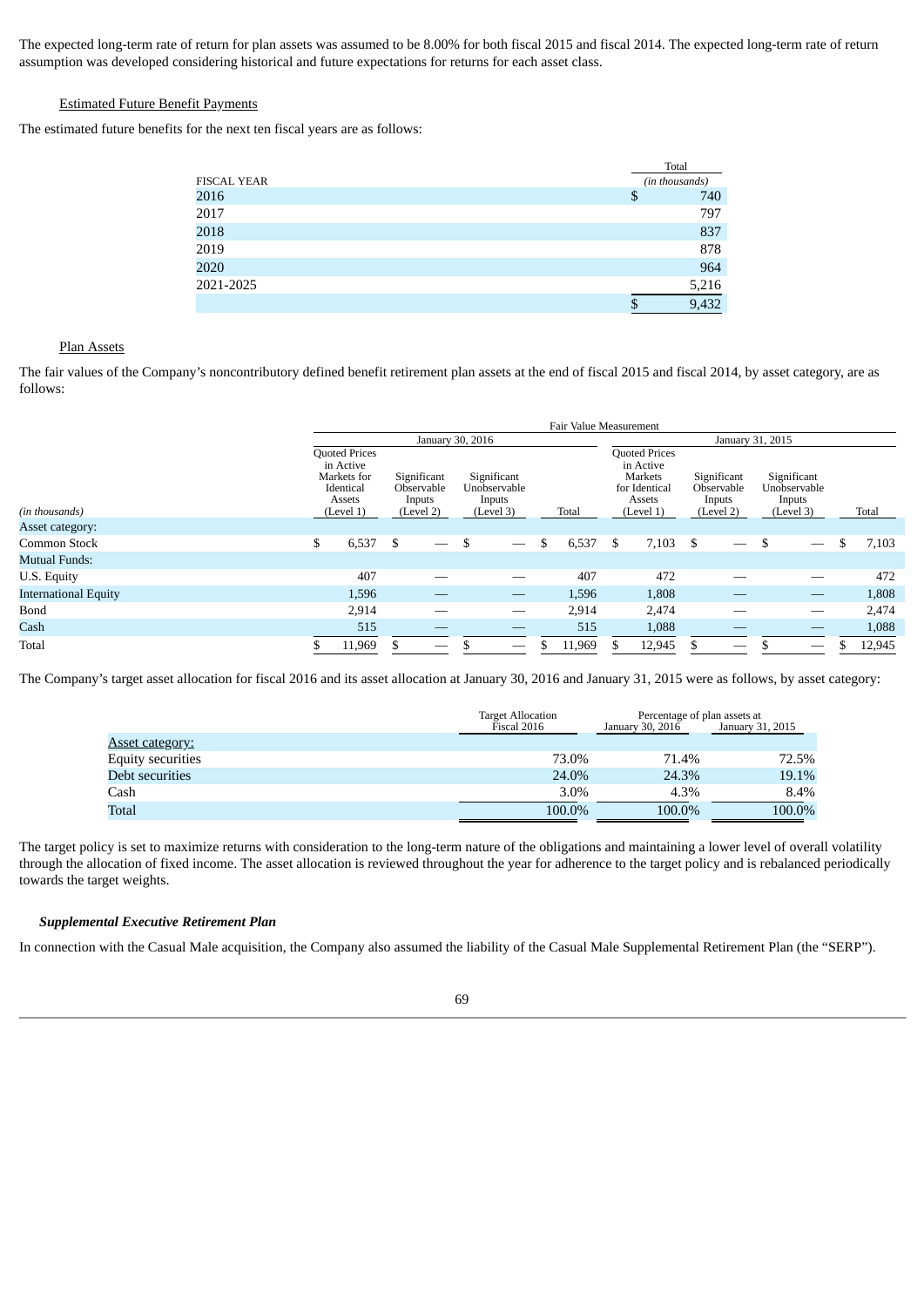The expected long-term rate of return for plan assets was assumed to be 8.00% for both fiscal 2015 and fiscal 2014. The expected long-term rate of return assumption was developed considering historical and future expectations for returns for each asset class.

Estimated Future Benefit Payments

The estimated future benefits for the next ten fiscal years are as follows:

| FISCAL YEAR | Total (in thousands) |
|---|---|
| 2016 | $ 740 |
| 2017 | 797 |
| 2018 | 837 |
| 2019 | 878 |
| 2020 | 964 |
| 2021-2025 | 5,216 |
| | $ 9,432 |

Plan Assets

The fair values of the Company's noncontributory defined benefit retirement plan assets at the end of fiscal 2015 and fiscal 2014, by asset category, are as follows:

| | Fair Value Measurement | | | | | | | |
|---|---|---|---|---|---|---|---|---|
| | January 30, 2016 | | | | January 31, 2015 | | | |
| *(in thousands)* | Quoted Prices in Active Markets for Identical Assets (Level 1) | Significant Observable Inputs (Level 2) | Significant Unobservable Inputs (Level 3) | Total | Quoted Prices in Active Markets for Identical Assets (Level 1) | Significant Observable Inputs (Level 2) | Significant Unobservable Inputs (Level 3) | Total |
| Asset category: | | | | | | | | |
| Common Stock | $ 6,537 | $ — | $ — | $ 6,537 | $ 7,103 | $ — | $ — | $ 7,103 |
| Mutual Funds: | | | | | | | | |
| U.S. Equity | 407 | — | — | 407 | 472 | — | — | 472 |
| International Equity | 1,596 | — | — | 1,596 | 1,808 | — | — | 1,808 |
| Bond | 2,914 | — | — | 2,914 | 2,474 | — | — | 2,474 |
| Cash | 515 | — | — | 515 | 1,088 | — | — | 1,088 |
| Total | $ 11,969 | $ — | $ — | $ 11,969 | $ 12,945 | $ — | $ — | $ 12,945 |

The Company's target asset allocation for fiscal 2016 and its asset allocation at January 30, 2016 and January 31, 2015 were as follows, by asset category:

| | Target Allocation Fiscal 2016 | Percentage of plan assets at January 30, 2016 | Percentage of plan assets at January 31, 2015 |
|---|---|---|---|
| Asset category: | | | |
| Equity securities | 73.0% | 71.4% | 72.5% |
| Debt securities | 24.0% | 24.3% | 19.1% |
| Cash | 3.0% | 4.3% | 8.4% |
| Total | 100.0% | 100.0% | 100.0% |

The target policy is set to maximize returns with consideration to the long-term nature of the obligations and maintaining a lower level of overall volatility through the allocation of fixed income. The asset allocation is reviewed throughout the year for adherence to the target policy and is rebalanced periodically towards the target weights.

***Supplemental Executive Retirement Plan***

In connection with the Casual Male acquisition, the Company also assumed the liability of the Casual Male Supplemental Retirement Plan (the "SERP").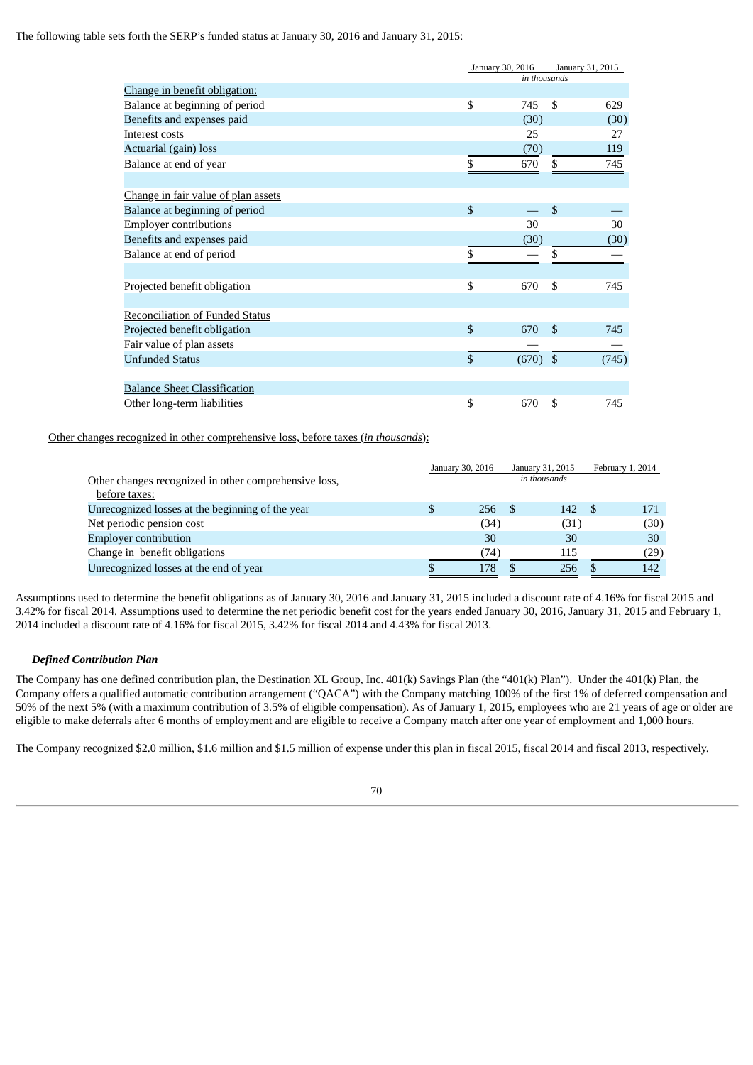The following table sets forth the SERP's funded status at January 30, 2016 and January 31, 2015:

| | January 30, 2016 | January 31, 2015 |
|---|---|---|
| | *in thousands* | |
| Change in benefit obligation: | | |
| Balance at beginning of period | $ 745 | $ 629 |
| Benefits and expenses paid | (30) | (30) |
| Interest costs | 25 | 27 |
| Actuarial (gain) loss | (70) | 119 |
| Balance at end of year | $ 670 | $ 745 |
| | | |
| Change in fair value of plan assets | | |
| Balance at beginning of period | $ — | $ — |
| Employer contributions | 30 | 30 |
| Benefits and expenses paid | (30) | (30) |
| Balance at end of period | $ — | $ — |
| | | |
| Projected benefit obligation | $ 670 | $ 745 |
| | | |
| Reconciliation of Funded Status | | |
| Projected benefit obligation | $ 670 | $ 745 |
| Fair value of plan assets | — | — |
| Unfunded Status | $ (670) | $ (745) |
| | | |
| Balance Sheet Classification | | |
| Other long-term liabilities | $ 670 | $ 745 |

Other changes recognized in other comprehensive loss, before taxes (*in thousands*):

| | January 30, 2016 | January 31, 2015 | February 1, 2014 |
|---|---|---|---|
| Other changes recognized in other comprehensive loss, before taxes: | | *in thousands* | |
| Unrecognized losses at the beginning of the year | $ 256 | $ 142 | $ 171 |
| Net periodic pension cost | (34) | (31) | (30) |
| Employer contribution | 30 | 30 | 30 |
| Change in benefit obligations | (74) | 115 | (29) |
| Unrecognized losses at the end of year | $ 178 | $ 256 | $ 142 |

Assumptions used to determine the benefit obligations as of January 30, 2016 and January 31, 2015 included a discount rate of 4.16% for fiscal 2015 and 3.42% for fiscal 2014. Assumptions used to determine the net periodic benefit cost for the years ended January 30, 2016, January 31, 2015 and February 1, 2014 included a discount rate of 4.16% for fiscal 2015, 3.42% for fiscal 2014 and 4.43% for fiscal 2013.

### *Defined Contribution Plan*

The Company has one defined contribution plan, the Destination XL Group, Inc. 401(k) Savings Plan (the "401(k) Plan"). Under the 401(k) Plan, the Company offers a qualified automatic contribution arrangement ("QACA") with the Company matching 100% of the first 1% of deferred compensation and 50% of the next 5% (with a maximum contribution of 3.5% of eligible compensation). As of January 1, 2015, employees who are 21 years of age or older are eligible to make deferrals after 6 months of employment and are eligible to receive a Company match after one year of employment and 1,000 hours.

The Company recognized $2.0 million, $1.6 million and $1.5 million of expense under this plan in fiscal 2015, fiscal 2014 and fiscal 2013, respectively.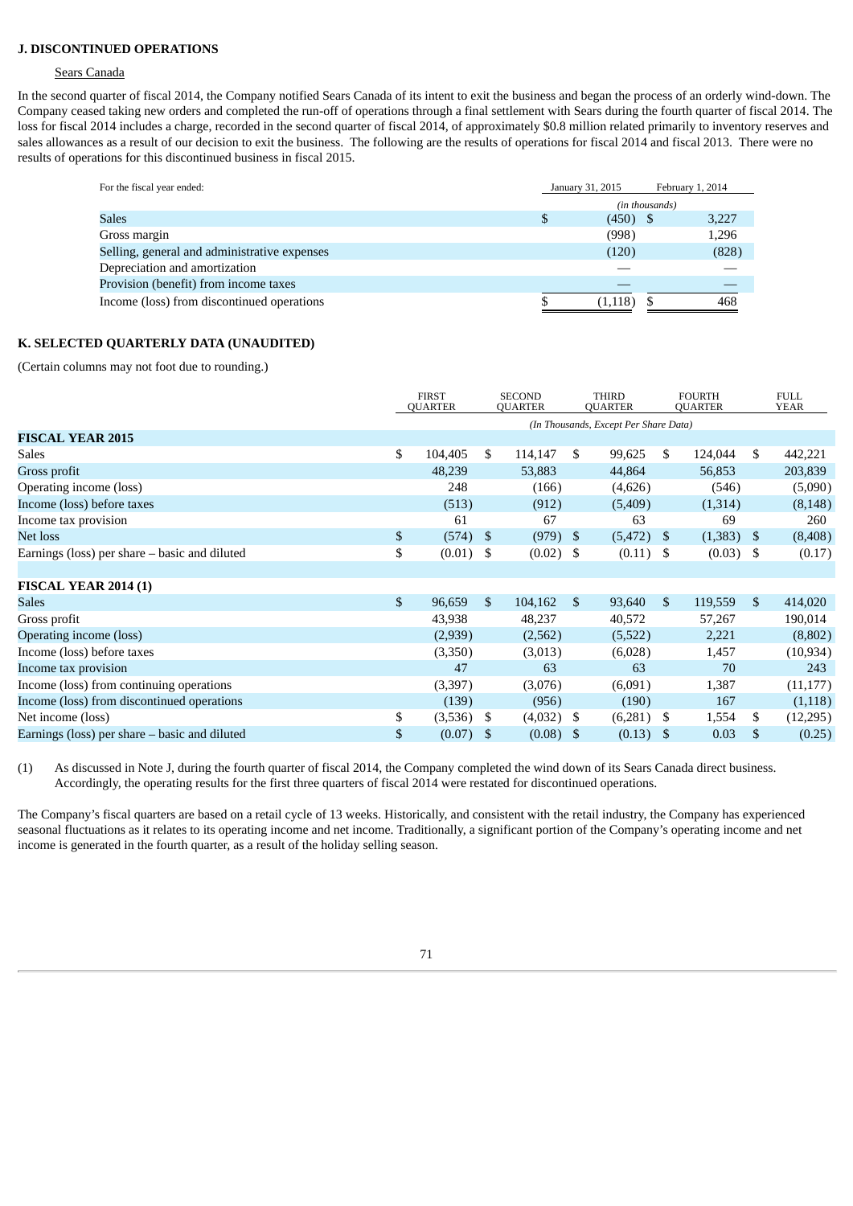## J. DISCONTINUED OPERATIONS

Sears Canada

In the second quarter of fiscal 2014, the Company notified Sears Canada of its intent to exit the business and began the process of an orderly wind-down. The Company ceased taking new orders and completed the run-off of operations through a final settlement with Sears during the fourth quarter of fiscal 2014. The loss for fiscal 2014 includes a charge, recorded in the second quarter of fiscal 2014, of approximately $0.8 million related primarily to inventory reserves and sales allowances as a result of our decision to exit the business. The following are the results of operations for fiscal 2014 and fiscal 2013. There were no results of operations for this discontinued business in fiscal 2015.

| For the fiscal year ended: | January 31, 2015 | February 1, 2014 |
|---|---|---|
| | *(in thousands)* | |
| Sales | $ (450) | $ 3,227 |
| Gross margin | (998) | 1,296 |
| Selling, general and administrative expenses | (120) | (828) |
| Depreciation and amortization | — | — |
| Provision (benefit) from income taxes | — | — |
| Income (loss) from discontinued operations | $ (1,118) | $ 468 |

## K. SELECTED QUARTERLY DATA (UNAUDITED)

(Certain columns may not foot due to rounding.)

| | FIRST QUARTER | SECOND QUARTER | THIRD QUARTER | FOURTH QUARTER | FULL YEAR |
|---|---|---|---|---|---|
| | *(In Thousands, Except Per Share Data)* | | | | |
| **FISCAL YEAR 2015** | | | | | |
| Sales | $ 104,405 | $ 114,147 | $ 99,625 | $ 124,044 | $ 442,221 |
| Gross profit | 48,239 | 53,883 | 44,864 | 56,853 | 203,839 |
| Operating income (loss) | 248 | (166) | (4,626) | (546) | (5,090) |
| Income (loss) before taxes | (513) | (912) | (5,409) | (1,314) | (8,148) |
| Income tax provision | 61 | 67 | 63 | 69 | 260 |
| Net loss | $ (574) | $ (979) | $ (5,472) | $ (1,383) | $ (8,408) |
| Earnings (loss) per share – basic and diluted | $ (0.01) | $ (0.02) | $ (0.11) | $ (0.03) | $ (0.17) |
| | | | | | |
| **FISCAL YEAR 2014 (1)** | | | | | |
| Sales | $ 96,659 | $ 104,162 | $ 93,640 | $ 119,559 | $ 414,020 |
| Gross profit | 43,938 | 48,237 | 40,572 | 57,267 | 190,014 |
| Operating income (loss) | (2,939) | (2,562) | (5,522) | 2,221 | (8,802) |
| Income (loss) before taxes | (3,350) | (3,013) | (6,028) | 1,457 | (10,934) |
| Income tax provision | 47 | 63 | 63 | 70 | 243 |
| Income (loss) from continuing operations | (3,397) | (3,076) | (6,091) | 1,387 | (11,177) |
| Income (loss) from discontinued operations | (139) | (956) | (190) | 167 | (1,118) |
| Net income (loss) | $ (3,536) | $ (4,032) | $ (6,281) | $ 1,554 | $ (12,295) |
| Earnings (loss) per share – basic and diluted | $ (0.07) | $ (0.08) | $ (0.13) | $ 0.03 | $ (0.25) |

(1) As discussed in Note J, during the fourth quarter of fiscal 2014, the Company completed the wind down of its Sears Canada direct business. Accordingly, the operating results for the first three quarters of fiscal 2014 were restated for discontinued operations.

The Company's fiscal quarters are based on a retail cycle of 13 weeks. Historically, and consistent with the retail industry, the Company has experienced seasonal fluctuations as it relates to its operating income and net income. Traditionally, a significant portion of the Company's operating income and net income is generated in the fourth quarter, as a result of the holiday selling season.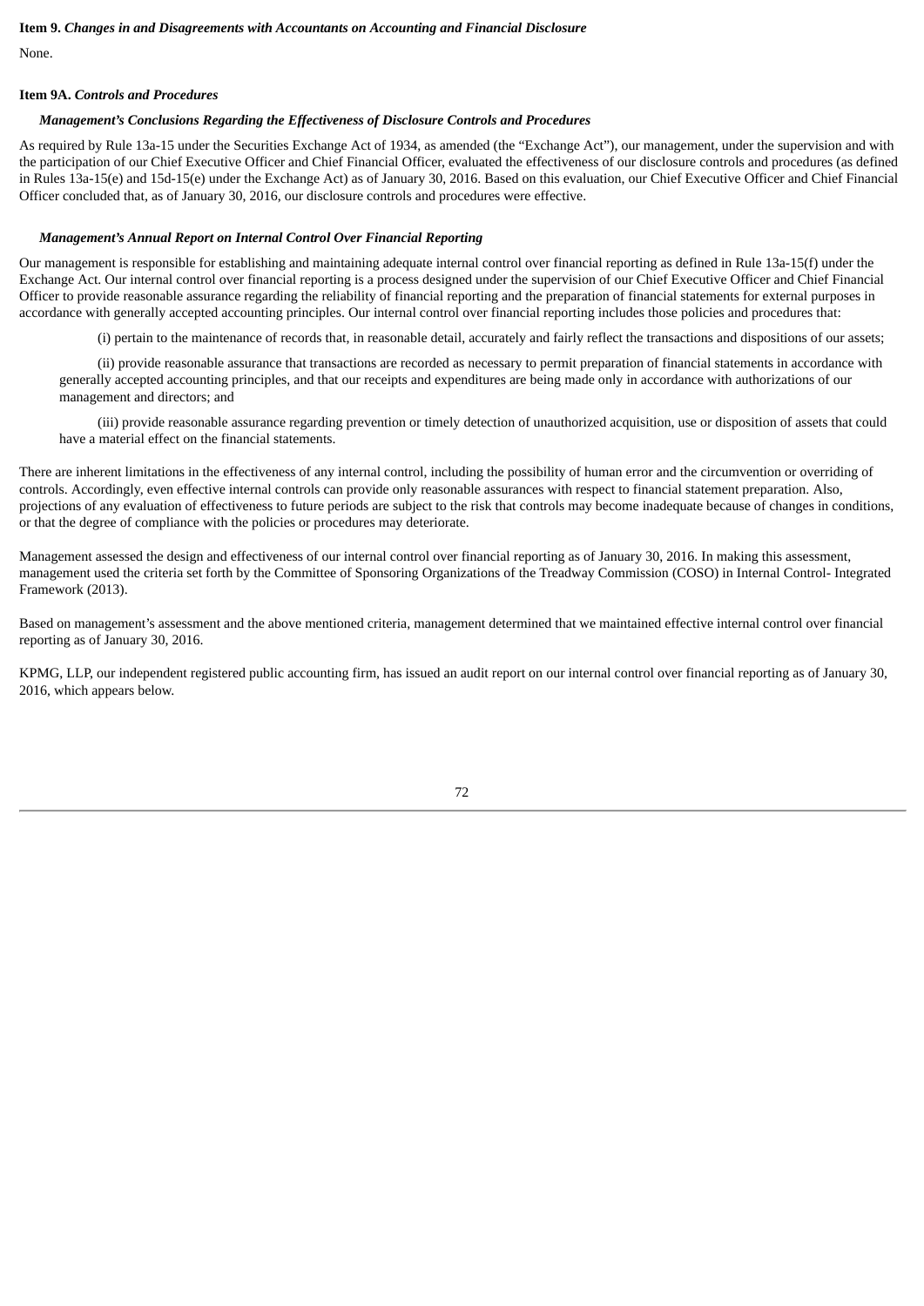**Item 9.** ***Changes in and Disagreements with Accountants on Accounting and Financial Disclosure***

None.

**Item 9A.** ***Controls and Procedures***

***Management's Conclusions Regarding the Effectiveness of Disclosure Controls and Procedures***

As required by Rule 13a-15 under the Securities Exchange Act of 1934, as amended (the "Exchange Act"), our management, under the supervision and with the participation of our Chief Executive Officer and Chief Financial Officer, evaluated the effectiveness of our disclosure controls and procedures (as defined in Rules 13a-15(e) and 15d-15(e) under the Exchange Act) as of January 30, 2016. Based on this evaluation, our Chief Executive Officer and Chief Financial Officer concluded that, as of January 30, 2016, our disclosure controls and procedures were effective.

***Management's Annual Report on Internal Control Over Financial Reporting***

Our management is responsible for establishing and maintaining adequate internal control over financial reporting as defined in Rule 13a-15(f) under the Exchange Act. Our internal control over financial reporting is a process designed under the supervision of our Chief Executive Officer and Chief Financial Officer to provide reasonable assurance regarding the reliability of financial reporting and the preparation of financial statements for external purposes in accordance with generally accepted accounting principles. Our internal control over financial reporting includes those policies and procedures that:

(i) pertain to the maintenance of records that, in reasonable detail, accurately and fairly reflect the transactions and dispositions of our assets;

(ii) provide reasonable assurance that transactions are recorded as necessary to permit preparation of financial statements in accordance with generally accepted accounting principles, and that our receipts and expenditures are being made only in accordance with authorizations of our management and directors; and

(iii) provide reasonable assurance regarding prevention or timely detection of unauthorized acquisition, use or disposition of assets that could have a material effect on the financial statements.

There are inherent limitations in the effectiveness of any internal control, including the possibility of human error and the circumvention or overriding of controls. Accordingly, even effective internal controls can provide only reasonable assurances with respect to financial statement preparation. Also, projections of any evaluation of effectiveness to future periods are subject to the risk that controls may become inadequate because of changes in conditions, or that the degree of compliance with the policies or procedures may deteriorate.

Management assessed the design and effectiveness of our internal control over financial reporting as of January 30, 2016. In making this assessment, management used the criteria set forth by the Committee of Sponsoring Organizations of the Treadway Commission (COSO) in Internal Control- Integrated Framework (2013).

Based on management's assessment and the above mentioned criteria, management determined that we maintained effective internal control over financial reporting as of January 30, 2016.

KPMG, LLP, our independent registered public accounting firm, has issued an audit report on our internal control over financial reporting as of January 30, 2016, which appears below.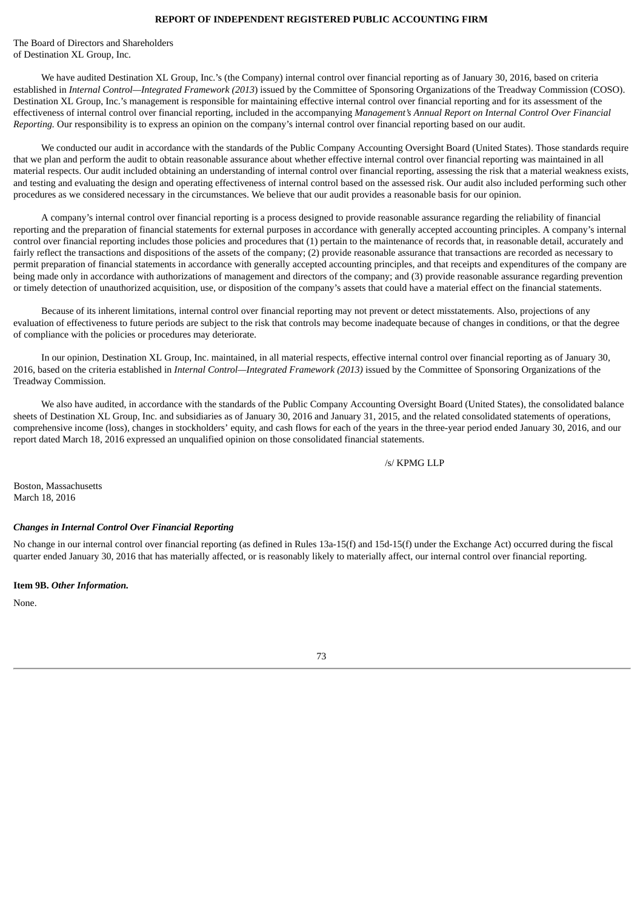**REPORT OF INDEPENDENT REGISTERED PUBLIC ACCOUNTING FIRM**

The Board of Directors and Shareholders
of Destination XL Group, Inc.

We have audited Destination XL Group, Inc.'s (the Company) internal control over financial reporting as of January 30, 2016, based on criteria established in *Internal Control—Integrated Framework (2013*) issued by the Committee of Sponsoring Organizations of the Treadway Commission (COSO). Destination XL Group, Inc.'s management is responsible for maintaining effective internal control over financial reporting and for its assessment of the effectiveness of internal control over financial reporting, included in the accompanying *Management's Annual Report on Internal Control Over Financial Reporting.* Our responsibility is to express an opinion on the company's internal control over financial reporting based on our audit.

We conducted our audit in accordance with the standards of the Public Company Accounting Oversight Board (United States). Those standards require that we plan and perform the audit to obtain reasonable assurance about whether effective internal control over financial reporting was maintained in all material respects. Our audit included obtaining an understanding of internal control over financial reporting, assessing the risk that a material weakness exists, and testing and evaluating the design and operating effectiveness of internal control based on the assessed risk. Our audit also included performing such other procedures as we considered necessary in the circumstances. We believe that our audit provides a reasonable basis for our opinion.

A company's internal control over financial reporting is a process designed to provide reasonable assurance regarding the reliability of financial reporting and the preparation of financial statements for external purposes in accordance with generally accepted accounting principles. A company's internal control over financial reporting includes those policies and procedures that (1) pertain to the maintenance of records that, in reasonable detail, accurately and fairly reflect the transactions and dispositions of the assets of the company; (2) provide reasonable assurance that transactions are recorded as necessary to permit preparation of financial statements in accordance with generally accepted accounting principles, and that receipts and expenditures of the company are being made only in accordance with authorizations of management and directors of the company; and (3) provide reasonable assurance regarding prevention or timely detection of unauthorized acquisition, use, or disposition of the company's assets that could have a material effect on the financial statements.

Because of its inherent limitations, internal control over financial reporting may not prevent or detect misstatements. Also, projections of any evaluation of effectiveness to future periods are subject to the risk that controls may become inadequate because of changes in conditions, or that the degree of compliance with the policies or procedures may deteriorate.

In our opinion, Destination XL Group, Inc. maintained, in all material respects, effective internal control over financial reporting as of January 30, 2016, based on the criteria established in *Internal Control—Integrated Framework (2013)* issued by the Committee of Sponsoring Organizations of the Treadway Commission.

We also have audited, in accordance with the standards of the Public Company Accounting Oversight Board (United States), the consolidated balance sheets of Destination XL Group, Inc. and subsidiaries as of January 30, 2016 and January 31, 2015, and the related consolidated statements of operations, comprehensive income (loss), changes in stockholders' equity, and cash flows for each of the years in the three-year period ended January 30, 2016, and our report dated March 18, 2016 expressed an unqualified opinion on those consolidated financial statements.

/s/ KPMG LLP

Boston, Massachusetts
March 18, 2016

***Changes in Internal Control Over Financial Reporting***

No change in our internal control over financial reporting (as defined in Rules 13a-15(f) and 15d-15(f) under the Exchange Act) occurred during the fiscal quarter ended January 30, 2016 that has materially affected, or is reasonably likely to materially affect, our internal control over financial reporting.

**Item 9B.** ***Other Information.***

None.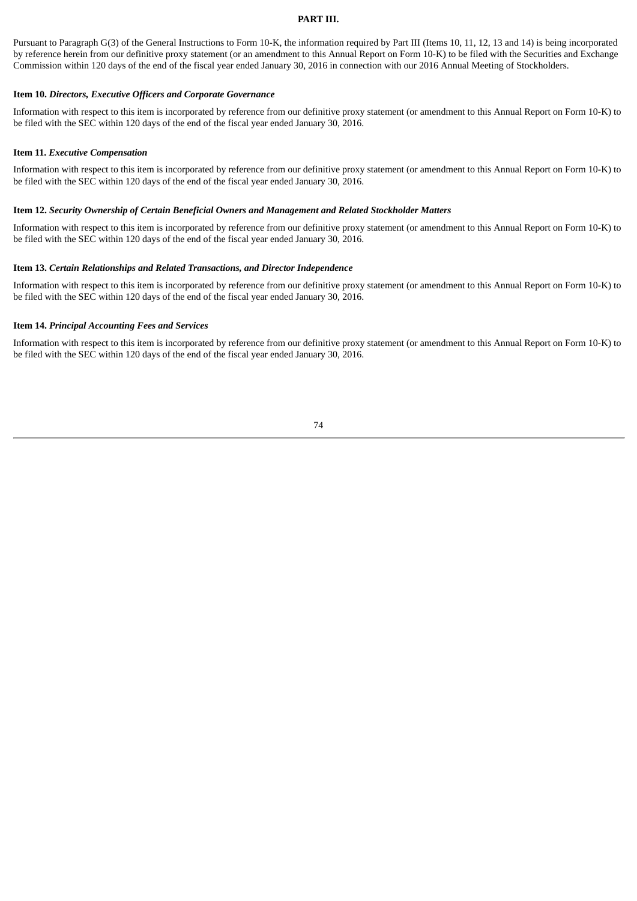# PART III.

Pursuant to Paragraph G(3) of the General Instructions to Form 10-K, the information required by Part III (Items 10, 11, 12, 13 and 14) is being incorporated by reference herein from our definitive proxy statement (or an amendment to this Annual Report on Form 10-K) to be filed with the Securities and Exchange Commission within 120 days of the end of the fiscal year ended January 30, 2016 in connection with our 2016 Annual Meeting of Stockholders.

### Item 10. *Directors, Executive Officers and Corporate Governance*

Information with respect to this item is incorporated by reference from our definitive proxy statement (or amendment to this Annual Report on Form 10-K) to be filed with the SEC within 120 days of the end of the fiscal year ended January 30, 2016.

### Item 11. *Executive Compensation*

Information with respect to this item is incorporated by reference from our definitive proxy statement (or amendment to this Annual Report on Form 10-K) to be filed with the SEC within 120 days of the end of the fiscal year ended January 30, 2016.

### Item 12. *Security Ownership of Certain Beneficial Owners and Management and Related Stockholder Matters*

Information with respect to this item is incorporated by reference from our definitive proxy statement (or amendment to this Annual Report on Form 10-K) to be filed with the SEC within 120 days of the end of the fiscal year ended January 30, 2016.

### Item 13. *Certain Relationships and Related Transactions, and Director Independence*

Information with respect to this item is incorporated by reference from our definitive proxy statement (or amendment to this Annual Report on Form 10-K) to be filed with the SEC within 120 days of the end of the fiscal year ended January 30, 2016.

### Item 14. *Principal Accounting Fees and Services*

Information with respect to this item is incorporated by reference from our definitive proxy statement (or amendment to this Annual Report on Form 10-K) to be filed with the SEC within 120 days of the end of the fiscal year ended January 30, 2016.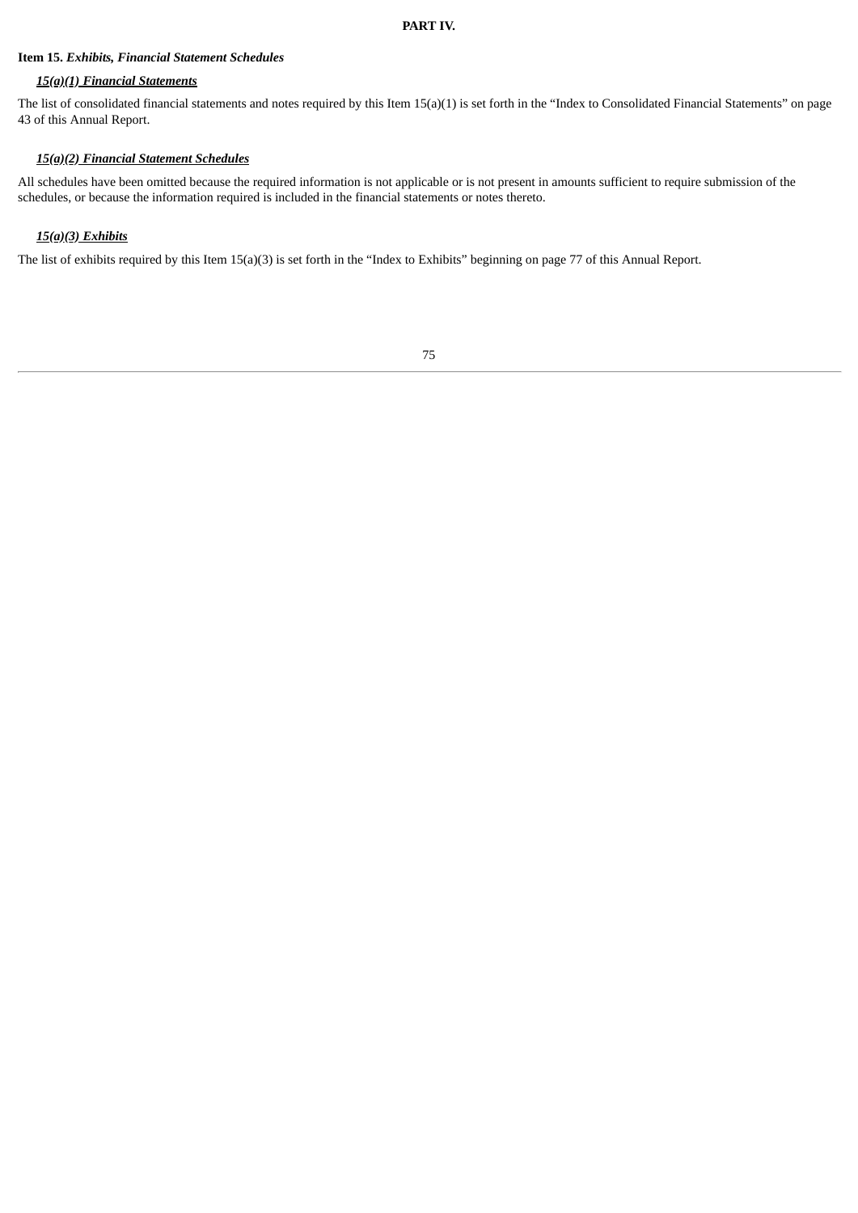# PART IV.

## Item 15. *Exhibits, Financial Statement Schedules*

***15(a)(1) Financial Statements***

The list of consolidated financial statements and notes required by this Item 15(a)(1) is set forth in the "Index to Consolidated Financial Statements" on page 43 of this Annual Report.

***15(a)(2) Financial Statement Schedules***

All schedules have been omitted because the required information is not applicable or is not present in amounts sufficient to require submission of the schedules, or because the information required is included in the financial statements or notes thereto.

***15(a)(3) Exhibits***

The list of exhibits required by this Item 15(a)(3) is set forth in the "Index to Exhibits" beginning on page 77 of this Annual Report.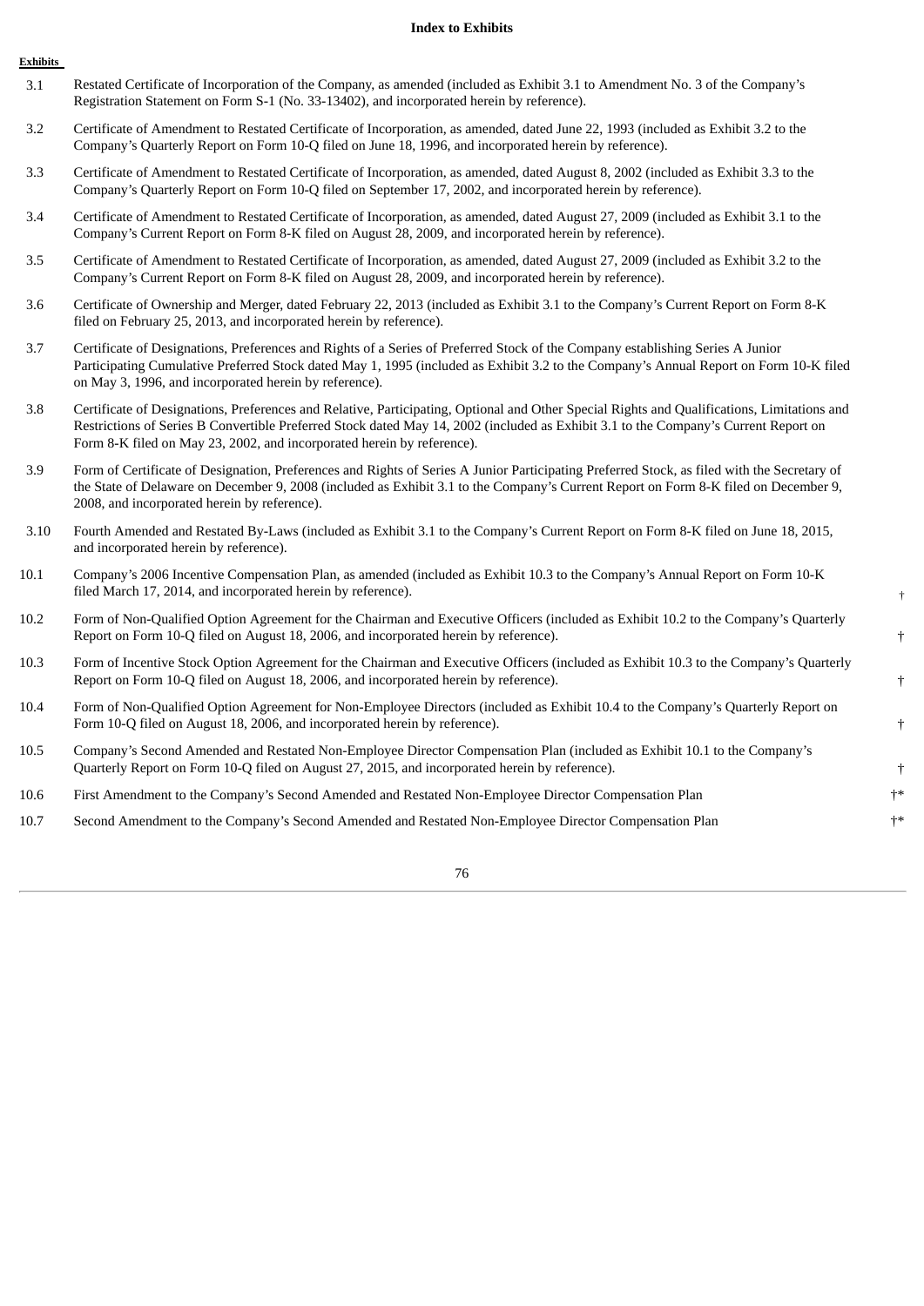**Index to Exhibits**

| Exhibits | | |
|---|---|---|
| 3.1 | Restated Certificate of Incorporation of the Company, as amended (included as Exhibit 3.1 to Amendment No. 3 of the Company's Registration Statement on Form S-1 (No. 33-13402), and incorporated herein by reference). | |
| 3.2 | Certificate of Amendment to Restated Certificate of Incorporation, as amended, dated June 22, 1993 (included as Exhibit 3.2 to the Company's Quarterly Report on Form 10-Q filed on June 18, 1996, and incorporated herein by reference). | |
| 3.3 | Certificate of Amendment to Restated Certificate of Incorporation, as amended, dated August 8, 2002 (included as Exhibit 3.3 to the Company's Quarterly Report on Form 10-Q filed on September 17, 2002, and incorporated herein by reference). | |
| 3.4 | Certificate of Amendment to Restated Certificate of Incorporation, as amended, dated August 27, 2009 (included as Exhibit 3.1 to the Company's Current Report on Form 8-K filed on August 28, 2009, and incorporated herein by reference). | |
| 3.5 | Certificate of Amendment to Restated Certificate of Incorporation, as amended, dated August 27, 2009 (included as Exhibit 3.2 to the Company's Current Report on Form 8-K filed on August 28, 2009, and incorporated herein by reference). | |
| 3.6 | Certificate of Ownership and Merger, dated February 22, 2013 (included as Exhibit 3.1 to the Company's Current Report on Form 8-K filed on February 25, 2013, and incorporated herein by reference). | |
| 3.7 | Certificate of Designations, Preferences and Rights of a Series of Preferred Stock of the Company establishing Series A Junior Participating Cumulative Preferred Stock dated May 1, 1995 (included as Exhibit 3.2 to the Company's Annual Report on Form 10-K filed on May 3, 1996, and incorporated herein by reference). | |
| 3.8 | Certificate of Designations, Preferences and Relative, Participating, Optional and Other Special Rights and Qualifications, Limitations and Restrictions of Series B Convertible Preferred Stock dated May 14, 2002 (included as Exhibit 3.1 to the Company's Current Report on Form 8-K filed on May 23, 2002, and incorporated herein by reference). | |
| 3.9 | Form of Certificate of Designation, Preferences and Rights of Series A Junior Participating Preferred Stock, as filed with the Secretary of the State of Delaware on December 9, 2008 (included as Exhibit 3.1 to the Company's Current Report on Form 8-K filed on December 9, 2008, and incorporated herein by reference). | |
| 3.10 | Fourth Amended and Restated By-Laws (included as Exhibit 3.1 to the Company's Current Report on Form 8-K filed on June 18, 2015, and incorporated herein by reference). | |
| 10.1 | Company's 2006 Incentive Compensation Plan, as amended (included as Exhibit 10.3 to the Company's Annual Report on Form 10-K filed March 17, 2014, and incorporated herein by reference). | † |
| 10.2 | Form of Non-Qualified Option Agreement for the Chairman and Executive Officers (included as Exhibit 10.2 to the Company's Quarterly Report on Form 10-Q filed on August 18, 2006, and incorporated herein by reference). | † |
| 10.3 | Form of Incentive Stock Option Agreement for the Chairman and Executive Officers (included as Exhibit 10.3 to the Company's Quarterly Report on Form 10-Q filed on August 18, 2006, and incorporated herein by reference). | † |
| 10.4 | Form of Non-Qualified Option Agreement for Non-Employee Directors (included as Exhibit 10.4 to the Company's Quarterly Report on Form 10-Q filed on August 18, 2006, and incorporated herein by reference). | † |
| 10.5 | Company's Second Amended and Restated Non-Employee Director Compensation Plan (included as Exhibit 10.1 to the Company's Quarterly Report on Form 10-Q filed on August 27, 2015, and incorporated herein by reference). | † |
| 10.6 | First Amendment to the Company's Second Amended and Restated Non-Employee Director Compensation Plan | †* |
| 10.7 | Second Amendment to the Company's Second Amended and Restated Non-Employee Director Compensation Plan | †* |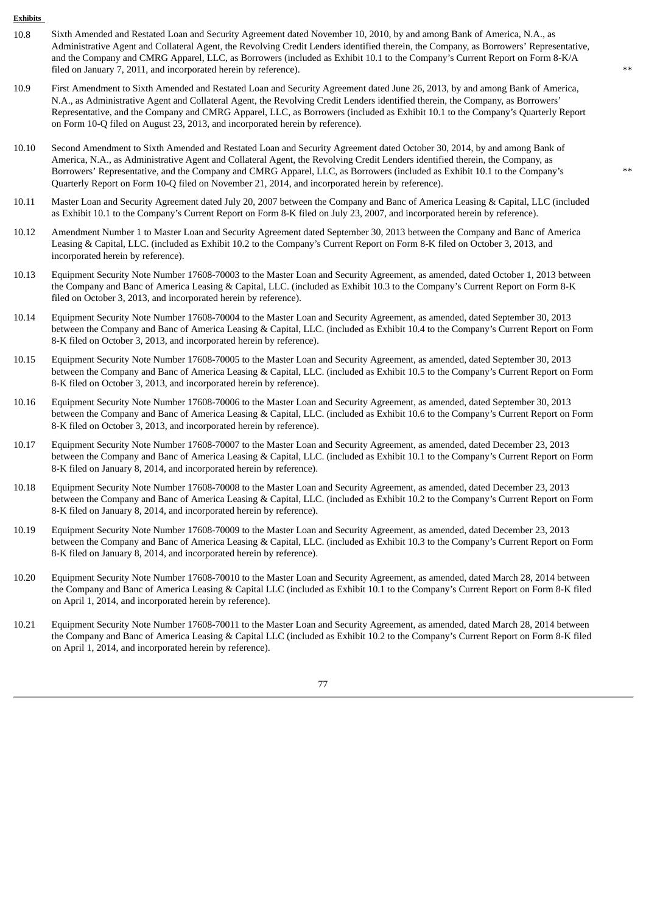**Exhibits**

| | | |
|---|---|---|
| 10.8 | Sixth Amended and Restated Loan and Security Agreement dated November 10, 2010, by and among Bank of America, N.A., as Administrative Agent and Collateral Agent, the Revolving Credit Lenders identified therein, the Company, as Borrowers' Representative, and the Company and CMRG Apparel, LLC, as Borrowers (included as Exhibit 10.1 to the Company's Current Report on Form 8-K/A filed on January 7, 2011, and incorporated herein by reference). | ** |
| 10.9 | First Amendment to Sixth Amended and Restated Loan and Security Agreement dated June 26, 2013, by and among Bank of America, N.A., as Administrative Agent and Collateral Agent, the Revolving Credit Lenders identified therein, the Company, as Borrowers' Representative, and the Company and CMRG Apparel, LLC, as Borrowers (included as Exhibit 10.1 to the Company's Quarterly Report on Form 10-Q filed on August 23, 2013, and incorporated herein by reference). | |
| 10.10 | Second Amendment to Sixth Amended and Restated Loan and Security Agreement dated October 30, 2014, by and among Bank of America, N.A., as Administrative Agent and Collateral Agent, the Revolving Credit Lenders identified therein, the Company, as Borrowers' Representative, and the Company and CMRG Apparel, LLC, as Borrowers (included as Exhibit 10.1 to the Company's Quarterly Report on Form 10-Q filed on November 21, 2014, and incorporated herein by reference). | ** |
| 10.11 | Master Loan and Security Agreement dated July 20, 2007 between the Company and Banc of America Leasing & Capital, LLC (included as Exhibit 10.1 to the Company's Current Report on Form 8-K filed on July 23, 2007, and incorporated herein by reference). | |
| 10.12 | Amendment Number 1 to Master Loan and Security Agreement dated September 30, 2013 between the Company and Banc of America Leasing & Capital, LLC. (included as Exhibit 10.2 to the Company's Current Report on Form 8-K filed on October 3, 2013, and incorporated herein by reference). | |
| 10.13 | Equipment Security Note Number 17608-70003 to the Master Loan and Security Agreement, as amended, dated October 1, 2013 between the Company and Banc of America Leasing & Capital, LLC. (included as Exhibit 10.3 to the Company's Current Report on Form 8-K filed on October 3, 2013, and incorporated herein by reference). | |
| 10.14 | Equipment Security Note Number 17608-70004 to the Master Loan and Security Agreement, as amended, dated September 30, 2013 between the Company and Banc of America Leasing & Capital, LLC. (included as Exhibit 10.4 to the Company's Current Report on Form 8-K filed on October 3, 2013, and incorporated herein by reference). | |
| 10.15 | Equipment Security Note Number 17608-70005 to the Master Loan and Security Agreement, as amended, dated September 30, 2013 between the Company and Banc of America Leasing & Capital, LLC. (included as Exhibit 10.5 to the Company's Current Report on Form 8-K filed on October 3, 2013, and incorporated herein by reference). | |
| 10.16 | Equipment Security Note Number 17608-70006 to the Master Loan and Security Agreement, as amended, dated September 30, 2013 between the Company and Banc of America Leasing & Capital, LLC. (included as Exhibit 10.6 to the Company's Current Report on Form 8-K filed on October 3, 2013, and incorporated herein by reference). | |
| 10.17 | Equipment Security Note Number 17608-70007 to the Master Loan and Security Agreement, as amended, dated December 23, 2013 between the Company and Banc of America Leasing & Capital, LLC. (included as Exhibit 10.1 to the Company's Current Report on Form 8-K filed on January 8, 2014, and incorporated herein by reference). | |
| 10.18 | Equipment Security Note Number 17608-70008 to the Master Loan and Security Agreement, as amended, dated December 23, 2013 between the Company and Banc of America Leasing & Capital, LLC. (included as Exhibit 10.2 to the Company's Current Report on Form 8-K filed on January 8, 2014, and incorporated herein by reference). | |
| 10.19 | Equipment Security Note Number 17608-70009 to the Master Loan and Security Agreement, as amended, dated December 23, 2013 between the Company and Banc of America Leasing & Capital, LLC. (included as Exhibit 10.3 to the Company's Current Report on Form 8-K filed on January 8, 2014, and incorporated herein by reference). | |
| 10.20 | Equipment Security Note Number 17608-70010 to the Master Loan and Security Agreement, as amended, dated March 28, 2014 between the Company and Banc of America Leasing & Capital LLC (included as Exhibit 10.1 to the Company's Current Report on Form 8-K filed on April 1, 2014, and incorporated herein by reference). | |
| 10.21 | Equipment Security Note Number 17608-70011 to the Master Loan and Security Agreement, as amended, dated March 28, 2014 between the Company and Banc of America Leasing & Capital LLC (included as Exhibit 10.2 to the Company's Current Report on Form 8-K filed on April 1, 2014, and incorporated herein by reference). | |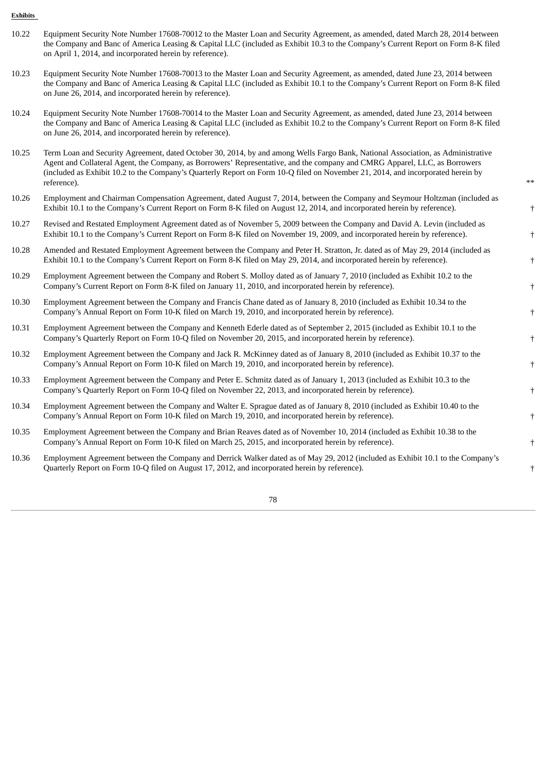**Exhibits**

| | | |
|---|---|---|
| 10.22 | Equipment Security Note Number 17608-70012 to the Master Loan and Security Agreement, as amended, dated March 28, 2014 between the Company and Banc of America Leasing & Capital LLC (included as Exhibit 10.3 to the Company's Current Report on Form 8-K filed on April 1, 2014, and incorporated herein by reference). | |
| 10.23 | Equipment Security Note Number 17608-70013 to the Master Loan and Security Agreement, as amended, dated June 23, 2014 between the Company and Banc of America Leasing & Capital LLC (included as Exhibit 10.1 to the Company's Current Report on Form 8-K filed on June 26, 2014, and incorporated herein by reference). | |
| 10.24 | Equipment Security Note Number 17608-70014 to the Master Loan and Security Agreement, as amended, dated June 23, 2014 between the Company and Banc of America Leasing & Capital LLC (included as Exhibit 10.2 to the Company's Current Report on Form 8-K filed on June 26, 2014, and incorporated herein by reference). | |
| 10.25 | Term Loan and Security Agreement, dated October 30, 2014, by and among Wells Fargo Bank, National Association, as Administrative Agent and Collateral Agent, the Company, as Borrowers' Representative, and the company and CMRG Apparel, LLC, as Borrowers (included as Exhibit 10.2 to the Company's Quarterly Report on Form 10-Q filed on November 21, 2014, and incorporated herein by reference). | ** |
| 10.26 | Employment and Chairman Compensation Agreement, dated August 7, 2014, between the Company and Seymour Holtzman (included as Exhibit 10.1 to the Company's Current Report on Form 8-K filed on August 12, 2014, and incorporated herein by reference). | † |
| 10.27 | Revised and Restated Employment Agreement dated as of November 5, 2009 between the Company and David A. Levin (included as Exhibit 10.1 to the Company's Current Report on Form 8-K filed on November 19, 2009, and incorporated herein by reference). | † |
| 10.28 | Amended and Restated Employment Agreement between the Company and Peter H. Stratton, Jr. dated as of May 29, 2014 (included as Exhibit 10.1 to the Company's Current Report on Form 8-K filed on May 29, 2014, and incorporated herein by reference). | † |
| 10.29 | Employment Agreement between the Company and Robert S. Molloy dated as of January 7, 2010 (included as Exhibit 10.2 to the Company's Current Report on Form 8-K filed on January 11, 2010, and incorporated herein by reference). | † |
| 10.30 | Employment Agreement between the Company and Francis Chane dated as of January 8, 2010 (included as Exhibit 10.34 to the Company's Annual Report on Form 10-K filed on March 19, 2010, and incorporated herein by reference). | † |
| 10.31 | Employment Agreement between the Company and Kenneth Ederle dated as of September 2, 2015 (included as Exhibit 10.1 to the Company's Quarterly Report on Form 10-Q filed on November 20, 2015, and incorporated herein by reference). | † |
| 10.32 | Employment Agreement between the Company and Jack R. McKinney dated as of January 8, 2010 (included as Exhibit 10.37 to the Company's Annual Report on Form 10-K filed on March 19, 2010, and incorporated herein by reference). | † |
| 10.33 | Employment Agreement between the Company and Peter E. Schmitz dated as of January 1, 2013 (included as Exhibit 10.3 to the Company's Quarterly Report on Form 10-Q filed on November 22, 2013, and incorporated herein by reference). | † |
| 10.34 | Employment Agreement between the Company and Walter E. Sprague dated as of January 8, 2010 (included as Exhibit 10.40 to the Company's Annual Report on Form 10-K filed on March 19, 2010, and incorporated herein by reference). | † |
| 10.35 | Employment Agreement between the Company and Brian Reaves dated as of November 10, 2014 (included as Exhibit 10.38 to the Company's Annual Report on Form 10-K filed on March 25, 2015, and incorporated herein by reference). | † |
| 10.36 | Employment Agreement between the Company and Derrick Walker dated as of May 29, 2012 (included as Exhibit 10.1 to the Company's Quarterly Report on Form 10-Q filed on August 17, 2012, and incorporated herein by reference). | † |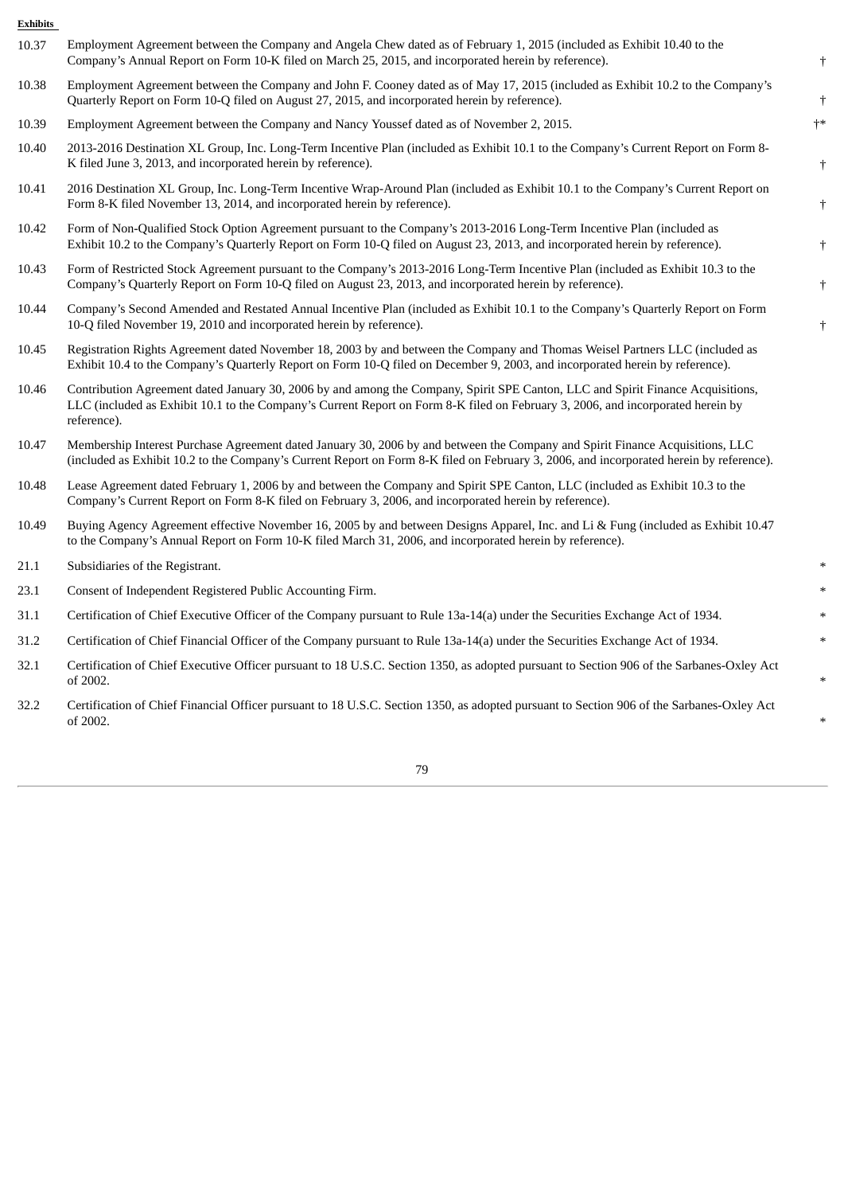**Exhibits**

| | | |
|---|---|---|
| 10.37 | Employment Agreement between the Company and Angela Chew dated as of February 1, 2015 (included as Exhibit 10.40 to the Company's Annual Report on Form 10-K filed on March 25, 2015, and incorporated herein by reference). | † |
| 10.38 | Employment Agreement between the Company and John F. Cooney dated as of May 17, 2015 (included as Exhibit 10.2 to the Company's Quarterly Report on Form 10-Q filed on August 27, 2015, and incorporated herein by reference). | † |
| 10.39 | Employment Agreement between the Company and Nancy Youssef dated as of November 2, 2015. | †* |
| 10.40 | 2013-2016 Destination XL Group, Inc. Long-Term Incentive Plan (included as Exhibit 10.1 to the Company's Current Report on Form 8-K filed June 3, 2013, and incorporated herein by reference). | † |
| 10.41 | 2016 Destination XL Group, Inc. Long-Term Incentive Wrap-Around Plan (included as Exhibit 10.1 to the Company's Current Report on Form 8-K filed November 13, 2014, and incorporated herein by reference). | † |
| 10.42 | Form of Non-Qualified Stock Option Agreement pursuant to the Company's 2013-2016 Long-Term Incentive Plan (included as Exhibit 10.2 to the Company's Quarterly Report on Form 10-Q filed on August 23, 2013, and incorporated herein by reference). | † |
| 10.43 | Form of Restricted Stock Agreement pursuant to the Company's 2013-2016 Long-Term Incentive Plan (included as Exhibit 10.3 to the Company's Quarterly Report on Form 10-Q filed on August 23, 2013, and incorporated herein by reference). | † |
| 10.44 | Company's Second Amended and Restated Annual Incentive Plan (included as Exhibit 10.1 to the Company's Quarterly Report on Form 10-Q filed November 19, 2010 and incorporated herein by reference). | † |
| 10.45 | Registration Rights Agreement dated November 18, 2003 by and between the Company and Thomas Weisel Partners LLC (included as Exhibit 10.4 to the Company's Quarterly Report on Form 10-Q filed on December 9, 2003, and incorporated herein by reference). | |
| 10.46 | Contribution Agreement dated January 30, 2006 by and among the Company, Spirit SPE Canton, LLC and Spirit Finance Acquisitions, LLC (included as Exhibit 10.1 to the Company's Current Report on Form 8-K filed on February 3, 2006, and incorporated herein by reference). | |
| 10.47 | Membership Interest Purchase Agreement dated January 30, 2006 by and between the Company and Spirit Finance Acquisitions, LLC (included as Exhibit 10.2 to the Company's Current Report on Form 8-K filed on February 3, 2006, and incorporated herein by reference). | |
| 10.48 | Lease Agreement dated February 1, 2006 by and between the Company and Spirit SPE Canton, LLC (included as Exhibit 10.3 to the Company's Current Report on Form 8-K filed on February 3, 2006, and incorporated herein by reference). | |
| 10.49 | Buying Agency Agreement effective November 16, 2005 by and between Designs Apparel, Inc. and Li & Fung (included as Exhibit 10.47 to the Company's Annual Report on Form 10-K filed March 31, 2006, and incorporated herein by reference). | |
| 21.1 | Subsidiaries of the Registrant. | * |
| 23.1 | Consent of Independent Registered Public Accounting Firm. | * |
| 31.1 | Certification of Chief Executive Officer of the Company pursuant to Rule 13a-14(a) under the Securities Exchange Act of 1934. | * |
| 31.2 | Certification of Chief Financial Officer of the Company pursuant to Rule 13a-14(a) under the Securities Exchange Act of 1934. | * |
| 32.1 | Certification of Chief Executive Officer pursuant to 18 U.S.C. Section 1350, as adopted pursuant to Section 906 of the Sarbanes-Oxley Act of 2002. | * |
| 32.2 | Certification of Chief Financial Officer pursuant to 18 U.S.C. Section 1350, as adopted pursuant to Section 906 of the Sarbanes-Oxley Act of 2002. | * |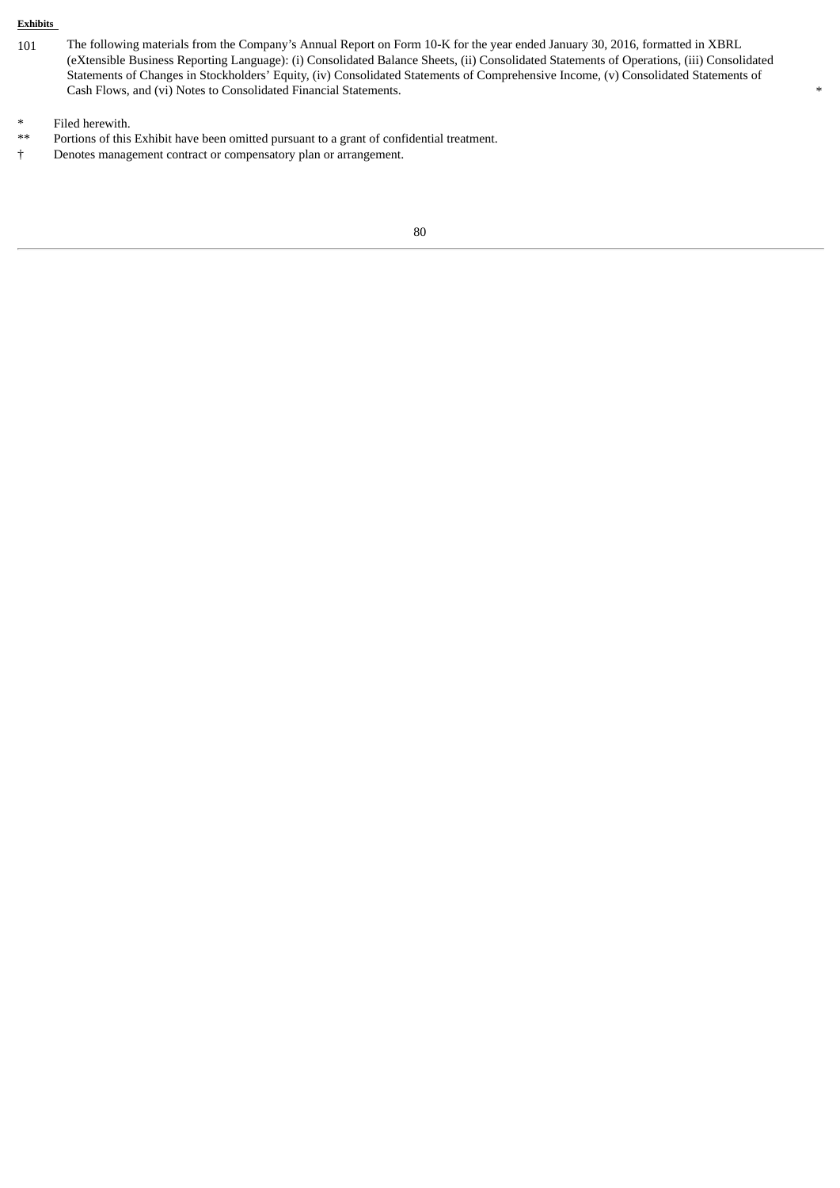**Exhibits**

| | | |
|---|---|---|
| 101 | The following materials from the Company’s Annual Report on Form 10-K for the year ended January 30, 2016, formatted in XBRL (eXtensible Business Reporting Language): (i) Consolidated Balance Sheets, (ii) Consolidated Statements of Operations, (iii) Consolidated Statements of Changes in Stockholders’ Equity, (iv) Consolidated Statements of Comprehensive Income, (v) Consolidated Statements of Cash Flows, and (vi) Notes to Consolidated Financial Statements. | * |

\* Filed herewith.

\*\* Portions of this Exhibit have been omitted pursuant to a grant of confidential treatment.

† Denotes management contract or compensatory plan or arrangement.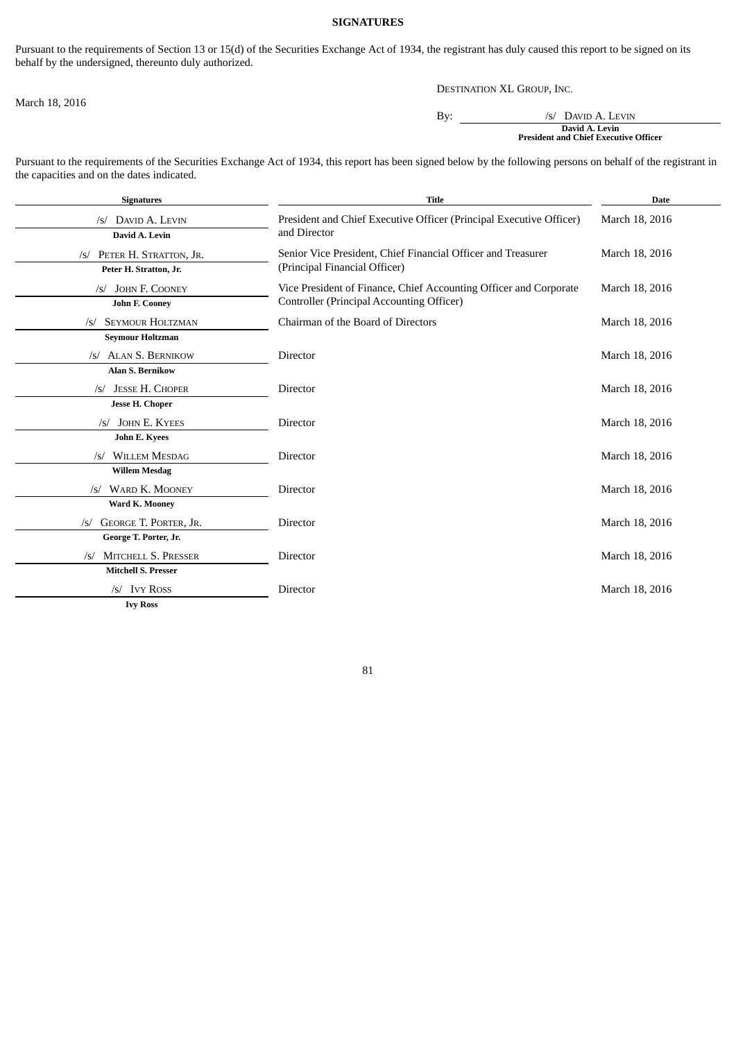**SIGNATURES**

Pursuant to the requirements of Section 13 or 15(d) of the Securities Exchange Act of 1934, the registrant has duly caused this report to be signed on its behalf by the undersigned, thereunto duly authorized.

DESTINATION XL GROUP, INC.

March 18, 2016

By: /s/ DAVID A. LEVIN
**David A. Levin**
**President and Chief Executive Officer**

Pursuant to the requirements of the Securities Exchange Act of 1934, this report has been signed below by the following persons on behalf of the registrant in the capacities and on the dates indicated.

| Signatures | Title | Date |
|---|---|---|
| /s/ DAVID A. LEVIN<br>**David A. Levin** | President and Chief Executive Officer (Principal Executive Officer) and Director | March 18, 2016 |
| /s/ PETER H. STRATTON, JR.<br>**Peter H. Stratton, Jr.** | Senior Vice President, Chief Financial Officer and Treasurer (Principal Financial Officer) | March 18, 2016 |
| /s/ JOHN F. COONEY<br>**John F. Cooney** | Vice President of Finance, Chief Accounting Officer and Corporate Controller (Principal Accounting Officer) | March 18, 2016 |
| /s/ SEYMOUR HOLTZMAN<br>**Seymour Holtzman** | Chairman of the Board of Directors | March 18, 2016 |
| /s/ ALAN S. BERNIKOW<br>**Alan S. Bernikow** | Director | March 18, 2016 |
| /s/ JESSE H. CHOPER<br>**Jesse H. Choper** | Director | March 18, 2016 |
| /s/ JOHN E. KYEES<br>**John E. Kyees** | Director | March 18, 2016 |
| /s/ WILLEM MESDAG<br>**Willem Mesdag** | Director | March 18, 2016 |
| /s/ WARD K. MOONEY<br>**Ward K. Mooney** | Director | March 18, 2016 |
| /s/ GEORGE T. PORTER, JR.<br>**George T. Porter, Jr.** | Director | March 18, 2016 |
| /s/ MITCHELL S. PRESSER<br>**Mitchell S. Presser** | Director | March 18, 2016 |
| /s/ IVY ROSS<br>**Ivy Ross** | Director | March 18, 2016 |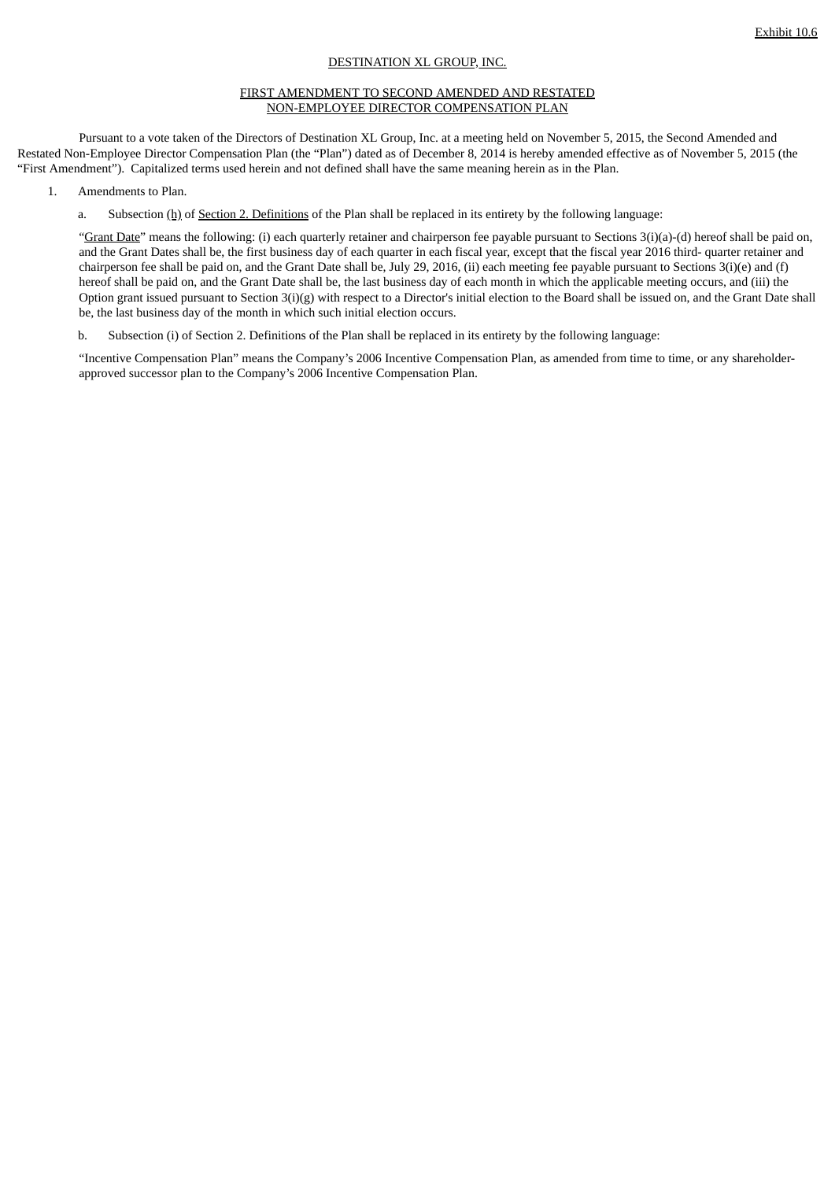Exhibit 10.6

DESTINATION XL GROUP, INC.

FIRST AMENDMENT TO SECOND AMENDED AND RESTATED
NON-EMPLOYEE DIRECTOR COMPENSATION PLAN

Pursuant to a vote taken of the Directors of Destination XL Group, Inc. at a meeting held on November 5, 2015, the Second Amended and Restated Non-Employee Director Compensation Plan (the "Plan") dated as of December 8, 2014 is hereby amended effective as of November 5, 2015 (the "First Amendment"). Capitalized terms used herein and not defined shall have the same meaning herein as in the Plan.

1. Amendments to Plan.

   a. Subsection (h) of Section 2. Definitions of the Plan shall be replaced in its entirety by the following language:

   "Grant Date" means the following: (i) each quarterly retainer and chairperson fee payable pursuant to Sections 3(i)(a)-(d) hereof shall be paid on, and the Grant Dates shall be, the first business day of each quarter in each fiscal year, except that the fiscal year 2016 third- quarter retainer and chairperson fee shall be paid on, and the Grant Date shall be, July 29, 2016, (ii) each meeting fee payable pursuant to Sections 3(i)(e) and (f) hereof shall be paid on, and the Grant Date shall be, the last business day of each month in which the applicable meeting occurs, and (iii) the Option grant issued pursuant to Section 3(i)(g) with respect to a Director's initial election to the Board shall be issued on, and the Grant Date shall be, the last business day of the month in which such initial election occurs.

   b. Subsection (i) of Section 2. Definitions of the Plan shall be replaced in its entirety by the following language:

   "Incentive Compensation Plan" means the Company's 2006 Incentive Compensation Plan, as amended from time to time, or any shareholder-approved successor plan to the Company's 2006 Incentive Compensation Plan.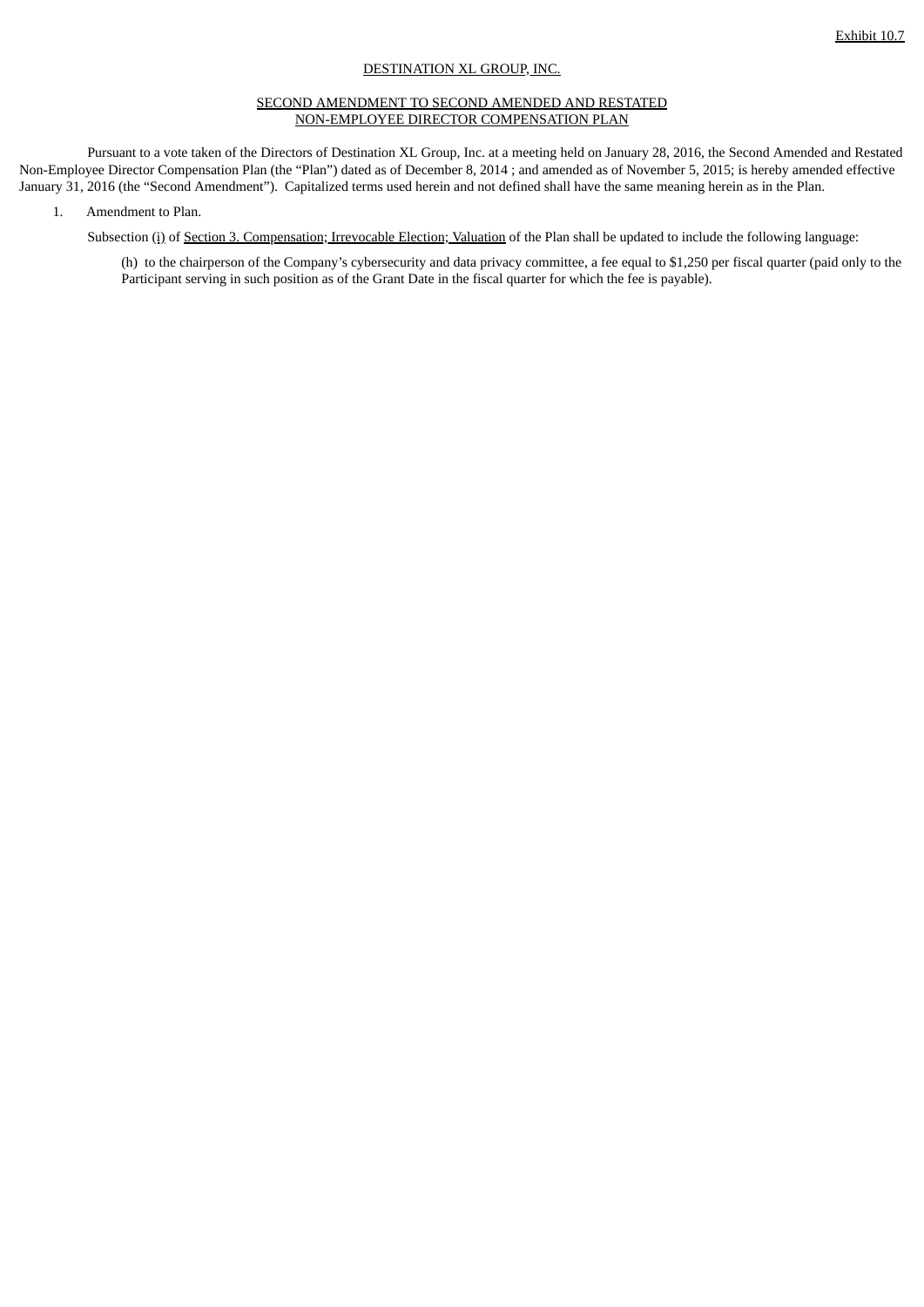Exhibit 10.7

DESTINATION XL GROUP, INC.

SECOND AMENDMENT TO SECOND AMENDED AND RESTATED
NON-EMPLOYEE DIRECTOR COMPENSATION PLAN

Pursuant to a vote taken of the Directors of Destination XL Group, Inc. at a meeting held on January 28, 2016, the Second Amended and Restated Non-Employee Director Compensation Plan (the "Plan") dated as of December 8, 2014 ; and amended as of November 5, 2015; is hereby amended effective January 31, 2016 (the "Second Amendment"). Capitalized terms used herein and not defined shall have the same meaning herein as in the Plan.

1. Amendment to Plan.

Subsection (i) of Section 3. Compensation; Irrevocable Election; Valuation of the Plan shall be updated to include the following language:

(h) to the chairperson of the Company's cybersecurity and data privacy committee, a fee equal to $1,250 per fiscal quarter (paid only to the Participant serving in such position as of the Grant Date in the fiscal quarter for which the fee is payable).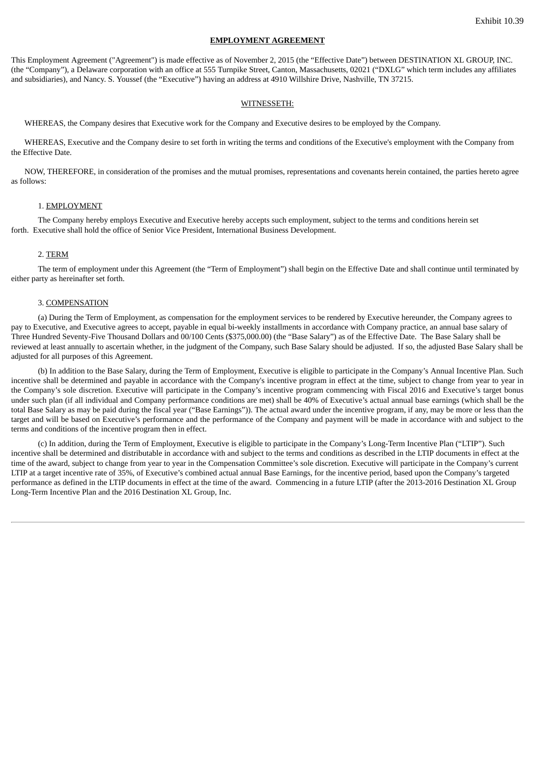Exhibit 10.39

**EMPLOYMENT AGREEMENT**

This Employment Agreement ("Agreement") is made effective as of November 2, 2015 (the "Effective Date") between DESTINATION XL GROUP, INC. (the "Company"), a Delaware corporation with an office at 555 Turnpike Street, Canton, Massachusetts, 02021 ("DXLG" which term includes any affiliates and subsidiaries), and Nancy. S. Youssef (the "Executive") having an address at 4910 Willshire Drive, Nashville, TN 37215.

WITNESSETH:

WHEREAS, the Company desires that Executive work for the Company and Executive desires to be employed by the Company.

WHEREAS, Executive and the Company desire to set forth in writing the terms and conditions of the Executive's employment with the Company from the Effective Date.

NOW, THEREFORE, in consideration of the promises and the mutual promises, representations and covenants herein contained, the parties hereto agree as follows:

1. EMPLOYMENT

The Company hereby employs Executive and Executive hereby accepts such employment, subject to the terms and conditions herein set forth. Executive shall hold the office of Senior Vice President, International Business Development.

2. TERM

The term of employment under this Agreement (the "Term of Employment") shall begin on the Effective Date and shall continue until terminated by either party as hereinafter set forth.

3. COMPENSATION

(a) During the Term of Employment, as compensation for the employment services to be rendered by Executive hereunder, the Company agrees to pay to Executive, and Executive agrees to accept, payable in equal bi-weekly installments in accordance with Company practice, an annual base salary of Three Hundred Seventy-Five Thousand Dollars and 00/100 Cents ($375,000.00) (the "Base Salary") as of the Effective Date. The Base Salary shall be reviewed at least annually to ascertain whether, in the judgment of the Company, such Base Salary should be adjusted. If so, the adjusted Base Salary shall be adjusted for all purposes of this Agreement.

(b) In addition to the Base Salary, during the Term of Employment, Executive is eligible to participate in the Company's Annual Incentive Plan. Such incentive shall be determined and payable in accordance with the Company's incentive program in effect at the time, subject to change from year to year in the Company's sole discretion. Executive will participate in the Company's incentive program commencing with Fiscal 2016 and Executive's target bonus under such plan (if all individual and Company performance conditions are met) shall be 40% of Executive's actual annual base earnings (which shall be the total Base Salary as may be paid during the fiscal year ("Base Earnings")). The actual award under the incentive program, if any, may be more or less than the target and will be based on Executive's performance and the performance of the Company and payment will be made in accordance with and subject to the terms and conditions of the incentive program then in effect.

(c) In addition, during the Term of Employment, Executive is eligible to participate in the Company's Long-Term Incentive Plan ("LTIP"). Such incentive shall be determined and distributable in accordance with and subject to the terms and conditions as described in the LTIP documents in effect at the time of the award, subject to change from year to year in the Compensation Committee's sole discretion. Executive will participate in the Company's current LTIP at a target incentive rate of 35%, of Executive's combined actual annual Base Earnings, for the incentive period, based upon the Company's targeted performance as defined in the LTIP documents in effect at the time of the award. Commencing in a future LTIP (after the 2013-2016 Destination XL Group Long-Term Incentive Plan and the 2016 Destination XL Group, Inc.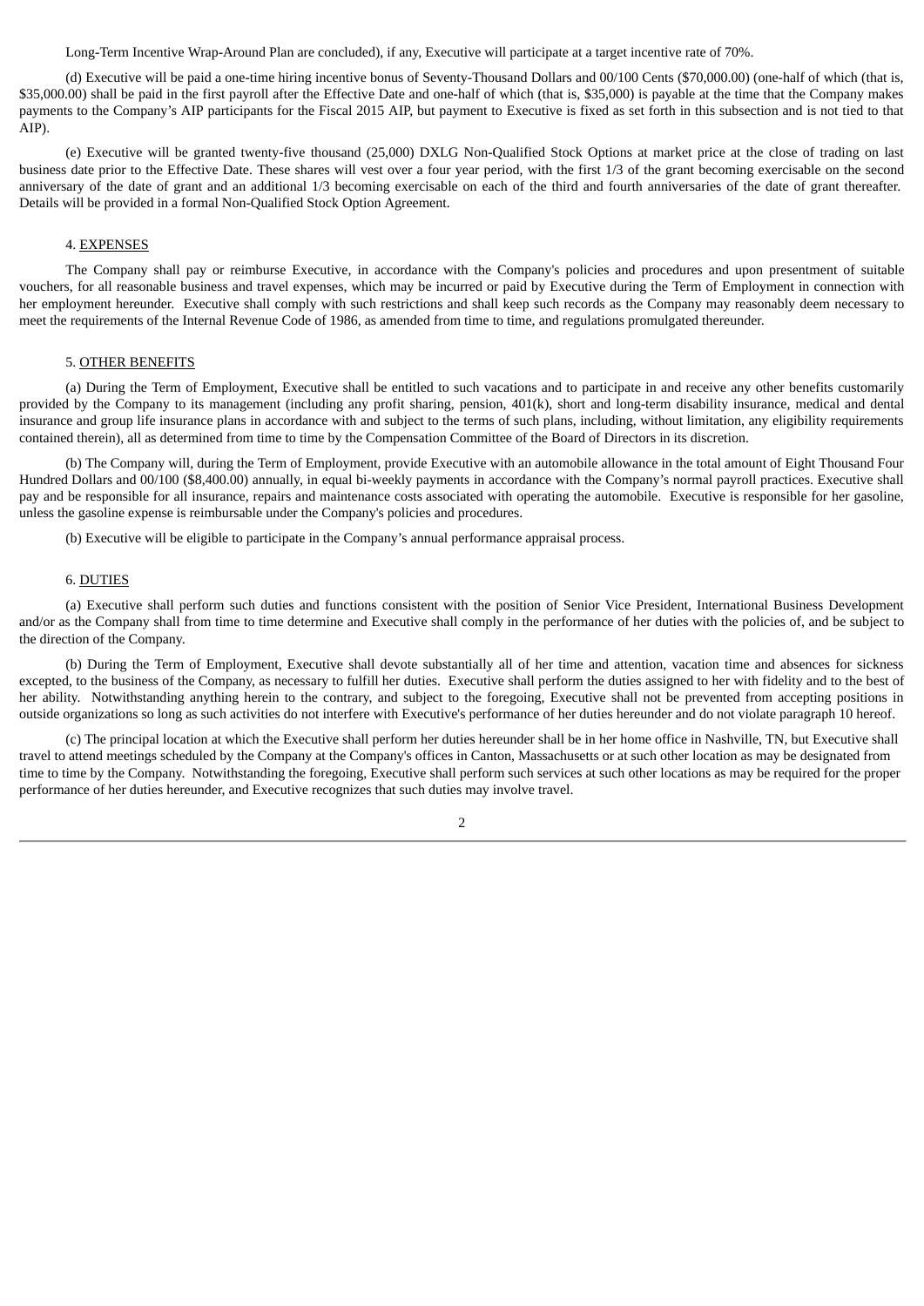Long-Term Incentive Wrap-Around Plan are concluded), if any, Executive will participate at a target incentive rate of 70%.

(d) Executive will be paid a one-time hiring incentive bonus of Seventy-Thousand Dollars and 00/100 Cents ($70,000.00) (one-half of which (that is, $35,000.00) shall be paid in the first payroll after the Effective Date and one-half of which (that is, $35,000) is payable at the time that the Company makes payments to the Company's AIP participants for the Fiscal 2015 AIP, but payment to Executive is fixed as set forth in this subsection and is not tied to that AIP).

(e) Executive will be granted twenty-five thousand (25,000) DXLG Non-Qualified Stock Options at market price at the close of trading on last business date prior to the Effective Date. These shares will vest over a four year period, with the first 1/3 of the grant becoming exercisable on the second anniversary of the date of grant and an additional 1/3 becoming exercisable on each of the third and fourth anniversaries of the date of grant thereafter. Details will be provided in a formal Non-Qualified Stock Option Agreement.

4. <u>EXPENSES</u>

The Company shall pay or reimburse Executive, in accordance with the Company's policies and procedures and upon presentment of suitable vouchers, for all reasonable business and travel expenses, which may be incurred or paid by Executive during the Term of Employment in connection with her employment hereunder. Executive shall comply with such restrictions and shall keep such records as the Company may reasonably deem necessary to meet the requirements of the Internal Revenue Code of 1986, as amended from time to time, and regulations promulgated thereunder.

5. <u>OTHER BENEFITS</u>

(a) During the Term of Employment, Executive shall be entitled to such vacations and to participate in and receive any other benefits customarily provided by the Company to its management (including any profit sharing, pension, 401(k), short and long-term disability insurance, medical and dental insurance and group life insurance plans in accordance with and subject to the terms of such plans, including, without limitation, any eligibility requirements contained therein), all as determined from time to time by the Compensation Committee of the Board of Directors in its discretion.

(b) The Company will, during the Term of Employment, provide Executive with an automobile allowance in the total amount of Eight Thousand Four Hundred Dollars and 00/100 ($8,400.00) annually, in equal bi-weekly payments in accordance with the Company's normal payroll practices. Executive shall pay and be responsible for all insurance, repairs and maintenance costs associated with operating the automobile. Executive is responsible for her gasoline, unless the gasoline expense is reimbursable under the Company's policies and procedures.

(b) Executive will be eligible to participate in the Company's annual performance appraisal process.

6. <u>DUTIES</u>

(a) Executive shall perform such duties and functions consistent with the position of Senior Vice President, International Business Development and/or as the Company shall from time to time determine and Executive shall comply in the performance of her duties with the policies of, and be subject to the direction of the Company.

(b) During the Term of Employment, Executive shall devote substantially all of her time and attention, vacation time and absences for sickness excepted, to the business of the Company, as necessary to fulfill her duties. Executive shall perform the duties assigned to her with fidelity and to the best of her ability. Notwithstanding anything herein to the contrary, and subject to the foregoing, Executive shall not be prevented from accepting positions in outside organizations so long as such activities do not interfere with Executive's performance of her duties hereunder and do not violate paragraph 10 hereof.

(c) The principal location at which the Executive shall perform her duties hereunder shall be in her home office in Nashville, TN, but Executive shall travel to attend meetings scheduled by the Company at the Company's offices in Canton, Massachusetts or at such other location as may be designated from time to time by the Company. Notwithstanding the foregoing, Executive shall perform such services at such other locations as may be required for the proper performance of her duties hereunder, and Executive recognizes that such duties may involve travel.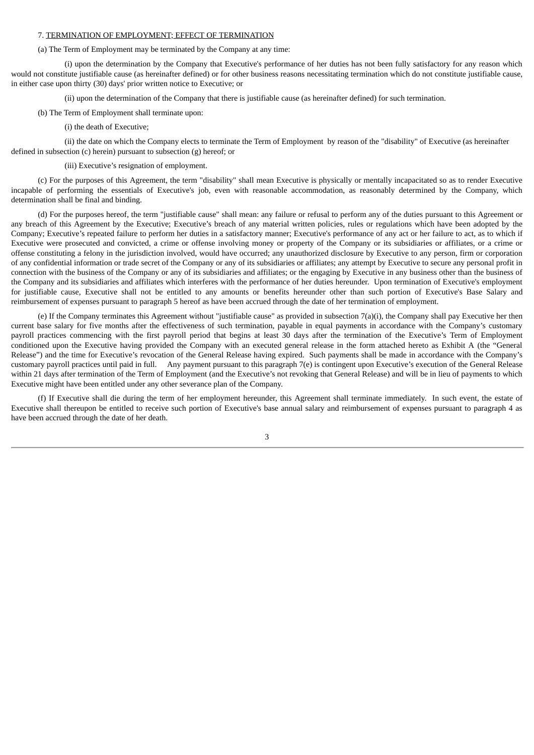7. <u>TERMINATION OF EMPLOYMENT; EFFECT OF TERMINATION</u>

(a) The Term of Employment may be terminated by the Company at any time:

(i) upon the determination by the Company that Executive's performance of her duties has not been fully satisfactory for any reason which would not constitute justifiable cause (as hereinafter defined) or for other business reasons necessitating termination which do not constitute justifiable cause, in either case upon thirty (30) days' prior written notice to Executive; or

(ii) upon the determination of the Company that there is justifiable cause (as hereinafter defined) for such termination.

(b) The Term of Employment shall terminate upon:

(i) the death of Executive;

(ii) the date on which the Company elects to terminate the Term of Employment by reason of the "disability" of Executive (as hereinafter defined in subsection (c) herein) pursuant to subsection (g) hereof; or

(iii) Executive's resignation of employment.

(c) For the purposes of this Agreement, the term "disability" shall mean Executive is physically or mentally incapacitated so as to render Executive incapable of performing the essentials of Executive's job, even with reasonable accommodation, as reasonably determined by the Company, which determination shall be final and binding.

(d) For the purposes hereof, the term "justifiable cause" shall mean: any failure or refusal to perform any of the duties pursuant to this Agreement or any breach of this Agreement by the Executive; Executive's breach of any material written policies, rules or regulations which have been adopted by the Company; Executive's repeated failure to perform her duties in a satisfactory manner; Executive's performance of any act or her failure to act, as to which if Executive were prosecuted and convicted, a crime or offense involving money or property of the Company or its subsidiaries or affiliates, or a crime or offense constituting a felony in the jurisdiction involved, would have occurred; any unauthorized disclosure by Executive to any person, firm or corporation of any confidential information or trade secret of the Company or any of its subsidiaries or affiliates; any attempt by Executive to secure any personal profit in connection with the business of the Company or any of its subsidiaries and affiliates; or the engaging by Executive in any business other than the business of the Company and its subsidiaries and affiliates which interferes with the performance of her duties hereunder. Upon termination of Executive's employment for justifiable cause, Executive shall not be entitled to any amounts or benefits hereunder other than such portion of Executive's Base Salary and reimbursement of expenses pursuant to paragraph 5 hereof as have been accrued through the date of her termination of employment.

(e) If the Company terminates this Agreement without "justifiable cause" as provided in subsection 7(a)(i), the Company shall pay Executive her then current base salary for five months after the effectiveness of such termination, payable in equal payments in accordance with the Company's customary payroll practices commencing with the first payroll period that begins at least 30 days after the termination of the Executive's Term of Employment conditioned upon the Executive having provided the Company with an executed general release in the form attached hereto as Exhibit A (the "General Release") and the time for Executive's revocation of the General Release having expired. Such payments shall be made in accordance with the Company's customary payroll practices until paid in full. Any payment pursuant to this paragraph 7(e) is contingent upon Executive's execution of the General Release within 21 days after termination of the Term of Employment (and the Executive's not revoking that General Release) and will be in lieu of payments to which Executive might have been entitled under any other severance plan of the Company.

(f) If Executive shall die during the term of her employment hereunder, this Agreement shall terminate immediately. In such event, the estate of Executive shall thereupon be entitled to receive such portion of Executive's base annual salary and reimbursement of expenses pursuant to paragraph 4 as have been accrued through the date of her death.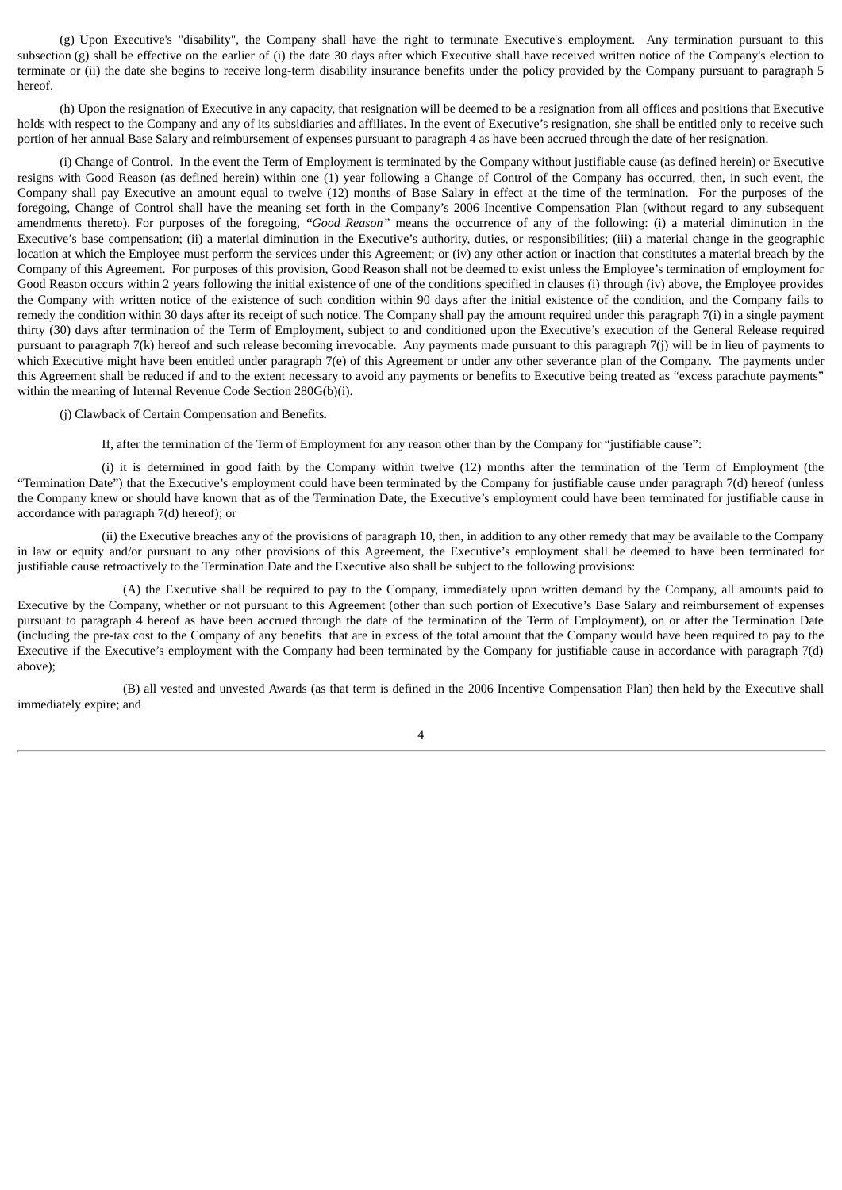(g) Upon Executive's "disability", the Company shall have the right to terminate Executive's employment. Any termination pursuant to this subsection (g) shall be effective on the earlier of (i) the date 30 days after which Executive shall have received written notice of the Company's election to terminate or (ii) the date she begins to receive long-term disability insurance benefits under the policy provided by the Company pursuant to paragraph 5 hereof.

(h) Upon the resignation of Executive in any capacity, that resignation will be deemed to be a resignation from all offices and positions that Executive holds with respect to the Company and any of its subsidiaries and affiliates. In the event of Executive's resignation, she shall be entitled only to receive such portion of her annual Base Salary and reimbursement of expenses pursuant to paragraph 4 as have been accrued through the date of her resignation.

(i) Change of Control. In the event the Term of Employment is terminated by the Company without justifiable cause (as defined herein) or Executive resigns with Good Reason (as defined herein) within one (1) year following a Change of Control of the Company has occurred, then, in such event, the Company shall pay Executive an amount equal to twelve (12) months of Base Salary in effect at the time of the termination. For the purposes of the foregoing, Change of Control shall have the meaning set forth in the Company's 2006 Incentive Compensation Plan (without regard to any subsequent amendments thereto). For purposes of the foregoing, **"***Good Reason"* means the occurrence of any of the following: (i) a material diminution in the Executive's base compensation; (ii) a material diminution in the Executive's authority, duties, or responsibilities; (iii) a material change in the geographic location at which the Employee must perform the services under this Agreement; or (iv) any other action or inaction that constitutes a material breach by the Company of this Agreement. For purposes of this provision, Good Reason shall not be deemed to exist unless the Employee's termination of employment for Good Reason occurs within 2 years following the initial existence of one of the conditions specified in clauses (i) through (iv) above, the Employee provides the Company with written notice of the existence of such condition within 90 days after the initial existence of the condition, and the Company fails to remedy the condition within 30 days after its receipt of such notice. The Company shall pay the amount required under this paragraph 7(i) in a single payment thirty (30) days after termination of the Term of Employment, subject to and conditioned upon the Executive's execution of the General Release required pursuant to paragraph 7(k) hereof and such release becoming irrevocable. Any payments made pursuant to this paragraph 7(j) will be in lieu of payments to which Executive might have been entitled under paragraph 7(e) of this Agreement or under any other severance plan of the Company. The payments under this Agreement shall be reduced if and to the extent necessary to avoid any payments or benefits to Executive being treated as "excess parachute payments" within the meaning of Internal Revenue Code Section 280G(b)(i).

(j) Clawback of Certain Compensation and Benefits**.**

If, after the termination of the Term of Employment for any reason other than by the Company for "justifiable cause":

(i) it is determined in good faith by the Company within twelve (12) months after the termination of the Term of Employment (the "Termination Date") that the Executive's employment could have been terminated by the Company for justifiable cause under paragraph 7(d) hereof (unless the Company knew or should have known that as of the Termination Date, the Executive's employment could have been terminated for justifiable cause in accordance with paragraph 7(d) hereof); or

(ii) the Executive breaches any of the provisions of paragraph 10, then, in addition to any other remedy that may be available to the Company in law or equity and/or pursuant to any other provisions of this Agreement, the Executive's employment shall be deemed to have been terminated for justifiable cause retroactively to the Termination Date and the Executive also shall be subject to the following provisions:

(A) the Executive shall be required to pay to the Company, immediately upon written demand by the Company, all amounts paid to Executive by the Company, whether or not pursuant to this Agreement (other than such portion of Executive's Base Salary and reimbursement of expenses pursuant to paragraph 4 hereof as have been accrued through the date of the termination of the Term of Employment), on or after the Termination Date (including the pre-tax cost to the Company of any benefits that are in excess of the total amount that the Company would have been required to pay to the Executive if the Executive's employment with the Company had been terminated by the Company for justifiable cause in accordance with paragraph 7(d) above);

(B) all vested and unvested Awards (as that term is defined in the 2006 Incentive Compensation Plan) then held by the Executive shall immediately expire; and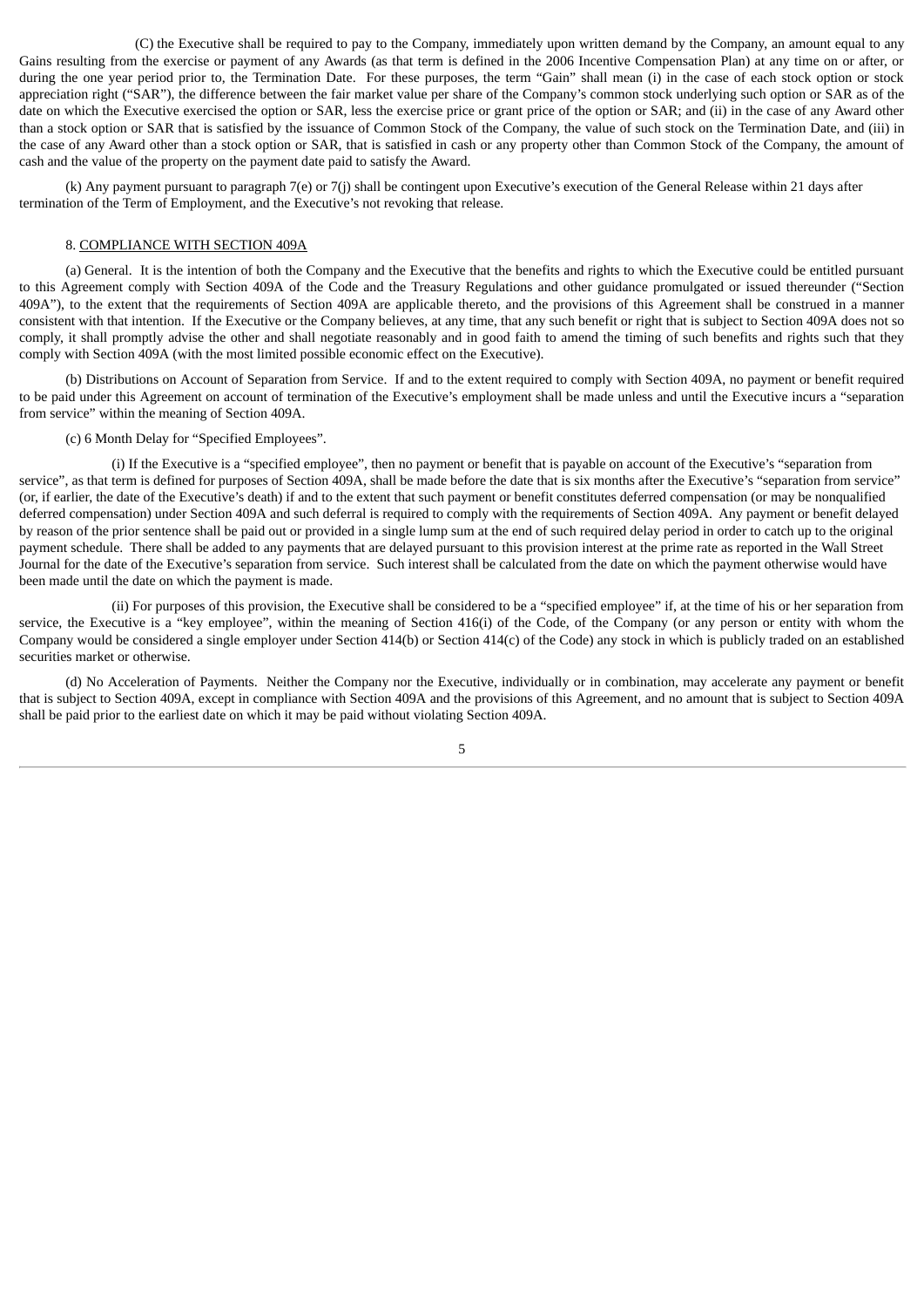(C) the Executive shall be required to pay to the Company, immediately upon written demand by the Company, an amount equal to any Gains resulting from the exercise or payment of any Awards (as that term is defined in the 2006 Incentive Compensation Plan) at any time on or after, or during the one year period prior to, the Termination Date. For these purposes, the term "Gain" shall mean (i) in the case of each stock option or stock appreciation right ("SAR"), the difference between the fair market value per share of the Company's common stock underlying such option or SAR as of the date on which the Executive exercised the option or SAR, less the exercise price or grant price of the option or SAR; and (ii) in the case of any Award other than a stock option or SAR that is satisfied by the issuance of Common Stock of the Company, the value of such stock on the Termination Date, and (iii) in the case of any Award other than a stock option or SAR, that is satisfied in cash or any property other than Common Stock of the Company, the amount of cash and the value of the property on the payment date paid to satisfy the Award.

(k) Any payment pursuant to paragraph 7(e) or 7(j) shall be contingent upon Executive's execution of the General Release within 21 days after termination of the Term of Employment, and the Executive's not revoking that release.

8. COMPLIANCE WITH SECTION 409A

(a) General. It is the intention of both the Company and the Executive that the benefits and rights to which the Executive could be entitled pursuant to this Agreement comply with Section 409A of the Code and the Treasury Regulations and other guidance promulgated or issued thereunder ("Section 409A"), to the extent that the requirements of Section 409A are applicable thereto, and the provisions of this Agreement shall be construed in a manner consistent with that intention. If the Executive or the Company believes, at any time, that any such benefit or right that is subject to Section 409A does not so comply, it shall promptly advise the other and shall negotiate reasonably and in good faith to amend the timing of such benefits and rights such that they comply with Section 409A (with the most limited possible economic effect on the Executive).

(b) Distributions on Account of Separation from Service. If and to the extent required to comply with Section 409A, no payment or benefit required to be paid under this Agreement on account of termination of the Executive's employment shall be made unless and until the Executive incurs a "separation from service" within the meaning of Section 409A.

(c) 6 Month Delay for "Specified Employees".

(i) If the Executive is a "specified employee", then no payment or benefit that is payable on account of the Executive's "separation from service", as that term is defined for purposes of Section 409A, shall be made before the date that is six months after the Executive's "separation from service" (or, if earlier, the date of the Executive's death) if and to the extent that such payment or benefit constitutes deferred compensation (or may be nonqualified deferred compensation) under Section 409A and such deferral is required to comply with the requirements of Section 409A. Any payment or benefit delayed by reason of the prior sentence shall be paid out or provided in a single lump sum at the end of such required delay period in order to catch up to the original payment schedule. There shall be added to any payments that are delayed pursuant to this provision interest at the prime rate as reported in the Wall Street Journal for the date of the Executive's separation from service. Such interest shall be calculated from the date on which the payment otherwise would have been made until the date on which the payment is made.

(ii) For purposes of this provision, the Executive shall be considered to be a "specified employee" if, at the time of his or her separation from service, the Executive is a "key employee", within the meaning of Section 416(i) of the Code, of the Company (or any person or entity with whom the Company would be considered a single employer under Section 414(b) or Section 414(c) of the Code) any stock in which is publicly traded on an established securities market or otherwise.

(d) No Acceleration of Payments. Neither the Company nor the Executive, individually or in combination, may accelerate any payment or benefit that is subject to Section 409A, except in compliance with Section 409A and the provisions of this Agreement, and no amount that is subject to Section 409A shall be paid prior to the earliest date on which it may be paid without violating Section 409A.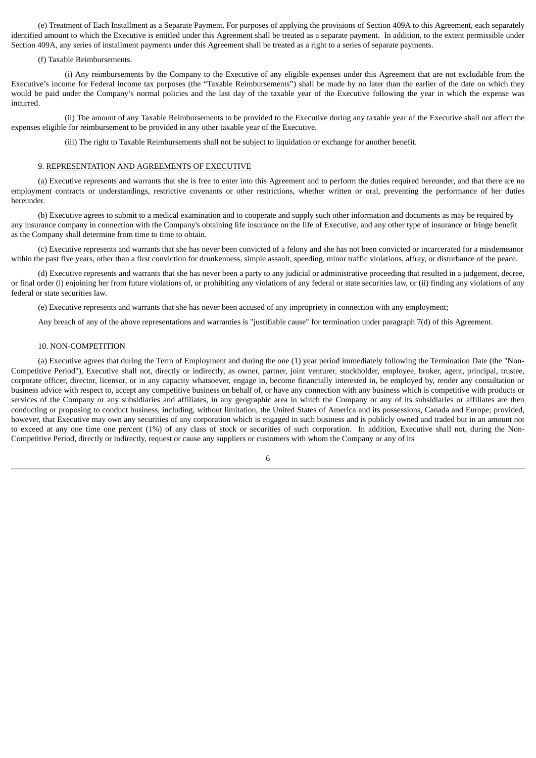(e) Treatment of Each Installment as a Separate Payment. For purposes of applying the provisions of Section 409A to this Agreement, each separately identified amount to which the Executive is entitled under this Agreement shall be treated as a separate payment. In addition, to the extent permissible under Section 409A, any series of installment payments under this Agreement shall be treated as a right to a series of separate payments.

(f) Taxable Reimbursements.

(i) Any reimbursements by the Company to the Executive of any eligible expenses under this Agreement that are not excludable from the Executive's income for Federal income tax purposes (the "Taxable Reimbursements") shall be made by no later than the earlier of the date on which they would be paid under the Company's normal policies and the last day of the taxable year of the Executive following the year in which the expense was incurred.

(ii) The amount of any Taxable Reimbursements to be provided to the Executive during any taxable year of the Executive shall not affect the expenses eligible for reimbursement to be provided in any other taxable year of the Executive.

(iii) The right to Taxable Reimbursements shall not be subject to liquidation or exchange for another benefit.

9. REPRESENTATION AND AGREEMENTS OF EXECUTIVE

(a) Executive represents and warrants that she is free to enter into this Agreement and to perform the duties required hereunder, and that there are no employment contracts or understandings, restrictive covenants or other restrictions, whether written or oral, preventing the performance of her duties hereunder.

(b) Executive agrees to submit to a medical examination and to cooperate and supply such other information and documents as may be required by any insurance company in connection with the Company's obtaining life insurance on the life of Executive, and any other type of insurance or fringe benefit as the Company shall determine from time to time to obtain.

(c) Executive represents and warrants that she has never been convicted of a felony and she has not been convicted or incarcerated for a misdemeanor within the past five years, other than a first conviction for drunkenness, simple assault, speeding, minor traffic violations, affray, or disturbance of the peace.

(d) Executive represents and warrants that she has never been a party to any judicial or administrative proceeding that resulted in a judgement, decree, or final order (i) enjoining her from future violations of, or prohibiting any violations of any federal or state securities law, or (ii) finding any violations of any federal or state securities law.

(e) Executive represents and warrants that she has never been accused of any impropriety in connection with any employment;

Any breach of any of the above representations and warranties is "justifiable cause" for termination under paragraph 7(d) of this Agreement.

10. NON-COMPETITION

(a) Executive agrees that during the Term of Employment and during the one (1) year period immediately following the Termination Date (the "Non-Competitive Period"), Executive shall not, directly or indirectly, as owner, partner, joint venturer, stockholder, employee, broker, agent, principal, trustee, corporate officer, director, licensor, or in any capacity whatsoever, engage in, become financially interested in, be employed by, render any consultation or business advice with respect to, accept any competitive business on behalf of, or have any connection with any business which is competitive with products or services of the Company or any subsidiaries and affiliates, in any geographic area in which the Company or any of its subsidiaries or affiliates are then conducting or proposing to conduct business, including, without limitation, the United States of America and its possessions, Canada and Europe; provided, however, that Executive may own any securities of any corporation which is engaged in such business and is publicly owned and traded but in an amount not to exceed at any one time one percent (1%) of any class of stock or securities of such corporation. In addition, Executive shall not, during the Non-Competitive Period, directly or indirectly, request or cause any suppliers or customers with whom the Company or any of its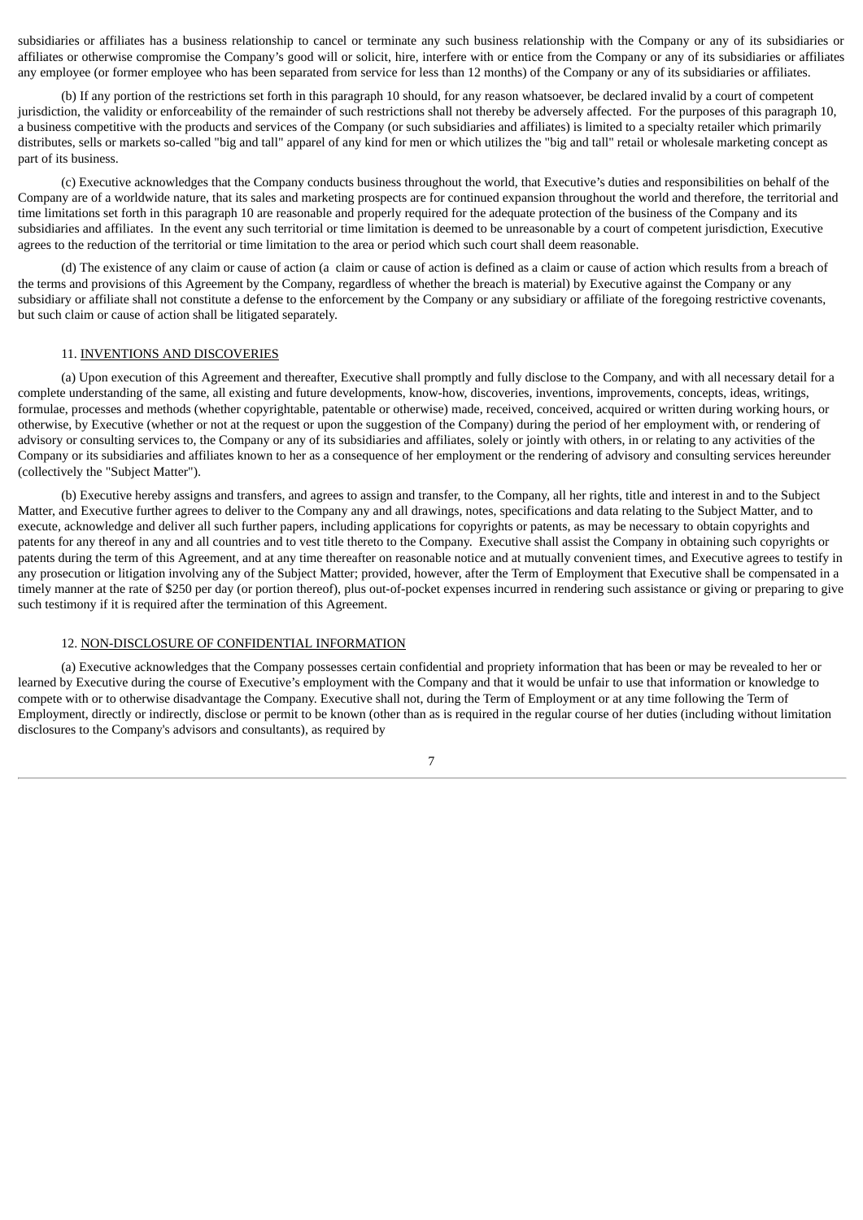subsidiaries or affiliates has a business relationship to cancel or terminate any such business relationship with the Company or any of its subsidiaries or affiliates or otherwise compromise the Company's good will or solicit, hire, interfere with or entice from the Company or any of its subsidiaries or affiliates any employee (or former employee who has been separated from service for less than 12 months) of the Company or any of its subsidiaries or affiliates.

(b) If any portion of the restrictions set forth in this paragraph 10 should, for any reason whatsoever, be declared invalid by a court of competent jurisdiction, the validity or enforceability of the remainder of such restrictions shall not thereby be adversely affected. For the purposes of this paragraph 10, a business competitive with the products and services of the Company (or such subsidiaries and affiliates) is limited to a specialty retailer which primarily distributes, sells or markets so-called "big and tall" apparel of any kind for men or which utilizes the "big and tall" retail or wholesale marketing concept as part of its business.

(c) Executive acknowledges that the Company conducts business throughout the world, that Executive's duties and responsibilities on behalf of the Company are of a worldwide nature, that its sales and marketing prospects are for continued expansion throughout the world and therefore, the territorial and time limitations set forth in this paragraph 10 are reasonable and properly required for the adequate protection of the business of the Company and its subsidiaries and affiliates. In the event any such territorial or time limitation is deemed to be unreasonable by a court of competent jurisdiction, Executive agrees to the reduction of the territorial or time limitation to the area or period which such court shall deem reasonable.

(d) The existence of any claim or cause of action (a claim or cause of action is defined as a claim or cause of action which results from a breach of the terms and provisions of this Agreement by the Company, regardless of whether the breach is material) by Executive against the Company or any subsidiary or affiliate shall not constitute a defense to the enforcement by the Company or any subsidiary or affiliate of the foregoing restrictive covenants, but such claim or cause of action shall be litigated separately.

11. <u>INVENTIONS AND DISCOVERIES</u>

(a) Upon execution of this Agreement and thereafter, Executive shall promptly and fully disclose to the Company, and with all necessary detail for a complete understanding of the same, all existing and future developments, know-how, discoveries, inventions, improvements, concepts, ideas, writings, formulae, processes and methods (whether copyrightable, patentable or otherwise) made, received, conceived, acquired or written during working hours, or otherwise, by Executive (whether or not at the request or upon the suggestion of the Company) during the period of her employment with, or rendering of advisory or consulting services to, the Company or any of its subsidiaries and affiliates, solely or jointly with others, in or relating to any activities of the Company or its subsidiaries and affiliates known to her as a consequence of her employment or the rendering of advisory and consulting services hereunder (collectively the "Subject Matter").

(b) Executive hereby assigns and transfers, and agrees to assign and transfer, to the Company, all her rights, title and interest in and to the Subject Matter, and Executive further agrees to deliver to the Company any and all drawings, notes, specifications and data relating to the Subject Matter, and to execute, acknowledge and deliver all such further papers, including applications for copyrights or patents, as may be necessary to obtain copyrights and patents for any thereof in any and all countries and to vest title thereto to the Company. Executive shall assist the Company in obtaining such copyrights or patents during the term of this Agreement, and at any time thereafter on reasonable notice and at mutually convenient times, and Executive agrees to testify in any prosecution or litigation involving any of the Subject Matter; provided, however, after the Term of Employment that Executive shall be compensated in a timely manner at the rate of $250 per day (or portion thereof), plus out-of-pocket expenses incurred in rendering such assistance or giving or preparing to give such testimony if it is required after the termination of this Agreement.

12. <u>NON-DISCLOSURE OF CONFIDENTIAL INFORMATION</u>

(a) Executive acknowledges that the Company possesses certain confidential and propriety information that has been or may be revealed to her or learned by Executive during the course of Executive's employment with the Company and that it would be unfair to use that information or knowledge to compete with or to otherwise disadvantage the Company. Executive shall not, during the Term of Employment or at any time following the Term of Employment, directly or indirectly, disclose or permit to be known (other than as is required in the regular course of her duties (including without limitation disclosures to the Company's advisors and consultants), as required by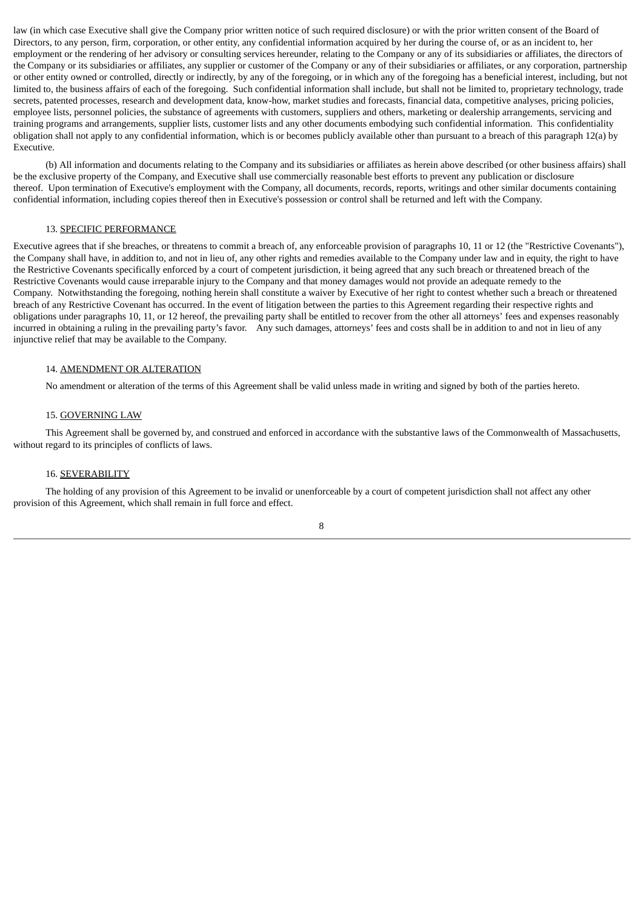law (in which case Executive shall give the Company prior written notice of such required disclosure) or with the prior written consent of the Board of Directors, to any person, firm, corporation, or other entity, any confidential information acquired by her during the course of, or as an incident to, her employment or the rendering of her advisory or consulting services hereunder, relating to the Company or any of its subsidiaries or affiliates, the directors of the Company or its subsidiaries or affiliates, any supplier or customer of the Company or any of their subsidiaries or affiliates, or any corporation, partnership or other entity owned or controlled, directly or indirectly, by any of the foregoing, or in which any of the foregoing has a beneficial interest, including, but not limited to, the business affairs of each of the foregoing. Such confidential information shall include, but shall not be limited to, proprietary technology, trade secrets, patented processes, research and development data, know-how, market studies and forecasts, financial data, competitive analyses, pricing policies, employee lists, personnel policies, the substance of agreements with customers, suppliers and others, marketing or dealership arrangements, servicing and training programs and arrangements, supplier lists, customer lists and any other documents embodying such confidential information. This confidentiality obligation shall not apply to any confidential information, which is or becomes publicly available other than pursuant to a breach of this paragraph 12(a) by Executive.

(b) All information and documents relating to the Company and its subsidiaries or affiliates as herein above described (or other business affairs) shall be the exclusive property of the Company, and Executive shall use commercially reasonable best efforts to prevent any publication or disclosure thereof. Upon termination of Executive's employment with the Company, all documents, records, reports, writings and other similar documents containing confidential information, including copies thereof then in Executive's possession or control shall be returned and left with the Company.

13. <u>SPECIFIC PERFORMANCE</u>

Executive agrees that if she breaches, or threatens to commit a breach of, any enforceable provision of paragraphs 10, 11 or 12 (the "Restrictive Covenants"), the Company shall have, in addition to, and not in lieu of, any other rights and remedies available to the Company under law and in equity, the right to have the Restrictive Covenants specifically enforced by a court of competent jurisdiction, it being agreed that any such breach or threatened breach of the Restrictive Covenants would cause irreparable injury to the Company and that money damages would not provide an adequate remedy to the Company. Notwithstanding the foregoing, nothing herein shall constitute a waiver by Executive of her right to contest whether such a breach or threatened breach of any Restrictive Covenant has occurred. In the event of litigation between the parties to this Agreement regarding their respective rights and obligations under paragraphs 10, 11, or 12 hereof, the prevailing party shall be entitled to recover from the other all attorneys' fees and expenses reasonably incurred in obtaining a ruling in the prevailing party's favor. Any such damages, attorneys' fees and costs shall be in addition to and not in lieu of any injunctive relief that may be available to the Company.

14. <u>AMENDMENT OR ALTERATION</u>

No amendment or alteration of the terms of this Agreement shall be valid unless made in writing and signed by both of the parties hereto.

15. <u>GOVERNING LAW</u>

This Agreement shall be governed by, and construed and enforced in accordance with the substantive laws of the Commonwealth of Massachusetts, without regard to its principles of conflicts of laws.

16. <u>SEVERABILITY</u>

The holding of any provision of this Agreement to be invalid or unenforceable by a court of competent jurisdiction shall not affect any other provision of this Agreement, which shall remain in full force and effect.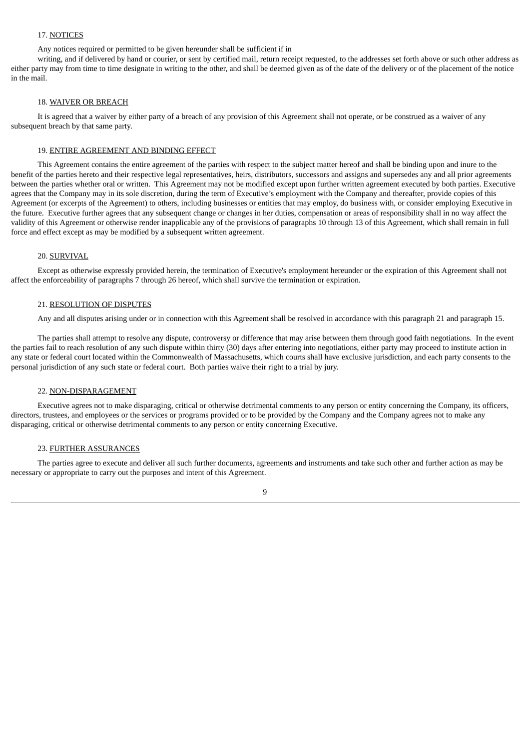17. NOTICES

Any notices required or permitted to be given hereunder shall be sufficient if in

writing, and if delivered by hand or courier, or sent by certified mail, return receipt requested, to the addresses set forth above or such other address as either party may from time to time designate in writing to the other, and shall be deemed given as of the date of the delivery or of the placement of the notice in the mail.

18. WAIVER OR BREACH

It is agreed that a waiver by either party of a breach of any provision of this Agreement shall not operate, or be construed as a waiver of any subsequent breach by that same party.

19. ENTIRE AGREEMENT AND BINDING EFFECT

This Agreement contains the entire agreement of the parties with respect to the subject matter hereof and shall be binding upon and inure to the benefit of the parties hereto and their respective legal representatives, heirs, distributors, successors and assigns and supersedes any and all prior agreements between the parties whether oral or written. This Agreement may not be modified except upon further written agreement executed by both parties. Executive agrees that the Company may in its sole discretion, during the term of Executive's employment with the Company and thereafter, provide copies of this Agreement (or excerpts of the Agreement) to others, including businesses or entities that may employ, do business with, or consider employing Executive in the future. Executive further agrees that any subsequent change or changes in her duties, compensation or areas of responsibility shall in no way affect the validity of this Agreement or otherwise render inapplicable any of the provisions of paragraphs 10 through 13 of this Agreement, which shall remain in full force and effect except as may be modified by a subsequent written agreement.

20. SURVIVAL

Except as otherwise expressly provided herein, the termination of Executive's employment hereunder or the expiration of this Agreement shall not affect the enforceability of paragraphs 7 through 26 hereof, which shall survive the termination or expiration.

21. RESOLUTION OF DISPUTES

Any and all disputes arising under or in connection with this Agreement shall be resolved in accordance with this paragraph 21 and paragraph 15.

The parties shall attempt to resolve any dispute, controversy or difference that may arise between them through good faith negotiations. In the event the parties fail to reach resolution of any such dispute within thirty (30) days after entering into negotiations, either party may proceed to institute action in any state or federal court located within the Commonwealth of Massachusetts, which courts shall have exclusive jurisdiction, and each party consents to the personal jurisdiction of any such state or federal court. Both parties waive their right to a trial by jury.

22. NON-DISPARAGEMENT

Executive agrees not to make disparaging, critical or otherwise detrimental comments to any person or entity concerning the Company, its officers, directors, trustees, and employees or the services or programs provided or to be provided by the Company and the Company agrees not to make any disparaging, critical or otherwise detrimental comments to any person or entity concerning Executive.

23. FURTHER ASSURANCES

The parties agree to execute and deliver all such further documents, agreements and instruments and take such other and further action as may be necessary or appropriate to carry out the purposes and intent of this Agreement.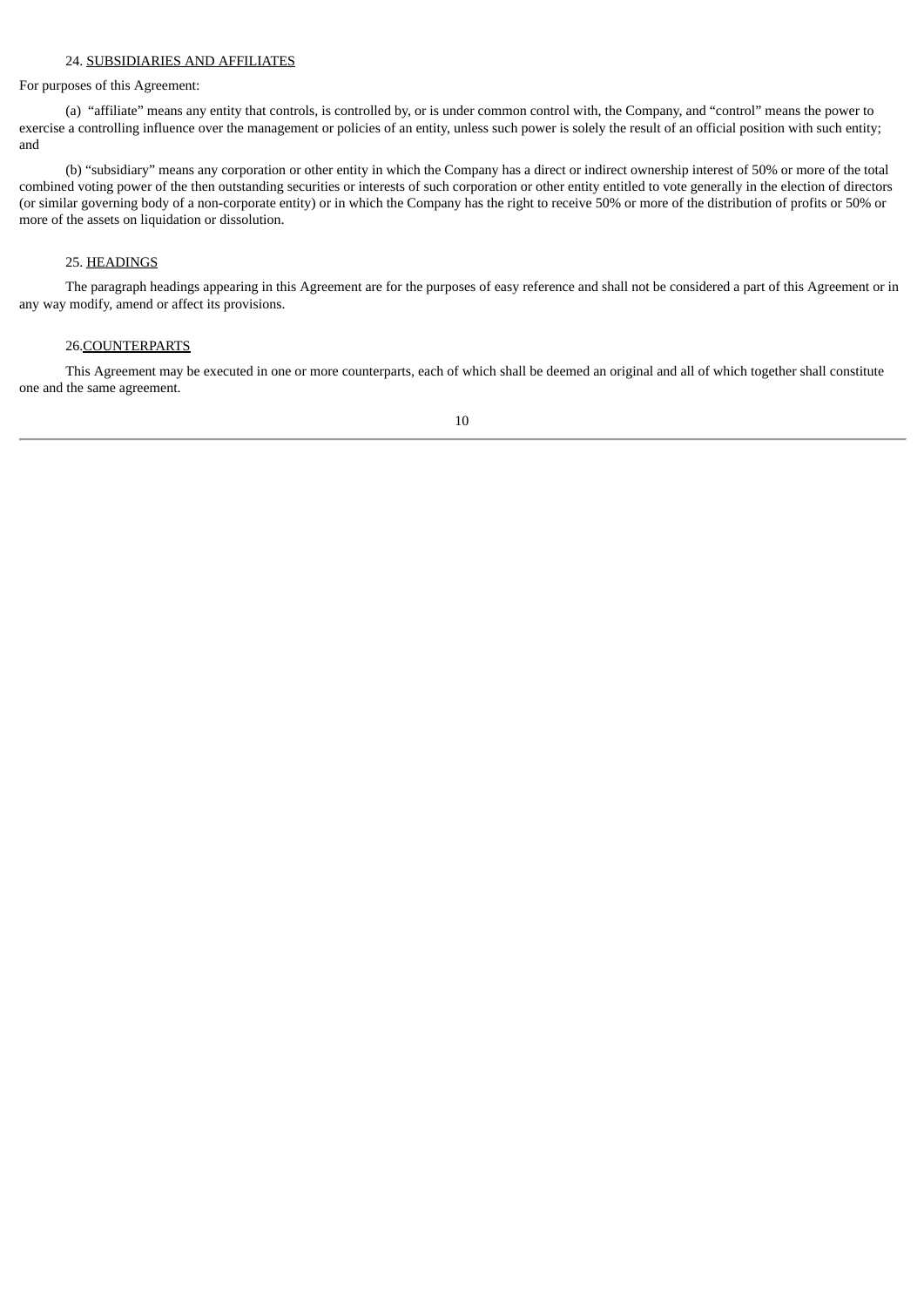24. SUBSIDIARIES AND AFFILIATES

For purposes of this Agreement:

(a) "affiliate" means any entity that controls, is controlled by, or is under common control with, the Company, and "control" means the power to exercise a controlling influence over the management or policies of an entity, unless such power is solely the result of an official position with such entity; and

(b) "subsidiary" means any corporation or other entity in which the Company has a direct or indirect ownership interest of 50% or more of the total combined voting power of the then outstanding securities or interests of such corporation or other entity entitled to vote generally in the election of directors (or similar governing body of a non-corporate entity) or in which the Company has the right to receive 50% or more of the distribution of profits or 50% or more of the assets on liquidation or dissolution.

25. HEADINGS

The paragraph headings appearing in this Agreement are for the purposes of easy reference and shall not be considered a part of this Agreement or in any way modify, amend or affect its provisions.

26.COUNTERPARTS

This Agreement may be executed in one or more counterparts, each of which shall be deemed an original and all of which together shall constitute one and the same agreement.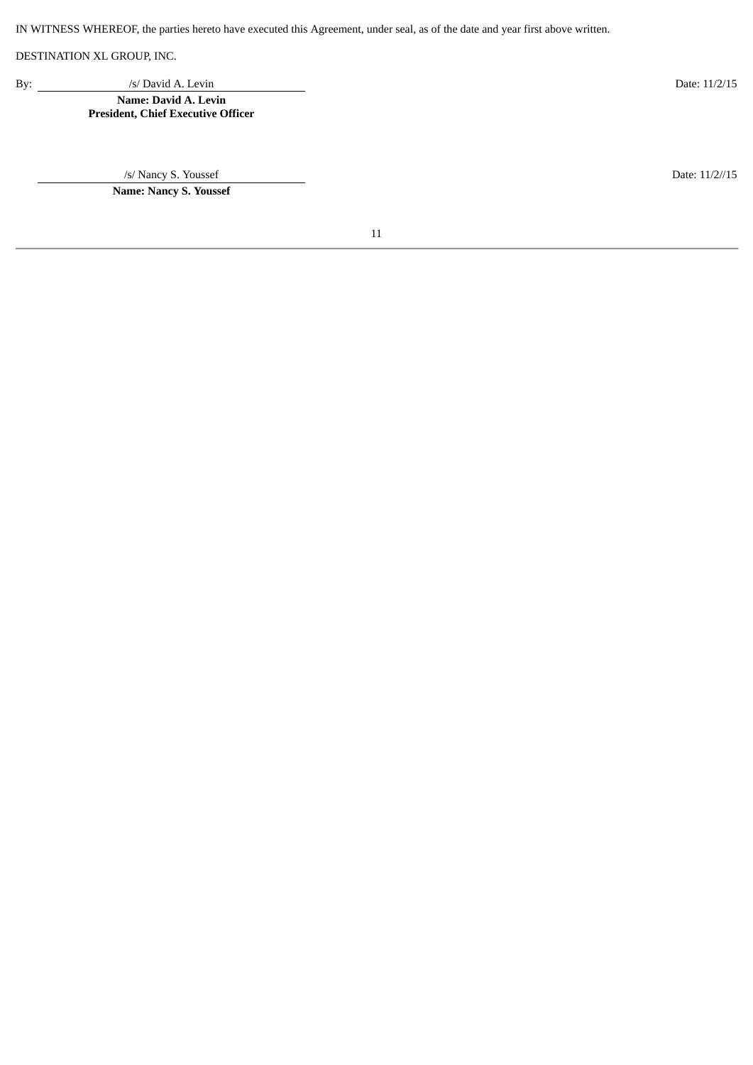IN WITNESS WHEREOF, the parties hereto have executed this Agreement, under seal, as of the date and year first above written.

DESTINATION XL GROUP, INC.

By: /s/ David A. Levin

**Name: David A. Levin**
**President, Chief Executive Officer**

Date: 11/2/15

/s/ Nancy S. Youssef

**Name: Nancy S. Youssef**

Date: 11/2//15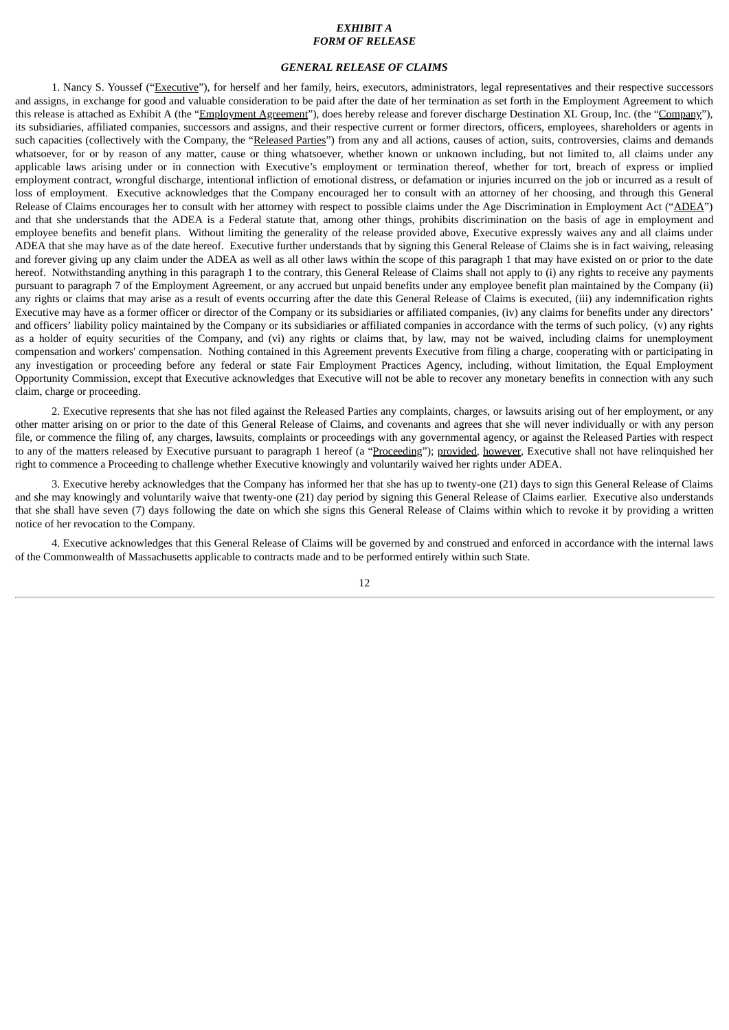***EXHIBIT A***
***FORM OF RELEASE***

***GENERAL RELEASE OF CLAIMS***

1. Nancy S. Youssef ("Executive"), for herself and her family, heirs, executors, administrators, legal representatives and their respective successors and assigns, in exchange for good and valuable consideration to be paid after the date of her termination as set forth in the Employment Agreement to which this release is attached as Exhibit A (the "Employment Agreement"), does hereby release and forever discharge Destination XL Group, Inc. (the "Company"), its subsidiaries, affiliated companies, successors and assigns, and their respective current or former directors, officers, employees, shareholders or agents in such capacities (collectively with the Company, the "Released Parties") from any and all actions, causes of action, suits, controversies, claims and demands whatsoever, for or by reason of any matter, cause or thing whatsoever, whether known or unknown including, but not limited to, all claims under any applicable laws arising under or in connection with Executive's employment or termination thereof, whether for tort, breach of express or implied employment contract, wrongful discharge, intentional infliction of emotional distress, or defamation or injuries incurred on the job or incurred as a result of loss of employment. Executive acknowledges that the Company encouraged her to consult with an attorney of her choosing, and through this General Release of Claims encourages her to consult with her attorney with respect to possible claims under the Age Discrimination in Employment Act ("ADEA") and that she understands that the ADEA is a Federal statute that, among other things, prohibits discrimination on the basis of age in employment and employee benefits and benefit plans. Without limiting the generality of the release provided above, Executive expressly waives any and all claims under ADEA that she may have as of the date hereof. Executive further understands that by signing this General Release of Claims she is in fact waiving, releasing and forever giving up any claim under the ADEA as well as all other laws within the scope of this paragraph 1 that may have existed on or prior to the date hereof. Notwithstanding anything in this paragraph 1 to the contrary, this General Release of Claims shall not apply to (i) any rights to receive any payments pursuant to paragraph 7 of the Employment Agreement, or any accrued but unpaid benefits under any employee benefit plan maintained by the Company (ii) any rights or claims that may arise as a result of events occurring after the date this General Release of Claims is executed, (iii) any indemnification rights Executive may have as a former officer or director of the Company or its subsidiaries or affiliated companies, (iv) any claims for benefits under any directors' and officers' liability policy maintained by the Company or its subsidiaries or affiliated companies in accordance with the terms of such policy, (v) any rights as a holder of equity securities of the Company, and (vi) any rights or claims that, by law, may not be waived, including claims for unemployment compensation and workers' compensation. Nothing contained in this Agreement prevents Executive from filing a charge, cooperating with or participating in any investigation or proceeding before any federal or state Fair Employment Practices Agency, including, without limitation, the Equal Employment Opportunity Commission, except that Executive acknowledges that Executive will not be able to recover any monetary benefits in connection with any such claim, charge or proceeding.

2. Executive represents that she has not filed against the Released Parties any complaints, charges, or lawsuits arising out of her employment, or any other matter arising on or prior to the date of this General Release of Claims, and covenants and agrees that she will never individually or with any person file, or commence the filing of, any charges, lawsuits, complaints or proceedings with any governmental agency, or against the Released Parties with respect to any of the matters released by Executive pursuant to paragraph 1 hereof (a "Proceeding"); provided, however, Executive shall not have relinquished her right to commence a Proceeding to challenge whether Executive knowingly and voluntarily waived her rights under ADEA.

3. Executive hereby acknowledges that the Company has informed her that she has up to twenty-one (21) days to sign this General Release of Claims and she may knowingly and voluntarily waive that twenty-one (21) day period by signing this General Release of Claims earlier. Executive also understands that she shall have seven (7) days following the date on which she signs this General Release of Claims within which to revoke it by providing a written notice of her revocation to the Company.

4. Executive acknowledges that this General Release of Claims will be governed by and construed and enforced in accordance with the internal laws of the Commonwealth of Massachusetts applicable to contracts made and to be performed entirely within such State.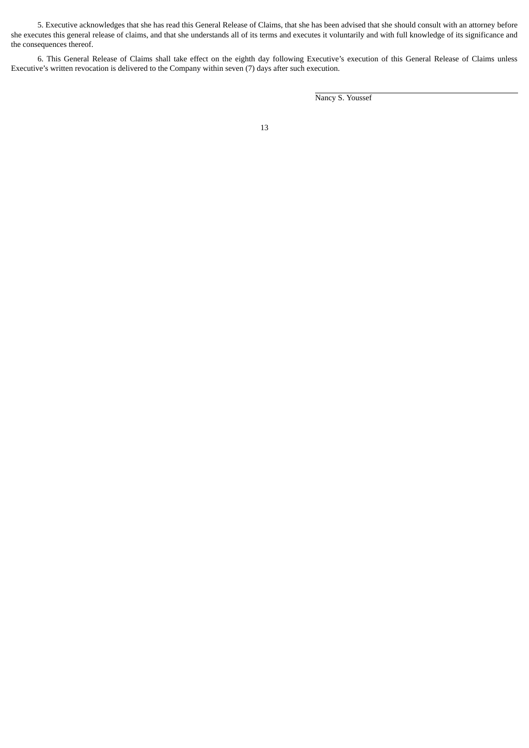5. Executive acknowledges that she has read this General Release of Claims, that she has been advised that she should consult with an attorney before she executes this general release of claims, and that she understands all of its terms and executes it voluntarily and with full knowledge of its significance and the consequences thereof.

6. This General Release of Claims shall take effect on the eighth day following Executive's execution of this General Release of Claims unless Executive's written revocation is delivered to the Company within seven (7) days after such execution.

\_\_\_\_\_\_\_\_\_\_\_\_\_\_\_\_\_\_\_\_\_\_\_\_\_\_\_\_\_\_\_\_\_\_\_\_\_\_\_\_

Nancy S. Youssef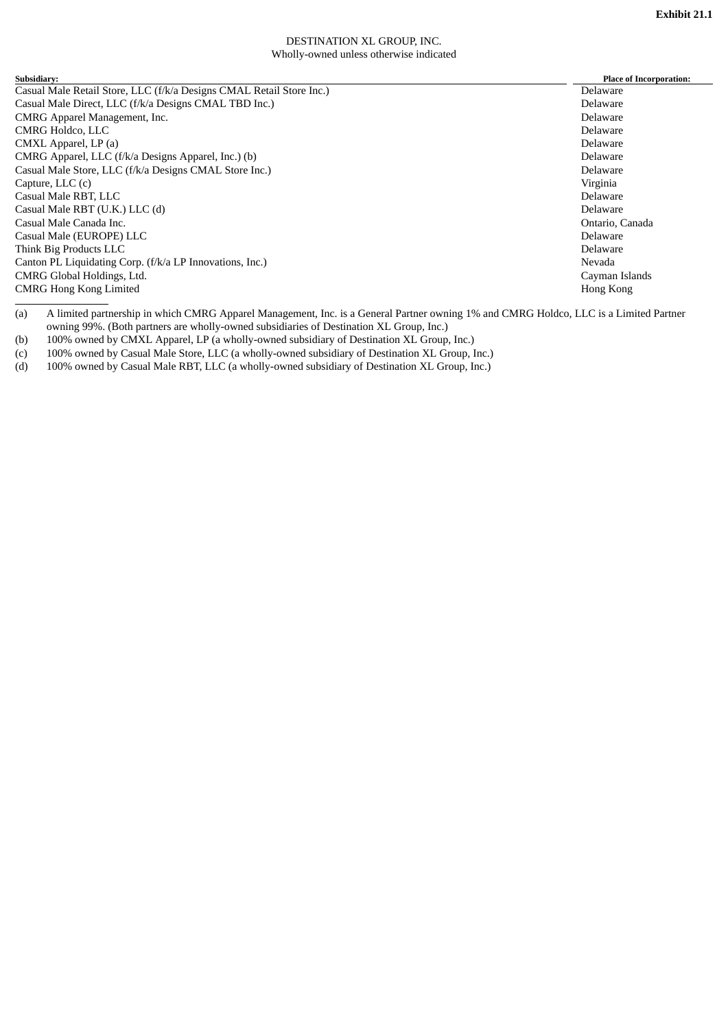**Exhibit 21.1**

DESTINATION XL GROUP, INC.
Wholly-owned unless otherwise indicated

| Subsidiary: | Place of Incorporation: |
|---|---|
| Casual Male Retail Store, LLC (f/k/a Designs CMAL Retail Store Inc.) | Delaware |
| Casual Male Direct, LLC (f/k/a Designs CMAL TBD Inc.) | Delaware |
| CMRG Apparel Management, Inc. | Delaware |
| CMRG Holdco, LLC | Delaware |
| CMXL Apparel, LP (a) | Delaware |
| CMRG Apparel, LLC (f/k/a Designs Apparel, Inc.) (b) | Delaware |
| Casual Male Store, LLC (f/k/a Designs CMAL Store Inc.) | Delaware |
| Capture, LLC (c) | Virginia |
| Casual Male RBT, LLC | Delaware |
| Casual Male RBT (U.K.) LLC (d) | Delaware |
| Casual Male Canada Inc. | Ontario, Canada |
| Casual Male (EUROPE) LLC | Delaware |
| Think Big Products LLC | Delaware |
| Canton PL Liquidating Corp. (f/k/a LP Innovations, Inc.) | Nevada |
| CMRG Global Holdings, Ltd. | Cayman Islands |
| CMRG Hong Kong Limited | Hong Kong |

(a) A limited partnership in which CMRG Apparel Management, Inc. is a General Partner owning 1% and CMRG Holdco, LLC is a Limited Partner owning 99%. (Both partners are wholly-owned subsidiaries of Destination XL Group, Inc.)

(b) 100% owned by CMXL Apparel, LP (a wholly-owned subsidiary of Destination XL Group, Inc.)

(c) 100% owned by Casual Male Store, LLC (a wholly-owned subsidiary of Destination XL Group, Inc.)

(d) 100% owned by Casual Male RBT, LLC (a wholly-owned subsidiary of Destination XL Group, Inc.)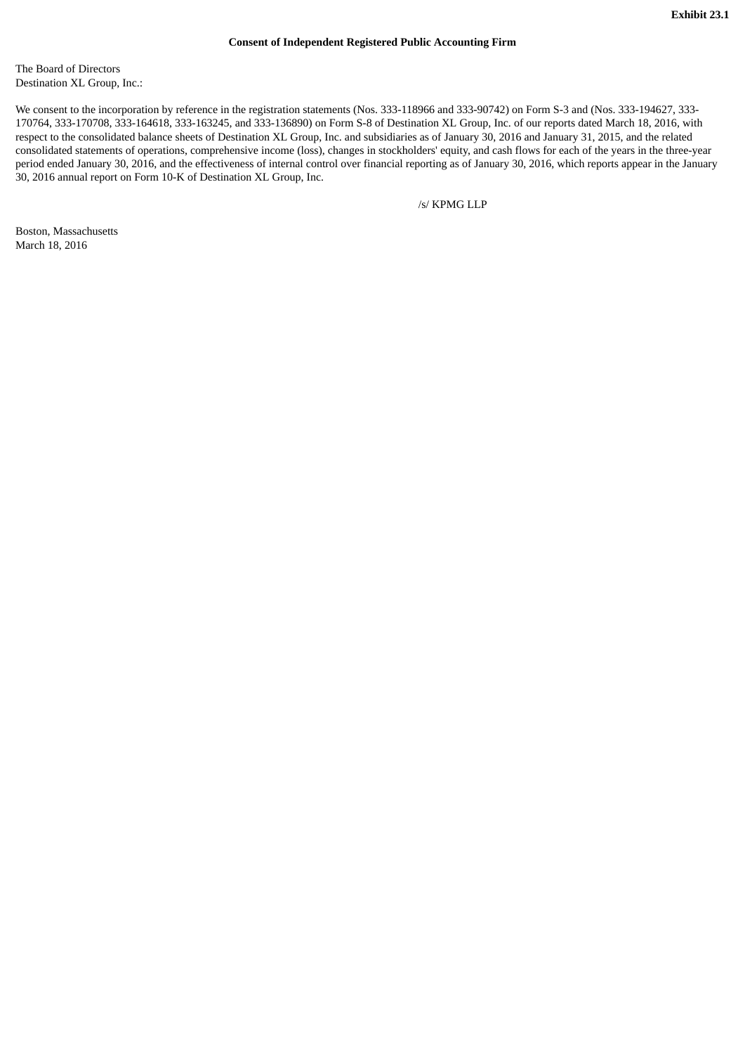**Exhibit 23.1**

**Consent of Independent Registered Public Accounting Firm**

The Board of Directors
Destination XL Group, Inc.:

We consent to the incorporation by reference in the registration statements (Nos. 333-118966 and 333-90742) on Form S-3 and (Nos. 333-194627, 333-170764, 333-170708, 333-164618, 333-163245, and 333-136890) on Form S-8 of Destination XL Group, Inc. of our reports dated March 18, 2016, with respect to the consolidated balance sheets of Destination XL Group, Inc. and subsidiaries as of January 30, 2016 and January 31, 2015, and the related consolidated statements of operations, comprehensive income (loss), changes in stockholders' equity, and cash flows for each of the years in the three-year period ended January 30, 2016, and the effectiveness of internal control over financial reporting as of January 30, 2016, which reports appear in the January 30, 2016 annual report on Form 10-K of Destination XL Group, Inc.

/s/ KPMG LLP

Boston, Massachusetts
March 18, 2016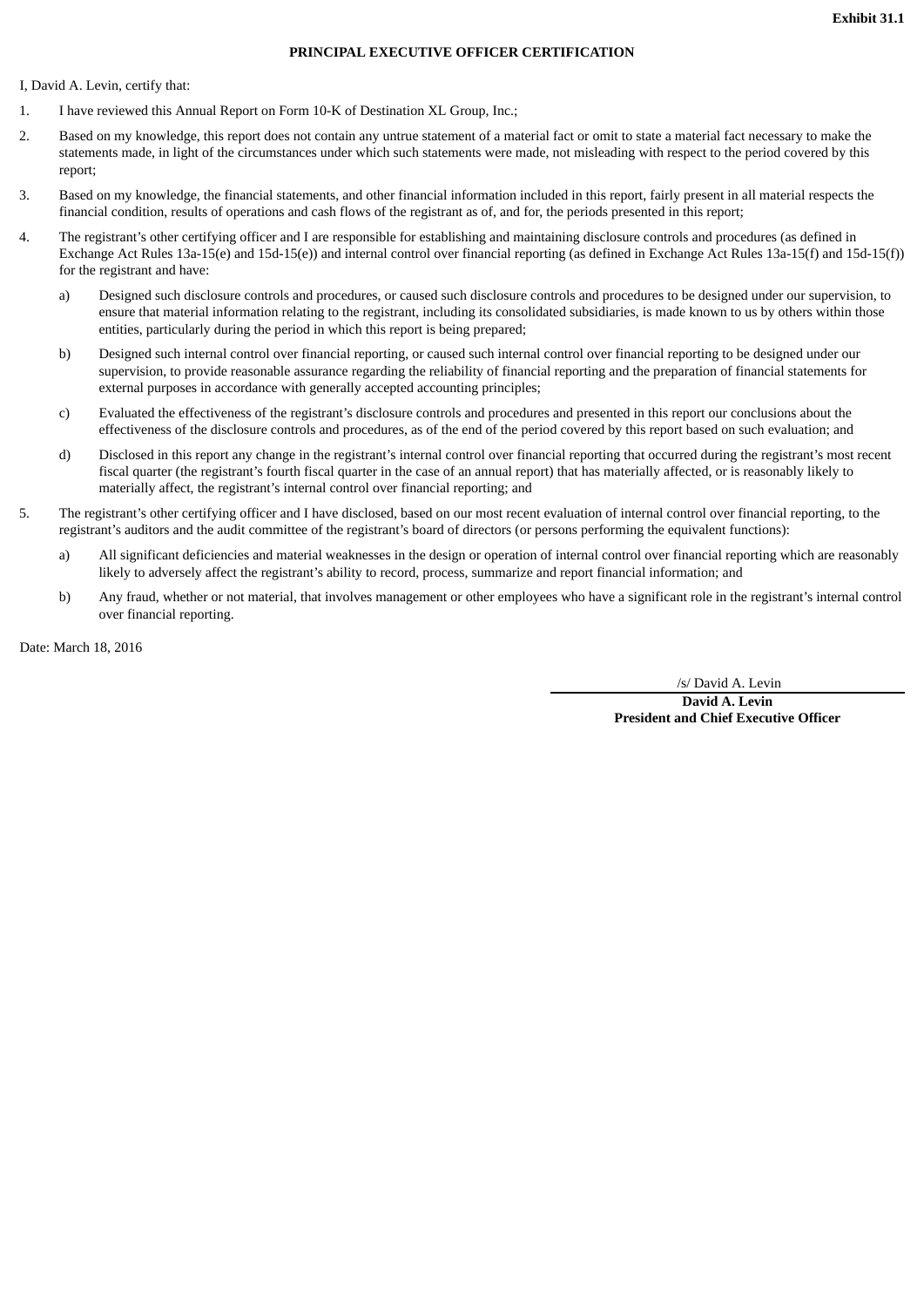**Exhibit 31.1**

**PRINCIPAL EXECUTIVE OFFICER CERTIFICATION**

I, David A. Levin, certify that:

1. I have reviewed this Annual Report on Form 10-K of Destination XL Group, Inc.;
2. Based on my knowledge, this report does not contain any untrue statement of a material fact or omit to state a material fact necessary to make the statements made, in light of the circumstances under which such statements were made, not misleading with respect to the period covered by this report;
3. Based on my knowledge, the financial statements, and other financial information included in this report, fairly present in all material respects the financial condition, results of operations and cash flows of the registrant as of, and for, the periods presented in this report;
4. The registrant's other certifying officer and I are responsible for establishing and maintaining disclosure controls and procedures (as defined in Exchange Act Rules 13a-15(e) and 15d-15(e)) and internal control over financial reporting (as defined in Exchange Act Rules 13a-15(f) and 15d-15(f)) for the registrant and have:
   a) Designed such disclosure controls and procedures, or caused such disclosure controls and procedures to be designed under our supervision, to ensure that material information relating to the registrant, including its consolidated subsidiaries, is made known to us by others within those entities, particularly during the period in which this report is being prepared;
   b) Designed such internal control over financial reporting, or caused such internal control over financial reporting to be designed under our supervision, to provide reasonable assurance regarding the reliability of financial reporting and the preparation of financial statements for external purposes in accordance with generally accepted accounting principles;
   c) Evaluated the effectiveness of the registrant's disclosure controls and procedures and presented in this report our conclusions about the effectiveness of the disclosure controls and procedures, as of the end of the period covered by this report based on such evaluation; and
   d) Disclosed in this report any change in the registrant's internal control over financial reporting that occurred during the registrant's most recent fiscal quarter (the registrant's fourth fiscal quarter in the case of an annual report) that has materially affected, or is reasonably likely to materially affect, the registrant's internal control over financial reporting; and
5. The registrant's other certifying officer and I have disclosed, based on our most recent evaluation of internal control over financial reporting, to the registrant's auditors and the audit committee of the registrant's board of directors (or persons performing the equivalent functions):
   a) All significant deficiencies and material weaknesses in the design or operation of internal control over financial reporting which are reasonably likely to adversely affect the registrant's ability to record, process, summarize and report financial information; and
   b) Any fraud, whether or not material, that involves management or other employees who have a significant role in the registrant's internal control over financial reporting.

Date: March 18, 2016

/s/ David A. Levin

**David A. Levin**
**President and Chief Executive Officer**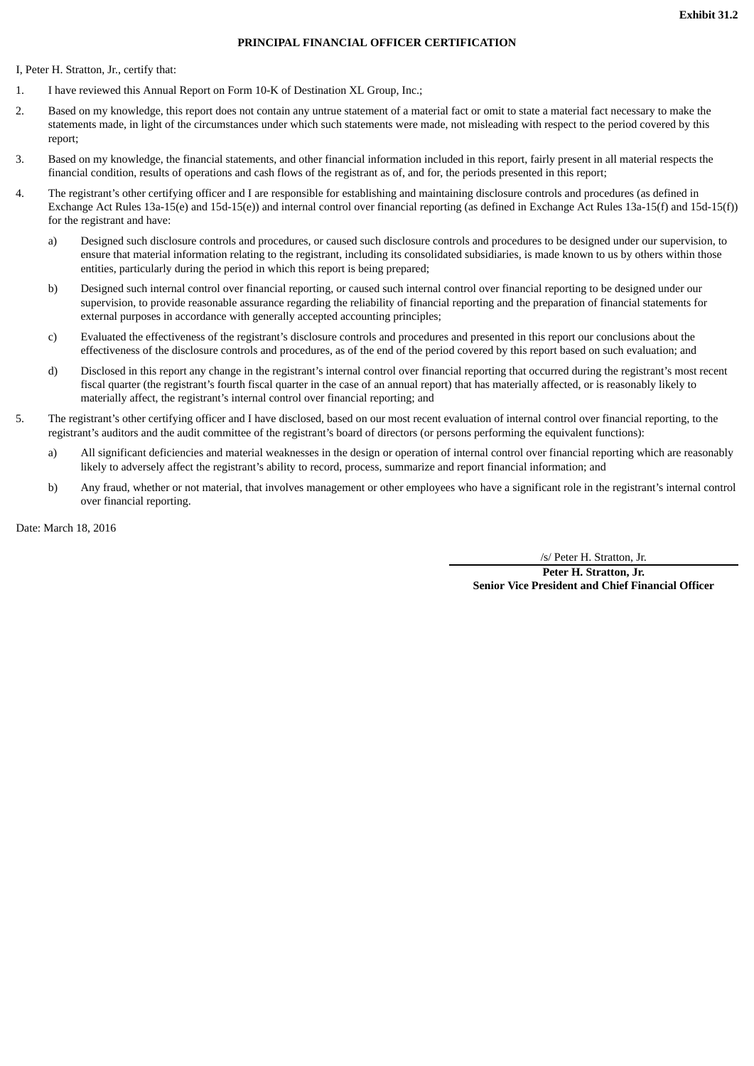**Exhibit 31.2**

**PRINCIPAL FINANCIAL OFFICER CERTIFICATION**

I, Peter H. Stratton, Jr., certify that:

1. I have reviewed this Annual Report on Form 10-K of Destination XL Group, Inc.;
2. Based on my knowledge, this report does not contain any untrue statement of a material fact or omit to state a material fact necessary to make the statements made, in light of the circumstances under which such statements were made, not misleading with respect to the period covered by this report;
3. Based on my knowledge, the financial statements, and other financial information included in this report, fairly present in all material respects the financial condition, results of operations and cash flows of the registrant as of, and for, the periods presented in this report;
4. The registrant's other certifying officer and I are responsible for establishing and maintaining disclosure controls and procedures (as defined in Exchange Act Rules 13a-15(e) and 15d-15(e)) and internal control over financial reporting (as defined in Exchange Act Rules 13a-15(f) and 15d-15(f)) for the registrant and have:
   a) Designed such disclosure controls and procedures, or caused such disclosure controls and procedures to be designed under our supervision, to ensure that material information relating to the registrant, including its consolidated subsidiaries, is made known to us by others within those entities, particularly during the period in which this report is being prepared;
   b) Designed such internal control over financial reporting, or caused such internal control over financial reporting to be designed under our supervision, to provide reasonable assurance regarding the reliability of financial reporting and the preparation of financial statements for external purposes in accordance with generally accepted accounting principles;
   c) Evaluated the effectiveness of the registrant's disclosure controls and procedures and presented in this report our conclusions about the effectiveness of the disclosure controls and procedures, as of the end of the period covered by this report based on such evaluation; and
   d) Disclosed in this report any change in the registrant's internal control over financial reporting that occurred during the registrant's most recent fiscal quarter (the registrant's fourth fiscal quarter in the case of an annual report) that has materially affected, or is reasonably likely to materially affect, the registrant's internal control over financial reporting; and
5. The registrant's other certifying officer and I have disclosed, based on our most recent evaluation of internal control over financial reporting, to the registrant's auditors and the audit committee of the registrant's board of directors (or persons performing the equivalent functions):
   a) All significant deficiencies and material weaknesses in the design or operation of internal control over financial reporting which are reasonably likely to adversely affect the registrant's ability to record, process, summarize and report financial information; and
   b) Any fraud, whether or not material, that involves management or other employees who have a significant role in the registrant's internal control over financial reporting.

Date: March 18, 2016

/s/ Peter H. Stratton, Jr.

**Peter H. Stratton, Jr.**
**Senior Vice President and Chief Financial Officer**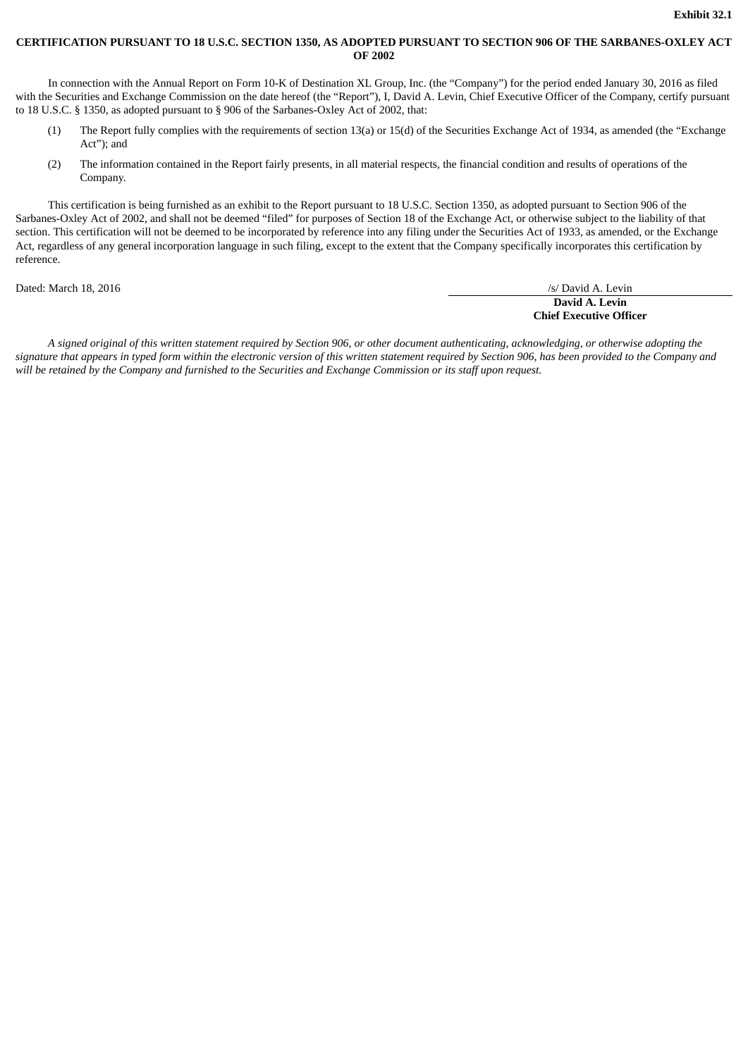**Exhibit 32.1**

**CERTIFICATION PURSUANT TO 18 U.S.C. SECTION 1350, AS ADOPTED PURSUANT TO SECTION 906 OF THE SARBANES-OXLEY ACT OF 2002**

In connection with the Annual Report on Form 10-K of Destination XL Group, Inc. (the "Company") for the period ended January 30, 2016 as filed with the Securities and Exchange Commission on the date hereof (the "Report"), I, David A. Levin, Chief Executive Officer of the Company, certify pursuant to 18 U.S.C. § 1350, as adopted pursuant to § 906 of the Sarbanes-Oxley Act of 2002, that:

(1) The Report fully complies with the requirements of section 13(a) or 15(d) of the Securities Exchange Act of 1934, as amended (the "Exchange Act"); and

(2) The information contained in the Report fairly presents, in all material respects, the financial condition and results of operations of the Company.

This certification is being furnished as an exhibit to the Report pursuant to 18 U.S.C. Section 1350, as adopted pursuant to Section 906 of the Sarbanes-Oxley Act of 2002, and shall not be deemed "filed" for purposes of Section 18 of the Exchange Act, or otherwise subject to the liability of that section. This certification will not be deemed to be incorporated by reference into any filing under the Securities Act of 1933, as amended, or the Exchange Act, regardless of any general incorporation language in such filing, except to the extent that the Company specifically incorporates this certification by reference.

Dated: March 18, 2016

/s/ David A. Levin

**David A. Levin**
**Chief Executive Officer**

*A signed original of this written statement required by Section 906, or other document authenticating, acknowledging, or otherwise adopting the signature that appears in typed form within the electronic version of this written statement required by Section 906, has been provided to the Company and will be retained by the Company and furnished to the Securities and Exchange Commission or its staff upon request.*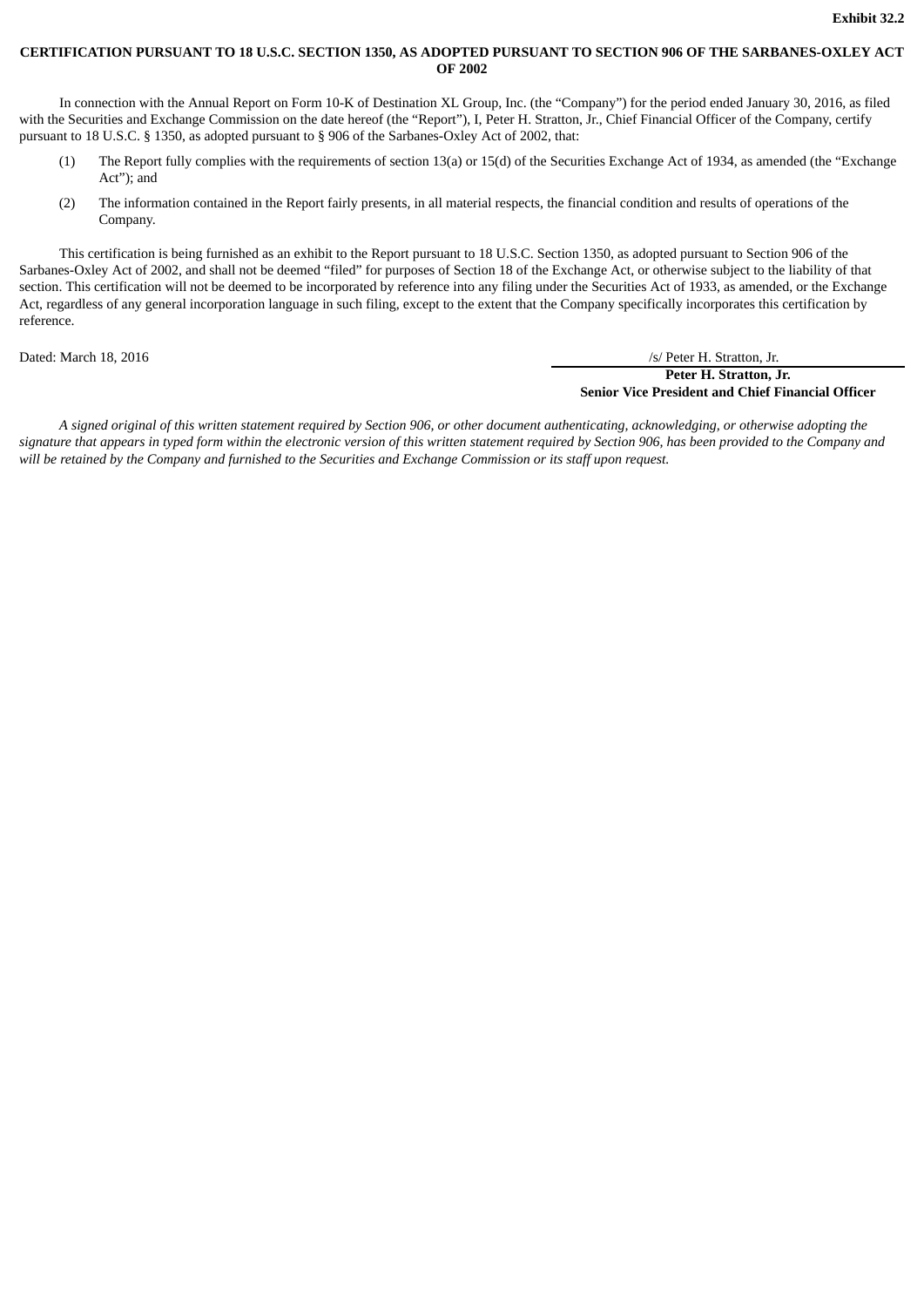**Exhibit 32.2**

**CERTIFICATION PURSUANT TO 18 U.S.C. SECTION 1350, AS ADOPTED PURSUANT TO SECTION 906 OF THE SARBANES-OXLEY ACT OF 2002**

In connection with the Annual Report on Form 10-K of Destination XL Group, Inc. (the "Company") for the period ended January 30, 2016, as filed with the Securities and Exchange Commission on the date hereof (the "Report"), I, Peter H. Stratton, Jr., Chief Financial Officer of the Company, certify pursuant to 18 U.S.C. § 1350, as adopted pursuant to § 906 of the Sarbanes-Oxley Act of 2002, that:

(1) The Report fully complies with the requirements of section 13(a) or 15(d) of the Securities Exchange Act of 1934, as amended (the "Exchange Act"); and

(2) The information contained in the Report fairly presents, in all material respects, the financial condition and results of operations of the Company.

This certification is being furnished as an exhibit to the Report pursuant to 18 U.S.C. Section 1350, as adopted pursuant to Section 906 of the Sarbanes-Oxley Act of 2002, and shall not be deemed "filed" for purposes of Section 18 of the Exchange Act, or otherwise subject to the liability of that section. This certification will not be deemed to be incorporated by reference into any filing under the Securities Act of 1933, as amended, or the Exchange Act, regardless of any general incorporation language in such filing, except to the extent that the Company specifically incorporates this certification by reference.

Dated: March 18, 2016

/s/ Peter H. Stratton, Jr.

**Peter H. Stratton, Jr.**
**Senior Vice President and Chief Financial Officer**

*A signed original of this written statement required by Section 906, or other document authenticating, acknowledging, or otherwise adopting the signature that appears in typed form within the electronic version of this written statement required by Section 906, has been provided to the Company and will be retained by the Company and furnished to the Securities and Exchange Commission or its staff upon request.*